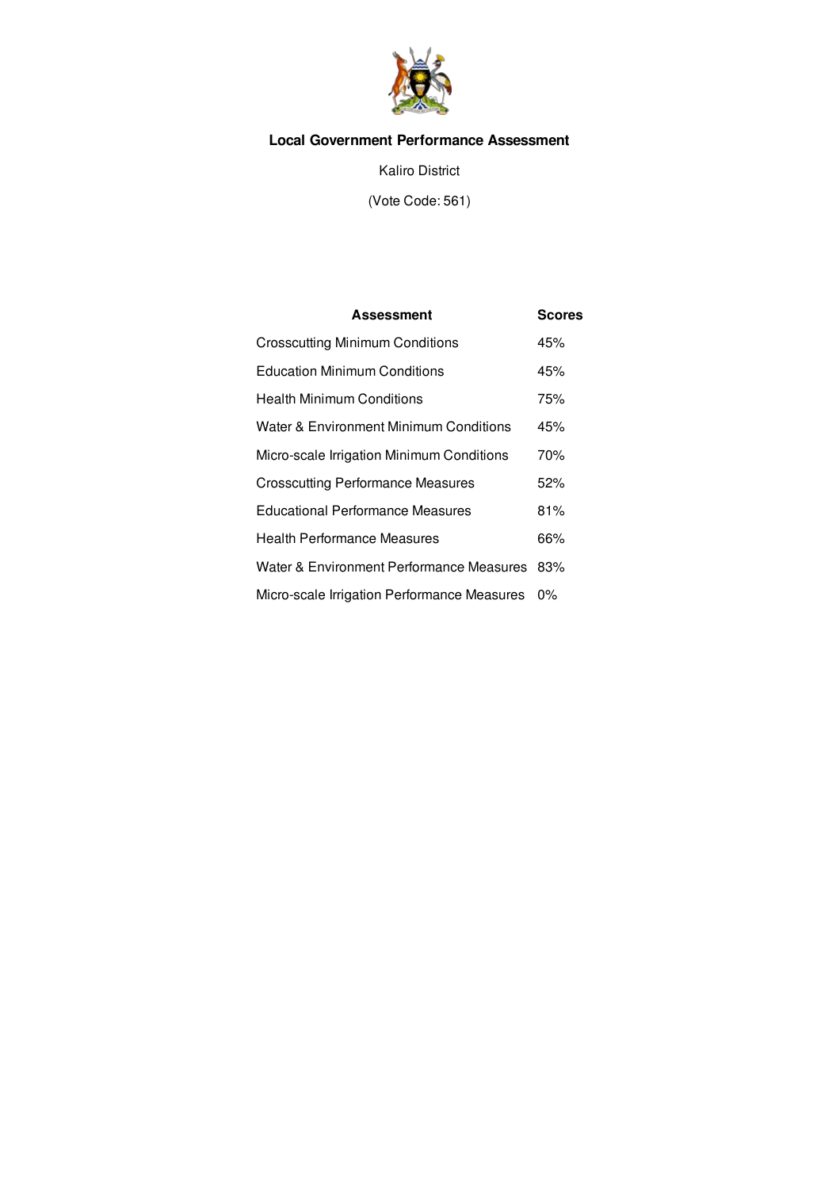# Local Government Performance Assessment

Kaliro District

(Vote Code: 561)

| Assessment | Scores |
|---|---|
| Crosscutting Minimum Conditions | 45% |
| Education Minimum Conditions | 45% |
| Health Minimum Conditions | 75% |
| Water & Environment Minimum Conditions | 45% |
| Micro-scale Irrigation Minimum Conditions | 70% |
| Crosscutting Performance Measures | 52% |
| Educational Performance Measures | 81% |
| Health Performance Measures | 66% |
| Water & Environment Performance Measures | 83% |
| Micro-scale Irrigation Performance Measures | 0% |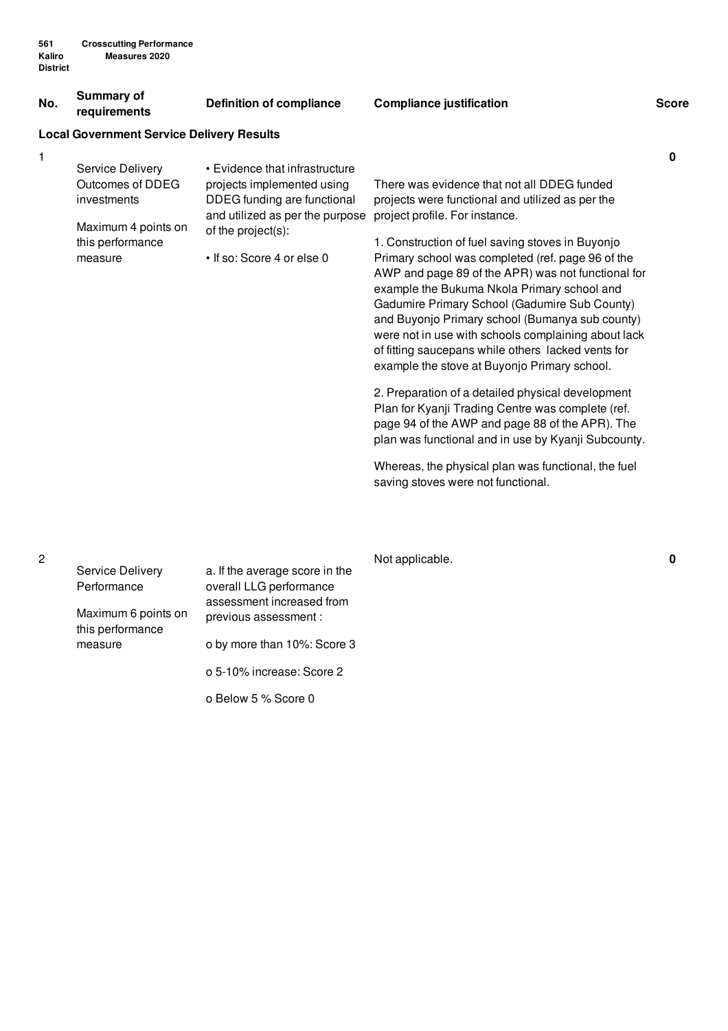561 Kaliro District — Crosscutting Performance Measures 2020

| No. | Summary of requirements | Definition of compliance | Compliance justification | Score |
|---|---|---|---|---|
| **Local Government Service Delivery Results** | | | | |
| 1 | Service Delivery Outcomes of DDEG investments<br><br>Maximum 4 points on this performance measure | • Evidence that infrastructure projects implemented using DDEG funding are functional and utilized as per the purpose of the project(s):<br><br>• If so: Score 4 or else 0 | There was evidence that not all DDEG funded projects were functional and utilized as per the project profile. For instance.<br><br>1. Construction of fuel saving stoves in Buyonjo Primary school was completed (ref. page 96 of the AWP and page 89 of the APR) was not functional for example the Bukuma Nkola Primary school and Gadumire Primary School (Gadumire Sub County) and Buyonjo Primary school (Bumanya sub county) were not in use with schools complaining about lack of fitting saucepans while others lacked vents for example the stove at Buyonjo Primary school.<br><br>2. Preparation of a detailed physical development Plan for Kyanji Trading Centre was complete (ref. page 94 of the AWP and page 88 of the APR). The plan was functional and in use by Kyanji Subcounty.<br><br>Whereas, the physical plan was functional, the fuel saving stoves were not functional. | 0 |
| 2 | Service Delivery Performance<br><br>Maximum 6 points on this performance measure | a. If the average score in the overall LLG performance assessment increased from previous assessment :<br><br>o by more than 10%: Score 3<br><br>o 5-10% increase: Score 2<br><br>o Below 5 % Score 0 | Not applicable. | 0 |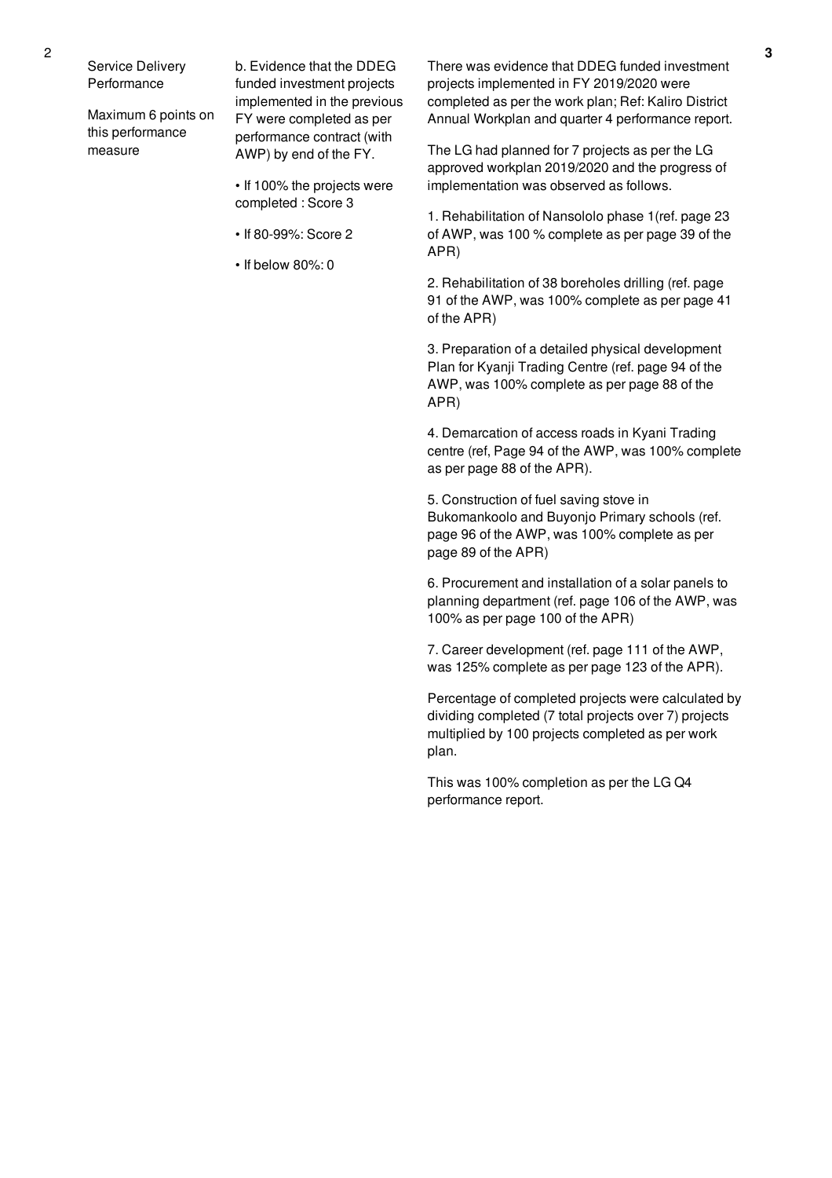| | | | |
|---|---|---|---|
| 2 | Service Delivery Performance<br><br>Maximum 6 points on this performance measure | b. Evidence that the DDEG funded investment projects implemented in the previous FY were completed as per performance contract (with AWP) by end of the FY.<br><br>• If 100% the projects were completed : Score 3<br><br>• If 80-99%: Score 2<br><br>• If below 80%: 0 | There was evidence that DDEG funded investment projects implemented in FY 2019/2020 were completed as per the work plan; Ref: Kaliro District Annual Workplan and quarter 4 performance report.<br><br>The LG had planned for 7 projects as per the LG approved workplan 2019/2020 and the progress of implementation was observed as follows.<br><br>1. Rehabilitation of Nansololo phase 1(ref. page 23 of AWP, was 100 % complete as per page 39 of the APR)<br><br>2. Rehabilitation of 38 boreholes drilling (ref. page 91 of the AWP, was 100% complete as per page 41 of the APR)<br><br>3. Preparation of a detailed physical development Plan for Kyanji Trading Centre (ref. page 94 of the AWP, was 100% complete as per page 88 of the APR)<br><br>4. Demarcation of access roads in Kyani Trading centre (ref, Page 94 of the AWP, was 100% complete as per page 88 of the APR).<br><br>5. Construction of fuel saving stove in Bukomankoolo and Buyonjo Primary schools (ref. page 96 of the AWP, was 100% complete as per page 89 of the APR)<br><br>6. Procurement and installation of a solar panels to planning department (ref. page 106 of the AWP, was 100% as per page 100 of the APR)<br><br>7. Career development (ref. page 111 of the AWP, was 125% complete as per page 123 of the APR).<br><br>Percentage of completed projects were calculated by dividing completed (7 total projects over 7) projects multiplied by 100 projects completed as per work plan.<br><br>This was 100% completion as per the LG Q4 performance report. | 3 |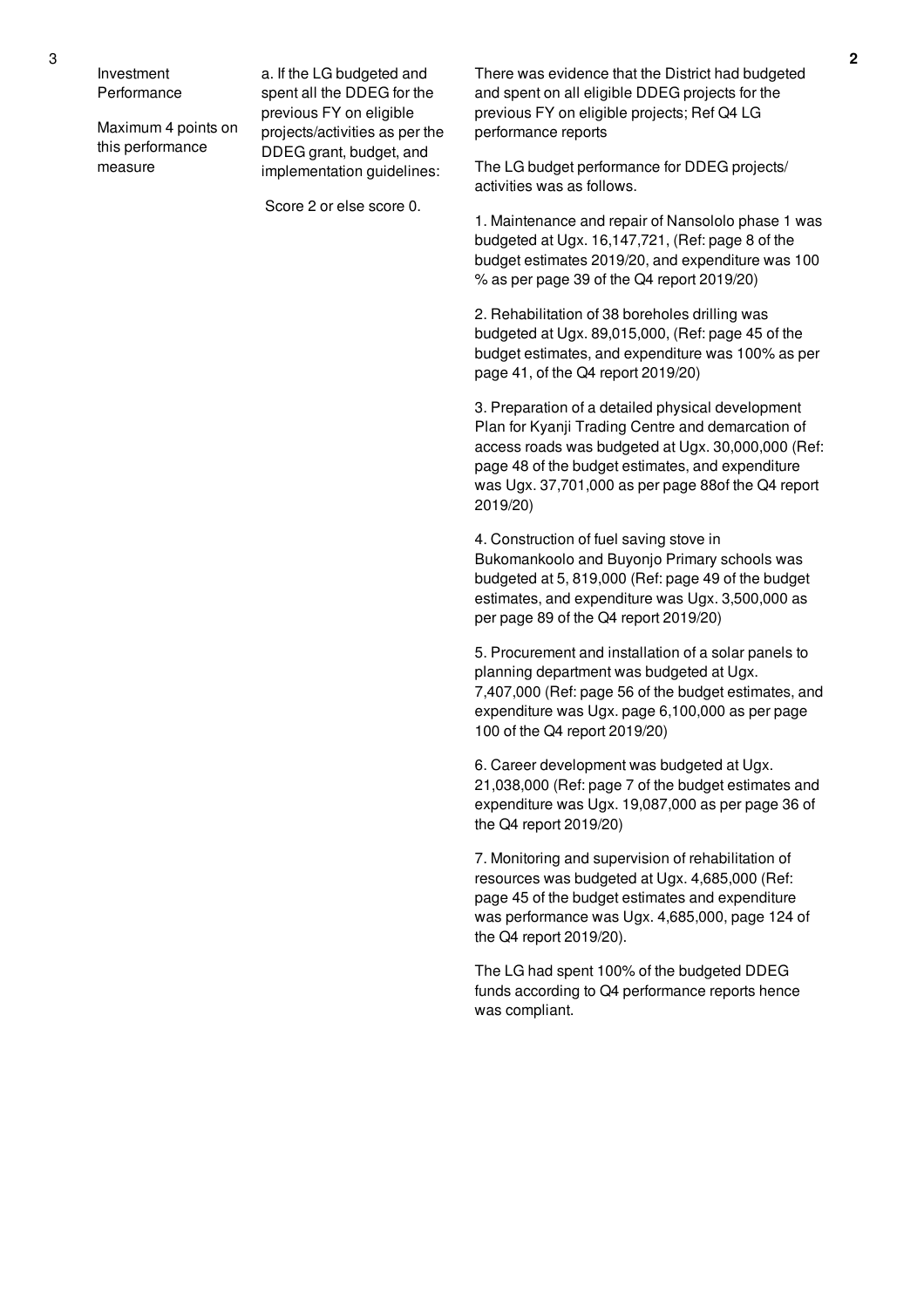| 3 | Investment Performance<br><br>Maximum 4 points on this performance measure | a. If the LG budgeted and spent all the DDEG for the previous FY on eligible projects/activities as per the DDEG grant, budget, and implementation guidelines:<br><br>Score 2 or else score 0. | There was evidence that the District had budgeted and spent on all eligible DDEG projects for the previous FY on eligible projects; Ref Q4 LG performance reports<br><br>The LG budget performance for DDEG projects/ activities was as follows.<br><br>1. Maintenance and repair of Nansololo phase 1 was budgeted at Ugx. 16,147,721, (Ref: page 8 of the budget estimates 2019/20, and expenditure was 100 % as per page 39 of the Q4 report 2019/20)<br><br>2. Rehabilitation of 38 boreholes drilling was budgeted at Ugx. 89,015,000, (Ref: page 45 of the budget estimates, and expenditure was 100% as per page 41, of the Q4 report 2019/20)<br><br>3. Preparation of a detailed physical development Plan for Kyanji Trading Centre and demarcation of access roads was budgeted at Ugx. 30,000,000 (Ref: page 48 of the budget estimates, and expenditure was Ugx. 37,701,000 as per page 88of the Q4 report 2019/20)<br><br>4. Construction of fuel saving stove in Bukomankoolo and Buyonjo Primary schools was budgeted at 5, 819,000 (Ref: page 49 of the budget estimates, and expenditure was Ugx. 3,500,000 as per page 89 of the Q4 report 2019/20)<br><br>5. Procurement and installation of a solar panels to planning department was budgeted at Ugx. 7,407,000 (Ref: page 56 of the budget estimates, and expenditure was Ugx. page 6,100,000 as per page 100 of the Q4 report 2019/20)<br><br>6. Career development was budgeted at Ugx. 21,038,000 (Ref: page 7 of the budget estimates and expenditure was Ugx. 19,087,000 as per page 36 of the Q4 report 2019/20)<br><br>7. Monitoring and supervision of rehabilitation of resources was budgeted at Ugx. 4,685,000 (Ref: page 45 of the budget estimates and expenditure was performance was Ugx. 4,685,000, page 124 of the Q4 report 2019/20).<br><br>The LG had spent 100% of the budgeted DDEG funds according to Q4 performance reports hence was compliant. | 2 |
|---|---|---|---|---|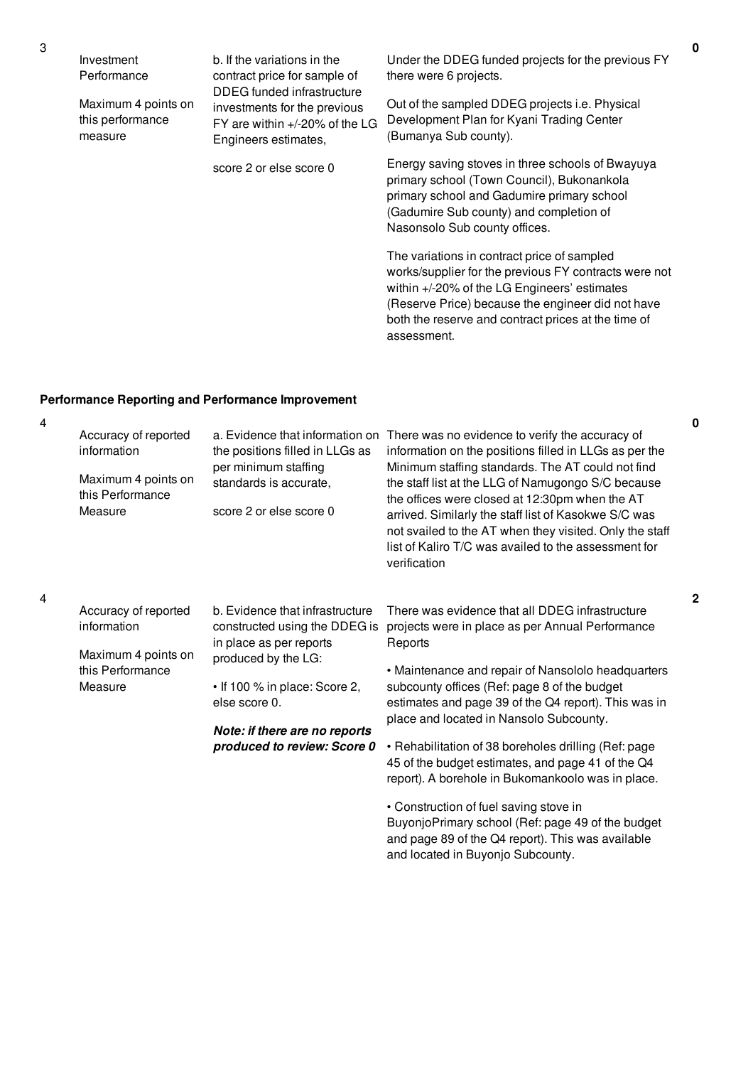| No. | Performance Measure | Scoring Guide | Justification | Score |
|---|---|---|---|---|
| 3 | Investment Performance<br><br>Maximum 4 points on this performance measure | b. If the variations in the contract price for sample of DDEG funded infrastructure investments for the previous FY are within +/-20% of the LG Engineers estimates,<br><br>score 2 or else score 0 | Under the DDEG funded projects for the previous FY there were 6 projects.<br><br>Out of the sampled DDEG projects i.e. Physical Development Plan for Kyani Trading Center (Bumanya Sub county).<br><br>Energy saving stoves in three schools of Bwayuya primary school (Town Council), Bukonankola primary school and Gadumire primary school (Gadumire Sub county) and completion of Nasonsolo Sub county offices.<br><br>The variations in contract price of sampled works/supplier for the previous FY contracts were not within +/-20% of the LG Engineers' estimates (Reserve Price) because the engineer did not have both the reserve and contract prices at the time of assessment. | 0 |

**Performance Reporting and Performance Improvement**

| No. | Performance Measure | Scoring Guide | Justification | Score |
|---|---|---|---|---|
| 4 | Accuracy of reported information<br><br>Maximum 4 points on this Performance Measure | a. Evidence that information on the positions filled in LLGs as per minimum staffing standards is accurate,<br><br>score 2 or else score 0 | There was no evidence to verify the accuracy of information on the positions filled in LLGs as per the Minimum staffing standards. The AT could not find the staff list at the LLG of Namugongo S/C because the offices were closed at 12:30pm when the AT arrived. Similarly the staff list of Kasokwe S/C was not svailed to the AT when they visited. Only the staff list of Kaliro T/C was availed to the assessment for verification | 0 |
| 4 | Accuracy of reported information<br><br>Maximum 4 points on this Performance Measure | b. Evidence that infrastructure constructed using the DDEG is in place as per reports produced by the LG:<br><br>• If 100 % in place: Score 2, else score 0.<br><br>***Note: if there are no reports produced to review: Score 0*** | There was evidence that all DDEG infrastructure projects were in place as per Annual Performance Reports<br><br>• Maintenance and repair of Nansololo headquarters subcounty offices (Ref: page 8 of the budget estimates and page 39 of the Q4 report). This was in place and located in Nansolo Subcounty.<br><br>• Rehabilitation of 38 boreholes drilling (Ref: page 45 of the budget estimates, and page 41 of the Q4 report). A borehole in Bukomankoolo was in place.<br><br>• Construction of fuel saving stove in BuyonjoPrimary school (Ref: page 49 of the budget and page 89 of the Q4 report). This was available and located in Buyonjo Subcounty. | 2 |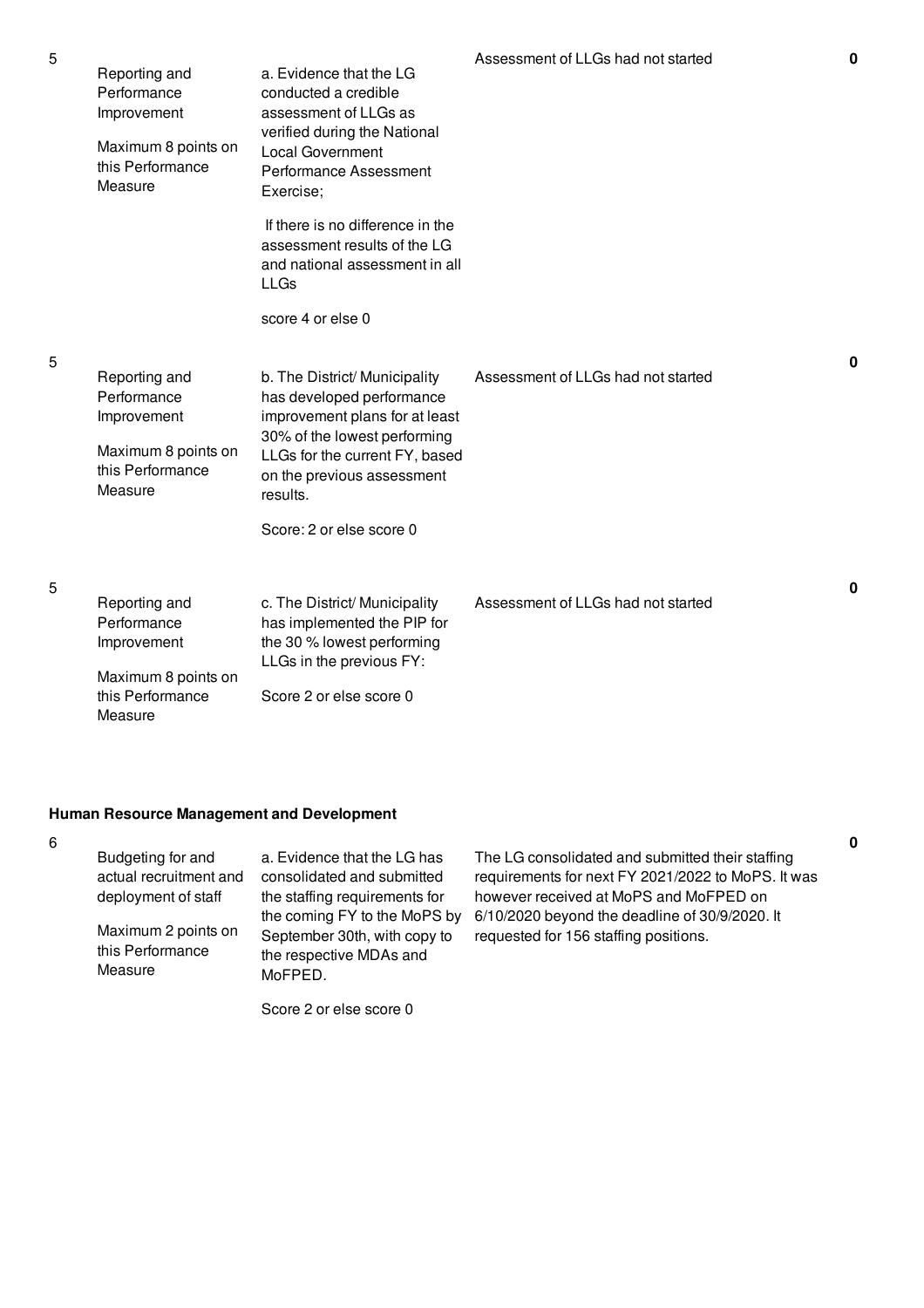| No. | Performance Measure | Scoring Guide | Justification | Score |
|---|---|---|---|---|
| 5 | Reporting and Performance Improvement<br><br>Maximum 8 points on this Performance Measure | a. Evidence that the LG conducted a credible assessment of LLGs as verified during the National Local Government Performance Assessment Exercise;<br><br>If there is no difference in the assessment results of the LG and national assessment in all LLGs<br><br>score 4 or else 0 | Assessment of LLGs had not started | 0 |
| 5 | Reporting and Performance Improvement<br><br>Maximum 8 points on this Performance Measure | b. The District/ Municipality has developed performance improvement plans for at least 30% of the lowest performing LLGs for the current FY, based on the previous assessment results.<br><br>Score: 2 or else score 0 | Assessment of LLGs had not started | 0 |
| 5 | Reporting and Performance Improvement<br><br>Maximum 8 points on this Performance Measure | c. The District/ Municipality has implemented the PIP for the 30 % lowest performing LLGs in the previous FY:<br><br>Score 2 or else score 0 | Assessment of LLGs had not started | 0 |

**Human Resource Management and Development**

| No. | Performance Measure | Scoring Guide | Justification | Score |
|---|---|---|---|---|
| 6 | Budgeting for and actual recruitment and deployment of staff<br><br>Maximum 2 points on this Performance Measure | a. Evidence that the LG has consolidated and submitted the staffing requirements for the coming FY to the MoPS by September 30th, with copy to the respective MDAs and MoFPED.<br><br>Score 2 or else score 0 | The LG consolidated and submitted their staffing requirements for next FY 2021/2022 to MoPS. It was however received at MoPS and MoFPED on 6/10/2020 beyond the deadline of 30/9/2020. It requested for 156 staffing positions. | 0 |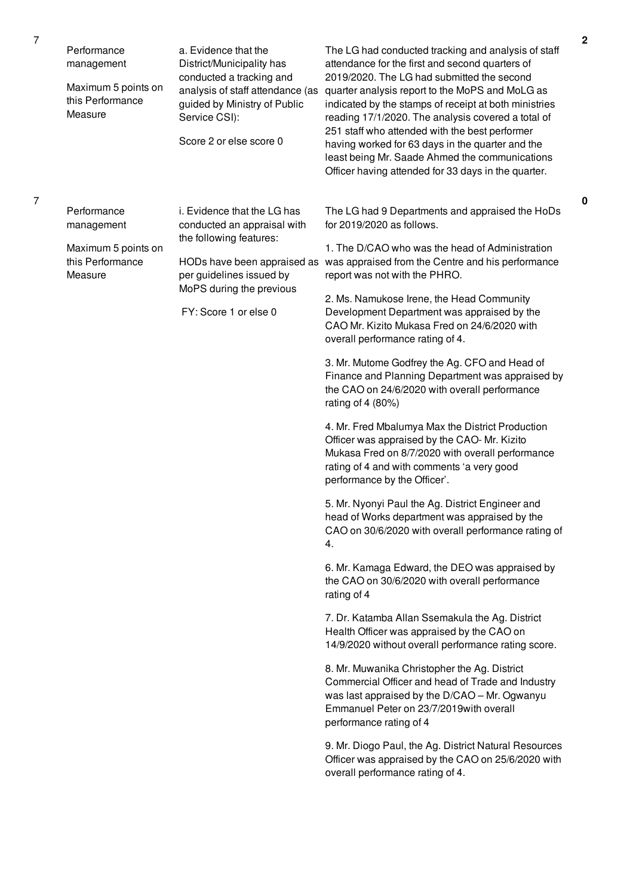| | | | | |
|---|---|---|---|---|
| 7 | Performance management<br><br>Maximum 5 points on this Performance Measure | a. Evidence that the District/Municipality has conducted a tracking and analysis of staff attendance (as guided by Ministry of Public Service CSI):<br><br>Score 2 or else score 0 | The LG had conducted tracking and analysis of staff attendance for the first and second quarters of 2019/2020. The LG had submitted the second quarter analysis report to the MoPS and MoLG as indicated by the stamps of receipt at both ministries reading 17/1/2020. The analysis covered a total of 251 staff who attended with the best performer having worked for 63 days in the quarter and the least being Mr. Saade Ahmed the communications Officer having attended for 33 days in the quarter. | 2 |
| 7 | Performance management<br><br>Maximum 5 points on this Performance Measure | i. Evidence that the LG has conducted an appraisal with the following features:<br><br>HODs have been appraised as per guidelines issued by MoPS during the previous<br><br>FY: Score 1 or else 0 | The LG had 9 Departments and appraised the HoDs for 2019/2020 as follows.<br><br>1. The D/CAO who was the head of Administration was appraised from the Centre and his performance report was not with the PHRO.<br><br>2. Ms. Namukose Irene, the Head Community Development Department was appraised by the CAO Mr. Kizito Mukasa Fred on 24/6/2020 with overall performance rating of 4.<br><br>3. Mr. Mutome Godfrey the Ag. CFO and Head of Finance and Planning Department was appraised by the CAO on 24/6/2020 with overall performance rating of 4 (80%)<br><br>4. Mr. Fred Mbalumya Max the District Production Officer was appraised by the CAO- Mr. Kizito Mukasa Fred on 8/7/2020 with overall performance rating of 4 and with comments 'a very good performance by the Officer'.<br><br>5. Mr. Nyonyi Paul the Ag. District Engineer and head of Works department was appraised by the CAO on 30/6/2020 with overall performance rating of 4.<br><br>6. Mr. Kamaga Edward, the DEO was appraised by the CAO on 30/6/2020 with overall performance rating of 4<br><br>7. Dr. Katamba Allan Ssemakula the Ag. District Health Officer was appraised by the CAO on 14/9/2020 without overall performance rating score.<br><br>8. Mr. Muwanika Christopher the Ag. District Commercial Officer and head of Trade and Industry was last appraised by the D/CAO – Mr. Ogwanyu Emmanuel Peter on 23/7/2019with overall performance rating of 4<br><br>9. Mr. Diogo Paul, the Ag. District Natural Resources Officer was appraised by the CAO on 25/6/2020 with overall performance rating of 4. | 0 |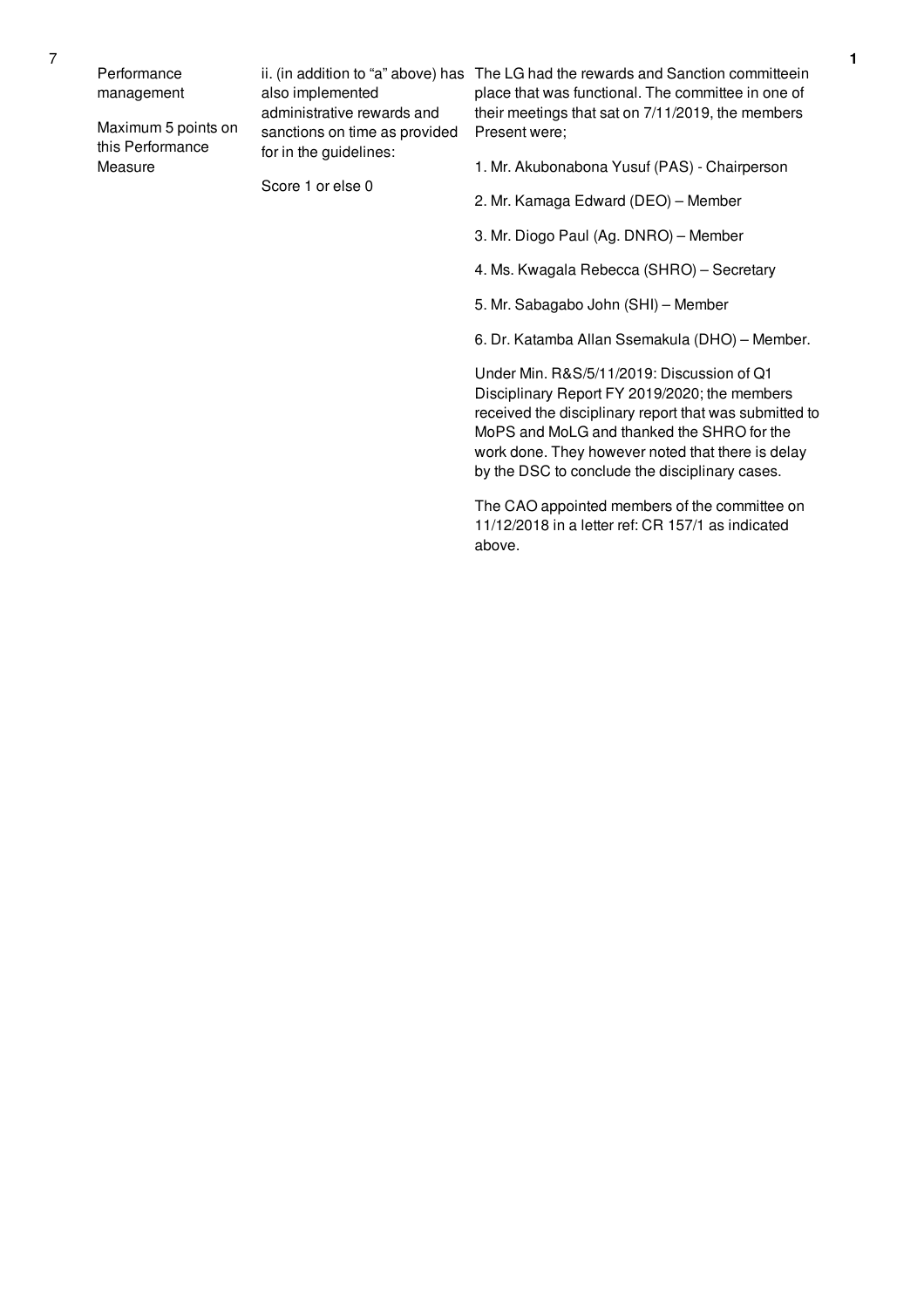| No. | Performance Measure | Assessment | Findings | Score |
|---|---|---|---|---|
| 7 | Performance management<br><br>Maximum 5 points on this Performance Measure | ii. (in addition to "a" above) has also implemented administrative rewards and sanctions on time as provided for in the guidelines:<br><br>Score 1 or else 0 | The LG had the rewards and Sanction committeein place that was functional. The committee in one of their meetings that sat on 7/11/2019, the members Present were;<br><br>1. Mr. Akubonabona Yusuf (PAS) - Chairperson<br><br>2. Mr. Kamaga Edward (DEO) – Member<br><br>3. Mr. Diogo Paul (Ag. DNRO) – Member<br><br>4. Ms. Kwagala Rebecca (SHRO) – Secretary<br><br>5. Mr. Sabagabo John (SHI) – Member<br><br>6. Dr. Katamba Allan Ssemakula (DHO) – Member.<br><br>Under Min. R&S/5/11/2019: Discussion of Q1 Disciplinary Report FY 2019/2020; the members received the disciplinary report that was submitted to MoPS and MoLG and thanked the SHRO for the work done. They however noted that there is delay by the DSC to conclude the disciplinary cases.<br><br>The CAO appointed members of the committee on 11/12/2018 in a letter ref: CR 157/1 as indicated above. | 1 |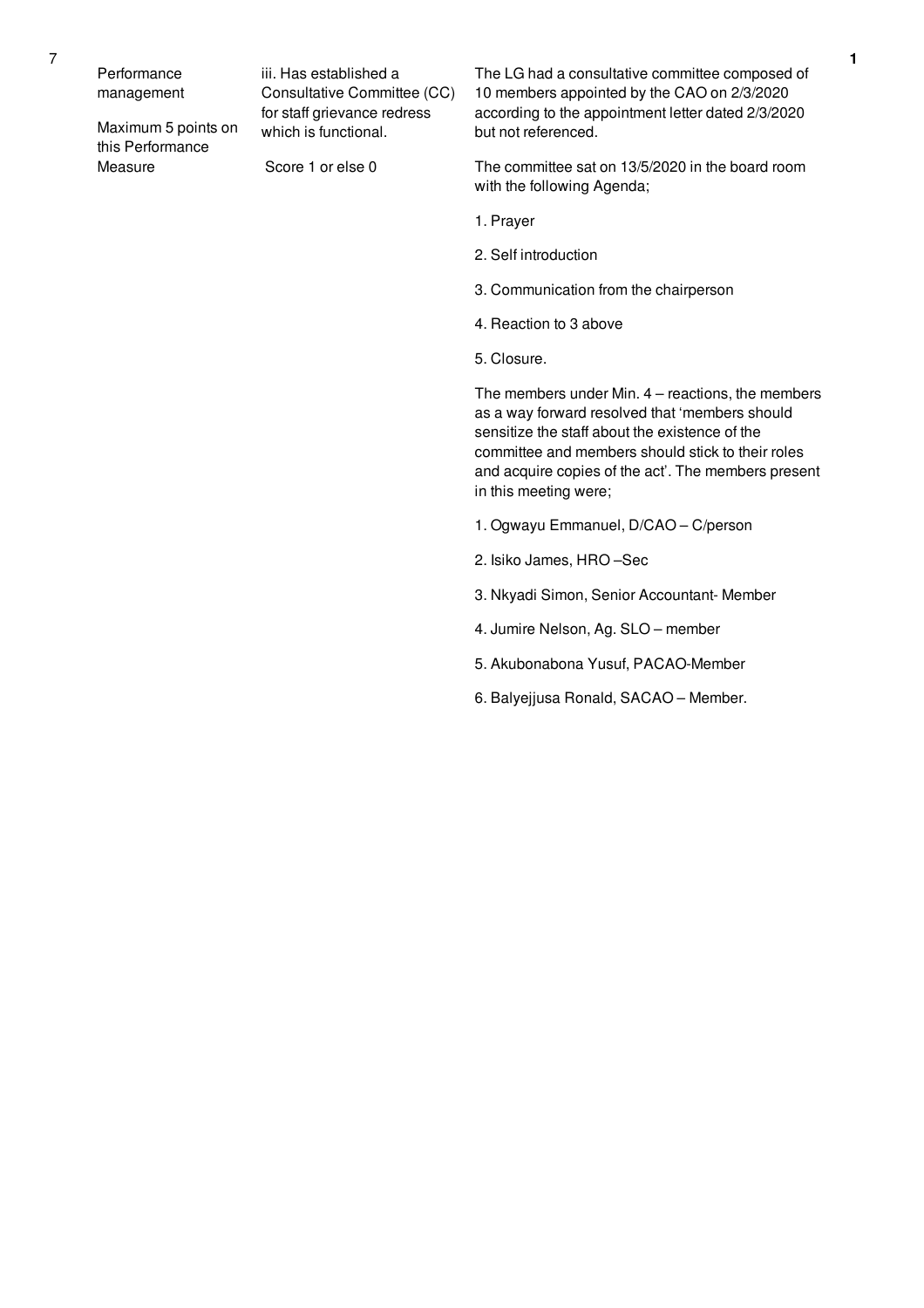| | | | | |
|---|---|---|---|---|
| 7 | Performance management<br><br>Maximum 5 points on this Performance Measure | iii. Has established a Consultative Committee (CC) for staff grievance redress which is functional.<br><br>Score 1 or else 0 | The LG had a consultative committee composed of 10 members appointed by the CAO on 2/3/2020 according to the appointment letter dated 2/3/2020 but not referenced.<br><br>The committee sat on 13/5/2020 in the board room with the following Agenda;<br><br>1. Prayer<br><br>2. Self introduction<br><br>3. Communication from the chairperson<br><br>4. Reaction to 3 above<br><br>5. Closure.<br><br>The members under Min. 4 – reactions, the members as a way forward resolved that 'members should sensitize the staff about the existence of the committee and members should stick to their roles and acquire copies of the act'. The members present in this meeting were;<br><br>1. Ogwayu Emmanuel, D/CAO – C/person<br><br>2. Isiko James, HRO –Sec<br><br>3. Nkyadi Simon, Senior Accountant- Member<br><br>4. Jumire Nelson, Ag. SLO – member<br><br>5. Akubonabona Yusuf, PACAO-Member<br><br>6. Balyejjusa Ronald, SACAO – Member. | 1 |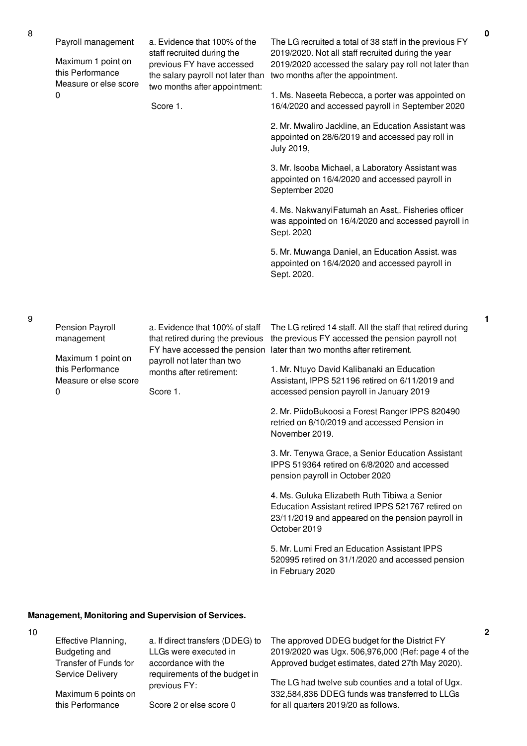| No. | Performance Area | Measure | Assessment | Score |
|---|---|---|---|---|
| 8 | Payroll management<br><br>Maximum 1 point on this Performance Measure or else score 0 | a. Evidence that 100% of the staff recruited during the previous FY have accessed the salary payroll not later than two months after appointment:<br><br>Score 1. | The LG recruited a total of 38 staff in the previous FY 2019/2020. Not all staff recruited during the year 2019/2020 accessed the salary pay roll not later than two months after the appointment.<br><br>1. Ms. Naseeta Rebecca, a porter was appointed on 16/4/2020 and accessed payroll in September 2020<br><br>2. Mr. Mwaliro Jackline, an Education Assistant was appointed on 28/6/2019 and accessed pay roll in July 2019,<br><br>3. Mr. Isooba Michael, a Laboratory Assistant was appointed on 16/4/2020 and accessed payroll in September 2020<br><br>4. Ms. NakwanyiFatumah an Asst,. Fisheries officer was appointed on 16/4/2020 and accessed payroll in Sept. 2020<br><br>5. Mr. Muwanga Daniel, an Education Assist. was appointed on 16/4/2020 and accessed payroll in Sept. 2020. | 0 |
| 9 | Pension Payroll management<br><br>Maximum 1 point on this Performance Measure or else score 0 | a. Evidence that 100% of staff that retired during the previous FY have accessed the pension payroll not later than two months after retirement:<br><br>Score 1. | The LG retired 14 staff. All the staff that retired during the previous FY accessed the pension payroll not later than two months after retirement.<br><br>1. Mr. Ntuyo David Kalibanaki an Education Assistant, IPPS 521196 retired on 6/11/2019 and accessed pension payroll in January 2019<br><br>2. Mr. PiidoBukoosi a Forest Ranger IPPS 820490 retried on 8/10/2019 and accessed Pension in November 2019.<br><br>3. Mr. Tenywa Grace, a Senior Education Assistant IPPS 519364 retired on 6/8/2020 and accessed pension payroll in October 2020<br><br>4. Ms. Guluka Elizabeth Ruth Tibiwa a Senior Education Assistant retired IPPS 521767 retired on 23/11/2019 and appeared on the pension payroll in October 2019<br><br>5. Mr. Lumi Fred an Education Assistant IPPS 520995 retired on 31/1/2020 and accessed pension in February 2020 | 1 |

**Management, Monitoring and Supervision of Services.**

| No. | Performance Area | Measure | Assessment | Score |
|---|---|---|---|---|
| 10 | Effective Planning, Budgeting and Transfer of Funds for Service Delivery<br><br>Maximum 6 points on this Performance | a. If direct transfers (DDEG) to LLGs were executed in accordance with the requirements of the budget in previous FY:<br><br>Score 2 or else score 0 | The approved DDEG budget for the District FY 2019/2020 was Ugx. 506,976,000 (Ref: page 4 of the Approved budget estimates, dated 27th May 2020).<br><br>The LG had twelve sub counties and a total of Ugx. 332,584,836 DDEG funds was transferred to LLGs for all quarters 2019/20 as follows. | 2 |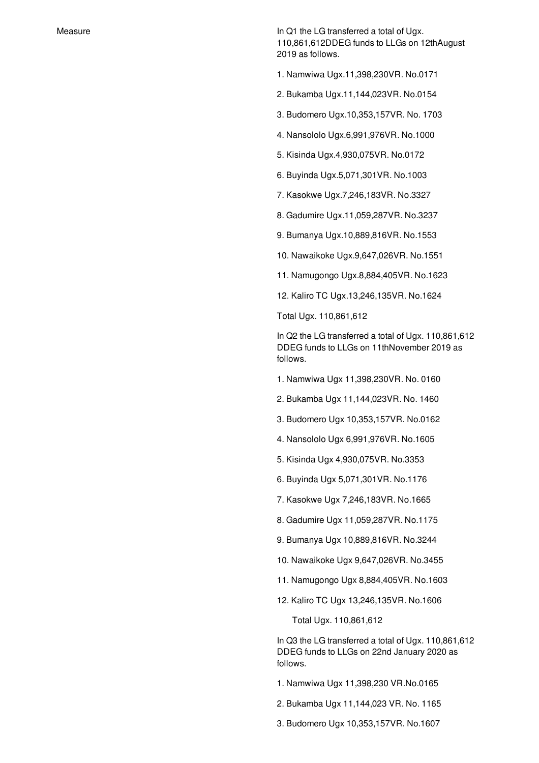| Measure | In Q1 the LG transferred a total of Ugx. 110,861,612DDEG funds to LLGs on 12thAugust 2019 as follows.<br><br>1. Namwiwa Ugx.11,398,230VR. No.0171<br><br>2. Bukamba Ugx.11,144,023VR. No.0154<br><br>3. Budomero Ugx.10,353,157VR. No. 1703<br><br>4. Nansololo Ugx.6,991,976VR. No.1000<br><br>5. Kisinda Ugx.4,930,075VR. No.0172<br><br>6. Buyinda Ugx.5,071,301VR. No.1003<br><br>7. Kasokwe Ugx.7,246,183VR. No.3327<br><br>8. Gadumire Ugx.11,059,287VR. No.3237<br><br>9. Bumanya Ugx.10,889,816VR. No.1553<br><br>10. Nawaikoke Ugx.9,647,026VR. No.1551<br><br>11. Namugongo Ugx.8,884,405VR. No.1623<br><br>12. Kaliro TC Ugx.13,246,135VR. No.1624<br><br>Total Ugx. 110,861,612<br><br>In Q2 the LG transferred a total of Ugx. 110,861,612 DDEG funds to LLGs on 11thNovember 2019 as follows.<br><br>1. Namwiwa Ugx 11,398,230VR. No. 0160<br><br>2. Bukamba Ugx 11,144,023VR. No. 1460<br><br>3. Budomero Ugx 10,353,157VR. No.0162<br><br>4. Nansololo Ugx 6,991,976VR. No.1605<br><br>5. Kisinda Ugx 4,930,075VR. No.3353<br><br>6. Buyinda Ugx 5,071,301VR. No.1176<br><br>7. Kasokwe Ugx 7,246,183VR. No.1665<br><br>8. Gadumire Ugx 11,059,287VR. No.1175<br><br>9. Bumanya Ugx 10,889,816VR. No.3244<br><br>10. Nawaikoke Ugx 9,647,026VR. No.3455<br><br>11. Namugongo Ugx 8,884,405VR. No.1603<br><br>12. Kaliro TC Ugx 13,246,135VR. No.1606<br><br>Total Ugx. 110,861,612<br><br>In Q3 the LG transferred a total of Ugx. 110,861,612 DDEG funds to LLGs on 22nd January 2020 as follows.<br><br>1. Namwiwa Ugx 11,398,230 VR.No.0165<br><br>2. Bukamba Ugx 11,144,023 VR. No. 1165<br><br>3. Budomero Ugx 10,353,157VR. No.1607 |
|---|---|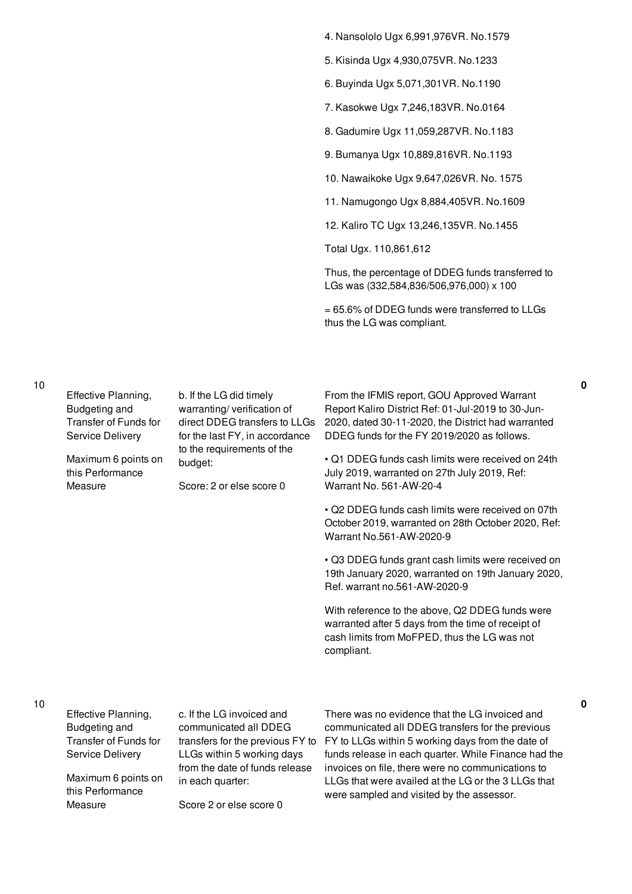| No. | Performance Area | Performance Measure | Assessment | Score |
|---|---|---|---|---|
| | | | 4. Nansololo Ugx 6,991,976VR. No.1579<br><br>5. Kisinda Ugx 4,930,075VR. No.1233<br><br>6. Buyinda Ugx 5,071,301VR. No.1190<br><br>7. Kasokwe Ugx 7,246,183VR. No.0164<br><br>8. Gadumire Ugx 11,059,287VR. No.1183<br><br>9. Bumanya Ugx 10,889,816VR. No.1193<br><br>10. Nawaikoke Ugx 9,647,026VR. No. 1575<br><br>11. Namugongo Ugx 8,884,405VR. No.1609<br><br>12. Kaliro TC Ugx 13,246,135VR. No.1455<br><br>Total Ugx. 110,861,612<br><br>Thus, the percentage of DDEG funds transferred to LGs was (332,584,836/506,976,000) x 100<br><br>= 65.6% of DDEG funds were transferred to LLGs thus the LG was compliant. | |
| 10 | Effective Planning, Budgeting and Transfer of Funds for Service Delivery<br><br>Maximum 6 points on this Performance Measure | b. If the LG did timely warranting/ verification of direct DDEG transfers to LLGs for the last FY, in accordance to the requirements of the budget:<br><br>Score: 2 or else score 0 | From the IFMIS report, GOU Approved Warrant Report Kaliro District Ref: 01-Jul-2019 to 30-Jun-2020, dated 30-11-2020, the District had warranted DDEG funds for the FY 2019/2020 as follows.<br><br>• Q1 DDEG funds cash limits were received on 24th July 2019, warranted on 27th July 2019, Ref: Warrant No. 561-AW-20-4<br><br>• Q2 DDEG funds cash limits were received on 07th October 2019, warranted on 28th October 2020, Ref: Warrant No.561-AW-2020-9<br><br>• Q3 DDEG funds grant cash limits were received on 19th January 2020, warranted on 19th January 2020, Ref. warrant no.561-AW-2020-9<br><br>With reference to the above, Q2 DDEG funds were warranted after 5 days from the time of receipt of cash limits from MoFPED, thus the LG was not compliant. | 0 |
| 10 | Effective Planning, Budgeting and Transfer of Funds for Service Delivery<br><br>Maximum 6 points on this Performance Measure | c. If the LG invoiced and communicated all DDEG transfers for the previous FY to LLGs within 5 working days from the date of funds release in each quarter:<br><br>Score 2 or else score 0 | There was no evidence that the LG invoiced and communicated all DDEG transfers for the previous FY to LLGs within 5 working days from the date of funds release in each quarter. While Finance had the invoices on file, there were no communications to LLGs that were availed at the LG or the 3 LLGs that were sampled and visited by the assessor. | 0 |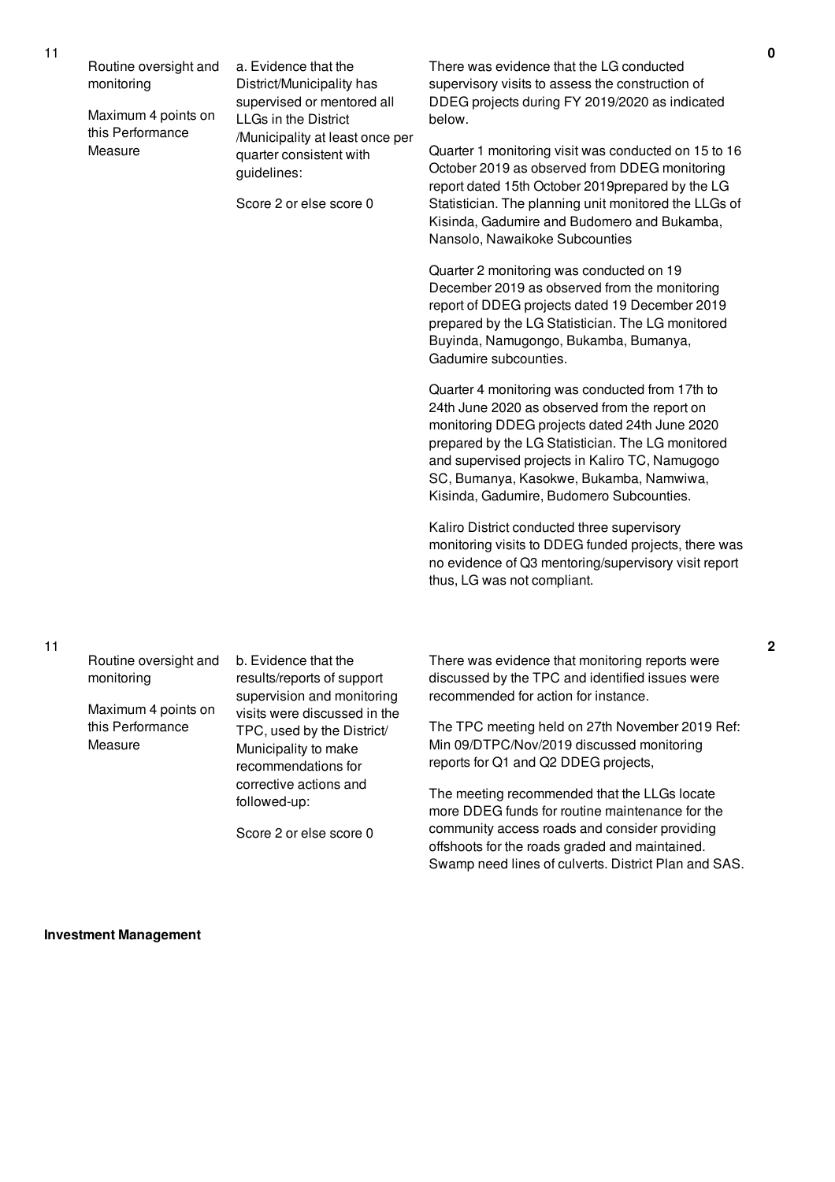| No. | Performance Measure | Criteria | Justification | Score |
|---|---|---|---|---|
| 11 | Routine oversight and monitoring<br><br>Maximum 4 points on this Performance Measure | a. Evidence that the District/Municipality has supervised or mentored all LLGs in the District /Municipality at least once per quarter consistent with guidelines:<br><br>Score 2 or else score 0 | There was evidence that the LG conducted supervisory visits to assess the construction of DDEG projects during FY 2019/2020 as indicated below.<br><br>Quarter 1 monitoring visit was conducted on 15 to 16 October 2019 as observed from DDEG monitoring report dated 15th October 2019prepared by the LG Statistician. The planning unit monitored the LLGs of Kisinda, Gadumire and Budomero and Bukamba, Nansolo, Nawaikoke Subcounties<br><br>Quarter 2 monitoring was conducted on 19 December 2019 as observed from the monitoring report of DDEG projects dated 19 December 2019 prepared by the LG Statistician. The LG monitored Buyinda, Namugongo, Bukamba, Bumanya, Gadumire subcounties.<br><br>Quarter 4 monitoring was conducted from 17th to 24th June 2020 as observed from the report on monitoring DDEG projects dated 24th June 2020 prepared by the LG Statistician. The LG monitored and supervised projects in Kaliro TC, Namugogo SC, Bumanya, Kasokwe, Bukamba, Namwiwa, Kisinda, Gadumire, Budomero Subcounties.<br><br>Kaliro District conducted three supervisory monitoring visits to DDEG funded projects, there was no evidence of Q3 mentoring/supervisory visit report thus, LG was not compliant. | 0 |
| 11 | Routine oversight and monitoring<br><br>Maximum 4 points on this Performance Measure | b. Evidence that the results/reports of support supervision and monitoring visits were discussed in the TPC, used by the District/ Municipality to make recommendations for corrective actions and followed-up:<br><br>Score 2 or else score 0 | There was evidence that monitoring reports were discussed by the TPC and identified issues were recommended for action for instance.<br><br>The TPC meeting held on 27th November 2019 Ref: Min 09/DTPC/Nov/2019 discussed monitoring reports for Q1 and Q2 DDEG projects,<br><br>The meeting recommended that the LLGs locate more DDEG funds for routine maintenance for the community access roads and consider providing offshoots for the roads graded and maintained. Swamp need lines of culverts. District Plan and SAS. | 2 |

**Investment Management**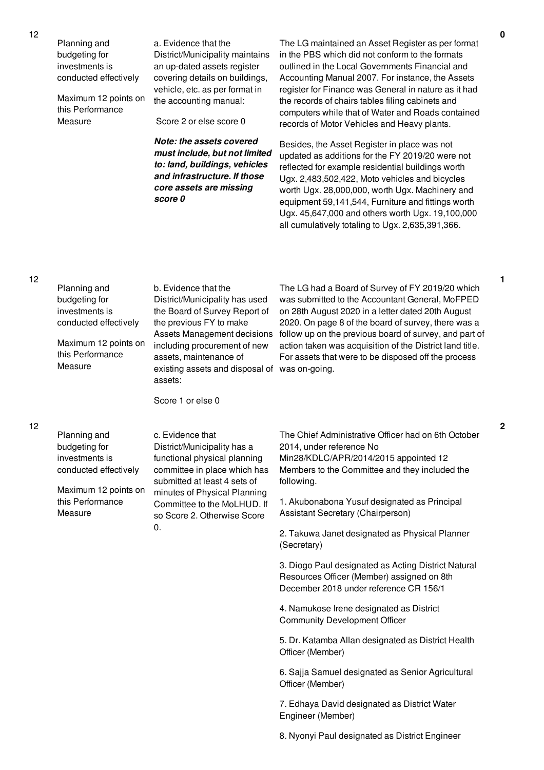| No. | Performance Area | Performance Measure | Assessment Findings | Score |
|---|---|---|---|---|
| 12 | Planning and budgeting for investments is conducted effectively<br><br>Maximum 12 points on this Performance Measure | a. Evidence that the District/Municipality maintains an up-dated assets register covering details on buildings, vehicle, etc. as per format in the accounting manual:<br><br>Score 2 or else score 0<br><br>***Note: the assets covered must include, but not limited to: land, buildings, vehicles and infrastructure. If those core assets are missing score 0*** | The LG maintained an Asset Register as per format in the PBS which did not conform to the formats outlined in the Local Governments Financial and Accounting Manual 2007. For instance, the Assets register for Finance was General in nature as it had the records of chairs tables filing cabinets and computers while that of Water and Roads contained records of Motor Vehicles and Heavy plants.<br><br>Besides, the Asset Register in place was not updated as additions for the FY 2019/20 were not reflected for example residential buildings worth Ugx. 2,483,502,422, Moto vehicles and bicycles worth Ugx. 28,000,000, worth Ugx. Machinery and equipment 59,141,544, Furniture and fittings worth Ugx. 45,647,000 and others worth Ugx. 19,100,000 all cumulatively totaling to Ugx. 2,635,391,366. | 0 |
| 12 | Planning and budgeting for investments is conducted effectively<br><br>Maximum 12 points on this Performance Measure | b. Evidence that the District/Municipality has used the Board of Survey Report of the previous FY to make Assets Management decisions including procurement of new assets, maintenance of existing assets and disposal of assets:<br><br>Score 1 or else 0 | The LG had a Board of Survey of FY 2019/20 which was submitted to the Accountant General, MoFPED on 28th August 2020 in a letter dated 20th August 2020. On page 8 of the board of survey, there was a follow up on the previous board of survey, and part of action taken was acquisition of the District land title. For assets that were to be disposed off the process was on-going. | 1 |
| 12 | Planning and budgeting for investments is conducted effectively<br><br>Maximum 12 points on this Performance Measure | c. Evidence that District/Municipality has a functional physical planning committee in place which has submitted at least 4 sets of minutes of Physical Planning Committee to the MoLHUD. If so Score 2. Otherwise Score 0. | The Chief Administrative Officer had on 6th October 2014, under reference No Min28/KDLC/APR/2014/2015 appointed 12 Members to the Committee and they included the following.<br><br>1. Akubonabona Yusuf designated as Principal Assistant Secretary (Chairperson)<br><br>2. Takuwa Janet designated as Physical Planner (Secretary)<br><br>3. Diogo Paul designated as Acting District Natural Resources Officer (Member) assigned on 8th December 2018 under reference CR 156/1<br><br>4. Namukose Irene designated as District Community Development Officer<br><br>5. Dr. Katamba Allan designated as District Health Officer (Member)<br><br>6. Sajja Samuel designated as Senior Agricultural Officer (Member)<br><br>7. Edhaya David designated as District Water Engineer (Member)<br><br>8. Nyonyi Paul designated as District Engineer | 2 |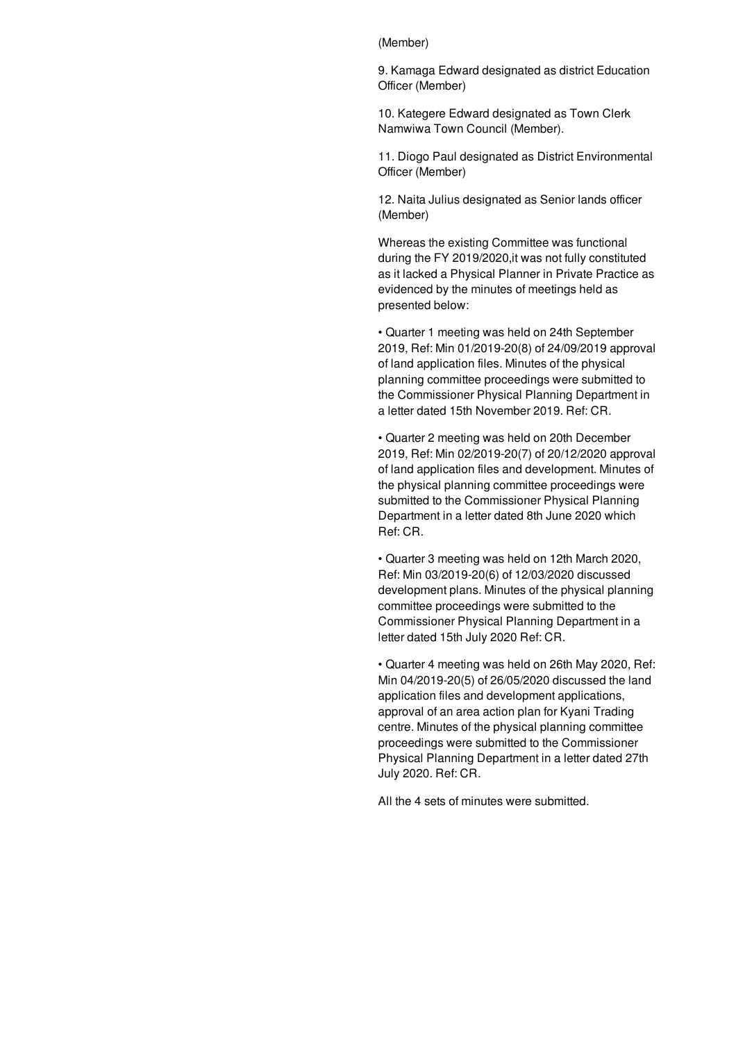(Member)

9. Kamaga Edward designated as district Education Officer (Member)

10. Kategere Edward designated as Town Clerk Namwiwa Town Council (Member).

11. Diogo Paul designated as District Environmental Officer (Member)

12. Naita Julius designated as Senior lands officer (Member)

Whereas the existing Committee was functional during the FY 2019/2020,it was not fully constituted as it lacked a Physical Planner in Private Practice as evidenced by the minutes of meetings held as presented below:

- Quarter 1 meeting was held on 24th September 2019, Ref: Min 01/2019-20(8) of 24/09/2019 approval of land application files. Minutes of the physical planning committee proceedings were submitted to the Commissioner Physical Planning Department in a letter dated 15th November 2019. Ref: CR.

- Quarter 2 meeting was held on 20th December 2019, Ref: Min 02/2019-20(7) of 20/12/2020 approval of land application files and development. Minutes of the physical planning committee proceedings were submitted to the Commissioner Physical Planning Department in a letter dated 8th June 2020 which Ref: CR.

- Quarter 3 meeting was held on 12th March 2020, Ref: Min 03/2019-20(6) of 12/03/2020 discussed development plans. Minutes of the physical planning committee proceedings were submitted to the Commissioner Physical Planning Department in a letter dated 15th July 2020 Ref: CR.

- Quarter 4 meeting was held on 26th May 2020, Ref: Min 04/2019-20(5) of 26/05/2020 discussed the land application files and development applications, approval of an area action plan for Kyani Trading centre. Minutes of the physical planning committee proceedings were submitted to the Commissioner Physical Planning Department in a letter dated 27th July 2020. Ref: CR.

All the 4 sets of minutes were submitted.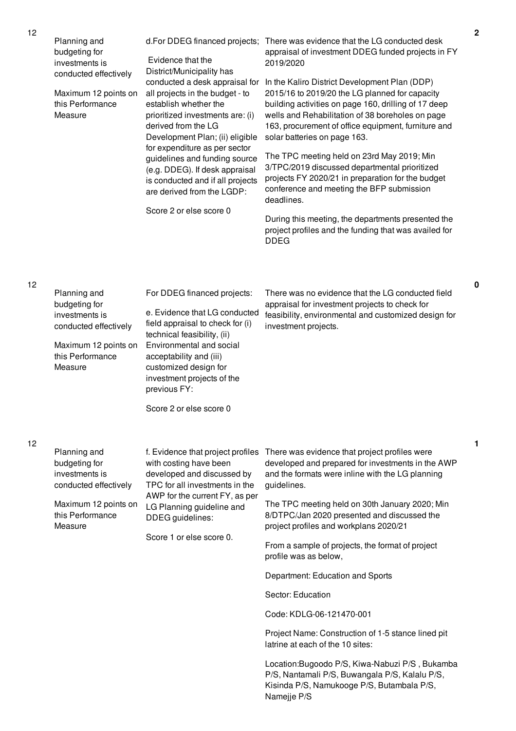| No. | Performance Area | Performance Measure | Assessment Findings | Score |
|---|---|---|---|---|
| 12 | Planning and budgeting for investments is conducted effectively<br><br>Maximum 12 points on this Performance Measure | d.For DDEG financed projects;<br><br>Evidence that the District/Municipality has conducted a desk appraisal for all projects in the budget - to establish whether the prioritized investments are: (i) derived from the LG Development Plan; (ii) eligible for expenditure as per sector guidelines and funding source (e.g. DDEG). If desk appraisal is conducted and if all projects are derived from the LGDP:<br><br>Score 2 or else score 0 | There was evidence that the LG conducted desk appraisal of investment DDEG funded projects in FY 2019/2020<br><br>In the Kaliro District Development Plan (DDP) 2015/16 to 2019/20 the LG planned for capacity building activities on page 160, drilling of 17 deep wells and Rehabilitation of 38 boreholes on page 163, procurement of office equipment, furniture and solar batteries on page 163.<br><br>The TPC meeting held on 23rd May 2019; Min 3/TPC/2019 discussed departmental prioritized projects FY 2020/21 in preparation for the budget conference and meeting the BFP submission deadlines.<br><br>During this meeting, the departments presented the project profiles and the funding that was availed for DDEG | 2 |
| 12 | Planning and budgeting for investments is conducted effectively<br><br>Maximum 12 points on this Performance Measure | For DDEG financed projects:<br><br>e. Evidence that LG conducted field appraisal to check for (i) technical feasibility, (ii) Environmental and social acceptability and (iii) customized design for investment projects of the previous FY:<br><br>Score 2 or else score 0 | There was no evidence that the LG conducted field appraisal for investment projects to check for feasibility, environmental and customized design for investment projects. | 0 |
| 12 | Planning and budgeting for investments is conducted effectively<br><br>Maximum 12 points on this Performance Measure | f. Evidence that project profiles with costing have been developed and discussed by TPC for all investments in the AWP for the current FY, as per LG Planning guideline and DDEG guidelines:<br><br>Score 1 or else score 0. | There was evidence that project profiles were developed and prepared for investments in the AWP and the formats were inline with the LG planning guidelines.<br><br>The TPC meeting held on 30th January 2020; Min 8/DTPC/Jan 2020 presented and discussed the project profiles and workplans 2020/21<br><br>From a sample of projects, the format of project profile was as below,<br><br>Department: Education and Sports<br><br>Sector: Education<br><br>Code: KDLG-06-121470-001<br><br>Project Name: Construction of 1-5 stance lined pit latrine at each of the 10 sites:<br><br>Location:Bugoodo P/S, Kiwa-Nabuzi P/S , Bukamba P/S, Nantamali P/S, Buwangala P/S, Kalalu P/S, Kisinda P/S, Namukooge P/S, Butambala P/S, Namejje P/S | 1 |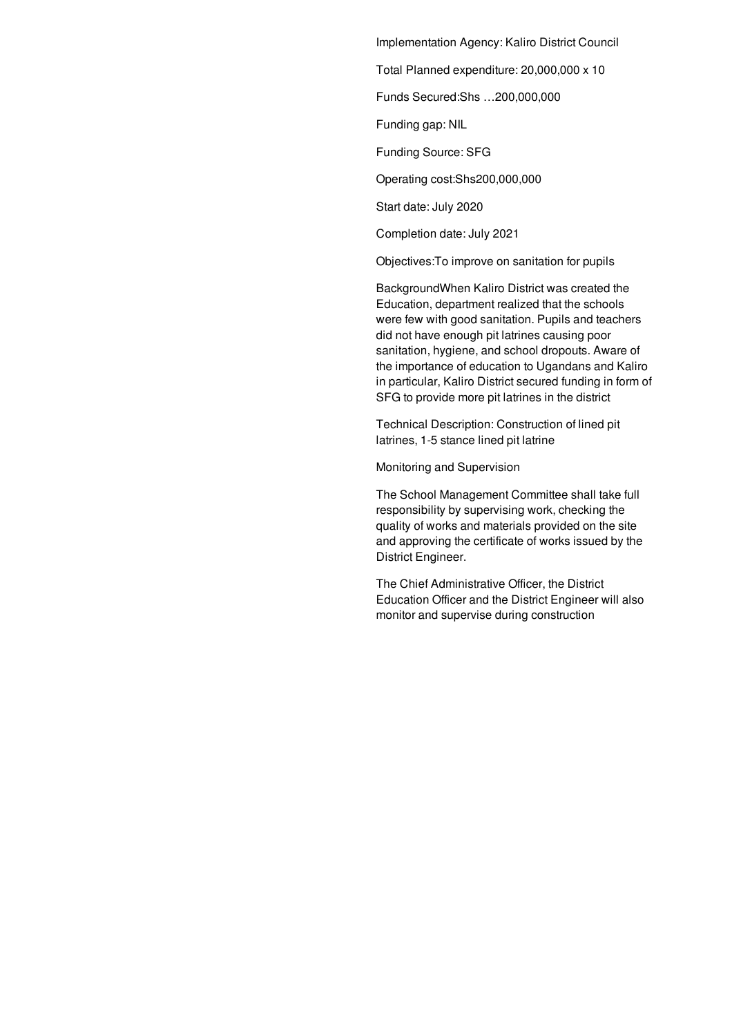Implementation Agency: Kaliro District Council

Total Planned expenditure: 20,000,000 x 10

Funds Secured:Shs …200,000,000

Funding gap: NIL

Funding Source: SFG

Operating cost:Shs200,000,000

Start date: July 2020

Completion date: July 2021

Objectives:To improve on sanitation for pupils

BackgroundWhen Kaliro District was created the Education, department realized that the schools were few with good sanitation. Pupils and teachers did not have enough pit latrines causing poor sanitation, hygiene, and school dropouts. Aware of the importance of education to Ugandans and Kaliro in particular, Kaliro District secured funding in form of SFG to provide more pit latrines in the district

Technical Description: Construction of lined pit latrines, 1-5 stance lined pit latrine

Monitoring and Supervision

The School Management Committee shall take full responsibility by supervising work, checking the quality of works and materials provided on the site and approving the certificate of works issued by the District Engineer.

The Chief Administrative Officer, the District Education Officer and the District Engineer will also monitor and supervise during construction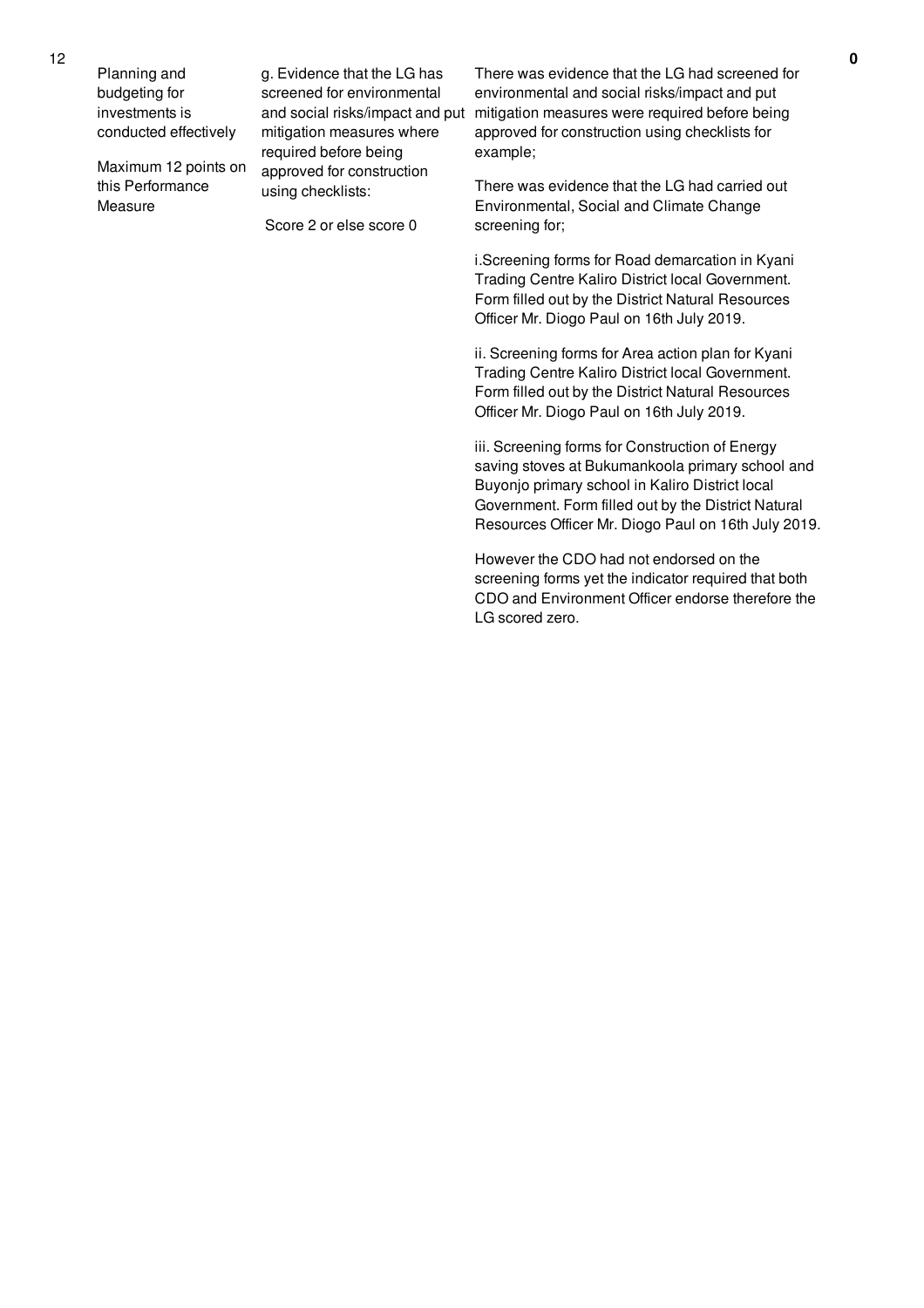| 12 | Planning and budgeting for investments is conducted effectively<br><br>Maximum 12 points on this Performance Measure | g. Evidence that the LG has screened for environmental and social risks/impact and put mitigation measures where required before being approved for construction using checklists:<br><br>Score 2 or else score 0 | There was evidence that the LG had screened for environmental and social risks/impact and put mitigation measures were required before being approved for construction using checklists for example;<br><br>There was evidence that the LG had carried out Environmental, Social and Climate Change screening for;<br><br>i.Screening forms for Road demarcation in Kyani Trading Centre Kaliro District local Government. Form filled out by the District Natural Resources Officer Mr. Diogo Paul on 16th July 2019.<br><br>ii. Screening forms for Area action plan for Kyani Trading Centre Kaliro District local Government. Form filled out by the District Natural Resources Officer Mr. Diogo Paul on 16th July 2019.<br><br>iii. Screening forms for Construction of Energy saving stoves at Bukumankoola primary school and Buyonjo primary school in Kaliro District local Government. Form filled out by the District Natural Resources Officer Mr. Diogo Paul on 16th July 2019.<br><br>However the CDO had not endorsed on the screening forms yet the indicator required that both CDO and Environment Officer endorse therefore the LG scored zero. | **0** |
|---|---|---|---|---|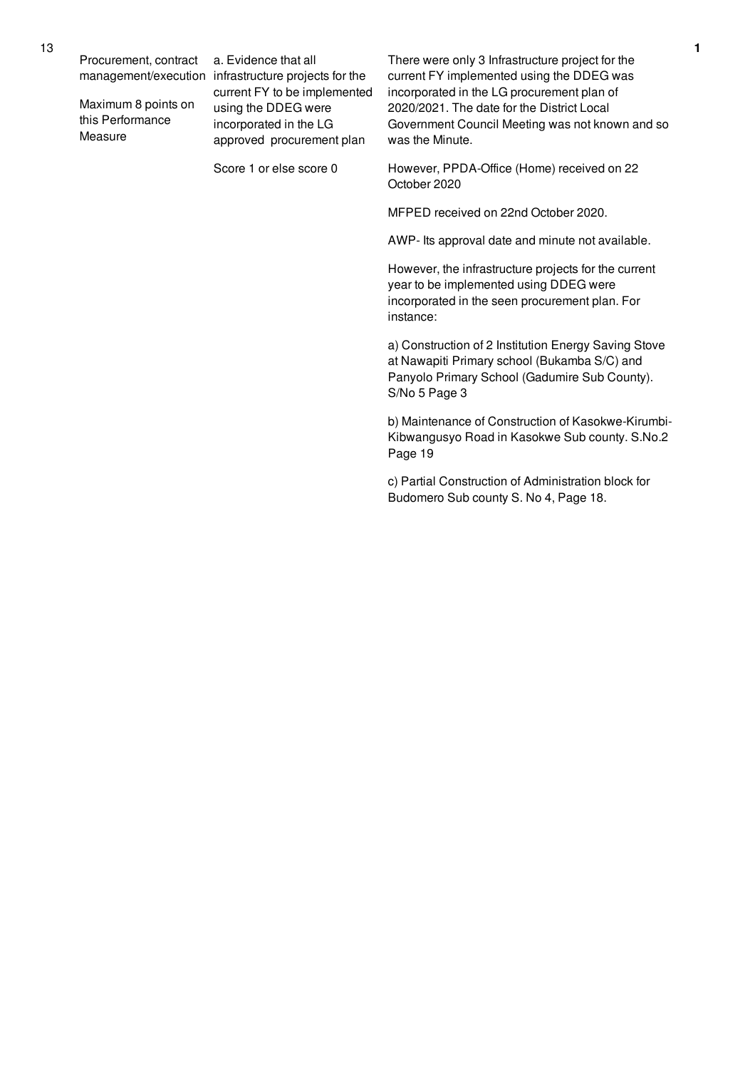| No. | Performance Area | Performance Measure | Assessment Findings | Score |
|---|---|---|---|---|
| 13 | Procurement, contract management/execution<br><br>Maximum 8 points on this Performance Measure | a. Evidence that all infrastructure projects for the current FY to be implemented using the DDEG were incorporated in the LG approved procurement plan<br><br>Score 1 or else score 0 | There were only 3 Infrastructure project for the current FY implemented using the DDEG was incorporated in the LG procurement plan of 2020/2021. The date for the District Local Government Council Meeting was not known and so was the Minute.<br><br>However, PPDA-Office (Home) received on 22 October 2020<br><br>MFPED received on 22nd October 2020.<br><br>AWP- Its approval date and minute not available.<br><br>However, the infrastructure projects for the current year to be implemented using DDEG were incorporated in the seen procurement plan. For instance:<br><br>a) Construction of 2 Institution Energy Saving Stove at Nawapiti Primary school (Bukamba S/C) and Panyolo Primary School (Gadumire Sub County). S/No 5 Page 3<br><br>b) Maintenance of Construction of Kasokwe-Kirumbi-Kibwangusyo Road in Kasokwe Sub county. S.No.2 Page 19<br><br>c) Partial Construction of Administration block for Budomero Sub county S. No 4, Page 18. | 1 |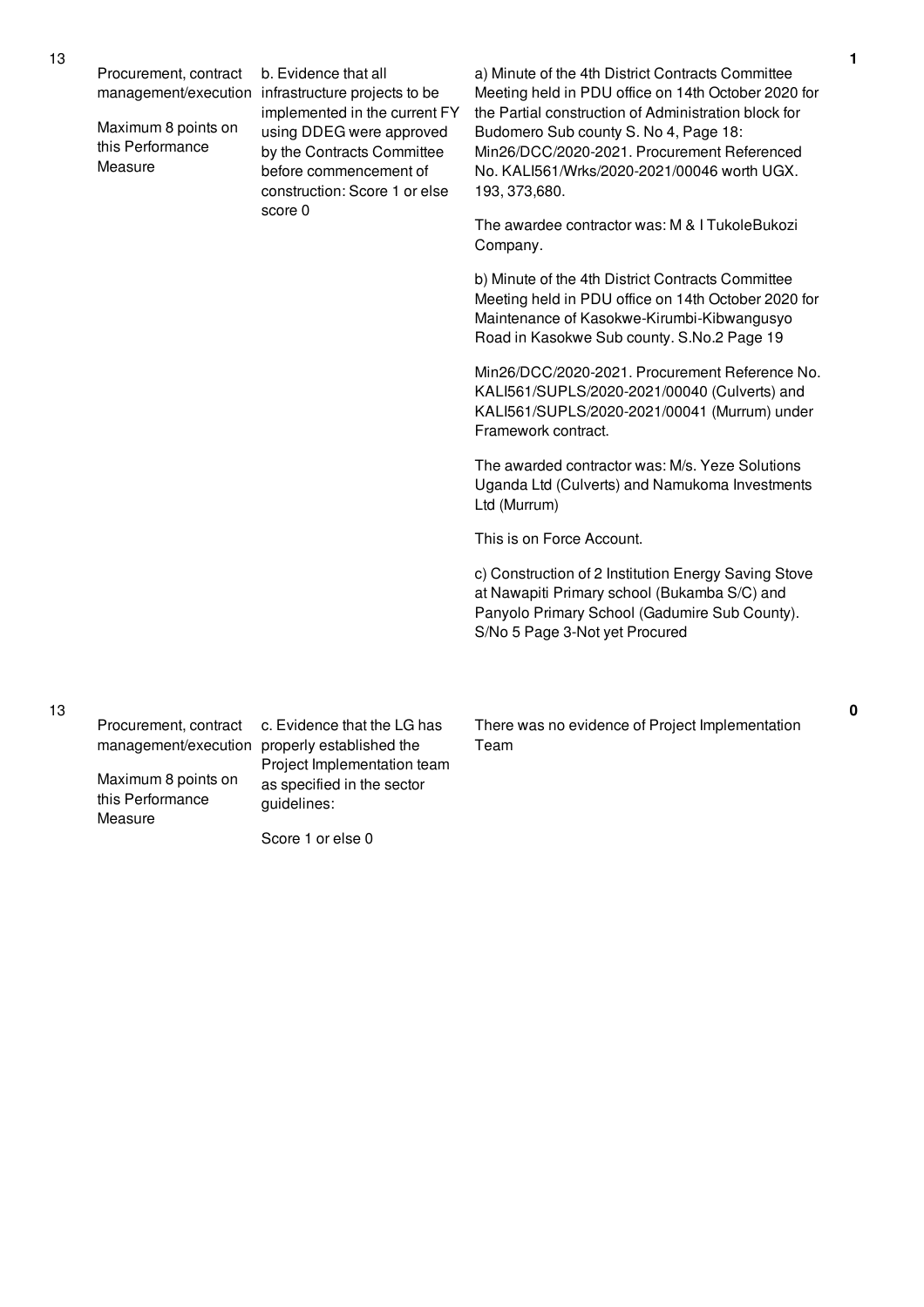| | | | | |
|---|---|---|---|---|
| 13 | Procurement, contract management/execution<br><br>Maximum 8 points on this Performance Measure | b. Evidence that all infrastructure projects to be implemented in the current FY using DDEG were approved by the Contracts Committee before commencement of construction: Score 1 or else score 0 | a) Minute of the 4th District Contracts Committee Meeting held in PDU office on 14th October 2020 for the Partial construction of Administration block for Budomero Sub county S. No 4, Page 18: Min26/DCC/2020-2021. Procurement Referenced No. KALI561/Wrks/2020-2021/00046 worth UGX. 193, 373,680.<br><br>The awardee contractor was: M & I TukoleBukozi Company.<br><br>b) Minute of the 4th District Contracts Committee Meeting held in PDU office on 14th October 2020 for Maintenance of Kasokwe-Kirumbi-Kibwangusyo Road in Kasokwe Sub county. S.No.2 Page 19<br><br>Min26/DCC/2020-2021. Procurement Reference No. KALI561/SUPLS/2020-2021/00040 (Culverts) and KALI561/SUPLS/2020-2021/00041 (Murrum) under Framework contract.<br><br>The awarded contractor was: M/s. Yeze Solutions Uganda Ltd (Culverts) and Namukoma Investments Ltd (Murrum)<br><br>This is on Force Account.<br><br>c) Construction of 2 Institution Energy Saving Stove at Nawapiti Primary school (Bukamba S/C) and Panyolo Primary School (Gadumire Sub County). S/No 5 Page 3-Not yet Procured | 1 |
| 13 | Procurement, contract management/execution<br><br>Maximum 8 points on this Performance Measure | c. Evidence that the LG has properly established the Project Implementation team as specified in the sector guidelines:<br><br>Score 1 or else 0 | There was no evidence of Project Implementation Team | 0 |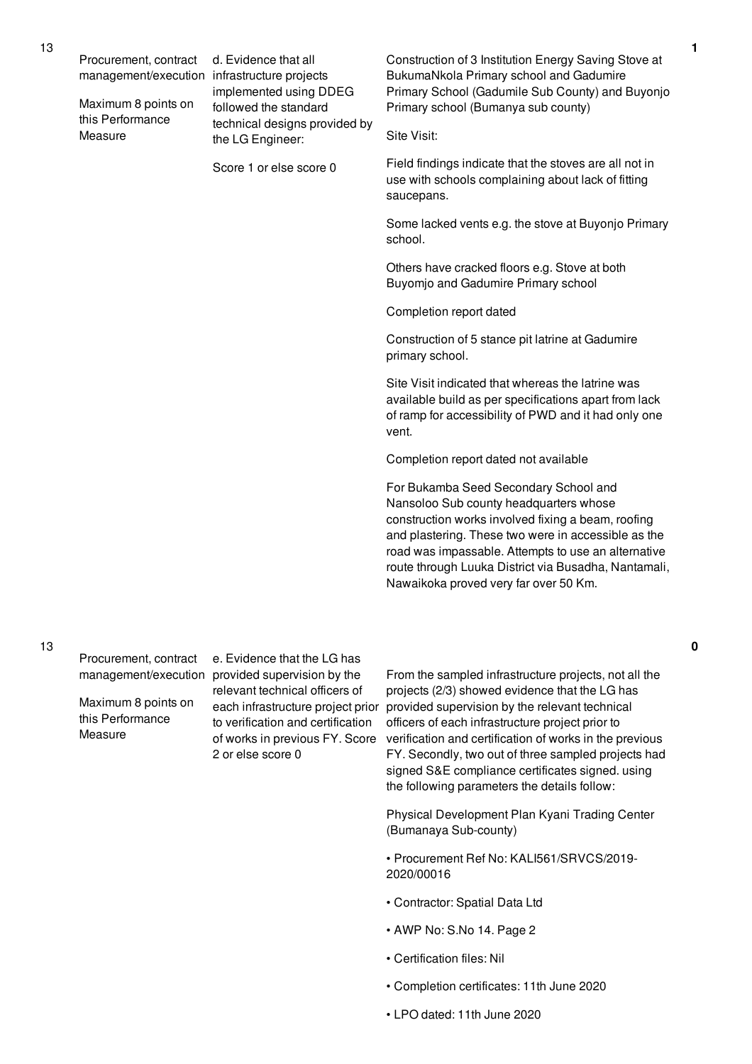| No. | Performance Measure | Indicator | Findings | Score |
|---|---|---|---|---|
| 13 | Procurement, contract management/execution<br><br>Maximum 8 points on this Performance Measure | d. Evidence that all infrastructure projects implemented using DDEG followed the standard technical designs provided by the LG Engineer:<br><br>Score 1 or else score 0 | Construction of 3 Institution Energy Saving Stove at BukumaNkola Primary school and Gadumire Primary School (Gadumile Sub County) and Buyonjo Primary school (Bumanya sub county)<br><br>Site Visit:<br><br>Field findings indicate that the stoves are all not in use with schools complaining about lack of fitting saucepans.<br><br>Some lacked vents e.g. the stove at Buyonjo Primary school.<br><br>Others have cracked floors e.g. Stove at both Buyomjo and Gadumire Primary school<br><br>Completion report dated<br><br>Construction of 5 stance pit latrine at Gadumire primary school.<br><br>Site Visit indicated that whereas the latrine was available build as per specifications apart from lack of ramp for accessibility of PWD and it had only one vent.<br><br>Completion report dated not available<br><br>For Bukamba Seed Secondary School and Nansoloo Sub county headquarters whose construction works involved fixing a beam, roofing and plastering. These two were in accessible as the road was impassable. Attempts to use an alternative route through Luuka District via Busadha, Nantamali, Nawaikoka proved very far over 50 Km. | 1 |
| 13 | Procurement, contract management/execution<br><br>Maximum 8 points on this Performance Measure | e. Evidence that the LG has provided supervision by the relevant technical officers of each infrastructure project prior to verification and certification of works in previous FY. Score 2 or else score 0 | From the sampled infrastructure projects, not all the projects (2/3) showed evidence that the LG has provided supervision by the relevant technical officers of each infrastructure project prior to verification and certification of works in the previous FY. Secondly, two out of three sampled projects had signed S&E compliance certificates signed. using the following parameters the details follow:<br><br>Physical Development Plan Kyani Trading Center (Bumanaya Sub-county)<br><br>• Procurement Ref No: KALI561/SRVCS/2019-2020/00016<br><br>• Contractor: Spatial Data Ltd<br><br>• AWP No: S.No 14. Page 2<br><br>• Certification files: Nil<br><br>• Completion certificates: 11th June 2020<br><br>• LPO dated: 11th June 2020 | 0 |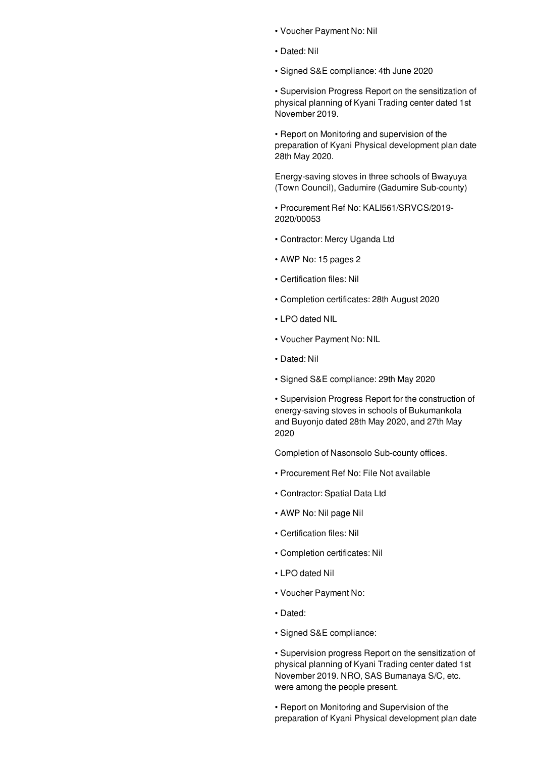- Voucher Payment No: Nil
- Dated: Nil
- Signed S&E compliance: 4th June 2020
- Supervision Progress Report on the sensitization of physical planning of Kyani Trading center dated 1st November 2019.
- Report on Monitoring and supervision of the preparation of Kyani Physical development plan date 28th May 2020.

Energy-saving stoves in three schools of Bwayuya (Town Council), Gadumire (Gadumire Sub-county)

- Procurement Ref No: KALI561/SRVCS/2019-2020/00053
- Contractor: Mercy Uganda Ltd
- AWP No: 15 pages 2
- Certification files: Nil
- Completion certificates: 28th August 2020
- LPO dated NIL
- Voucher Payment No: NIL
- Dated: Nil
- Signed S&E compliance: 29th May 2020
- Supervision Progress Report for the construction of energy-saving stoves in schools of Bukumankola and Buyonjo dated 28th May 2020, and 27th May 2020

Completion of Nasonsolo Sub-county offices.

- Procurement Ref No: File Not available
- Contractor: Spatial Data Ltd
- AWP No: Nil page Nil
- Certification files: Nil
- Completion certificates: Nil
- LPO dated Nil
- Voucher Payment No:
- Dated:
- Signed S&E compliance:
- Supervision progress Report on the sensitization of physical planning of Kyani Trading center dated 1st November 2019. NRO, SAS Bumanaya S/C, etc. were among the people present.
- Report on Monitoring and Supervision of the preparation of Kyani Physical development plan date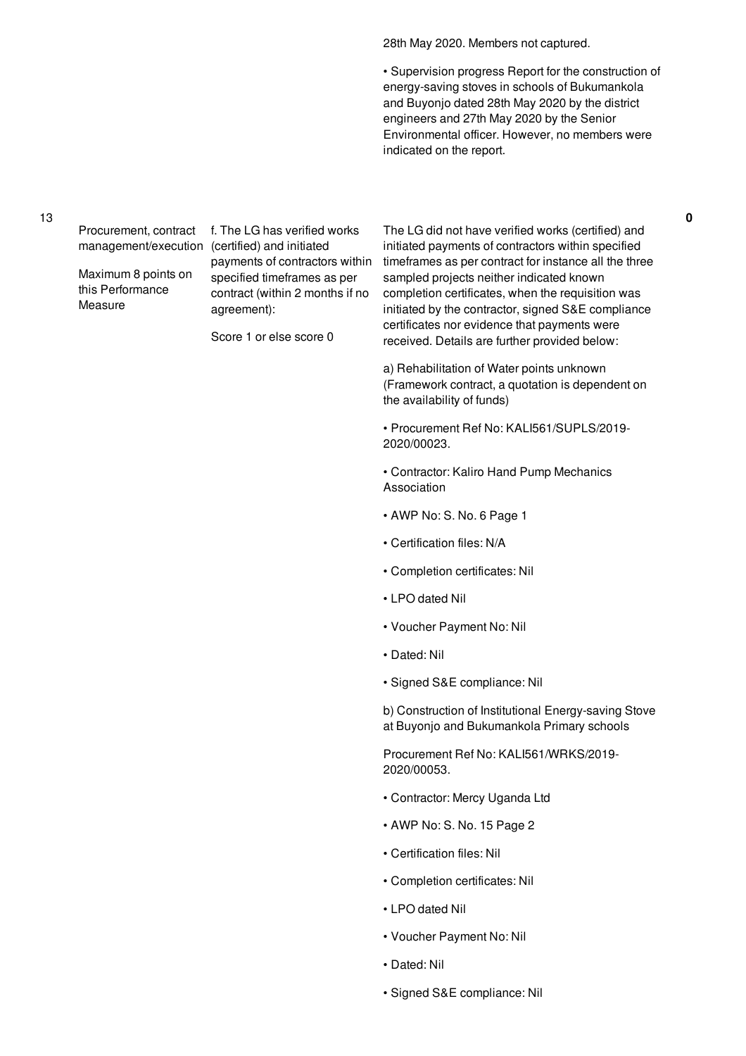| No. | Performance Area | Performance Measure | Assessment | Score |
|---|---|---|---|---|
| | | | 28th May 2020. Members not captured.<br><br>• Supervision progress Report for the construction of energy-saving stoves in schools of Bukumankola and Buyonjo dated 28th May 2020 by the district engineers and 27th May 2020 by the Senior Environmental officer. However, no members were indicated on the report. | |
| 13 | Procurement, contract management/execution<br><br>Maximum 8 points on this Performance Measure | f. The LG has verified works (certified) and initiated payments of contractors within specified timeframes as per contract (within 2 months if no agreement):<br><br>Score 1 or else score 0 | The LG did not have verified works (certified) and initiated payments of contractors within specified timeframes as per contract for instance all the three sampled projects neither indicated known completion certificates, when the requisition was initiated by the contractor, signed S&E compliance certificates nor evidence that payments were received. Details are further provided below:<br><br>a) Rehabilitation of Water points unknown (Framework contract, a quotation is dependent on the availability of funds)<br><br>• Procurement Ref No: KALI561/SUPLS/2019-2020/00023.<br><br>• Contractor: Kaliro Hand Pump Mechanics Association<br><br>• AWP No: S. No. 6 Page 1<br><br>• Certification files: N/A<br><br>• Completion certificates: Nil<br><br>• LPO dated Nil<br><br>• Voucher Payment No: Nil<br><br>• Dated: Nil<br><br>• Signed S&E compliance: Nil<br><br>b) Construction of Institutional Energy-saving Stove at Buyonjo and Bukumankola Primary schools<br><br>Procurement Ref No: KALI561/WRKS/2019-2020/00053.<br><br>• Contractor: Mercy Uganda Ltd<br><br>• AWP No: S. No. 15 Page 2<br><br>• Certification files: Nil<br><br>• Completion certificates: Nil<br><br>• LPO dated Nil<br><br>• Voucher Payment No: Nil<br><br>• Dated: Nil<br><br>• Signed S&E compliance: Nil | 0 |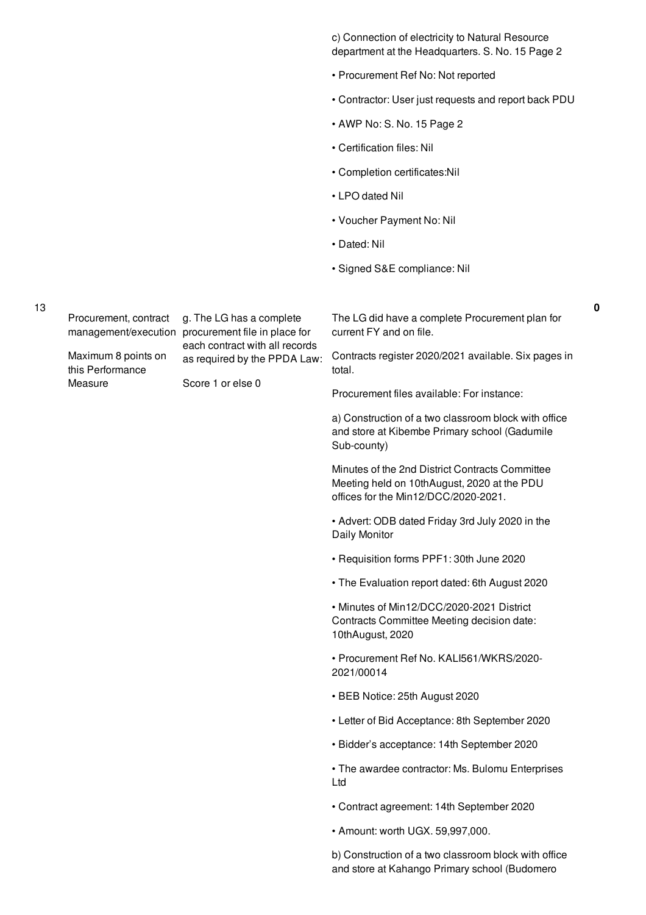| | | | | |
|---|---|---|---|---|
| | | | c) Connection of electricity to Natural Resource department at the Headquarters. S. No. 15 Page 2<br><br>• Procurement Ref No: Not reported<br><br>• Contractor: User just requests and report back PDU<br><br>• AWP No: S. No. 15 Page 2<br><br>• Certification files: Nil<br><br>• Completion certificates:Nil<br><br>• LPO dated Nil<br><br>• Voucher Payment No: Nil<br><br>• Dated: Nil<br><br>• Signed S&E compliance: Nil | |
| 13 | Procurement, contract management/execution<br><br>Maximum 8 points on this Performance Measure | g. The LG has a complete procurement file in place for each contract with all records as required by the PPDA Law:<br><br>Score 1 or else 0 | The LG did have a complete Procurement plan for current FY and on file.<br><br>Contracts register 2020/2021 available. Six pages in total.<br><br>Procurement files available: For instance:<br><br>a) Construction of a two classroom block with office and store at Kibembe Primary school (Gadumile Sub-county)<br><br>Minutes of the 2nd District Contracts Committee Meeting held on 10thAugust, 2020 at the PDU offices for the Min12/DCC/2020-2021.<br><br>• Advert: ODB dated Friday 3rd July 2020 in the Daily Monitor<br><br>• Requisition forms PPF1: 30th June 2020<br><br>• The Evaluation report dated: 6th August 2020<br><br>• Minutes of Min12/DCC/2020-2021 District Contracts Committee Meeting decision date: 10thAugust, 2020<br><br>• Procurement Ref No. KALI561/WKRS/2020-2021/00014<br><br>• BEB Notice: 25th August 2020<br><br>• Letter of Bid Acceptance: 8th September 2020<br><br>• Bidder's acceptance: 14th September 2020<br><br>• The awardee contractor: Ms. Bulomu Enterprises Ltd<br><br>• Contract agreement: 14th September 2020<br><br>• Amount: worth UGX. 59,997,000.<br><br>b) Construction of a two classroom block with office and store at Kahango Primary school (Budomero | 0 |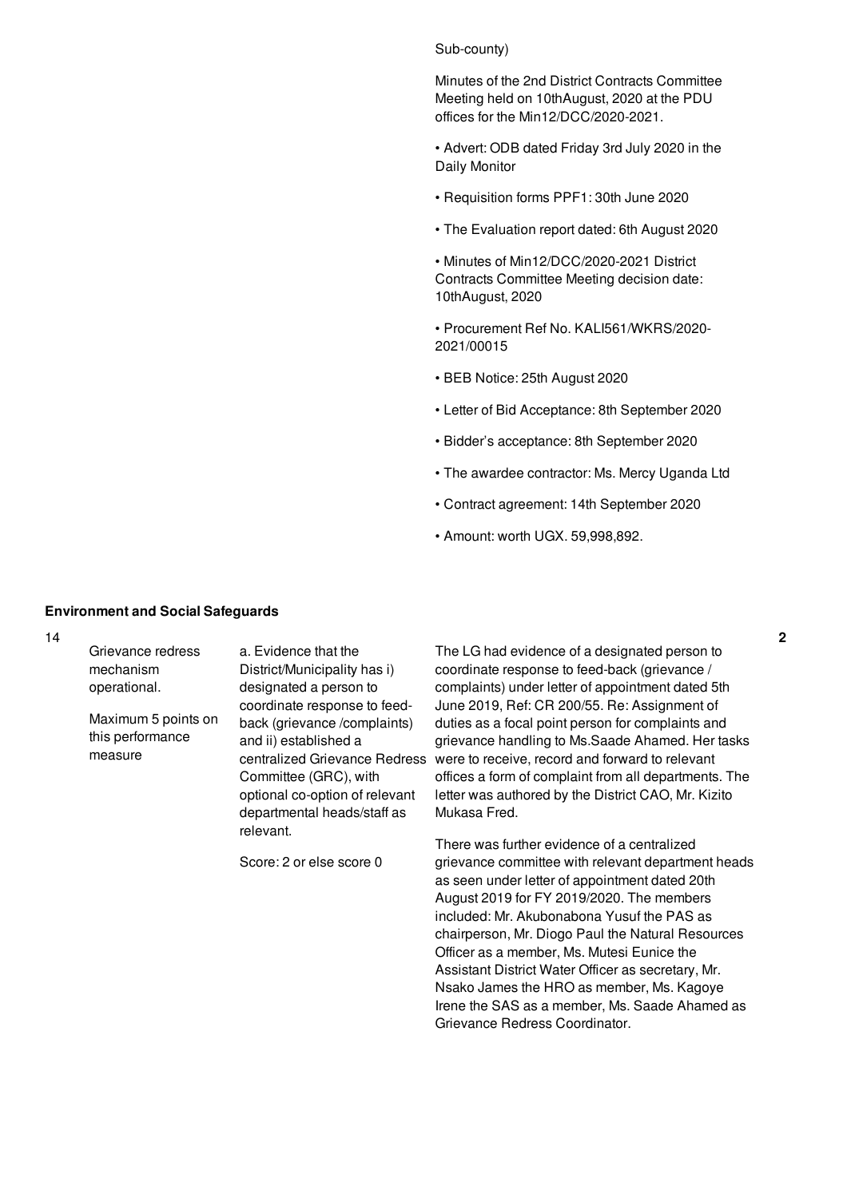| | | | | |
|---|---|---|---|---|
| | | | Sub-county)<br><br>Minutes of the 2nd District Contracts Committee Meeting held on 10thAugust, 2020 at the PDU offices for the Min12/DCC/2020-2021.<br><br>• Advert: ODB dated Friday 3rd July 2020 in the Daily Monitor<br><br>• Requisition forms PPF1: 30th June 2020<br><br>• The Evaluation report dated: 6th August 2020<br><br>• Minutes of Min12/DCC/2020-2021 District Contracts Committee Meeting decision date: 10thAugust, 2020<br><br>• Procurement Ref No. KALI561/WKRS/2020-2021/00015<br><br>• BEB Notice: 25th August 2020<br><br>• Letter of Bid Acceptance: 8th September 2020<br><br>• Bidder's acceptance: 8th September 2020<br><br>• The awardee contractor: Ms. Mercy Uganda Ltd<br><br>• Contract agreement: 14th September 2020<br><br>• Amount: worth UGX. 59,998,892. | |

**Environment and Social Safeguards**

| | | | | |
|---|---|---|---|---|
| 14 | Grievance redress mechanism operational.<br><br>Maximum 5 points on this performance measure | a. Evidence that the District/Municipality has i) designated a person to coordinate response to feed-back (grievance /complaints) and ii) established a centralized Grievance Redress Committee (GRC), with optional co-option of relevant departmental heads/staff as relevant.<br><br>Score: 2 or else score 0 | The LG had evidence of a designated person to coordinate response to feed-back (grievance / complaints) under letter of appointment dated 5th June 2019, Ref: CR 200/55. Re: Assignment of duties as a focal point person for complaints and grievance handling to Ms.Saade Ahamed. Her tasks were to receive, record and forward to relevant offices a form of complaint from all departments. The letter was authored by the District CAO, Mr. Kizito Mukasa Fred.<br><br>There was further evidence of a centralized grievance committee with relevant department heads as seen under letter of appointment dated 20th August 2019 for FY 2019/2020. The members included: Mr. Akubonabona Yusuf the PAS as chairperson, Mr. Diogo Paul the Natural Resources Officer as a member, Ms. Mutesi Eunice the Assistant District Water Officer as secretary, Mr. Nsako James the HRO as member, Ms. Kagoye Irene the SAS as a member, Ms. Saade Ahamed as Grievance Redress Coordinator. | 2 |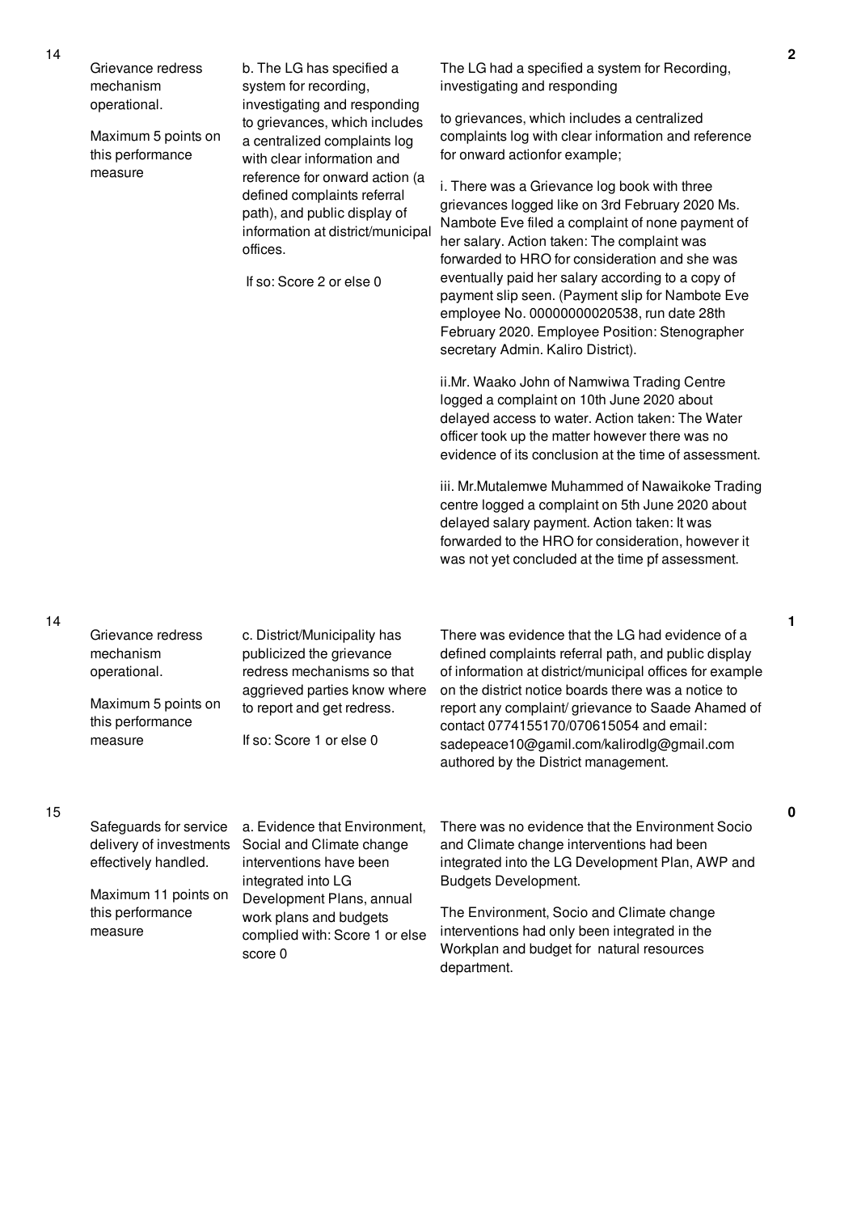| No. | Summary of requirements | Definition of compliance | Compliance justification | Score |
|---|---|---|---|---|
| 14 | Grievance redress mechanism operational.<br><br>Maximum 5 points on this performance measure | b. The LG has specified a system for recording, investigating and responding to grievances, which includes a centralized complaints log with clear information and reference for onward action (a defined complaints referral path), and public display of information at district/municipal offices.<br><br>If so: Score 2 or else 0 | The LG had a specified a system for Recording, investigating and responding<br><br>to grievances, which includes a centralized complaints log with clear information and reference for onward actionfor example;<br><br>i. There was a Grievance log book with three grievances logged like on 3rd February 2020 Ms. Nambote Eve filed a complaint of none payment of her salary. Action taken: The complaint was forwarded to HRO for consideration and she was eventually paid her salary according to a copy of payment slip seen. (Payment slip for Nambote Eve employee No. 00000000020538, run date 28th February 2020. Employee Position: Stenographer secretary Admin. Kaliro District).<br><br>ii.Mr. Waako John of Namwiwa Trading Centre logged a complaint on 10th June 2020 about delayed access to water. Action taken: The Water officer took up the matter however there was no evidence of its conclusion at the time of assessment.<br><br>iii. Mr.Mutalemwe Muhammed of Nawaikoke Trading centre logged a complaint on 5th June 2020 about delayed salary payment. Action taken: It was forwarded to the HRO for consideration, however it was not yet concluded at the time pf assessment. | 2 |
| 14 | Grievance redress mechanism operational.<br><br>Maximum 5 points on this performance measure | c. District/Municipality has publicized the grievance redress mechanisms so that aggrieved parties know where to report and get redress.<br><br>If so: Score 1 or else 0 | There was evidence that the LG had evidence of a defined complaints referral path, and public display of information at district/municipal offices for example on the district notice boards there was a notice to report any complaint/ grievance to Saade Ahamed of contact 0774155170/070615054 and email: sadepeace10@gamil.com/kalirodlg@gmail.com authored by the District management. | 1 |
| 15 | Safeguards for service delivery of investments effectively handled.<br><br>Maximum 11 points on this performance measure | a. Evidence that Environment, Social and Climate change interventions have been integrated into LG Development Plans, annual work plans and budgets complied with: Score 1 or else score 0 | There was no evidence that the Environment Socio and Climate change interventions had been integrated into the LG Development Plan, AWP and Budgets Development.<br><br>The Environment, Socio and Climate change interventions had only been integrated in the Workplan and budget for natural resources department. | 0 |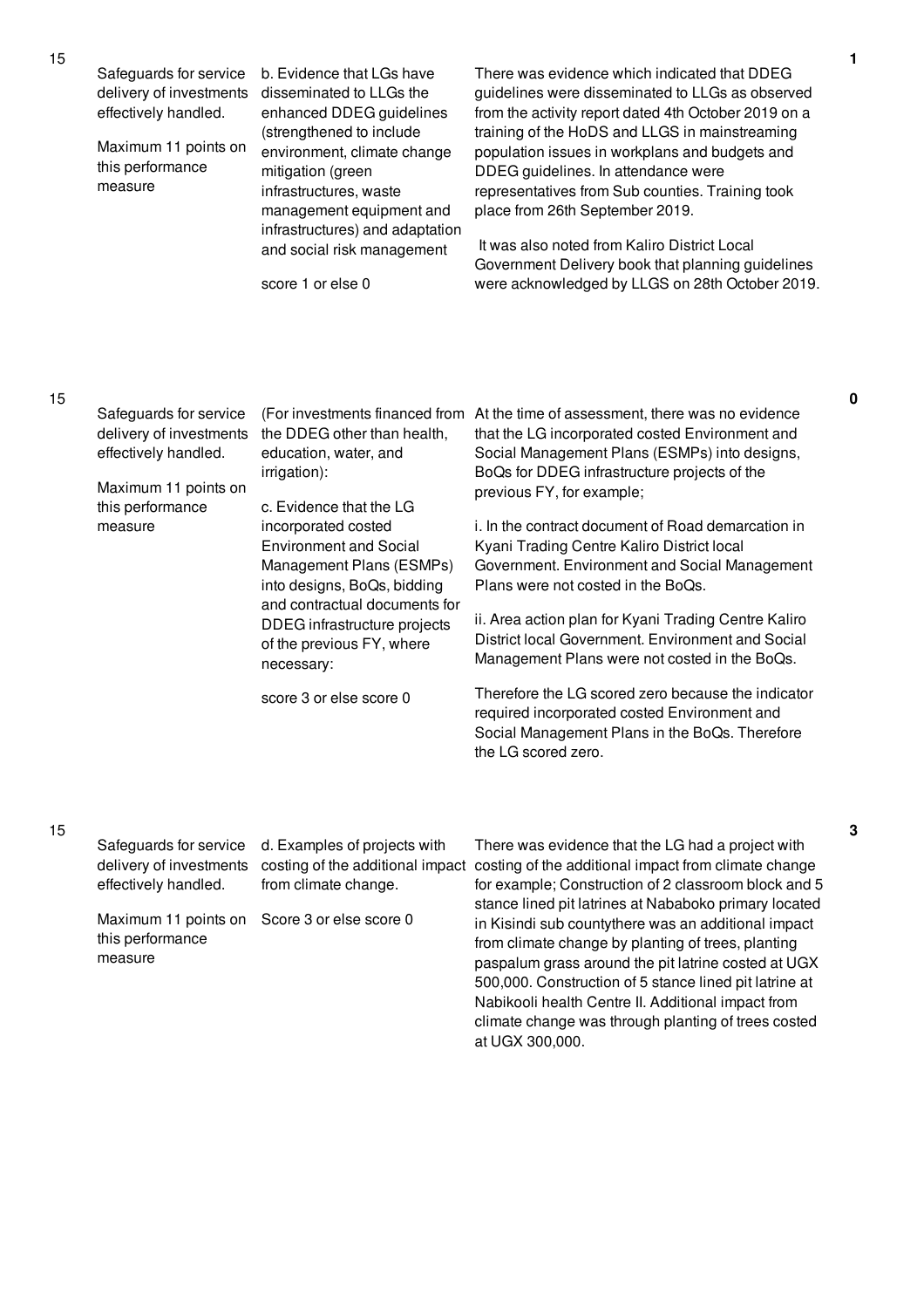| No. | Performance Area | Indicator | Assessment Findings | Score |
|---|---|---|---|---|
| 15 | Safeguards for service delivery of investments effectively handled.<br><br>Maximum 11 points on this performance measure | b. Evidence that LGs have disseminated to LLGs the enhanced DDEG guidelines (strengthened to include environment, climate change mitigation (green infrastructures, waste management equipment and infrastructures) and adaptation and social risk management<br><br>score 1 or else 0 | There was evidence which indicated that DDEG guidelines were disseminated to LLGs as observed from the activity report dated 4th October 2019 on a training of the HoDS and LLGS in mainstreaming population issues in workplans and budgets and DDEG guidelines. In attendance were representatives from Sub counties. Training took place from 26th September 2019.<br><br>It was also noted from Kaliro District Local Government Delivery book that planning guidelines were acknowledged by LLGS on 28th October 2019. | 1 |
| 15 | Safeguards for service delivery of investments effectively handled.<br><br>Maximum 11 points on this performance measure | (For investments financed from the DDEG other than health, education, water, and irrigation):<br><br>c. Evidence that the LG incorporated costed Environment and Social Management Plans (ESMPs) into designs, BoQs, bidding and contractual documents for DDEG infrastructure projects of the previous FY, where necessary:<br><br>score 3 or else score 0 | At the time of assessment, there was no evidence that the LG incorporated costed Environment and Social Management Plans (ESMPs) into designs, BoQs for DDEG infrastructure projects of the previous FY, for example;<br><br>i. In the contract document of Road demarcation in Kyani Trading Centre Kaliro District local Government. Environment and Social Management Plans were not costed in the BoQs.<br><br>ii. Area action plan for Kyani Trading Centre Kaliro District local Government. Environment and Social Management Plans were not costed in the BoQs.<br><br>Therefore the LG scored zero because the indicator required incorporated costed Environment and Social Management Plans in the BoQs. Therefore the LG scored zero. | 0 |
| 15 | Safeguards for service delivery of investments effectively handled.<br><br>Maximum 11 points on this performance measure | d. Examples of projects with costing of the additional impact from climate change.<br><br>Score 3 or else score 0 | There was evidence that the LG had a project with costing of the additional impact from climate change for example; Construction of 2 classroom block and 5 stance lined pit latrines at Nababoko primary located in Kisindi sub countythere was an additional impact from climate change by planting of trees, planting paspalum grass around the pit latrine costed at UGX 500,000. Construction of 5 stance lined pit latrine at Nabikooli health Centre II. Additional impact from climate change was through planting of trees costed at UGX 300,000. | 3 |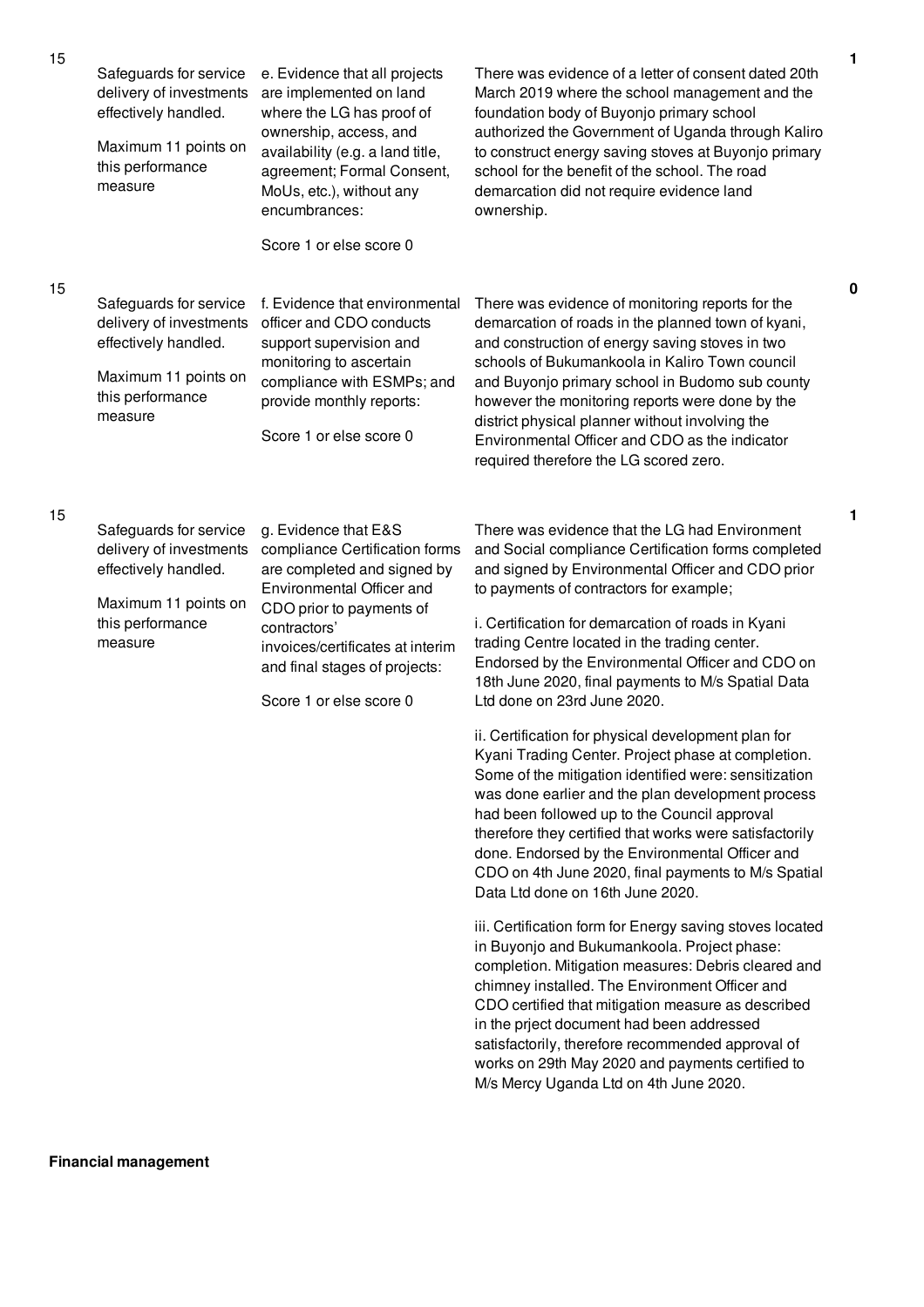| No. | Performance Area | Performance Measure | Assessment Finding | Score |
|---|---|---|---|---|
| 15 | Safeguards for service delivery of investments effectively handled.<br><br>Maximum 11 points on this performance measure | e. Evidence that all projects are implemented on land where the LG has proof of ownership, access, and availability (e.g. a land title, agreement; Formal Consent, MoUs, etc.), without any encumbrances:<br><br>Score 1 or else score 0 | There was evidence of a letter of consent dated 20th March 2019 where the school management and the foundation body of Buyonjo primary school authorized the Government of Uganda through Kaliro to construct energy saving stoves at Buyonjo primary school for the benefit of the school. The road demarcation did not require evidence land ownership. | 1 |
| 15 | Safeguards for service delivery of investments effectively handled.<br><br>Maximum 11 points on this performance measure | f. Evidence that environmental officer and CDO conducts support supervision and monitoring to ascertain compliance with ESMPs; and provide monthly reports:<br><br>Score 1 or else score 0 | There was evidence of monitoring reports for the demarcation of roads in the planned town of kyani, and construction of energy saving stoves in two schools of Bukumankoola in Kaliro Town council and Buyonjo primary school in Budomo sub county however the monitoring reports were done by the district physical planner without involving the Environmental Officer and CDO as the indicator required therefore the LG scored zero. | 0 |
| 15 | Safeguards for service delivery of investments effectively handled.<br><br>Maximum 11 points on this performance measure | g. Evidence that E&S compliance Certification forms are completed and signed by Environmental Officer and CDO prior to payments of contractors' invoices/certificates at interim and final stages of projects:<br><br>Score 1 or else score 0 | There was evidence that the LG had Environment and Social compliance Certification forms completed and signed by Environmental Officer and CDO prior to payments of contractors for example;<br><br>i. Certification for demarcation of roads in Kyani trading Centre located in the trading center. Endorsed by the Environmental Officer and CDO on 18th June 2020, final payments to M/s Spatial Data Ltd done on 23rd June 2020.<br><br>ii. Certification for physical development plan for Kyani Trading Center. Project phase at completion. Some of the mitigation identified were: sensitization was done earlier and the plan development process had been followed up to the Council approval therefore they certified that works were satisfactorily done. Endorsed by the Environmental Officer and CDO on 4th June 2020, final payments to M/s Spatial Data Ltd done on 16th June 2020.<br><br>iii. Certification form for Energy saving stoves located in Buyonjo and Bukumankoola. Project phase: completion. Mitigation measures: Debris cleared and chimney installed. The Environment Officer and CDO certified that mitigation measure as described in the prject document had been addressed satisfactorily, therefore recommended approval of works on 29th May 2020 and payments certified to M/s Mercy Uganda Ltd on 4th June 2020. | 1 |

**Financial management**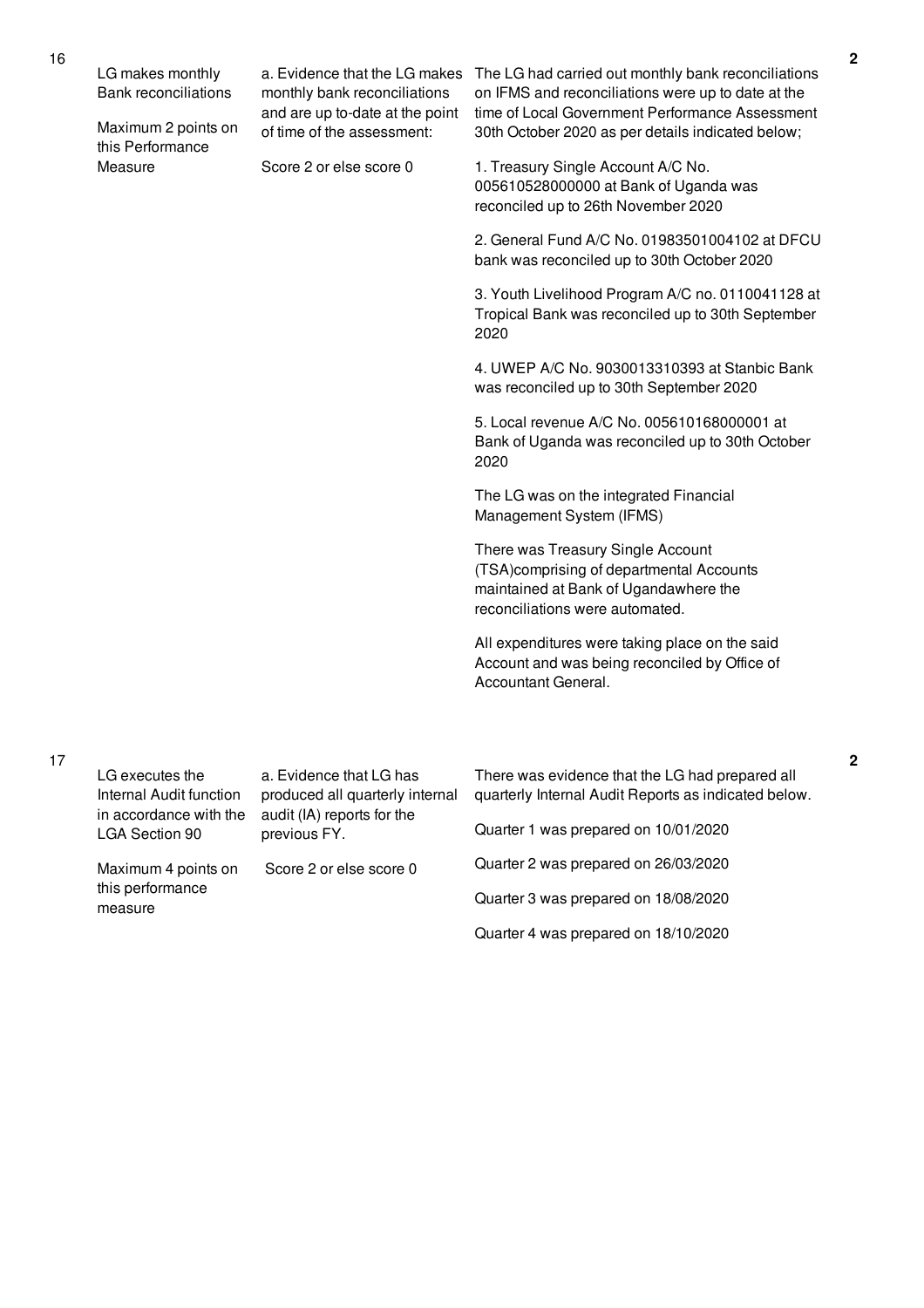| No. | Performance Measure | Indicator | Justification | Score |
|---|---|---|---|---|
| 16 | LG makes monthly Bank reconciliations<br><br>Maximum 2 points on this Performance Measure | a. Evidence that the LG makes monthly bank reconciliations and are up to-date at the point of time of the assessment:<br><br>Score 2 or else score 0 | The LG had carried out monthly bank reconciliations on IFMS and reconciliations were up to date at the time of Local Government Performance Assessment 30th October 2020 as per details indicated below;<br><br>1. Treasury Single Account A/C No. 005610528000000 at Bank of Uganda was reconciled up to 26th November 2020<br><br>2. General Fund A/C No. 01983501004102 at DFCU bank was reconciled up to 30th October 2020<br><br>3. Youth Livelihood Program A/C no. 0110041128 at Tropical Bank was reconciled up to 30th September 2020<br><br>4. UWEP A/C No. 9030013310393 at Stanbic Bank was reconciled up to 30th September 2020<br><br>5. Local revenue A/C No. 005610168000001 at Bank of Uganda was reconciled up to 30th October 2020<br><br>The LG was on the integrated Financial Management System (IFMS)<br><br>There was Treasury Single Account (TSA)comprising of departmental Accounts maintained at Bank of Ugandawhere the reconciliations were automated.<br><br>All expenditures were taking place on the said Account and was being reconciled by Office of Accountant General. | 2 |
| 17 | LG executes the Internal Audit function in accordance with the LGA Section 90<br><br>Maximum 4 points on this performance measure | a. Evidence that LG has produced all quarterly internal audit (IA) reports for the previous FY.<br><br>Score 2 or else score 0 | There was evidence that the LG had prepared all quarterly Internal Audit Reports as indicated below.<br><br>Quarter 1 was prepared on 10/01/2020<br><br>Quarter 2 was prepared on 26/03/2020<br><br>Quarter 3 was prepared on 18/08/2020<br><br>Quarter 4 was prepared on 18/10/2020 | 2 |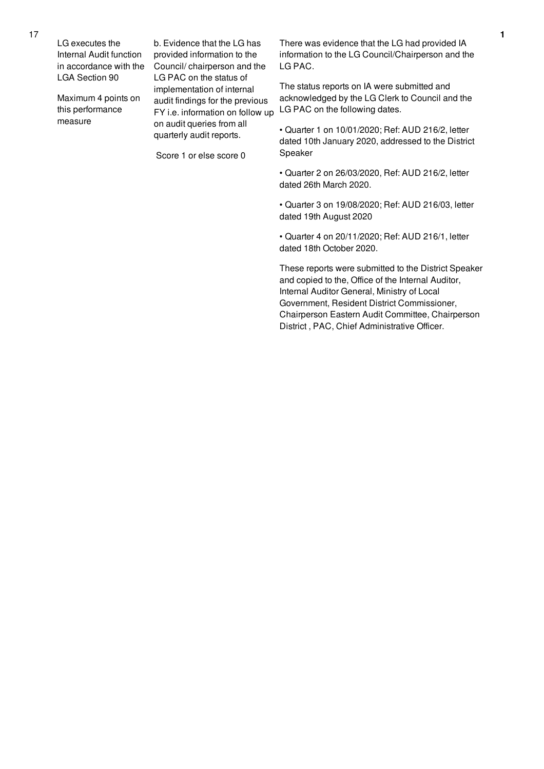| 17 | LG executes the Internal Audit function in accordance with the LGA Section 90<br><br>Maximum 4 points on this performance measure | b. Evidence that the LG has provided information to the Council/ chairperson and the LG PAC on the status of implementation of internal audit findings for the previous FY i.e. information on follow up on audit queries from all quarterly audit reports.<br><br>Score 1 or else score 0 | There was evidence that the LG had provided IA information to the LG Council/Chairperson and the LG PAC.<br><br>The status reports on IA were submitted and acknowledged by the LG Clerk to Council and the LG PAC on the following dates.<br><br>• Quarter 1 on 10/01/2020; Ref: AUD 216/2, letter dated 10th January 2020, addressed to the District Speaker<br><br>• Quarter 2 on 26/03/2020, Ref: AUD 216/2, letter dated 26th March 2020.<br><br>• Quarter 3 on 19/08/2020; Ref: AUD 216/03, letter dated 19th August 2020<br><br>• Quarter 4 on 20/11/2020; Ref: AUD 216/1, letter dated 18th October 2020.<br><br>These reports were submitted to the District Speaker and copied to the, Office of the Internal Auditor, Internal Auditor General, Ministry of Local Government, Resident District Commissioner, Chairperson Eastern Audit Committee, Chairperson District , PAC, Chief Administrative Officer. | 1 |
|---|---|---|---|---|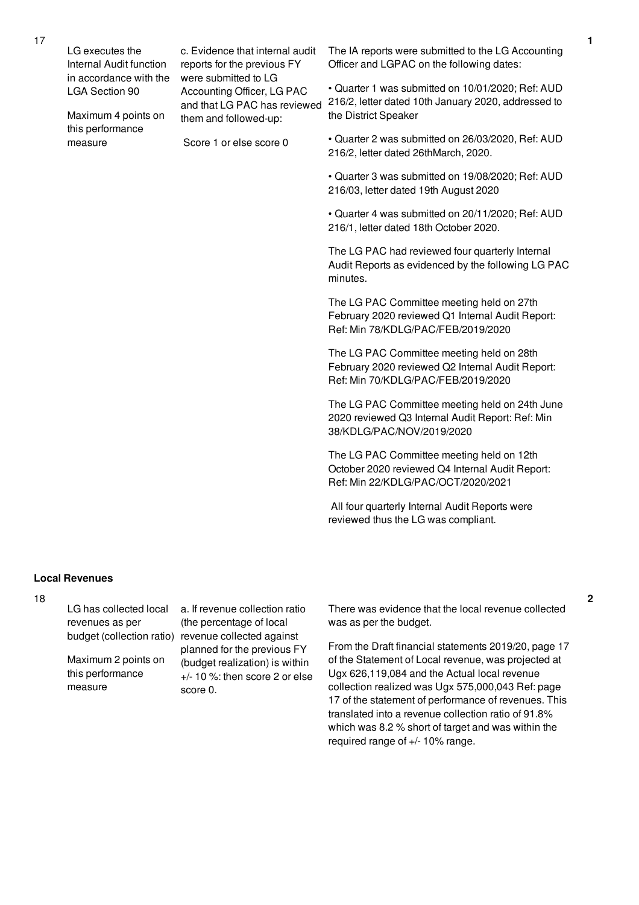| No. | Performance Measure | Scoring Guide | Justification | Score |
|---|---|---|---|---|
| 17 | LG executes the Internal Audit function in accordance with the LGA Section 90<br><br>Maximum 4 points on this performance measure | c. Evidence that internal audit reports for the previous FY were submitted to LG Accounting Officer, LG PAC and that LG PAC has reviewed them and followed-up:<br><br>Score 1 or else score 0 | The IA reports were submitted to the LG Accounting Officer and LGPAC on the following dates:<br><br>• Quarter 1 was submitted on 10/01/2020; Ref: AUD 216/2, letter dated 10th January 2020, addressed to the District Speaker<br><br>• Quarter 2 was submitted on 26/03/2020, Ref: AUD 216/2, letter dated 26thMarch, 2020.<br><br>• Quarter 3 was submitted on 19/08/2020; Ref: AUD 216/03, letter dated 19th August 2020<br><br>• Quarter 4 was submitted on 20/11/2020; Ref: AUD 216/1, letter dated 18th October 2020.<br><br>The LG PAC had reviewed four quarterly Internal Audit Reports as evidenced by the following LG PAC minutes.<br><br>The LG PAC Committee meeting held on 27th February 2020 reviewed Q1 Internal Audit Report: Ref: Min 78/KDLG/PAC/FEB/2019/2020<br><br>The LG PAC Committee meeting held on 28th February 2020 reviewed Q2 Internal Audit Report: Ref: Min 70/KDLG/PAC/FEB/2019/2020<br><br>The LG PAC Committee meeting held on 24th June 2020 reviewed Q3 Internal Audit Report: Ref: Min 38/KDLG/PAC/NOV/2019/2020<br><br>The LG PAC Committee meeting held on 12th October 2020 reviewed Q4 Internal Audit Report: Ref: Min 22/KDLG/PAC/OCT/2020/2021<br><br>All four quarterly Internal Audit Reports were reviewed thus the LG was compliant. | 1 |

**Local Revenues**

| No. | Performance Measure | Scoring Guide | Justification | Score |
|---|---|---|---|---|
| 18 | LG has collected local revenues as per budget (collection ratio)<br><br>Maximum 2 points on this performance measure | a. If revenue collection ratio (the percentage of local revenue collected against planned for the previous FY (budget realization) is within +/- 10 %: then score 2 or else score 0. | There was evidence that the local revenue collected was as per the budget.<br><br>From the Draft financial statements 2019/20, page 17 of the Statement of Local revenue, was projected at Ugx 626,119,084 and the Actual local revenue collection realized was Ugx 575,000,043 Ref: page 17 of the statement of performance of revenues. This translated into a revenue collection ratio of 91.8% which was 8.2 % short of target and was within the required range of +/- 10% range. | 2 |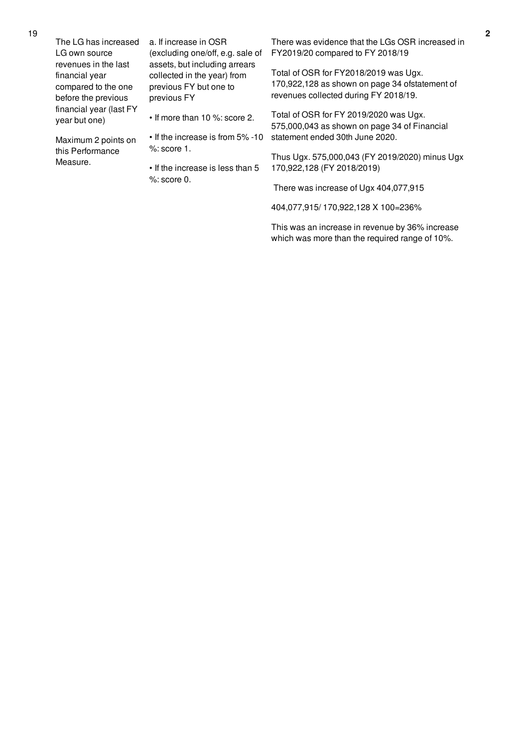| 19 | The LG has increased LG own source revenues in the last financial year compared to the one before the previous financial year (last FY year but one)<br><br>Maximum 2 points on this Performance Measure. | a. If increase in OSR (excluding one/off, e.g. sale of assets, but including arrears collected in the year) from previous FY but one to previous FY<br><br>• If more than 10 %: score 2.<br><br>• If the increase is from 5% -10 %: score 1.<br><br>• If the increase is less than 5 %: score 0. | There was evidence that the LGs OSR increased in FY2019/20 compared to FY 2018/19<br><br>Total of OSR for FY2018/2019 was Ugx. 170,922,128 as shown on page 34 ofstatement of revenues collected during FY 2018/19.<br><br>Total of OSR for FY 2019/2020 was Ugx. 575,000,043 as shown on page 34 of Financial statement ended 30th June 2020.<br><br>Thus Ugx. 575,000,043 (FY 2019/2020) minus Ugx 170,922,128 (FY 2018/2019)<br><br>There was increase of Ugx 404,077,915<br><br>404,077,915/ 170,922,128 X 100=236%<br><br>This was an increase in revenue by 36% increase which was more than the required range of 10%. | 2 |
|---|---|---|---|---|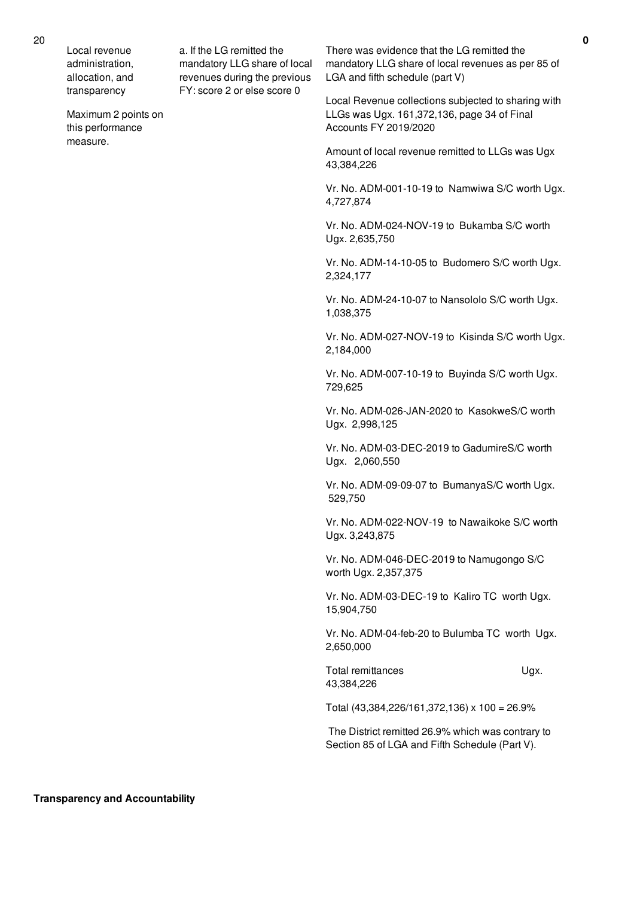| | | | | |
|---|---|---|---|---|
| 20 | Local revenue administration, allocation, and transparency<br><br>Maximum 2 points on this performance measure. | a. If the LG remitted the mandatory LLG share of local revenues during the previous FY: score 2 or else score 0 | There was evidence that the LG remitted the mandatory LLG share of local revenues as per 85 of LGA and fifth schedule (part V)<br><br>Local Revenue collections subjected to sharing with LLGs was Ugx. 161,372,136, page 34 of Final Accounts FY 2019/2020<br><br>Amount of local revenue remitted to LLGs was Ugx 43,384,226<br><br>Vr. No. ADM-001-10-19 to Namwiwa S/C worth Ugx. 4,727,874<br><br>Vr. No. ADM-024-NOV-19 to Bukamba S/C worth Ugx. 2,635,750<br><br>Vr. No. ADM-14-10-05 to Budomero S/C worth Ugx. 2,324,177<br><br>Vr. No. ADM-24-10-07 to Nansololo S/C worth Ugx. 1,038,375<br><br>Vr. No. ADM-027-NOV-19 to Kisinda S/C worth Ugx. 2,184,000<br><br>Vr. No. ADM-007-10-19 to Buyinda S/C worth Ugx. 729,625<br><br>Vr. No. ADM-026-JAN-2020 to KasokweS/C worth Ugx. 2,998,125<br><br>Vr. No. ADM-03-DEC-2019 to GadumireS/C worth Ugx. 2,060,550<br><br>Vr. No. ADM-09-09-07 to BumanyaS/C worth Ugx. 529,750<br><br>Vr. No. ADM-022-NOV-19 to Nawaikoke S/C worth Ugx. 3,243,875<br><br>Vr. No. ADM-046-DEC-2019 to Namugongo S/C worth Ugx. 2,357,375<br><br>Vr. No. ADM-03-DEC-19 to Kaliro TC worth Ugx. 15,904,750<br><br>Vr. No. ADM-04-feb-20 to Bulumba TC worth Ugx. 2,650,000<br><br>Total remittances Ugx. 43,384,226<br><br>Total (43,384,226/161,372,136) x 100 = 26.9%<br><br>The District remitted 26.9% which was contrary to Section 85 of LGA and Fifth Schedule (Part V). | 0 |

**Transparency and Accountability**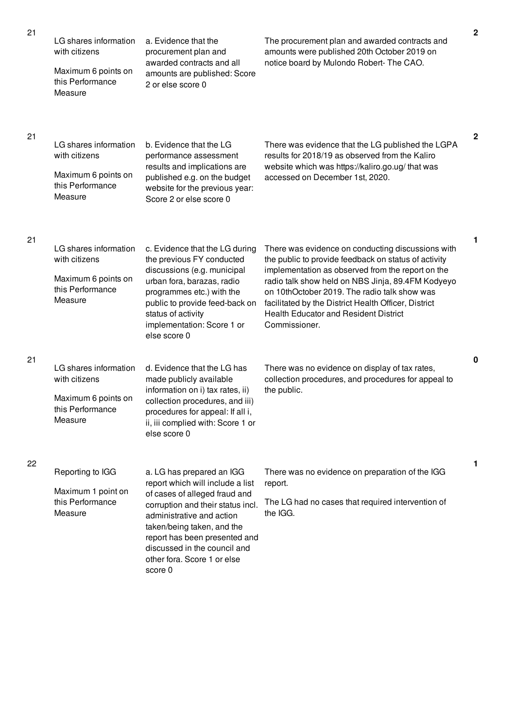| No. | Performance Measure | Criteria | Findings | Score |
|---|---|---|---|---|
| 21 | LG shares information with citizens<br><br>Maximum 6 points on this Performance Measure | a. Evidence that the procurement plan and awarded contracts and all amounts are published: Score 2 or else score 0 | The procurement plan and awarded contracts and amounts were published 20th October 2019 on notice board by Mulondo Robert- The CAO. | 2 |
| 21 | LG shares information with citizens<br><br>Maximum 6 points on this Performance Measure | b. Evidence that the LG performance assessment results and implications are published e.g. on the budget website for the previous year: Score 2 or else score 0 | There was evidence that the LG published the LGPA results for 2018/19 as observed from the Kaliro website which was https://kaliro.go.ug/ that was accessed on December 1st, 2020. | 2 |
| 21 | LG shares information with citizens<br><br>Maximum 6 points on this Performance Measure | c. Evidence that the LG during the previous FY conducted discussions (e.g. municipal urban fora, barazas, radio programmes etc.) with the public to provide feed-back on status of activity implementation: Score 1 or else score 0 | There was evidence on conducting discussions with the public to provide feedback on status of activity implementation as observed from the report on the radio talk show held on NBS Jinja, 89.4FM Kodyeyo on 10thOctober 2019. The radio talk show was facilitated by the District Health Officer, District Health Educator and Resident District Commissioner. | 1 |
| 21 | LG shares information with citizens<br><br>Maximum 6 points on this Performance Measure | d. Evidence that the LG has made publicly available information on i) tax rates, ii) collection procedures, and iii) procedures for appeal: If all i, ii, iii complied with: Score 1 or else score 0 | There was no evidence on display of tax rates, collection procedures, and procedures for appeal to the public. | 0 |
| 22 | Reporting to IGG<br><br>Maximum 1 point on this Performance Measure | a. LG has prepared an IGG report which will include a list of cases of alleged fraud and corruption and their status incl. administrative and action taken/being taken, and the report has been presented and discussed in the council and other fora. Score 1 or else score 0 | There was no evidence on preparation of the IGG report.<br><br>The LG had no cases that required intervention of the IGG. | 1 |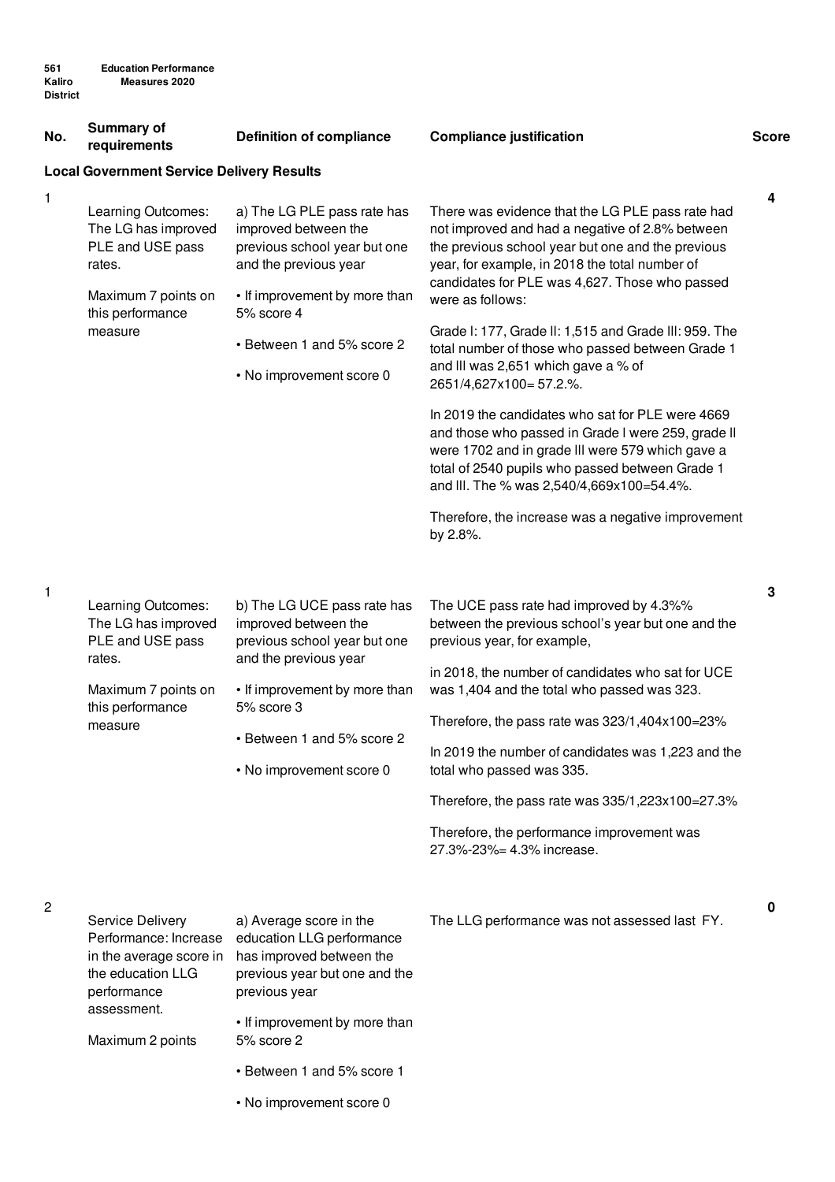561 Kaliro District — Education Performance Measures 2020

| No. | Summary of requirements | Definition of compliance | Compliance justification | Score |
|---|---|---|---|---|
| **Local Government Service Delivery Results** | | | | |
| 1 | Learning Outcomes: The LG has improved PLE and USE pass rates.<br><br>Maximum 7 points on this performance measure | a) The LG PLE pass rate has improved between the previous school year but one and the previous year<br><br>• If improvement by more than 5% score 4<br><br>• Between 1 and 5% score 2<br><br>• No improvement score 0 | There was evidence that the LG PLE pass rate had not improved and had a negative of 2.8% between the previous school year but one and the previous year, for example, in 2018 the total number of candidates for PLE was 4,627. Those who passed were as follows:<br><br>Grade I: 177, Grade II: 1,515 and Grade III: 959. The total number of those who passed between Grade 1 and III was 2,651 which gave a % of 2651/4,627x100= 57.2.%.<br><br>In 2019 the candidates who sat for PLE were 4669 and those who passed in Grade I were 259, grade II were 1702 and in grade III were 579 which gave a total of 2540 pupils who passed between Grade 1 and III. The % was 2,540/4,669x100=54.4%.<br><br>Therefore, the increase was a negative improvement by 2.8%. | **4** |
| 1 | Learning Outcomes: The LG has improved PLE and USE pass rates.<br><br>Maximum 7 points on this performance measure | b) The LG UCE pass rate has improved between the previous school year but one and the previous year<br><br>• If improvement by more than 5% score 3<br><br>• Between 1 and 5% score 2<br><br>• No improvement score 0 | The UCE pass rate had improved by 4.3%% between the previous school's year but one and the previous year, for example,<br><br>in 2018, the number of candidates who sat for UCE was 1,404 and the total who passed was 323.<br><br>Therefore, the pass rate was 323/1,404x100=23%<br><br>In 2019 the number of candidates was 1,223 and the total who passed was 335.<br><br>Therefore, the pass rate was 335/1,223x100=27.3%<br><br>Therefore, the performance improvement was 27.3%-23%= 4.3% increase. | **3** |
| 2 | Service Delivery Performance: Increase in the average score in the education LLG performance assessment.<br><br>Maximum 2 points | a) Average score in the education LLG performance has improved between the previous year but one and the previous year<br><br>• If improvement by more than 5% score 2<br><br>• Between 1 and 5% score 1<br><br>• No improvement score 0 | The LLG performance was not assessed last FY. | **0** |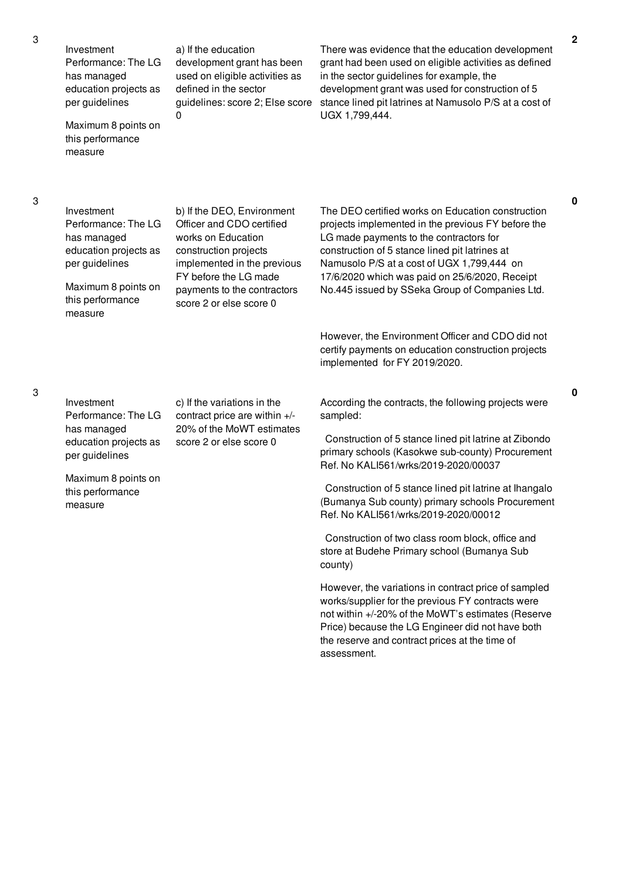| | | | | |
|---|---|---|---|---|
| 3 | Investment Performance: The LG has managed education projects as per guidelines<br><br>Maximum 8 points on this performance measure | a) If the education development grant has been used on eligible activities as defined in the sector guidelines: score 2; Else score 0 | There was evidence that the education development grant had been used on eligible activities as defined in the sector guidelines for example, the development grant was used for construction of 5 stance lined pit latrines at Namusolo P/S at a cost of UGX 1,799,444. | 2 |
| 3 | Investment Performance: The LG has managed education projects as per guidelines<br><br>Maximum 8 points on this performance measure | b) If the DEO, Environment Officer and CDO certified works on Education construction projects implemented in the previous FY before the LG made payments to the contractors score 2 or else score 0 | The DEO certified works on Education construction projects implemented in the previous FY before the LG made payments to the contractors for construction of 5 stance lined pit latrines at Namusolo P/S at a cost of UGX 1,799,444 on 17/6/2020 which was paid on 25/6/2020, Receipt No.445 issued by SSeka Group of Companies Ltd.<br><br>However, the Environment Officer and CDO did not certify payments on education construction projects implemented for FY 2019/2020. | 0 |
| 3 | Investment Performance: The LG has managed education projects as per guidelines<br><br>Maximum 8 points on this performance measure | c) If the variations in the contract price are within +/-20% of the MoWT estimates score 2 or else score 0 | According the contracts, the following projects were sampled:<br><br>Construction of 5 stance lined pit latrine at Zibondo primary schools (Kasokwe sub-county) Procurement Ref. No KALI561/wrks/2019-2020/00037<br><br>Construction of 5 stance lined pit latrine at Ihangalo (Bumanya Sub county) primary schools Procurement Ref. No KALI561/wrks/2019-2020/00012<br><br>Construction of two class room block, office and store at Budehe Primary school (Bumanya Sub county)<br><br>However, the variations in contract price of sampled works/supplier for the previous FY contracts were not within +/-20% of the MoWT's estimates (Reserve Price) because the LG Engineer did not have both the reserve and contract prices at the time of assessment. | 0 |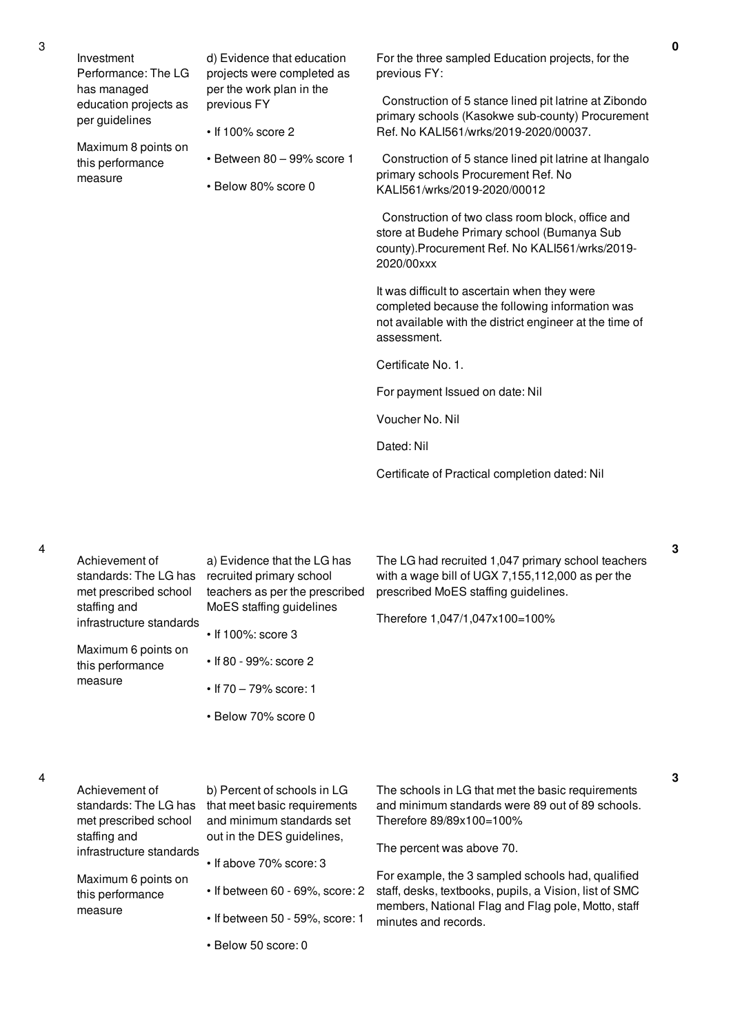| No. | Summary of requirements | Definition of compliance | Compliance justification | Score |
|---|---|---|---|---|
| 3 | Investment Performance: The LG has managed education projects as per guidelines<br><br>Maximum 8 points on this performance measure | d) Evidence that education projects were completed as per the work plan in the previous FY<br><br>• If 100% score 2<br><br>• Between 80 – 99% score 1<br><br>• Below 80% score 0 | For the three sampled Education projects, for the previous FY:<br><br>Construction of 5 stance lined pit latrine at Zibondo primary schools (Kasokwe sub-county) Procurement Ref. No KALI561/wrks/2019-2020/00037.<br><br>Construction of 5 stance lined pit latrine at Ihangalo primary schools Procurement Ref. No KALI561/wrks/2019-2020/00012<br><br>Construction of two class room block, office and store at Budehe Primary school (Bumanya Sub county).Procurement Ref. No KALI561/wrks/2019-2020/00xxx<br><br>It was difficult to ascertain when they were completed because the following information was not available with the district engineer at the time of assessment.<br><br>Certificate No. 1.<br><br>For payment Issued on date: Nil<br><br>Voucher No. Nil<br><br>Dated: Nil<br><br>Certificate of Practical completion dated: Nil | 0 |
| 4 | Achievement of standards: The LG has met prescribed school staffing and infrastructure standards<br><br>Maximum 6 points on this performance measure | a) Evidence that the LG has recruited primary school teachers as per the prescribed MoES staffing guidelines<br><br>• If 100%: score 3<br><br>• If 80 - 99%: score 2<br><br>• If 70 – 79% score: 1<br><br>• Below 70% score 0 | The LG had recruited 1,047 primary school teachers with a wage bill of UGX 7,155,112,000 as per the prescribed MoES staffing guidelines.<br><br>Therefore 1,047/1,047x100=100% | 3 |
| 4 | Achievement of standards: The LG has met prescribed school staffing and infrastructure standards<br><br>Maximum 6 points on this performance measure | b) Percent of schools in LG that meet basic requirements and minimum standards set out in the DES guidelines,<br><br>• If above 70% score: 3<br><br>• If between 60 - 69%, score: 2<br><br>• If between 50 - 59%, score: 1<br><br>• Below 50 score: 0 | The schools in LG that met the basic requirements and minimum standards were 89 out of 89 schools. Therefore 89/89x100=100%<br><br>The percent was above 70.<br><br>For example, the 3 sampled schools had, qualified staff, desks, textbooks, pupils, a Vision, list of SMC members, National Flag and Flag pole, Motto, staff minutes and records. | 3 |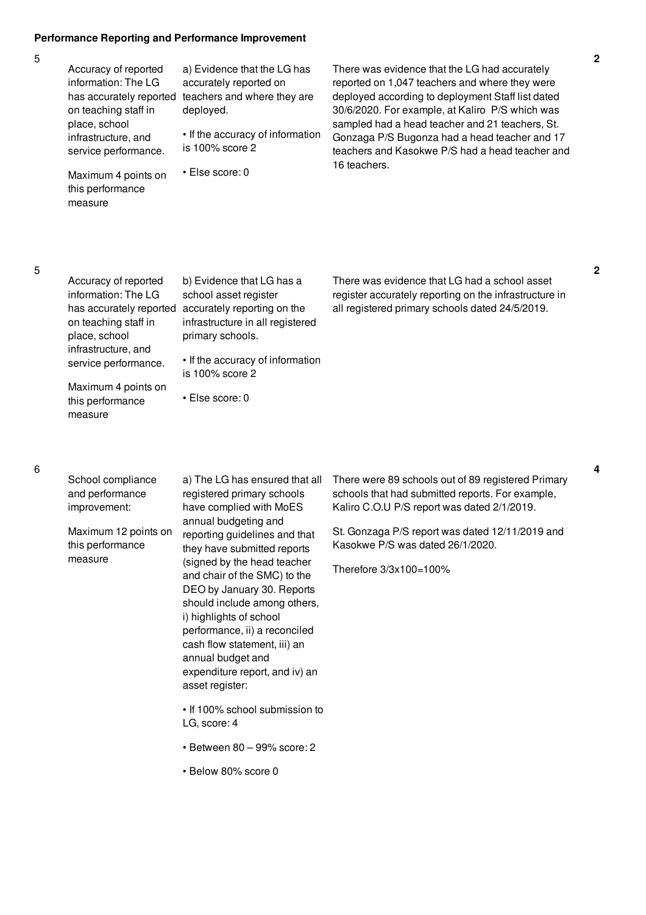**Performance Reporting and Performance Improvement**

| No. | Summary of requirements | Definition of compliance | Compliance justification | Score |
|---|---|---|---|---|
| 5 | Accuracy of reported information: The LG has accurately reported on teaching staff in place, school infrastructure, and service performance.<br><br>Maximum 4 points on this performance measure | a) Evidence that the LG has accurately reported on teachers and where they are deployed.<br><br>• If the accuracy of information is 100% score 2<br><br>• Else score: 0 | There was evidence that the LG had accurately reported on 1,047 teachers and where they were deployed according to deployment Staff list dated 30/6/2020. For example, at Kaliro P/S which was sampled had a head teacher and 21 teachers, St. Gonzaga P/S Bugonza had a head teacher and 17 teachers and Kasokwe P/S had a head teacher and 16 teachers. | 2 |
| 5 | Accuracy of reported information: The LG has accurately reported on teaching staff in place, school infrastructure, and service performance.<br><br>Maximum 4 points on this performance measure | b) Evidence that LG has a school asset register accurately reporting on the infrastructure in all registered primary schools.<br><br>• If the accuracy of information is 100% score 2<br><br>• Else score: 0 | There was evidence that LG had a school asset register accurately reporting on the infrastructure in all registered primary schools dated 24/5/2019. | 2 |
| 6 | School compliance and performance improvement:<br><br>Maximum 12 points on this performance measure | a) The LG has ensured that all registered primary schools have complied with MoES annual budgeting and reporting guidelines and that they have submitted reports (signed by the head teacher and chair of the SMC) to the DEO by January 30. Reports should include among others, i) highlights of school performance, ii) a reconciled cash flow statement, iii) an annual budget and expenditure report, and iv) an asset register:<br><br>• If 100% school submission to LG, score: 4<br><br>• Between 80 – 99% score: 2<br><br>• Below 80% score 0 | There were 89 schools out of 89 registered Primary schools that had submitted reports. For example, Kaliro C.O.U P/S report was dated 2/1/2019.<br><br>St. Gonzaga P/S report was dated 12/11/2019 and Kasokwe P/S was dated 26/1/2020.<br><br>Therefore 3/3x100=100% | 4 |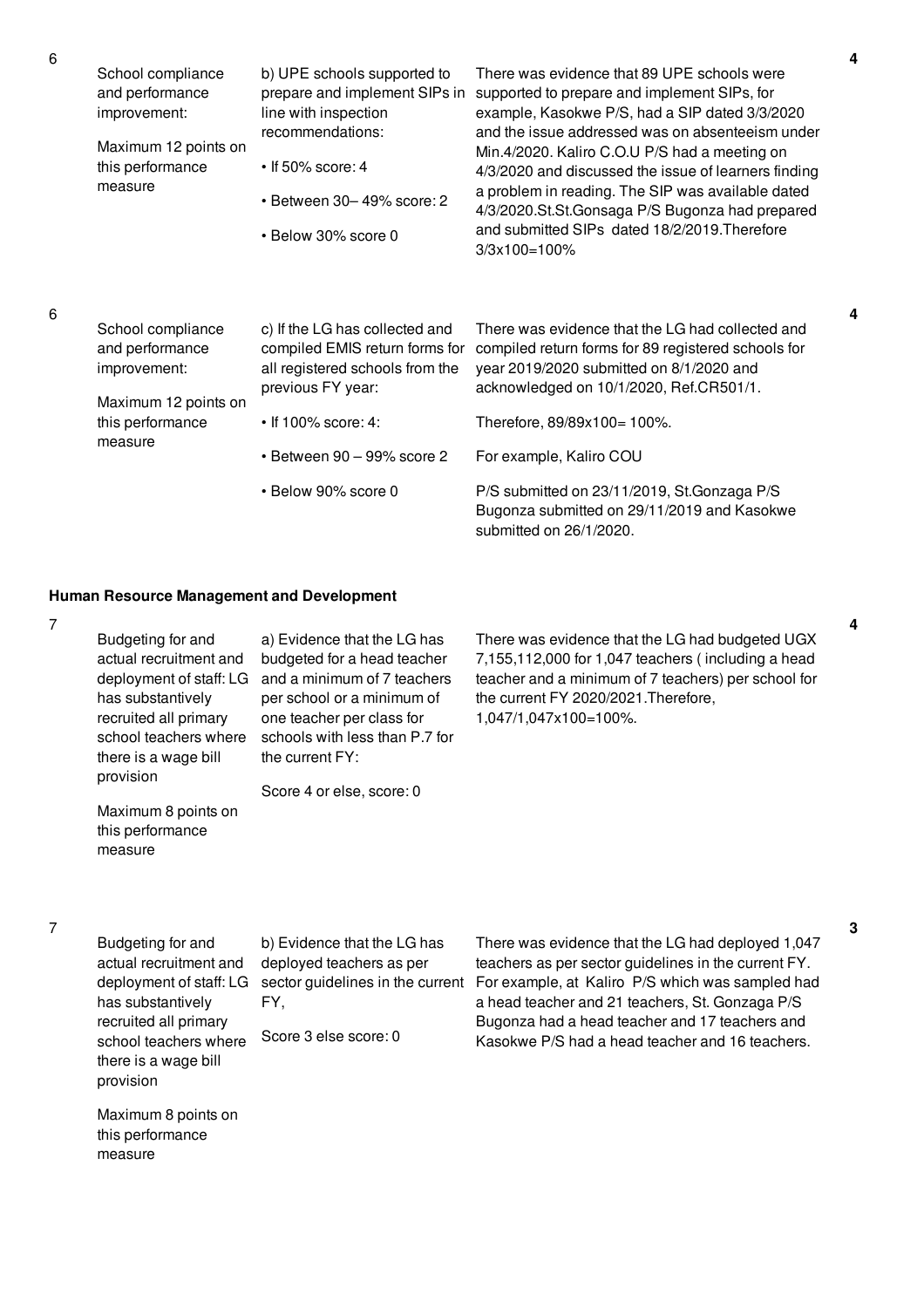| No. | Performance Measure | Criteria | Justification | Score |
|---|---|---|---|---|
| 6 | School compliance and performance improvement:<br><br>Maximum 12 points on this performance measure | b) UPE schools supported to prepare and implement SIPs in line with inspection recommendations:<br><br>• If 50% score: 4<br><br>• Between 30– 49% score: 2<br><br>• Below 30% score 0 | There was evidence that 89 UPE schools were supported to prepare and implement SIPs, for example, Kasokwe P/S, had a SIP dated 3/3/2020 and the issue addressed was on absenteeism under Min.4/2020. Kaliro C.O.U P/S had a meeting on 4/3/2020 and discussed the issue of learners finding a problem in reading. The SIP was available dated 4/3/2020.St.St.Gonsaga P/S Bugonza had prepared and submitted SIPs dated 18/2/2019.Therefore 3/3x100=100% | 4 |
| 6 | School compliance and performance improvement:<br><br>Maximum 12 points on this performance measure | c) If the LG has collected and compiled EMIS return forms for all registered schools from the previous FY year:<br><br>• If 100% score: 4:<br><br>• Between 90 – 99% score 2<br><br>• Below 90% score 0 | There was evidence that the LG had collected and compiled return forms for 89 registered schools for year 2019/2020 submitted on 8/1/2020 and acknowledged on 10/1/2020, Ref.CR501/1.<br><br>Therefore, 89/89x100= 100%.<br><br>For example, Kaliro COU<br><br>P/S submitted on 23/11/2019, St.Gonzaga P/S Bugonza submitted on 29/11/2019 and Kasokwe submitted on 26/1/2020. | 4 |

**Human Resource Management and Development**

| No. | Performance Measure | Criteria | Justification | Score |
|---|---|---|---|---|
| 7 | Budgeting for and actual recruitment and deployment of staff: LG has substantively recruited all primary school teachers where there is a wage bill provision<br><br>Maximum 8 points on this performance measure | a) Evidence that the LG has budgeted for a head teacher and a minimum of 7 teachers per school or a minimum of one teacher per class for schools with less than P.7 for the current FY:<br><br>Score 4 or else, score: 0 | There was evidence that the LG had budgeted UGX 7,155,112,000 for 1,047 teachers ( including a head teacher and a minimum of 7 teachers) per school for the current FY 2020/2021.Therefore, 1,047/1,047x100=100%. | 4 |
| 7 | Budgeting for and actual recruitment and deployment of staff: LG has substantively recruited all primary school teachers where there is a wage bill provision<br><br>Maximum 8 points on this performance measure | b) Evidence that the LG has deployed teachers as per sector guidelines in the current FY,<br><br>Score 3 else score: 0 | There was evidence that the LG had deployed 1,047 teachers as per sector guidelines in the current FY. For example, at Kaliro P/S which was sampled had a head teacher and 21 teachers, St. Gonzaga P/S Bugonza had a head teacher and 17 teachers and Kasokwe P/S had a head teacher and 16 teachers. | 3 |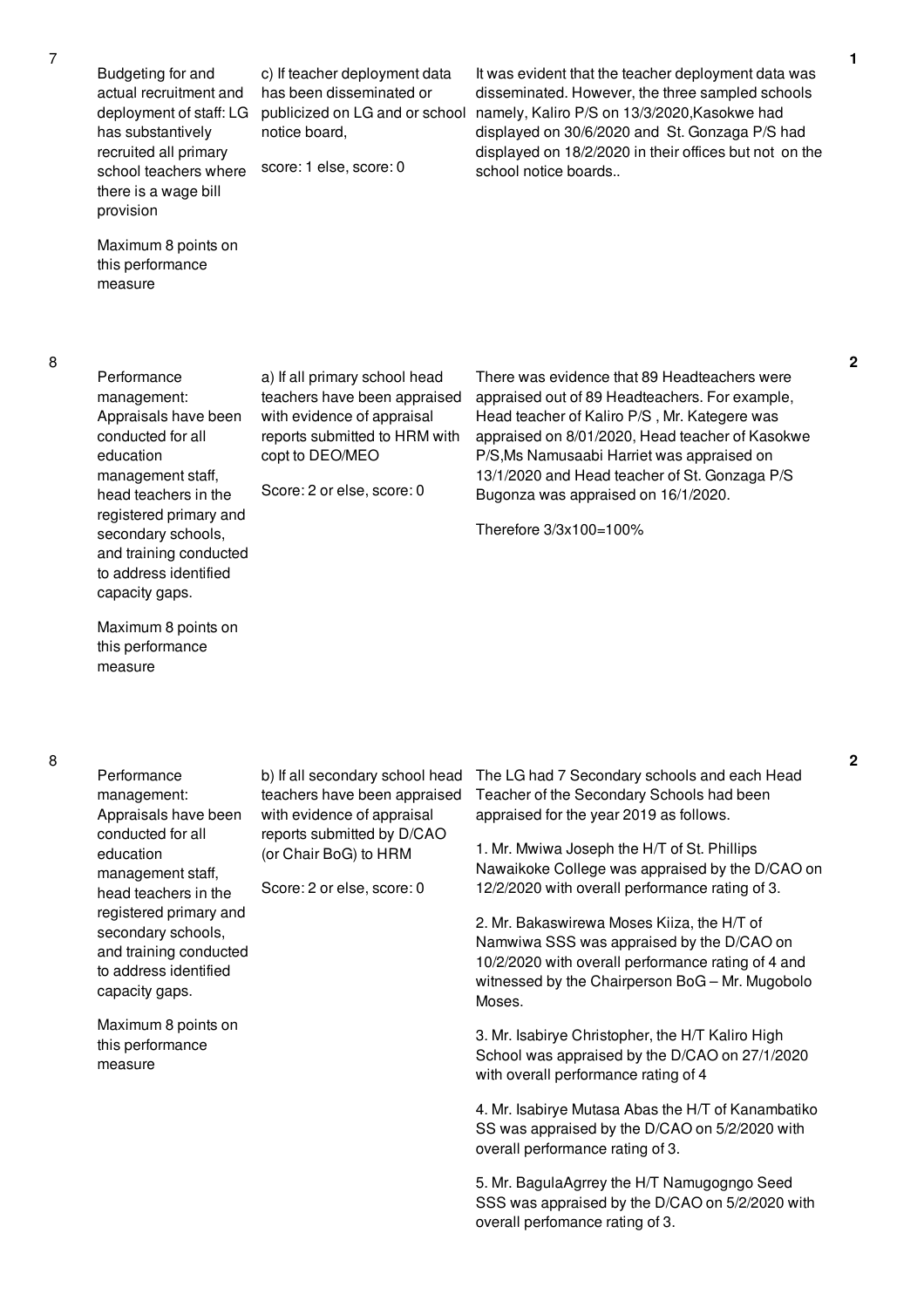| No. | Performance Measure | Scoring Guide | Justification | Score |
|---|---|---|---|---|
| 7 | Budgeting for and actual recruitment and deployment of staff: LG has substantively recruited all primary school teachers where there is a wage bill provision<br><br>Maximum 8 points on this performance measure | c) If teacher deployment data has been disseminated or publicized on LG and or school notice board,<br><br>score: 1 else, score: 0 | It was evident that the teacher deployment data was disseminated. However, the three sampled schools namely, Kaliro P/S on 13/3/2020,Kasokwe had displayed on 30/6/2020 and St. Gonzaga P/S had displayed on 18/2/2020 in their offices but not on the school notice boards.. | 1 |
| 8 | Performance management: Appraisals have been conducted for all education management staff, head teachers in the registered primary and secondary schools, and training conducted to address identified capacity gaps.<br><br>Maximum 8 points on this performance measure | a) If all primary school head teachers have been appraised with evidence of appraisal reports submitted to HRM with copt to DEO/MEO<br><br>Score: 2 or else, score: 0 | There was evidence that 89 Headteachers were appraised out of 89 Headteachers. For example, Head teacher of Kaliro P/S , Mr. Kategere was appraised on 8/01/2020, Head teacher of Kasokwe P/S,Ms Namusaabi Harriet was appraised on 13/1/2020 and Head teacher of St. Gonzaga P/S Bugonza was appraised on 16/1/2020.<br><br>Therefore 3/3x100=100% | 2 |
| 8 | Performance management: Appraisals have been conducted for all education management staff, head teachers in the registered primary and secondary schools, and training conducted to address identified capacity gaps.<br><br>Maximum 8 points on this performance measure | b) If all secondary school head teachers have been appraised with evidence of appraisal reports submitted by D/CAO (or Chair BoG) to HRM<br><br>Score: 2 or else, score: 0 | The LG had 7 Secondary schools and each Head Teacher of the Secondary Schools had been appraised for the year 2019 as follows.<br><br>1. Mr. Mwiwa Joseph the H/T of St. Phillips Nawaikoke College was appraised by the D/CAO on 12/2/2020 with overall performance rating of 3.<br><br>2. Mr. Bakaswirewa Moses Kiiza, the H/T of Namwiwa SSS was appraised by the D/CAO on 10/2/2020 with overall performance rating of 4 and witnessed by the Chairperson BoG – Mr. Mugobolo Moses.<br><br>3. Mr. Isabirye Christopher, the H/T Kaliro High School was appraised by the D/CAO on 27/1/2020 with overall performance rating of 4<br><br>4. Mr. Isabirye Mutasa Abas the H/T of Kanambatiko SS was appraised by the D/CAO on 5/2/2020 with overall performance rating of 3.<br><br>5. Mr. BagulaAgrrey the H/T Namugogngo Seed SSS was appraised by the D/CAO on 5/2/2020 with overall perfomance rating of 3. | 2 |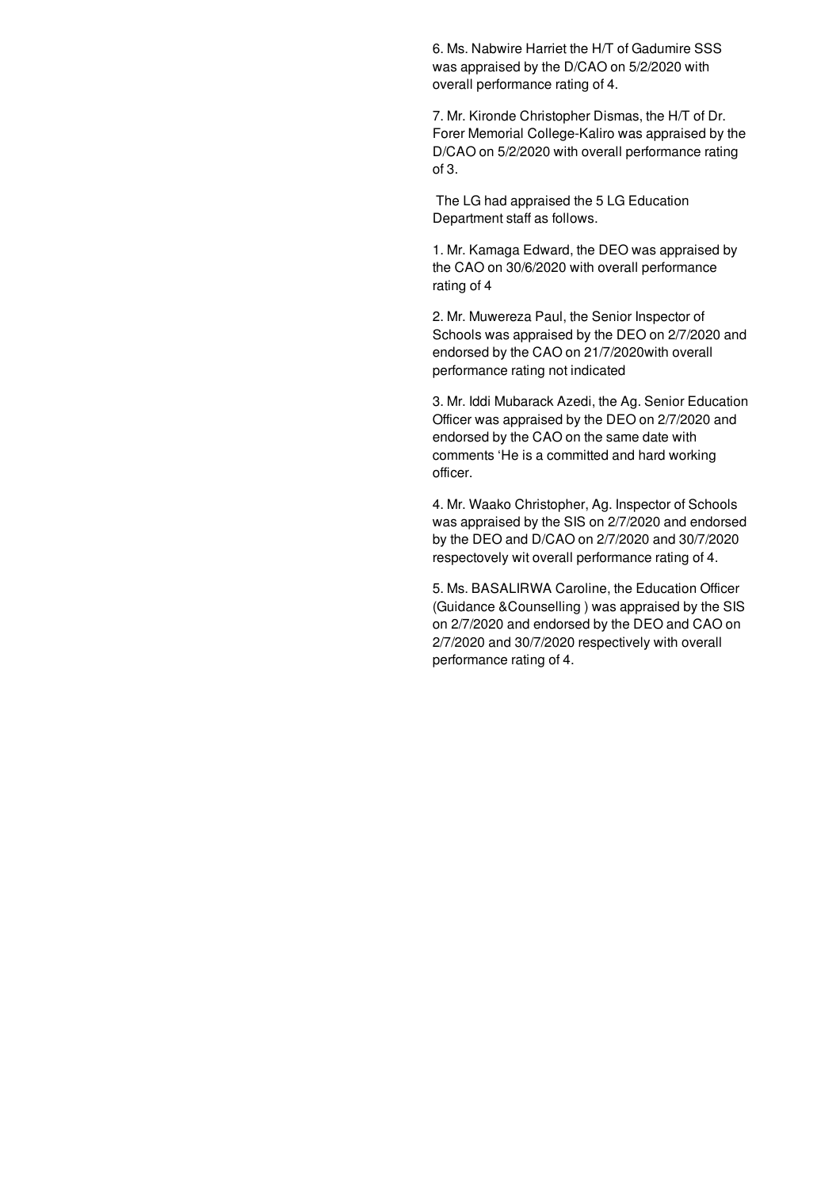6. Ms. Nabwire Harriet the H/T of Gadumire SSS was appraised by the D/CAO on 5/2/2020 with overall performance rating of 4.

7. Mr. Kironde Christopher Dismas, the H/T of Dr. Forer Memorial College-Kaliro was appraised by the D/CAO on 5/2/2020 with overall performance rating of 3.

The LG had appraised the 5 LG Education Department staff as follows.

1. Mr. Kamaga Edward, the DEO was appraised by the CAO on 30/6/2020 with overall performance rating of 4

2. Mr. Muwereza Paul, the Senior Inspector of Schools was appraised by the DEO on 2/7/2020 and endorsed by the CAO on 21/7/2020with overall performance rating not indicated

3. Mr. Iddi Mubarack Azedi, the Ag. Senior Education Officer was appraised by the DEO on 2/7/2020 and endorsed by the CAO on the same date with comments 'He is a committed and hard working officer.

4. Mr. Waako Christopher, Ag. Inspector of Schools was appraised by the SIS on 2/7/2020 and endorsed by the DEO and D/CAO on 2/7/2020 and 30/7/2020 respectovely wit overall performance rating of 4.

5. Ms. BASALIRWA Caroline, the Education Officer (Guidance &Counselling ) was appraised by the SIS on 2/7/2020 and endorsed by the DEO and CAO on 2/7/2020 and 30/7/2020 respectively with overall performance rating of 4.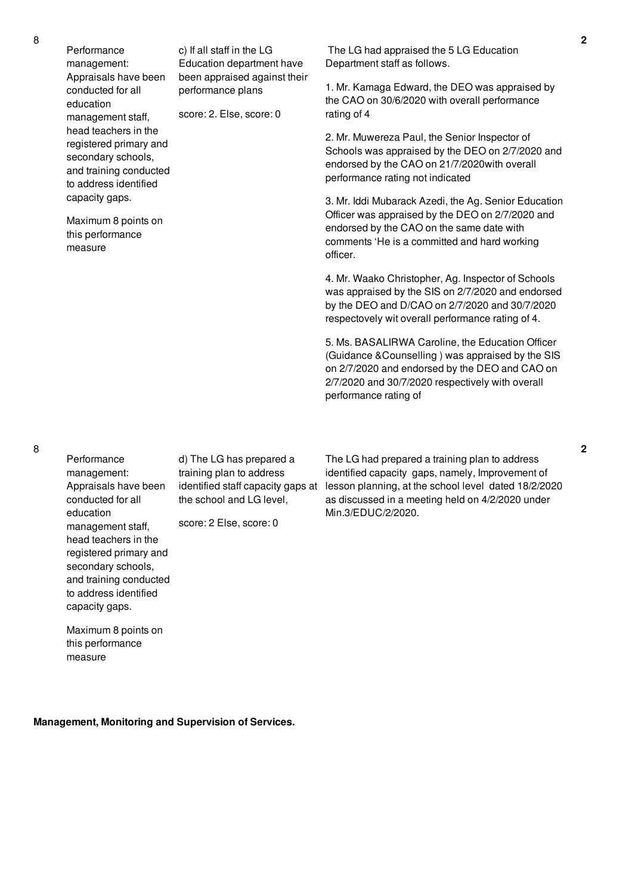| 8 | Performance management: Appraisals have been conducted for all education management staff, head teachers in the registered primary and secondary schools, and training conducted to address identified capacity gaps.<br><br>Maximum 8 points on this performance measure | c) If all staff in the LG Education department have been appraised against their performance plans<br><br>score: 2. Else, score: 0 | The LG had appraised the 5 LG Education Department staff as follows.<br><br>1. Mr. Kamaga Edward, the DEO was appraised by the CAO on 30/6/2020 with overall performance rating of 4<br><br>2. Mr. Muwereza Paul, the Senior Inspector of Schools was appraised by the DEO on 2/7/2020 and endorsed by the CAO on 21/7/2020with overall performance rating not indicated<br><br>3. Mr. Iddi Mubarack Azedi, the Ag. Senior Education Officer was appraised by the DEO on 2/7/2020 and endorsed by the CAO on the same date with comments 'He is a committed and hard working officer.<br><br>4. Mr. Waako Christopher, Ag. Inspector of Schools was appraised by the SIS on 2/7/2020 and endorsed by the DEO and D/CAO on 2/7/2020 and 30/7/2020 respectovely wit overall performance rating of 4.<br><br>5. Ms. BASALIRWA Caroline, the Education Officer (Guidance &Counselling ) was appraised by the SIS on 2/7/2020 and endorsed by the DEO and CAO on 2/7/2020 and 30/7/2020 respectively with overall performance rating of | 2 |
|---|---|---|---|---|
| 8 | Performance management: Appraisals have been conducted for all education management staff, head teachers in the registered primary and secondary schools, and training conducted to address identified capacity gaps.<br><br>Maximum 8 points on this performance measure | d) The LG has prepared a training plan to address identified staff capacity gaps at the school and LG level,<br><br>score: 2 Else, score: 0 | The LG had prepared a training plan to address identified capacity gaps, namely, Improvement of lesson planning, at the school level dated 18/2/2020 as discussed in a meeting held on 4/2/2020 under Min.3/EDUC/2/2020. | 2 |

**Management, Monitoring and Supervision of Services.**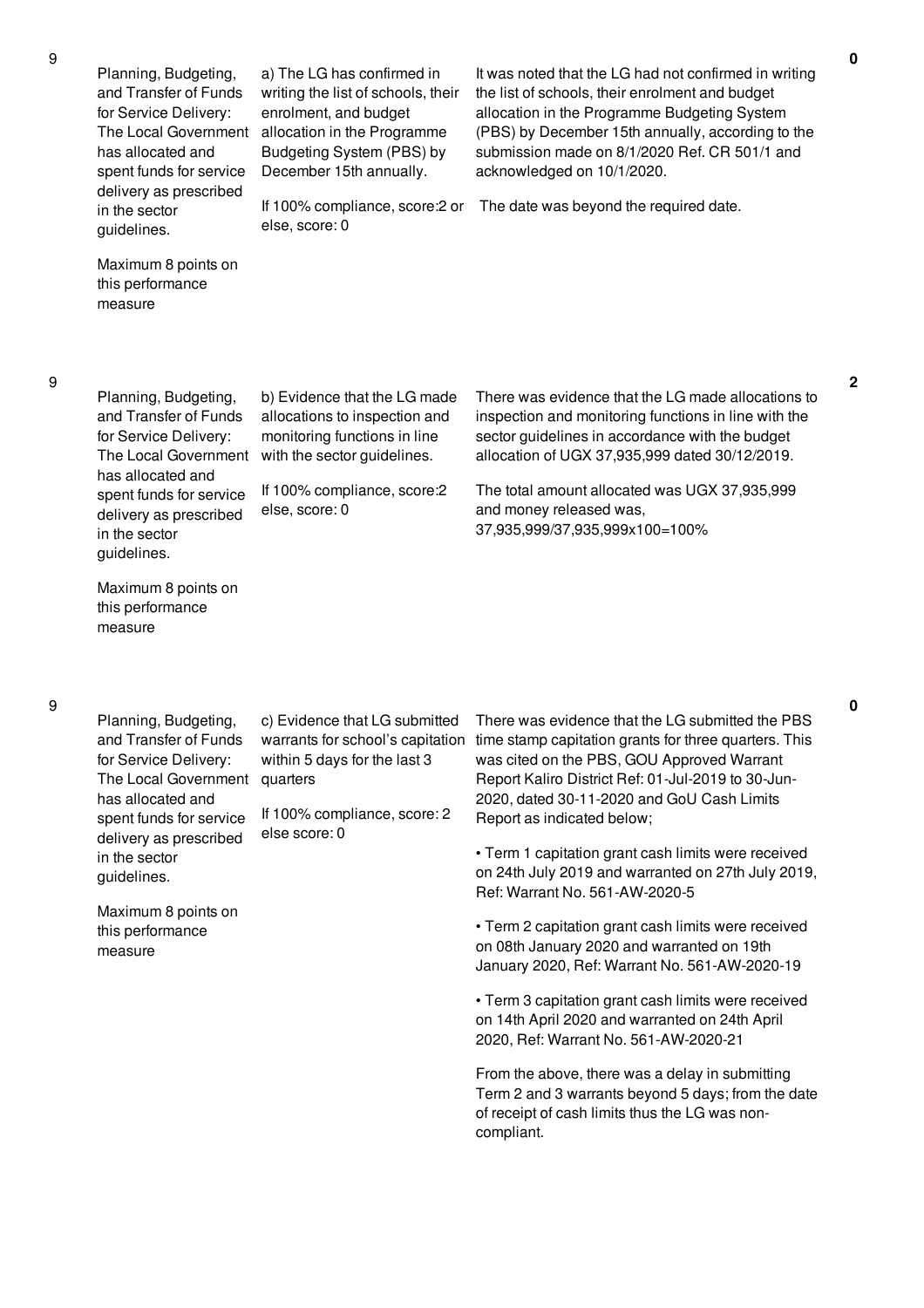| No. | Performance Measure | Compliance Justification | Assessment Findings | Score |
|---|---|---|---|---|
| 9 | Planning, Budgeting, and Transfer of Funds for Service Delivery: The Local Government has allocated and spent funds for service delivery as prescribed in the sector guidelines.<br><br>Maximum 8 points on this performance measure | a) The LG has confirmed in writing the list of schools, their enrolment, and budget allocation in the Programme Budgeting System (PBS) by December 15th annually.<br><br>If 100% compliance, score:2 or else, score: 0 | It was noted that the LG had not confirmed in writing the list of schools, their enrolment and budget allocation in the Programme Budgeting System (PBS) by December 15th annually, according to the submission made on 8/1/2020 Ref. CR 501/1 and acknowledged on 10/1/2020.<br><br>The date was beyond the required date. | 0 |
| 9 | Planning, Budgeting, and Transfer of Funds for Service Delivery: The Local Government has allocated and spent funds for service delivery as prescribed in the sector guidelines.<br><br>Maximum 8 points on this performance measure | b) Evidence that the LG made allocations to inspection and monitoring functions in line with the sector guidelines.<br><br>If 100% compliance, score:2 else, score: 0 | There was evidence that the LG made allocations to inspection and monitoring functions in line with the sector guidelines in accordance with the budget allocation of UGX 37,935,999 dated 30/12/2019.<br><br>The total amount allocated was UGX 37,935,999 and money released was, 37,935,999/37,935,999x100=100% | 2 |
| 9 | Planning, Budgeting, and Transfer of Funds for Service Delivery: The Local Government has allocated and spent funds for service delivery as prescribed in the sector guidelines.<br><br>Maximum 8 points on this performance measure | c) Evidence that LG submitted warrants for school's capitation within 5 days for the last 3 quarters<br><br>If 100% compliance, score: 2 else score: 0 | There was evidence that the LG submitted the PBS time stamp capitation grants for three quarters. This was cited on the PBS, GOU Approved Warrant Report Kaliro District Ref: 01-Jul-2019 to 30-Jun-2020, dated 30-11-2020 and GoU Cash Limits Report as indicated below;<br><br>• Term 1 capitation grant cash limits were received on 24th July 2019 and warranted on 27th July 2019, Ref: Warrant No. 561-AW-2020-5<br><br>• Term 2 capitation grant cash limits were received on 08th January 2020 and warranted on 19th January 2020, Ref: Warrant No. 561-AW-2020-19<br><br>• Term 3 capitation grant cash limits were received on 14th April 2020 and warranted on 24th April 2020, Ref: Warrant No. 561-AW-2020-21<br><br>From the above, there was a delay in submitting Term 2 and 3 warrants beyond 5 days; from the date of receipt of cash limits thus the LG was non-compliant. | 0 |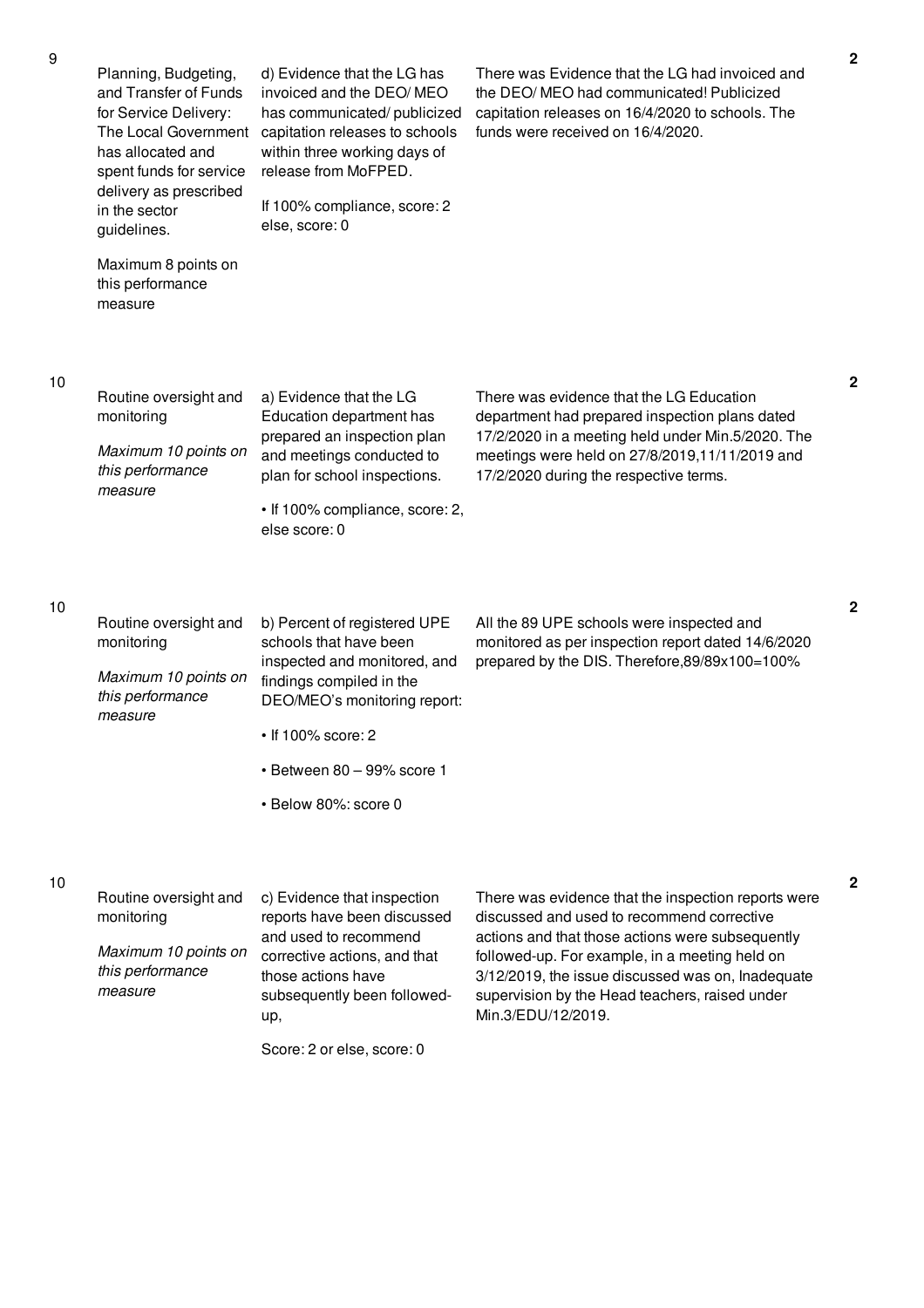| No. | Performance Area | Performance Measure | Justification | Score |
|---|---|---|---|---|
| 9 | Planning, Budgeting, and Transfer of Funds for Service Delivery: The Local Government has allocated and spent funds for service delivery as prescribed in the sector guidelines.<br><br>Maximum 8 points on this performance measure | d) Evidence that the LG has invoiced and the DEO/ MEO has communicated/ publicized capitation releases to schools within three working days of release from MoFPED.<br><br>If 100% compliance, score: 2 else, score: 0 | There was Evidence that the LG had invoiced and the DEO/ MEO had communicated! Publicized capitation releases on 16/4/2020 to schools. The funds were received on 16/4/2020. | 2 |
| 10 | Routine oversight and monitoring<br><br>*Maximum 10 points on this performance measure* | a) Evidence that the LG Education department has prepared an inspection plan and meetings conducted to plan for school inspections.<br><br>• If 100% compliance, score: 2, else score: 0 | There was evidence that the LG Education department had prepared inspection plans dated 17/2/2020 in a meeting held under Min.5/2020. The meetings were held on 27/8/2019,11/11/2019 and 17/2/2020 during the respective terms. | 2 |
| 10 | Routine oversight and monitoring<br><br>*Maximum 10 points on this performance measure* | b) Percent of registered UPE schools that have been inspected and monitored, and findings compiled in the DEO/MEO's monitoring report:<br><br>• If 100% score: 2<br><br>• Between 80 – 99% score 1<br><br>• Below 80%: score 0 | All the 89 UPE schools were inspected and monitored as per inspection report dated 14/6/2020 prepared by the DIS. Therefore,89/89x100=100% | 2 |
| 10 | Routine oversight and monitoring<br><br>*Maximum 10 points on this performance measure* | c) Evidence that inspection reports have been discussed and used to recommend corrective actions, and that those actions have subsequently been followed-up,<br><br>Score: 2 or else, score: 0 | There was evidence that the inspection reports were discussed and used to recommend corrective actions and that those actions were subsequently followed-up. For example, in a meeting held on 3/12/2019, the issue discussed was on, Inadequate supervision by the Head teachers, raised under Min.3/EDU/12/2019. | 2 |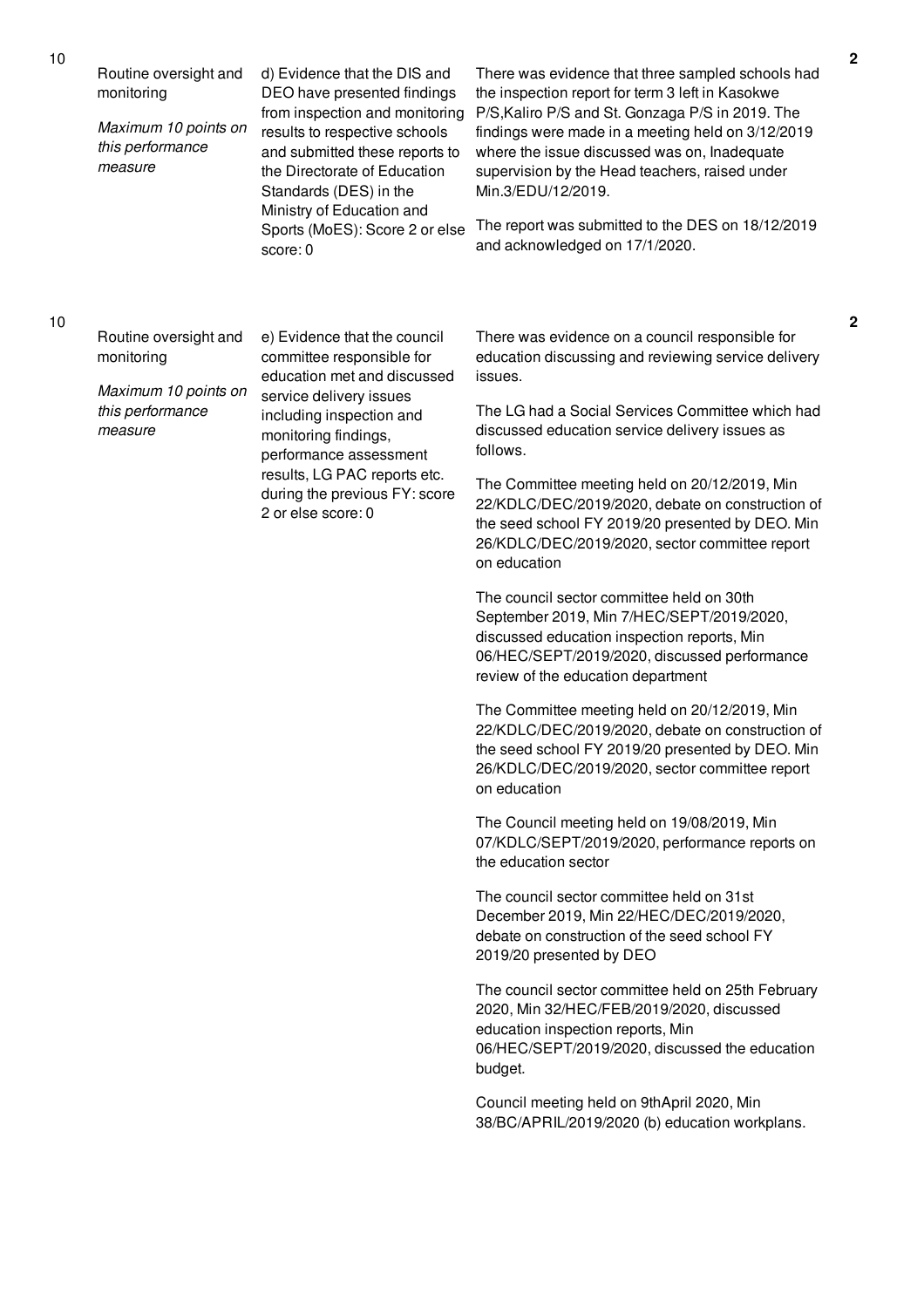| No. | Performance measure | Scoring guide | Justification | Score |
|---|---|---|---|---|
| 10 | Routine oversight and monitoring<br><br>*Maximum 10 points on this performance measure* | d) Evidence that the DIS and DEO have presented findings from inspection and monitoring results to respective schools and submitted these reports to the Directorate of Education Standards (DES) in the Ministry of Education and Sports (MoES): Score 2 or else score: 0 | There was evidence that three sampled schools had the inspection report for term 3 left in Kasokwe P/S,Kaliro P/S and St. Gonzaga P/S in 2019. The findings were made in a meeting held on 3/12/2019 where the issue discussed was on, Inadequate supervision by the Head teachers, raised under Min.3/EDU/12/2019.<br><br>The report was submitted to the DES on 18/12/2019 and acknowledged on 17/1/2020. | 2 |
| 10 | Routine oversight and monitoring<br><br>*Maximum 10 points on this performance measure* | e) Evidence that the council committee responsible for education met and discussed service delivery issues including inspection and monitoring findings, performance assessment results, LG PAC reports etc. during the previous FY: score 2 or else score: 0 | There was evidence on a council responsible for education discussing and reviewing service delivery issues.<br><br>The LG had a Social Services Committee which had discussed education service delivery issues as follows.<br><br>The Committee meeting held on 20/12/2019, Min 22/KDLC/DEC/2019/2020, debate on construction of the seed school FY 2019/20 presented by DEO. Min 26/KDLC/DEC/2019/2020, sector committee report on education<br><br>The council sector committee held on 30th September 2019, Min 7/HEC/SEPT/2019/2020, discussed education inspection reports, Min 06/HEC/SEPT/2019/2020, discussed performance review of the education department<br><br>The Committee meeting held on 20/12/2019, Min 22/KDLC/DEC/2019/2020, debate on construction of the seed school FY 2019/20 presented by DEO. Min 26/KDLC/DEC/2019/2020, sector committee report on education<br><br>The Council meeting held on 19/08/2019, Min 07/KDLC/SEPT/2019/2020, performance reports on the education sector<br><br>The council sector committee held on 31st December 2019, Min 22/HEC/DEC/2019/2020, debate on construction of the seed school FY 2019/20 presented by DEO<br><br>The council sector committee held on 25th February 2020, Min 32/HEC/FEB/2019/2020, discussed education inspection reports, Min 06/HEC/SEPT/2019/2020, discussed the education budget.<br><br>Council meeting held on 9thApril 2020, Min 38/BC/APRIL/2019/2020 (b) education workplans. | 2 |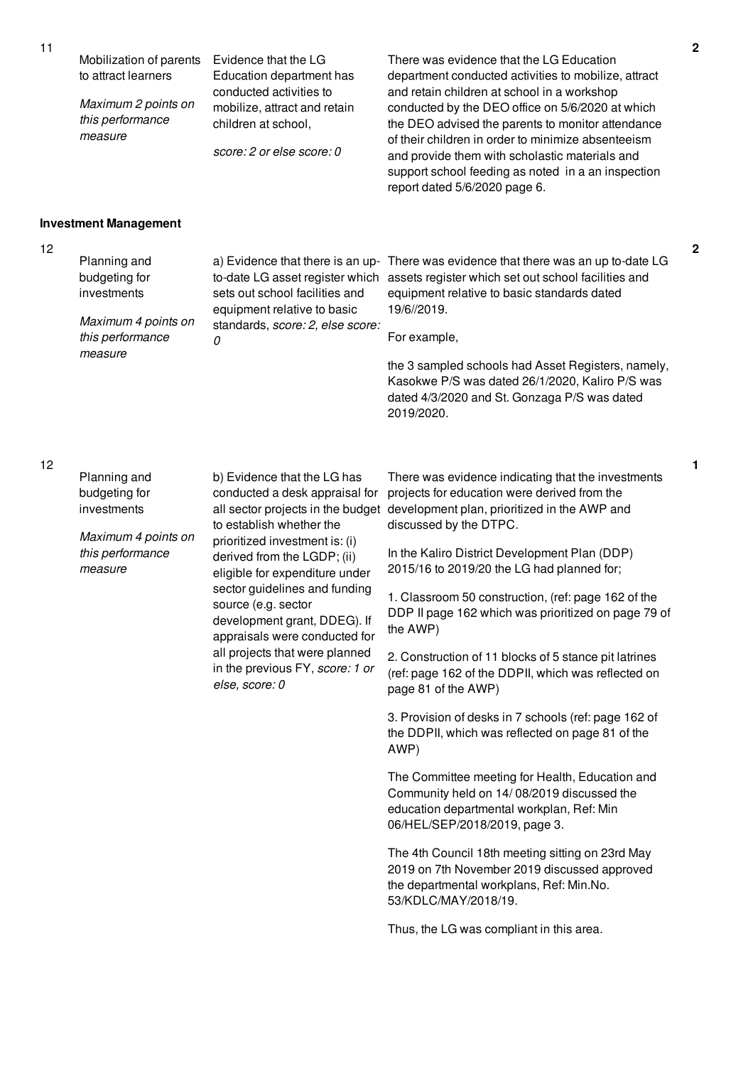| No. | Performance Measure | Scoring Guide | Justification | Score |
|---|---|---|---|---|
| 11 | Mobilization of parents to attract learners<br><br>*Maximum 2 points on this performance measure* | Evidence that the LG Education department has conducted activities to mobilize, attract and retain children at school,<br><br>*score: 2 or else score: 0* | There was evidence that the LG Education department conducted activities to mobilize, attract and retain children at school in a workshop conducted by the DEO office on 5/6/2020 at which the DEO advised the parents to monitor attendance of their children in order to minimize absenteeism and provide them with scholastic materials and support school feeding as noted in a an inspection report dated 5/6/2020 page 6. | 2 |

**Investment Management**

| No. | Performance Measure | Scoring Guide | Justification | Score |
|---|---|---|---|---|
| 12 | Planning and budgeting for investments<br><br>*Maximum 4 points on this performance measure* | a) Evidence that there is an up-to-date LG asset register which sets out school facilities and equipment relative to basic standards, *score: 2, else score: 0* | There was evidence that there was an up to-date LG assets register which set out school facilities and equipment relative to basic standards dated 19/6//2019.<br><br>For example,<br><br>the 3 sampled schools had Asset Registers, namely, Kasokwe P/S was dated 26/1/2020, Kaliro P/S was dated 4/3/2020 and St. Gonzaga P/S was dated 2019/2020. | 2 |
| 12 | Planning and budgeting for investments<br><br>*Maximum 4 points on this performance measure* | b) Evidence that the LG has conducted a desk appraisal for all sector projects in the budget to establish whether the prioritized investment is: (i) derived from the LGDP; (ii) eligible for expenditure under sector guidelines and funding source (e.g. sector development grant, DDEG). If appraisals were conducted for all projects that were planned in the previous FY, *score: 1 or else, score: 0* | There was evidence indicating that the investments projects for education were derived from the development plan, prioritized in the AWP and discussed by the DTPC.<br><br>In the Kaliro District Development Plan (DDP) 2015/16 to 2019/20 the LG had planned for;<br><br>1. Classroom 50 construction, (ref: page 162 of the DDP II page 162 which was prioritized on page 79 of the AWP)<br><br>2. Construction of 11 blocks of 5 stance pit latrines (ref: page 162 of the DDPII, which was reflected on page 81 of the AWP)<br><br>3. Provision of desks in 7 schools (ref: page 162 of the DDPII, which was reflected on page 81 of the AWP)<br><br>The Committee meeting for Health, Education and Community held on 14/ 08/2019 discussed the education departmental workplan, Ref: Min 06/HEL/SEP/2018/2019, page 3.<br><br>The 4th Council 18th meeting sitting on 23rd May 2019 on 7th November 2019 discussed approved the departmental workplans, Ref: Min.No. 53/KDLC/MAY/2018/19.<br><br>Thus, the LG was compliant in this area. | 1 |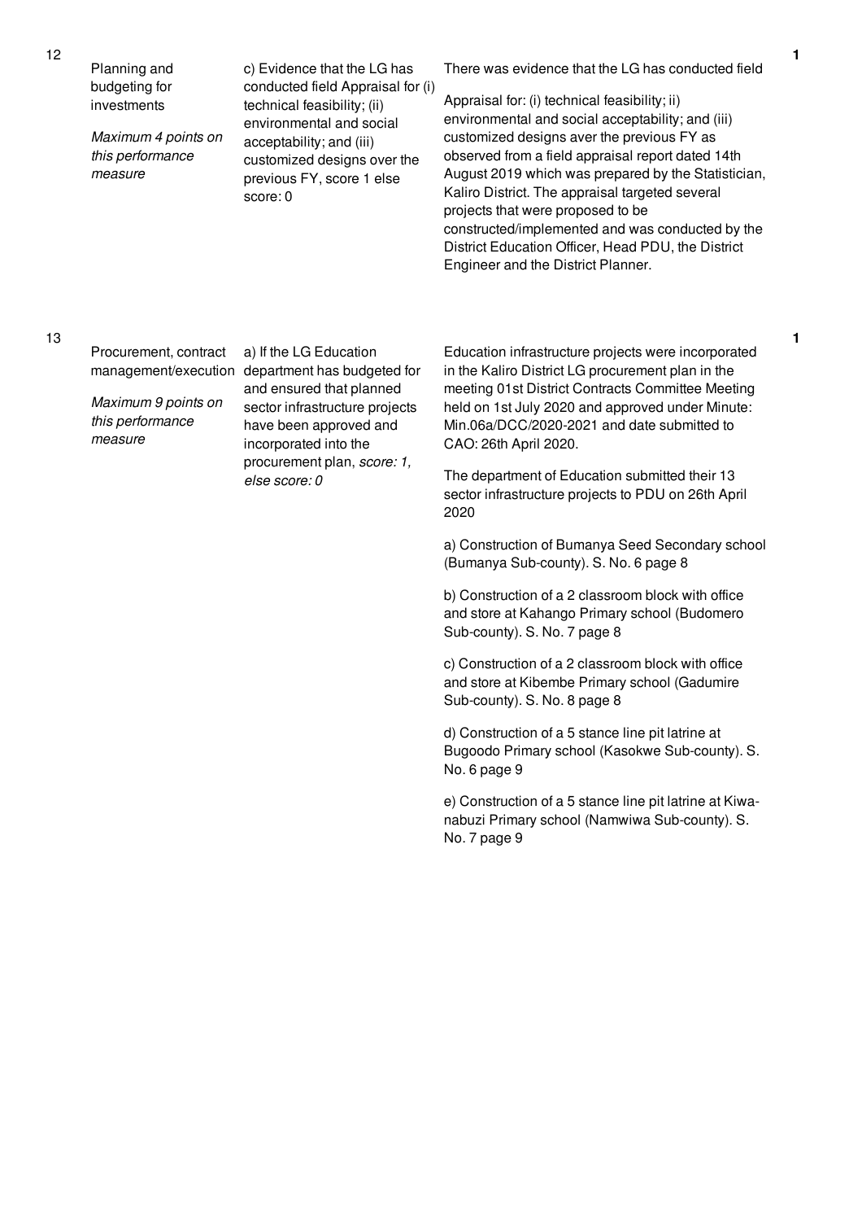| No. | Performance Area | Measure | Assessment | Score |
|---|---|---|---|---|
| 12 | Planning and budgeting for investments<br><br>*Maximum 4 points on this performance measure* | c) Evidence that the LG has conducted field Appraisal for (i) technical feasibility; (ii) environmental and social acceptability; and (iii) customized designs over the previous FY, score 1 else score: 0 | There was evidence that the LG has conducted field<br><br>Appraisal for: (i) technical feasibility; ii) environmental and social acceptability; and (iii) customized designs aver the previous FY as observed from a field appraisal report dated 14th August 2019 which was prepared by the Statistician, Kaliro District. The appraisal targeted several projects that were proposed to be constructed/implemented and was conducted by the District Education Officer, Head PDU, the District Engineer and the District Planner. | 1 |
| 13 | Procurement, contract management/execution<br><br>*Maximum 9 points on this performance measure* | a) If the LG Education department has budgeted for and ensured that planned sector infrastructure projects have been approved and incorporated into the procurement plan, *score: 1, else score: 0* | Education infrastructure projects were incorporated in the Kaliro District LG procurement plan in the meeting 01st District Contracts Committee Meeting held on 1st July 2020 and approved under Minute: Min.06a/DCC/2020-2021 and date submitted to CAO: 26th April 2020.<br><br>The department of Education submitted their 13 sector infrastructure projects to PDU on 26th April 2020<br><br>a) Construction of Bumanya Seed Secondary school (Bumanya Sub-county). S. No. 6 page 8<br><br>b) Construction of a 2 classroom block with office and store at Kahango Primary school (Budomero Sub-county). S. No. 7 page 8<br><br>c) Construction of a 2 classroom block with office and store at Kibembe Primary school (Gadumire Sub-county). S. No. 8 page 8<br><br>d) Construction of a 5 stance line pit latrine at Bugoodo Primary school (Kasokwe Sub-county). S. No. 6 page 9<br><br>e) Construction of a 5 stance line pit latrine at Kiwa-nabuzi Primary school (Namwiwa Sub-county). S. No. 7 page 9 | 1 |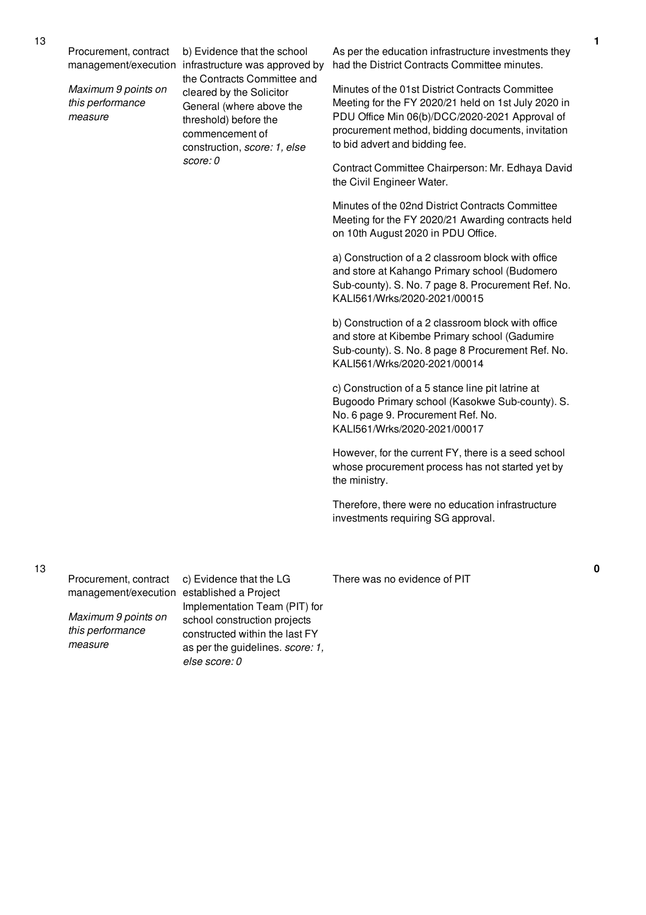| No. | Performance Area | Performance Measure | Justification | Score |
|---|---|---|---|---|
| 13 | Procurement, contract management/execution<br><br>*Maximum 9 points on this performance measure* | b) Evidence that the school infrastructure was approved by the Contracts Committee and cleared by the Solicitor General (where above the threshold) before the commencement of construction, *score: 1, else score: 0* | As per the education infrastructure investments they had the District Contracts Committee minutes.<br><br>Minutes of the 01st District Contracts Committee Meeting for the FY 2020/21 held on 1st July 2020 in PDU Office Min 06(b)/DCC/2020-2021 Approval of procurement method, bidding documents, invitation to bid advert and bidding fee.<br><br>Contract Committee Chairperson: Mr. Edhaya David the Civil Engineer Water.<br><br>Minutes of the 02nd District Contracts Committee Meeting for the FY 2020/21 Awarding contracts held on 10th August 2020 in PDU Office.<br><br>a) Construction of a 2 classroom block with office and store at Kahango Primary school (Budomero Sub-county). S. No. 7 page 8. Procurement Ref. No. KALI561/Wrks/2020-2021/00015<br><br>b) Construction of a 2 classroom block with office and store at Kibembe Primary school (Gadumire Sub-county). S. No. 8 page 8 Procurement Ref. No. KALI561/Wrks/2020-2021/00014<br><br>c) Construction of a 5 stance line pit latrine at Bugoodo Primary school (Kasokwe Sub-county). S. No. 6 page 9. Procurement Ref. No. KALI561/Wrks/2020-2021/00017<br><br>However, for the current FY, there is a seed school whose procurement process has not started yet by the ministry.<br><br>Therefore, there were no education infrastructure investments requiring SG approval. | **1** |
| 13 | Procurement, contract management/execution<br><br>*Maximum 9 points on this performance measure* | c) Evidence that the LG established a Project Implementation Team (PIT) for school construction projects constructed within the last FY as per the guidelines. *score: 1, else score: 0* | There was no evidence of PIT | **0** |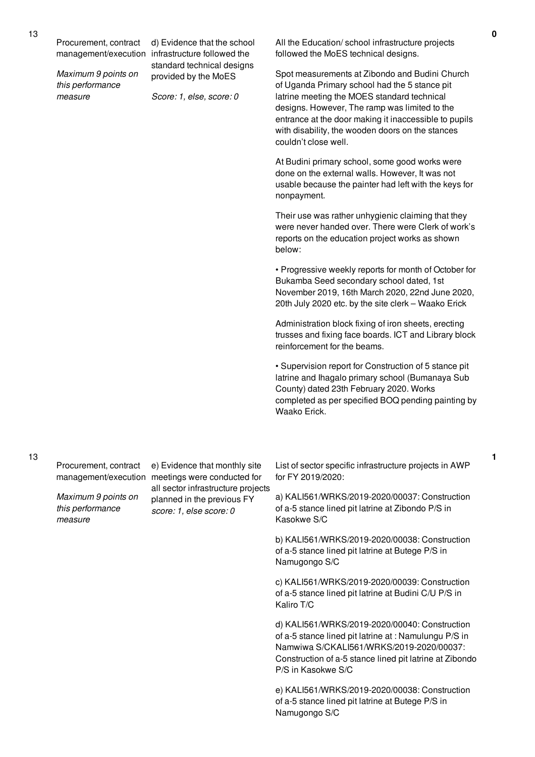| No. | Performance Area | Performance Measure | Assessment Findings | Score |
|---|---|---|---|---|
| 13 | Procurement, contract management/execution<br><br>*Maximum 9 points on this performance measure* | d) Evidence that the school infrastructure followed the standard technical designs provided by the MoES<br><br>*Score: 1, else, score: 0* | All the Education/ school infrastructure projects followed the MoES technical designs.<br><br>Spot measurements at Zibondo and Budini Church of Uganda Primary school had the 5 stance pit latrine meeting the MOES standard technical designs. However, The ramp was limited to the entrance at the door making it inaccessible to pupils with disability, the wooden doors on the stances couldn't close well.<br><br>At Budini primary school, some good works were done on the external walls. However, It was not usable because the painter had left with the keys for nonpayment.<br><br>Their use was rather unhygienic claiming that they were never handed over. There were Clerk of work's reports on the education project works as shown below:<br><br>• Progressive weekly reports for month of October for Bukamba Seed secondary school dated, 1st November 2019, 16th March 2020, 22nd June 2020, 20th July 2020 etc. by the site clerk – Waako Erick<br><br>Administration block fixing of iron sheets, erecting trusses and fixing face boards. ICT and Library block reinforcement for the beams.<br><br>• Supervision report for Construction of 5 stance pit latrine and Ihagalo primary school (Bumanaya Sub County) dated 23th February 2020. Works completed as per specified BOQ pending painting by Waako Erick. | 0 |
| 13 | Procurement, contract management/execution<br><br>*Maximum 9 points on this performance measure* | e) Evidence that monthly site meetings were conducted for all sector infrastructure projects planned in the previous FY *score: 1, else score: 0* | List of sector specific infrastructure projects in AWP for FY 2019/2020:<br><br>a) KALI561/WRKS/2019-2020/00037: Construction of a-5 stance lined pit latrine at Zibondo P/S in Kasokwe S/C<br><br>b) KALI561/WRKS/2019-2020/00038: Construction of a-5 stance lined pit latrine at Butege P/S in Namugongo S/C<br><br>c) KALI561/WRKS/2019-2020/00039: Construction of a-5 stance lined pit latrine at Budini C/U P/S in Kaliro T/C<br><br>d) KALI561/WRKS/2019-2020/00040: Construction of a-5 stance lined pit latrine at : Namulungu P/S in Namwiwa S/CKALI561/WRKS/2019-2020/00037: Construction of a-5 stance lined pit latrine at Zibondo P/S in Kasokwe S/C<br><br>e) KALI561/WRKS/2019-2020/00038: Construction of a-5 stance lined pit latrine at Butege P/S in Namugongo S/C | 1 |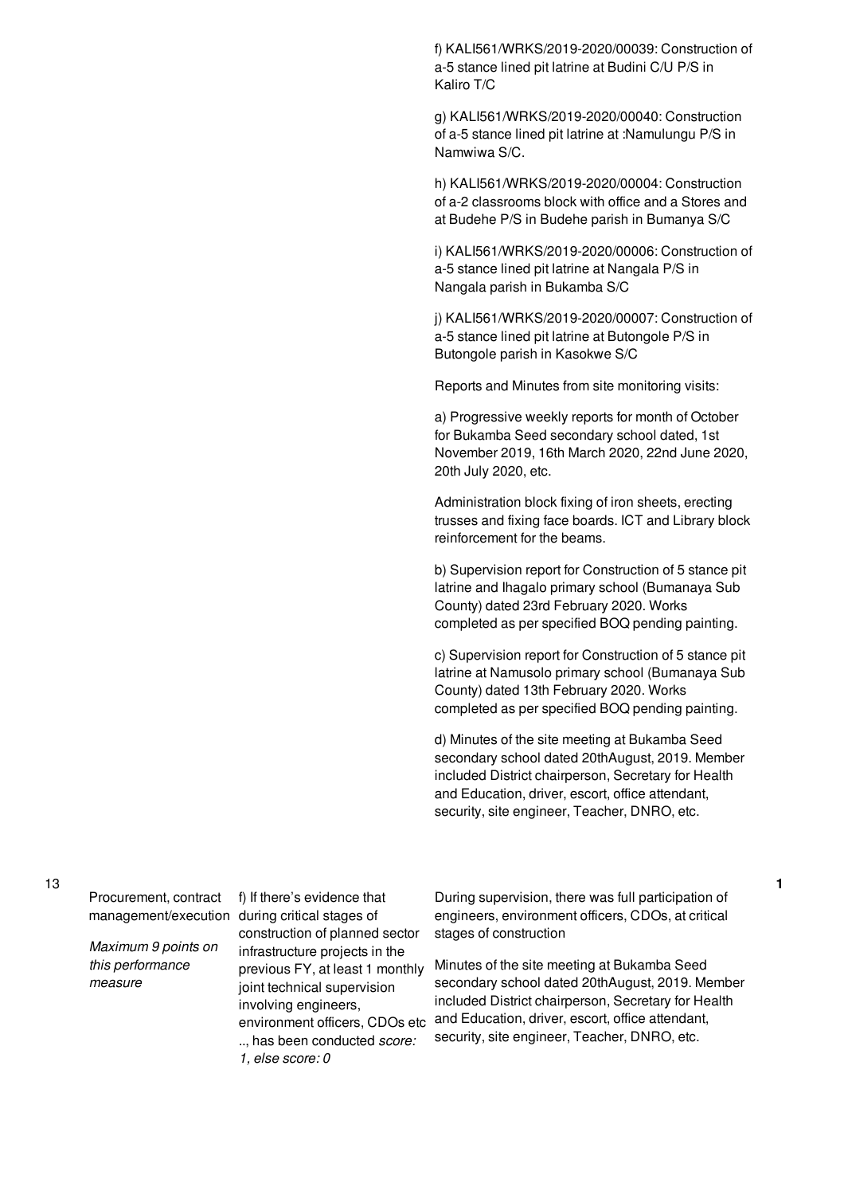| | | | | |
|---|---|---|---|---|
| | | | f) KALI561/WRKS/2019-2020/00039: Construction of a-5 stance lined pit latrine at Budini C/U P/S in Kaliro T/C<br><br>g) KALI561/WRKS/2019-2020/00040: Construction of a-5 stance lined pit latrine at :Namulungu P/S in Namwiwa S/C.<br><br>h) KALI561/WRKS/2019-2020/00004: Construction of a-2 classrooms block with office and a Stores and at Budehe P/S in Budehe parish in Bumanya S/C<br><br>i) KALI561/WRKS/2019-2020/00006: Construction of a-5 stance lined pit latrine at Nangala P/S in Nangala parish in Bukamba S/C<br><br>j) KALI561/WRKS/2019-2020/00007: Construction of a-5 stance lined pit latrine at Butongole P/S in Butongole parish in Kasokwe S/C<br><br>Reports and Minutes from site monitoring visits:<br><br>a) Progressive weekly reports for month of October for Bukamba Seed secondary school dated, 1st November 2019, 16th March 2020, 22nd June 2020, 20th July 2020, etc.<br><br>Administration block fixing of iron sheets, erecting trusses and fixing face boards. ICT and Library block reinforcement for the beams.<br><br>b) Supervision report for Construction of 5 stance pit latrine and Ihagalo primary school (Bumanaya Sub County) dated 23rd February 2020. Works completed as per specified BOQ pending painting.<br><br>c) Supervision report for Construction of 5 stance pit latrine at Namusolo primary school (Bumanaya Sub County) dated 13th February 2020. Works completed as per specified BOQ pending painting.<br><br>d) Minutes of the site meeting at Bukamba Seed secondary school dated 20thAugust, 2019. Member included District chairperson, Secretary for Health and Education, driver, escort, office attendant, security, site engineer, Teacher, DNRO, etc. | |
| 13 | Procurement, contract management/execution<br><br>*Maximum 9 points on this performance measure* | f) If there's evidence that during critical stages of construction of planned sector infrastructure projects in the previous FY, at least 1 monthly joint technical supervision involving engineers, environment officers, CDOs etc .., has been conducted *score: 1, else score: 0* | During supervision, there was full participation of engineers, environment officers, CDOs, at critical stages of construction<br><br>Minutes of the site meeting at Bukamba Seed secondary school dated 20thAugust, 2019. Member included District chairperson, Secretary for Health and Education, driver, escort, office attendant, security, site engineer, Teacher, DNRO, etc. | **1** |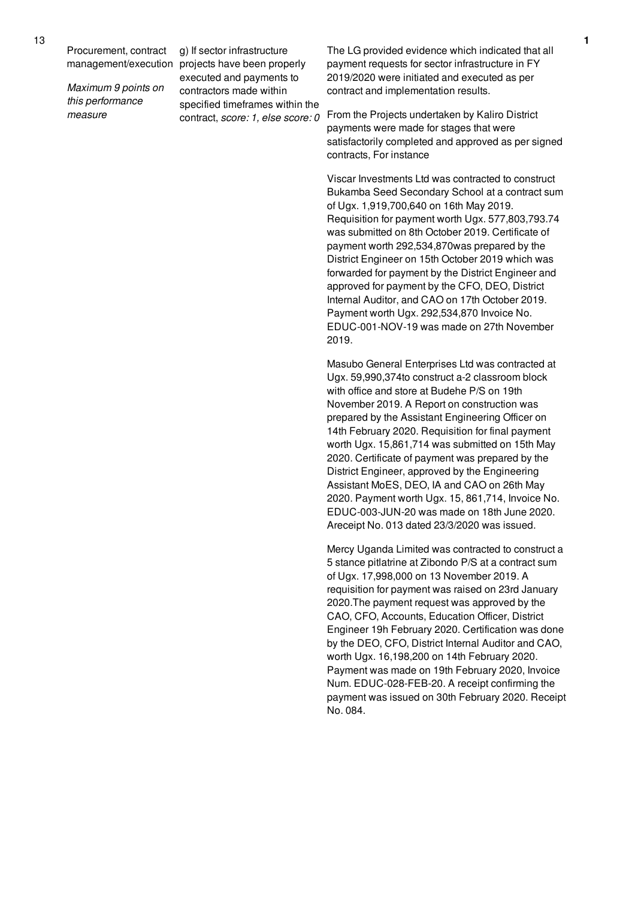| 13 | Procurement, contract management/execution *Maximum 9 points on this performance measure* | g) If sector infrastructure projects have been properly executed and payments to contractors made within specified timeframes within the contract, *score: 1, else score: 0* | The LG provided evidence which indicated that all payment requests for sector infrastructure in FY 2019/2020 were initiated and executed as per contract and implementation results.<br><br>From the Projects undertaken by Kaliro District payments were made for stages that were satisfactorily completed and approved as per signed contracts, For instance<br><br>Viscar Investments Ltd was contracted to construct Bukamba Seed Secondary School at a contract sum of Ugx. 1,919,700,640 on 16th May 2019. Requisition for payment worth Ugx. 577,803,793.74 was submitted on 8th October 2019. Certificate of payment worth 292,534,870was prepared by the District Engineer on 15th October 2019 which was forwarded for payment by the District Engineer and approved for payment by the CFO, DEO, District Internal Auditor, and CAO on 17th October 2019. Payment worth Ugx. 292,534,870 Invoice No. EDUC-001-NOV-19 was made on 27th November 2019.<br><br>Masubo General Enterprises Ltd was contracted at Ugx. 59,990,374to construct a-2 classroom block with office and store at Budehe P/S on 19th November 2019. A Report on construction was prepared by the Assistant Engineering Officer on 14th February 2020. Requisition for final payment worth Ugx. 15,861,714 was submitted on 15th May 2020. Certificate of payment was prepared by the District Engineer, approved by the Engineering Assistant MoES, DEO, IA and CAO on 26th May 2020. Payment worth Ugx. 15, 861,714, Invoice No. EDUC-003-JUN-20 was made on 18th June 2020. Areceipt No. 013 dated 23/3/2020 was issued.<br><br>Mercy Uganda Limited was contracted to construct a 5 stance pitlatrine at Zibondo P/S at a contract sum of Ugx. 17,998,000 on 13 November 2019. A requisition for payment was raised on 23rd January 2020.The payment request was approved by the CAO, CFO, Accounts, Education Officer, District Engineer 19h February 2020. Certification was done by the DEO, CFO, District Internal Auditor and CAO, worth Ugx. 16,198,200 on 14th February 2020. Payment was made on 19th February 2020, Invoice Num. EDUC-028-FEB-20. A receipt confirming the payment was issued on 30th February 2020. Receipt No. 084. | 1 |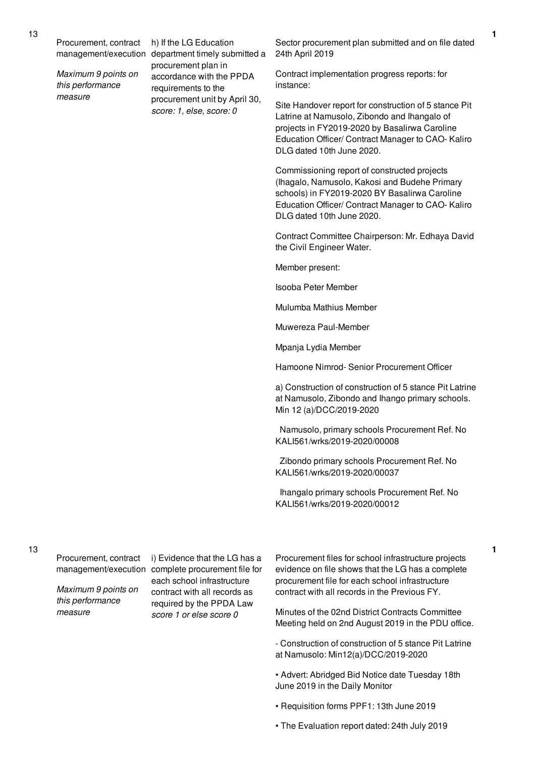| No. | Performance Area | Performance Measure | Justification | Score |
|---|---|---|---|---|
| 13 | Procurement, contract management/execution<br><br>*Maximum 9 points on this performance measure* | h) If the LG Education department timely submitted a procurement plan in accordance with the PPDA requirements to the procurement unit by April 30, *score: 1, else, score: 0* | Sector procurement plan submitted and on file dated 24th April 2019<br><br>Contract implementation progress reports: for instance:<br><br>Site Handover report for construction of 5 stance Pit Latrine at Namusolo, Zibondo and Ihangalo of projects in FY2019-2020 by Basalirwa Caroline Education Officer/ Contract Manager to CAO- Kaliro DLG dated 10th June 2020.<br><br>Commissioning report of constructed projects (Ihagalo, Namusolo, Kakosi and Budehe Primary schools) in FY2019-2020 BY Basalirwa Caroline Education Officer/ Contract Manager to CAO- Kaliro DLG dated 10th June 2020.<br><br>Contract Committee Chairperson: Mr. Edhaya David the Civil Engineer Water.<br><br>Member present:<br><br>Isooba Peter Member<br><br>Mulumba Mathius Member<br><br>Muwereza Paul-Member<br><br>Mpanja Lydia Member<br><br>Hamoone Nimrod- Senior Procurement Officer<br><br>a) Construction of construction of 5 stance Pit Latrine at Namusolo, Zibondo and Ihango primary schools. Min 12 (a)/DCC/2019-2020<br><br>Namusolo, primary schools Procurement Ref. No KALI561/wrks/2019-2020/00008<br><br>Zibondo primary schools Procurement Ref. No KALI561/wrks/2019-2020/00037<br><br>Ihangalo primary schools Procurement Ref. No KALI561/wrks/2019-2020/00012 | 1 |
| 13 | Procurement, contract management/execution<br><br>*Maximum 9 points on this performance measure* | i) Evidence that the LG has a complete procurement file for each school infrastructure contract with all records as required by the PPDA Law *score 1 or else score 0* | Procurement files for school infrastructure projects evidence on file shows that the LG has a complete procurement file for each school infrastructure contract with all records in the Previous FY.<br><br>Minutes of the 02nd District Contracts Committee Meeting held on 2nd August 2019 in the PDU office.<br><br>- Construction of construction of 5 stance Pit Latrine at Namusolo: Min12(a)/DCC/2019-2020<br><br>• Advert: Abridged Bid Notice date Tuesday 18th June 2019 in the Daily Monitor<br><br>• Requisition forms PPF1: 13th June 2019<br><br>• The Evaluation report dated: 24th July 2019 | 1 |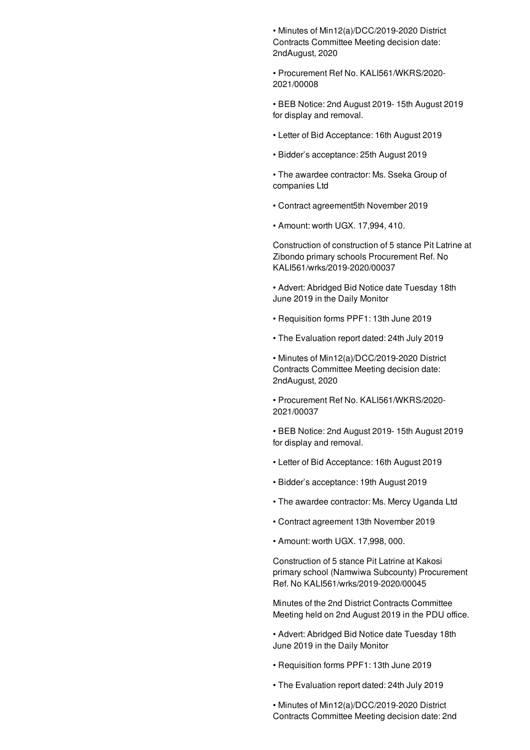- Minutes of Min12(a)/DCC/2019-2020 District Contracts Committee Meeting decision date: 2ndAugust, 2020
- Procurement Ref No. KALI561/WKRS/2020-2021/00008
- BEB Notice: 2nd August 2019- 15th August 2019 for display and removal.
- Letter of Bid Acceptance: 16th August 2019
- Bidder's acceptance: 25th August 2019
- The awardee contractor: Ms. Sseka Group of companies Ltd
- Contract agreement5th November 2019
- Amount: worth UGX. 17,994, 410.

Construction of construction of 5 stance Pit Latrine at Zibondo primary schools Procurement Ref. No KALI561/wrks/2019-2020/00037

- Advert: Abridged Bid Notice date Tuesday 18th June 2019 in the Daily Monitor
- Requisition forms PPF1: 13th June 2019
- The Evaluation report dated: 24th July 2019
- Minutes of Min12(a)/DCC/2019-2020 District Contracts Committee Meeting decision date: 2ndAugust, 2020
- Procurement Ref No. KALI561/WKRS/2020-2021/00037
- BEB Notice: 2nd August 2019- 15th August 2019 for display and removal.
- Letter of Bid Acceptance: 16th August 2019
- Bidder's acceptance: 19th August 2019
- The awardee contractor: Ms. Mercy Uganda Ltd
- Contract agreement 13th November 2019
- Amount: worth UGX. 17,998, 000.

Construction of 5 stance Pit Latrine at Kakosi primary school (Namwiwa Subcounty) Procurement Ref. No KALI561/wrks/2019-2020/00045

Minutes of the 2nd District Contracts Committee Meeting held on 2nd August 2019 in the PDU office.

- Advert: Abridged Bid Notice date Tuesday 18th June 2019 in the Daily Monitor
- Requisition forms PPF1: 13th June 2019
- The Evaluation report dated: 24th July 2019
- Minutes of Min12(a)/DCC/2019-2020 District Contracts Committee Meeting decision date: 2nd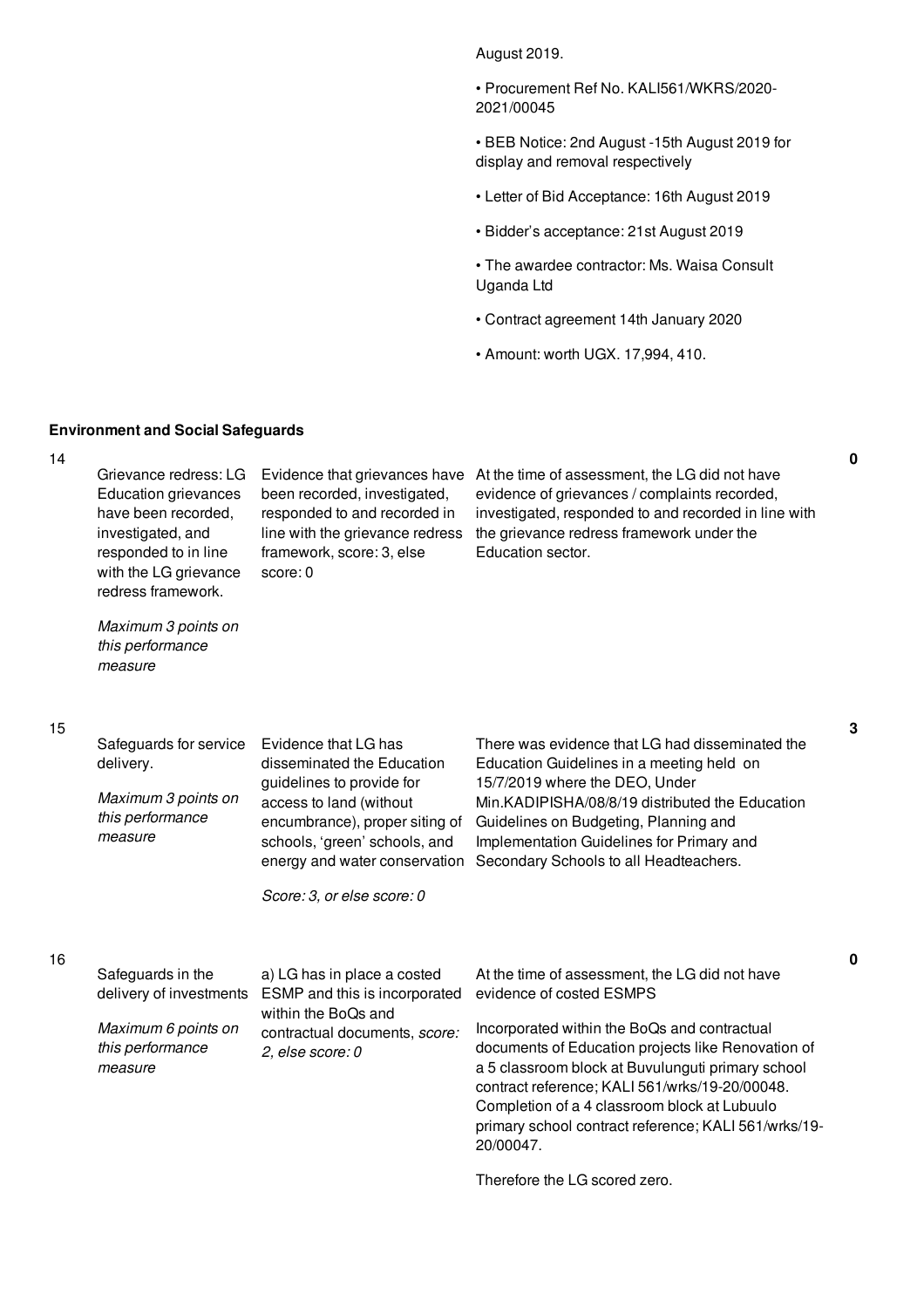| | | | | |
|---|---|---|---|---|
| | | | August 2019.<br><br>• Procurement Ref No. KALI561/WKRS/2020-2021/00045<br><br>• BEB Notice: 2nd August -15th August 2019 for display and removal respectively<br><br>• Letter of Bid Acceptance: 16th August 2019<br><br>• Bidder's acceptance: 21st August 2019<br><br>• The awardee contractor: Ms. Waisa Consult Uganda Ltd<br><br>• Contract agreement 14th January 2020<br><br>• Amount: worth UGX. 17,994, 410. | |

**Environment and Social Safeguards**

| | | | | |
|---|---|---|---|---|
| 14 | Grievance redress: LG Education grievances have been recorded, investigated, and responded to in line with the LG grievance redress framework.<br><br>*Maximum 3 points on this performance measure* | Evidence that grievances have been recorded, investigated, responded to and recorded in line with the grievance redress framework, score: 3, else score: 0 | At the time of assessment, the LG did not have evidence of grievances / complaints recorded, investigated, responded to and recorded in line with the grievance redress framework under the Education sector. | 0 |
| 15 | Safeguards for service delivery.<br><br>*Maximum 3 points on this performance measure* | Evidence that LG has disseminated the Education guidelines to provide for access to land (without encumbrance), proper siting of schools, 'green' schools, and energy and water conservation<br><br>*Score: 3, or else score: 0* | There was evidence that LG had disseminated the Education Guidelines in a meeting held on 15/7/2019 where the DEO, Under Min.KADIPISHA/08/8/19 distributed the Education Guidelines on Budgeting, Planning and Implementation Guidelines for Primary and Secondary Schools to all Headteachers. | 3 |
| 16 | Safeguards in the delivery of investments<br><br>*Maximum 6 points on this performance measure* | a) LG has in place a costed ESMP and this is incorporated within the BoQs and contractual documents, *score: 2, else score: 0* | At the time of assessment, the LG did not have evidence of costed ESMPS<br><br>Incorporated within the BoQs and contractual documents of Education projects like Renovation of a 5 classroom block at Buvulunguti primary school contract reference; KALI 561/wrks/19-20/00048. Completion of a 4 classroom block at Lubuulo primary school contract reference; KALI 561/wrks/19-20/00047.<br><br>Therefore the LG scored zero. | 0 |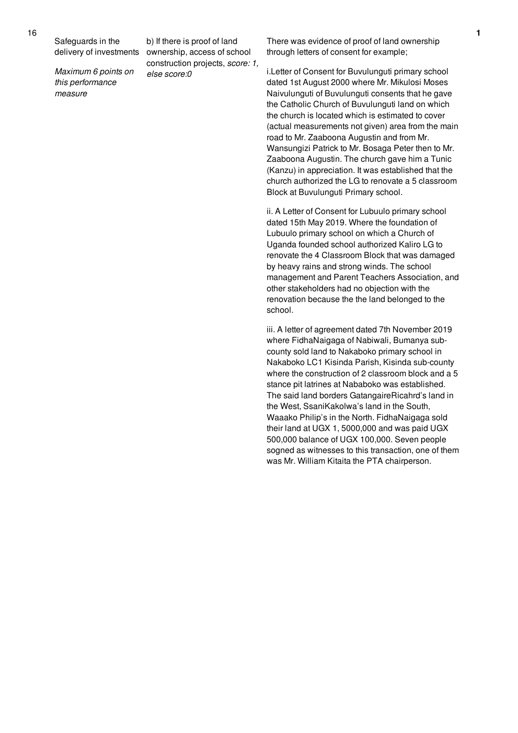| 16 | Safeguards in the delivery of investments<br><br>*Maximum 6 points on this performance measure* | b) If there is proof of land ownership, access of school construction projects, *score: 1, else score:0* | There was evidence of proof of land ownership through letters of consent for example;<br><br>i.Letter of Consent for Buvulunguti primary school dated 1st August 2000 where Mr. Mikulosi Moses Naivulunguti of Buvulunguti consents that he gave the Catholic Church of Buvulunguti land on which the church is located which is estimated to cover (actual measurements not given) area from the main road to Mr. Zaaboona Augustin and from Mr. Wansungizi Patrick to Mr. Bosaga Peter then to Mr. Zaaboona Augustin. The church gave him a Tunic (Kanzu) in appreciation. It was established that the church authorized the LG to renovate a 5 classroom Block at Buvulunguti Primary school.<br><br>ii. A Letter of Consent for Lubuulo primary school dated 15th May 2019. Where the foundation of Lubuulo primary school on which a Church of Uganda founded school authorized Kaliro LG to renovate the 4 Classroom Block that was damaged by heavy rains and strong winds. The school management and Parent Teachers Association, and other stakeholders had no objection with the renovation because the the land belonged to the school.<br><br>iii. A letter of agreement dated 7th November 2019 where FidhaNaigaga of Nabiwali, Bumanya sub-county sold land to Nakaboko primary school in Nakaboko LC1 Kisinda Parish, Kisinda sub-county where the construction of 2 classroom block and a 5 stance pit latrines at Nababoko was established. The said land borders GatangaireRicahrd's land in the West, SsaniKakolwa's land in the South, Waaako Philip's in the North. FidhaNaigaga sold their land at UGX 1, 5000,000 and was paid UGX 500,000 balance of UGX 100,000. Seven people sogned as witnesses to this transaction, one of them was Mr. William Kitaita the PTA chairperson. | 1 |
|---|---|---|---|---|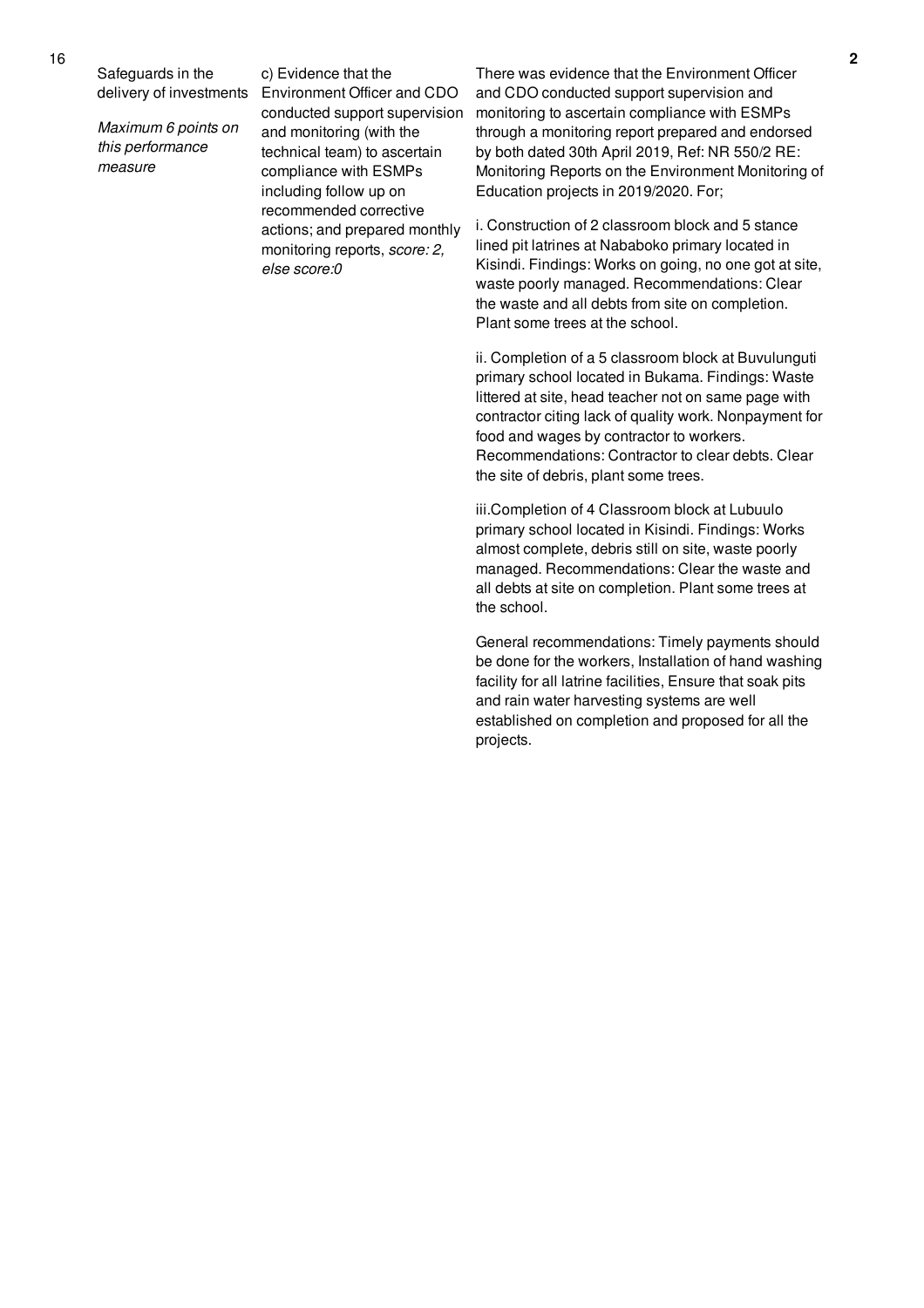| 16 | Safeguards in the delivery of investments<br><br>*Maximum 6 points on this performance measure* | c) Evidence that the Environment Officer and CDO conducted support supervision and monitoring (with the technical team) to ascertain compliance with ESMPs including follow up on recommended corrective actions; and prepared monthly monitoring reports, *score: 2, else score:0* | There was evidence that the Environment Officer and CDO conducted support supervision and monitoring to ascertain compliance with ESMPs through a monitoring report prepared and endorsed by both dated 30th April 2019, Ref: NR 550/2 RE: Monitoring Reports on the Environment Monitoring of Education projects in 2019/2020. For;<br><br>i. Construction of 2 classroom block and 5 stance lined pit latrines at Nababoko primary located in Kisindi. Findings: Works on going, no one got at site, waste poorly managed. Recommendations: Clear the waste and all debts from site on completion. Plant some trees at the school.<br><br>ii. Completion of a 5 classroom block at Buvulunguti primary school located in Bukama. Findings: Waste littered at site, head teacher not on same page with contractor citing lack of quality work. Nonpayment for food and wages by contractor to workers. Recommendations: Contractor to clear debts. Clear the site of debris, plant some trees.<br><br>iii.Completion of 4 Classroom block at Lubuulo primary school located in Kisindi. Findings: Works almost complete, debris still on site, waste poorly managed. Recommendations: Clear the waste and all debts at site on completion. Plant some trees at the school.<br><br>General recommendations: Timely payments should be done for the workers, Installation of hand washing facility for all latrine facilities, Ensure that soak pits and rain water harvesting systems are well established on completion and proposed for all the projects. | 2 |
|---|---|---|---|---|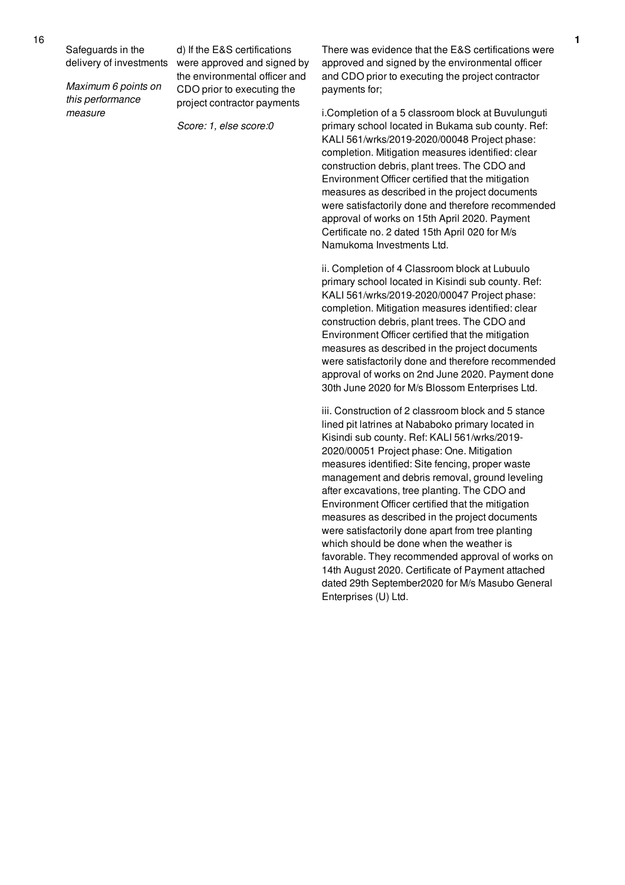| | | | | |
|---|---|---|---|---|
| 16 | Safeguards in the delivery of investments<br><br>*Maximum 6 points on this performance measure* | d) If the E&S certifications were approved and signed by the environmental officer and CDO prior to executing the project contractor payments<br><br>*Score: 1, else score:0* | There was evidence that the E&S certifications were approved and signed by the environmental officer and CDO prior to executing the project contractor payments for;<br><br>i.Completion of a 5 classroom block at Buvulunguti primary school located in Bukama sub county. Ref: KALI 561/wrks/2019-2020/00048 Project phase: completion. Mitigation measures identified: clear construction debris, plant trees. The CDO and Environment Officer certified that the mitigation measures as described in the project documents were satisfactorily done and therefore recommended approval of works on 15th April 2020. Payment Certificate no. 2 dated 15th April 020 for M/s Namukoma Investments Ltd.<br><br>ii. Completion of 4 Classroom block at Lubuulo primary school located in Kisindi sub county. Ref: KALI 561/wrks/2019-2020/00047 Project phase: completion. Mitigation measures identified: clear construction debris, plant trees. The CDO and Environment Officer certified that the mitigation measures as described in the project documents were satisfactorily done and therefore recommended approval of works on 2nd June 2020. Payment done 30th June 2020 for M/s Blossom Enterprises Ltd.<br><br>iii. Construction of 2 classroom block and 5 stance lined pit latrines at Nababoko primary located in Kisindi sub county. Ref: KALI 561/wrks/2019-2020/00051 Project phase: One. Mitigation measures identified: Site fencing, proper waste management and debris removal, ground leveling after excavations, tree planting. The CDO and Environment Officer certified that the mitigation measures as described in the project documents were satisfactorily done apart from tree planting which should be done when the weather is favorable. They recommended approval of works on 14th August 2020. Certificate of Payment attached dated 29th September2020 for M/s Masubo General Enterprises (U) Ltd. | 1 |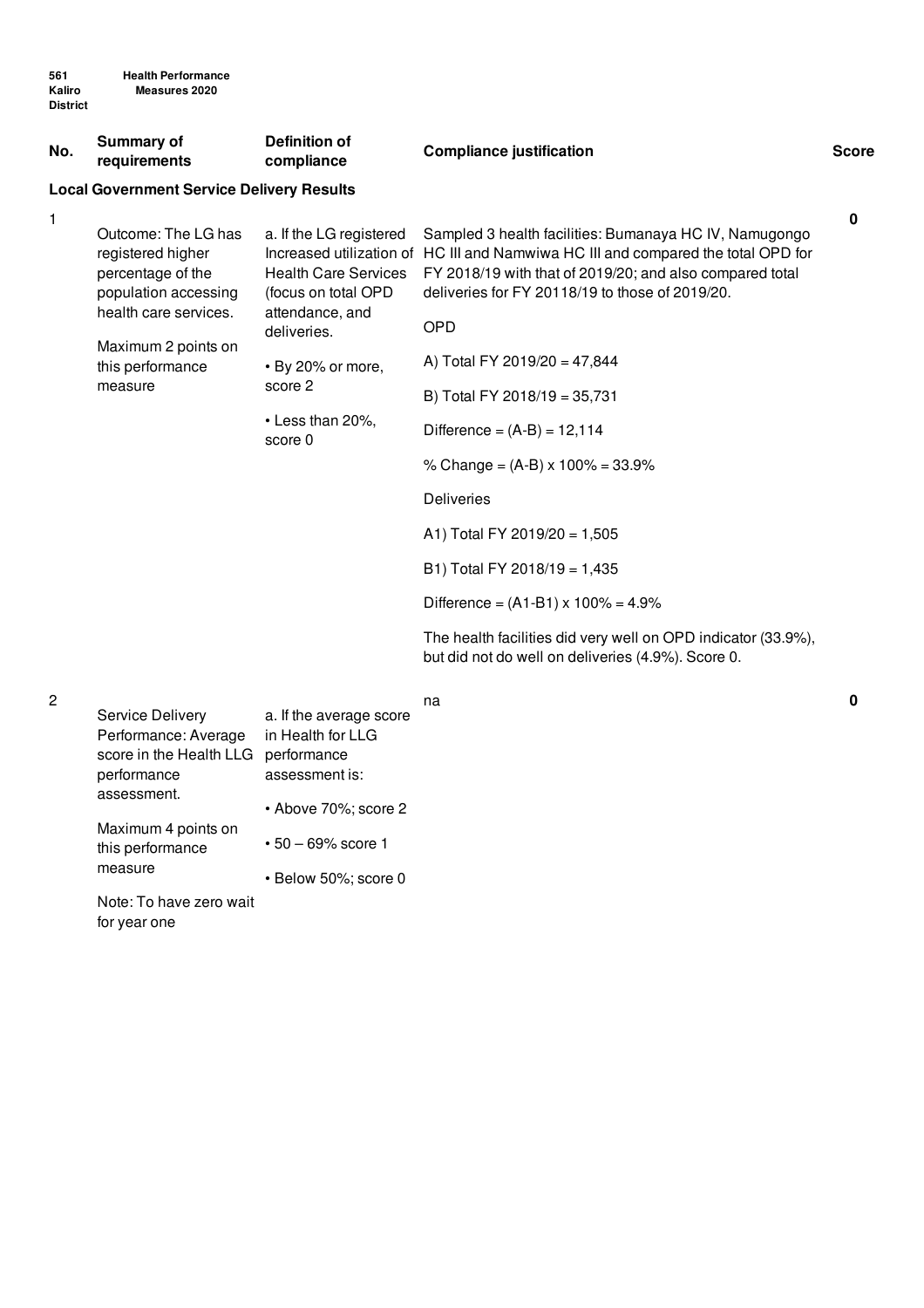| No. | Summary of requirements | Definition of compliance | Compliance justification | Score |
|---|---|---|---|---|
| **Local Government Service Delivery Results** | | | | |
| 1 | Outcome: The LG has registered higher percentage of the population accessing health care services.<br><br>Maximum 2 points on this performance measure | a. If the LG registered Increased utilization of Health Care Services (focus on total OPD attendance, and deliveries.<br><br>• By 20% or more, score 2<br><br>• Less than 20%, score 0 | Sampled 3 health facilities: Bumanaya HC IV, Namugongo HC III and Namwiwa HC III and compared the total OPD for FY 2018/19 with that of 2019/20; and also compared total deliveries for FY 20118/19 to those of 2019/20.<br><br>OPD<br><br>A) Total FY 2019/20 = 47,844<br><br>B) Total FY 2018/19 = 35,731<br><br>Difference = (A-B) = 12,114<br><br>% Change = (A-B) x 100% = 33.9%<br><br>Deliveries<br><br>A1) Total FY 2019/20 = 1,505<br><br>B1) Total FY 2018/19 = 1,435<br><br>Difference = (A1-B1) x 100% = 4.9%<br><br>The health facilities did very well on OPD indicator (33.9%), but did not do well on deliveries (4.9%). Score 0. | 0 |
| 2 | Service Delivery Performance: Average score in the Health LLG performance assessment.<br><br>Maximum 4 points on this performance measure<br><br>Note: To have zero wait for year one | a. If the average score in Health for LLG performance assessment is:<br><br>• Above 70%; score 2<br><br>• 50 – 69% score 1<br><br>• Below 50%; score 0 | na | 0 |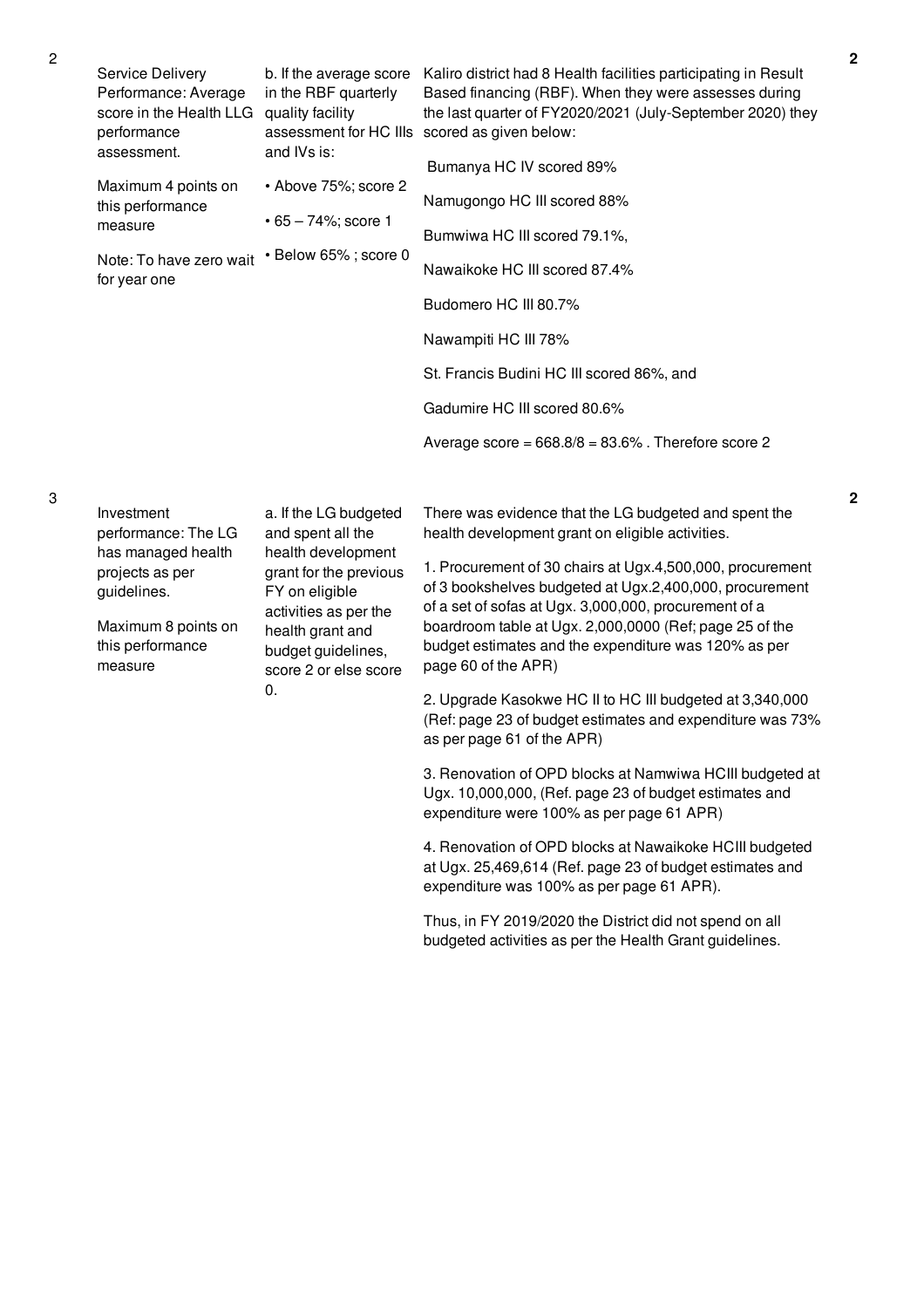| No. | Performance Measure | Scoring Guide | Assessment | Score |
|---|---|---|---|---|
| 2 | Service Delivery Performance: Average score in the Health LLG performance assessment.<br><br>Maximum 4 points on this performance measure<br><br>Note: To have zero wait for year one | b. If the average score in the RBF quarterly quality facility assessment for HC IIIs and IVs is:<br><br>• Above 75%; score 2<br><br>• 65 – 74%; score 1<br><br>• Below 65% ; score 0 | Kaliro district had 8 Health facilities participating in Result Based financing (RBF). When they were assesses during the last quarter of FY2020/2021 (July-September 2020) they scored as given below:<br><br>Bumanya HC IV scored 89%<br><br>Namugongo HC III scored 88%<br><br>Bumwiwa HC III scored 79.1%,<br><br>Nawaikoke HC III scored 87.4%<br><br>Budomero HC III 80.7%<br><br>Nawampiti HC III 78%<br><br>St. Francis Budini HC III scored 86%, and<br><br>Gadumire HC III scored 80.6%<br><br>Average score = 668.8/8 = 83.6% . Therefore score 2 | 2 |
| 3 | Investment performance: The LG has managed health projects as per guidelines.<br><br>Maximum 8 points on this performance measure | a. If the LG budgeted and spent all the health development grant for the previous FY on eligible activities as per the health grant and budget guidelines, score 2 or else score 0. | There was evidence that the LG budgeted and spent the health development grant on eligible activities.<br><br>1. Procurement of 30 chairs at Ugx.4,500,000, procurement of 3 bookshelves budgeted at Ugx.2,400,000, procurement of a set of sofas at Ugx. 3,000,000, procurement of a boardroom table at Ugx. 2,000,0000 (Ref; page 25 of the budget estimates and the expenditure was 120% as per page 60 of the APR)<br><br>2. Upgrade Kasokwe HC II to HC III budgeted at 3,340,000 (Ref: page 23 of budget estimates and expenditure was 73% as per page 61 of the APR)<br><br>3. Renovation of OPD blocks at Namwiwa HCIII budgeted at Ugx. 10,000,000, (Ref. page 23 of budget estimates and expenditure were 100% as per page 61 APR)<br><br>4. Renovation of OPD blocks at Nawaikoke HCIII budgeted at Ugx. 25,469,614 (Ref. page 23 of budget estimates and expenditure was 100% as per page 61 APR).<br><br>Thus, in FY 2019/2020 the District did not spend on all budgeted activities as per the Health Grant guidelines. | 2 |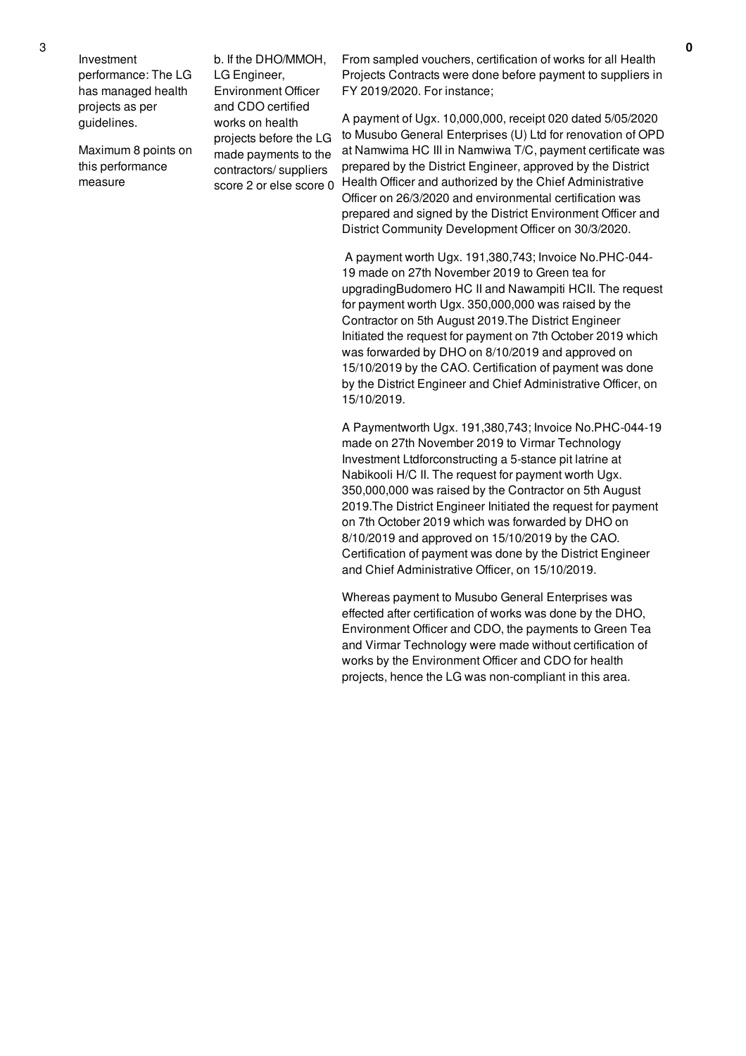| 3 | Investment performance: The LG has managed health projects as per guidelines.<br><br>Maximum 8 points on this performance measure | b. If the DHO/MMOH, LG Engineer, Environment Officer and CDO certified works on health projects before the LG made payments to the contractors/ suppliers score 2 or else score 0 | From sampled vouchers, certification of works for all Health Projects Contracts were done before payment to suppliers in FY 2019/2020. For instance;<br><br>A payment of Ugx. 10,000,000, receipt 020 dated 5/05/2020 to Musubo General Enterprises (U) Ltd for renovation of OPD at Namwima HC III in Namwiwa T/C, payment certificate was prepared by the District Engineer, approved by the District Health Officer and authorized by the Chief Administrative Officer on 26/3/2020 and environmental certification was prepared and signed by the District Environment Officer and District Community Development Officer on 30/3/2020.<br><br>A payment worth Ugx. 191,380,743; Invoice No.PHC-044-19 made on 27th November 2019 to Green tea for upgradingBudomero HC II and Nawampiti HCII. The request for payment worth Ugx. 350,000,000 was raised by the Contractor on 5th August 2019.The District Engineer Initiated the request for payment on 7th October 2019 which was forwarded by DHO on 8/10/2019 and approved on 15/10/2019 by the CAO. Certification of payment was done by the District Engineer and Chief Administrative Officer, on 15/10/2019.<br><br>A Paymentworth Ugx. 191,380,743; Invoice No.PHC-044-19 made on 27th November 2019 to Virmar Technology Investment Ltdforconstructing a 5-stance pit latrine at Nabikooli H/C II. The request for payment worth Ugx. 350,000,000 was raised by the Contractor on 5th August 2019.The District Engineer Initiated the request for payment on 7th October 2019 which was forwarded by DHO on 8/10/2019 and approved on 15/10/2019 by the CAO. Certification of payment was done by the District Engineer and Chief Administrative Officer, on 15/10/2019.<br><br>Whereas payment to Musubo General Enterprises was effected after certification of works was done by the DHO, Environment Officer and CDO, the payments to Green Tea and Virmar Technology were made without certification of works by the Environment Officer and CDO for health projects, hence the LG was non-compliant in this area. | **0** |
|---|---|---|---|---|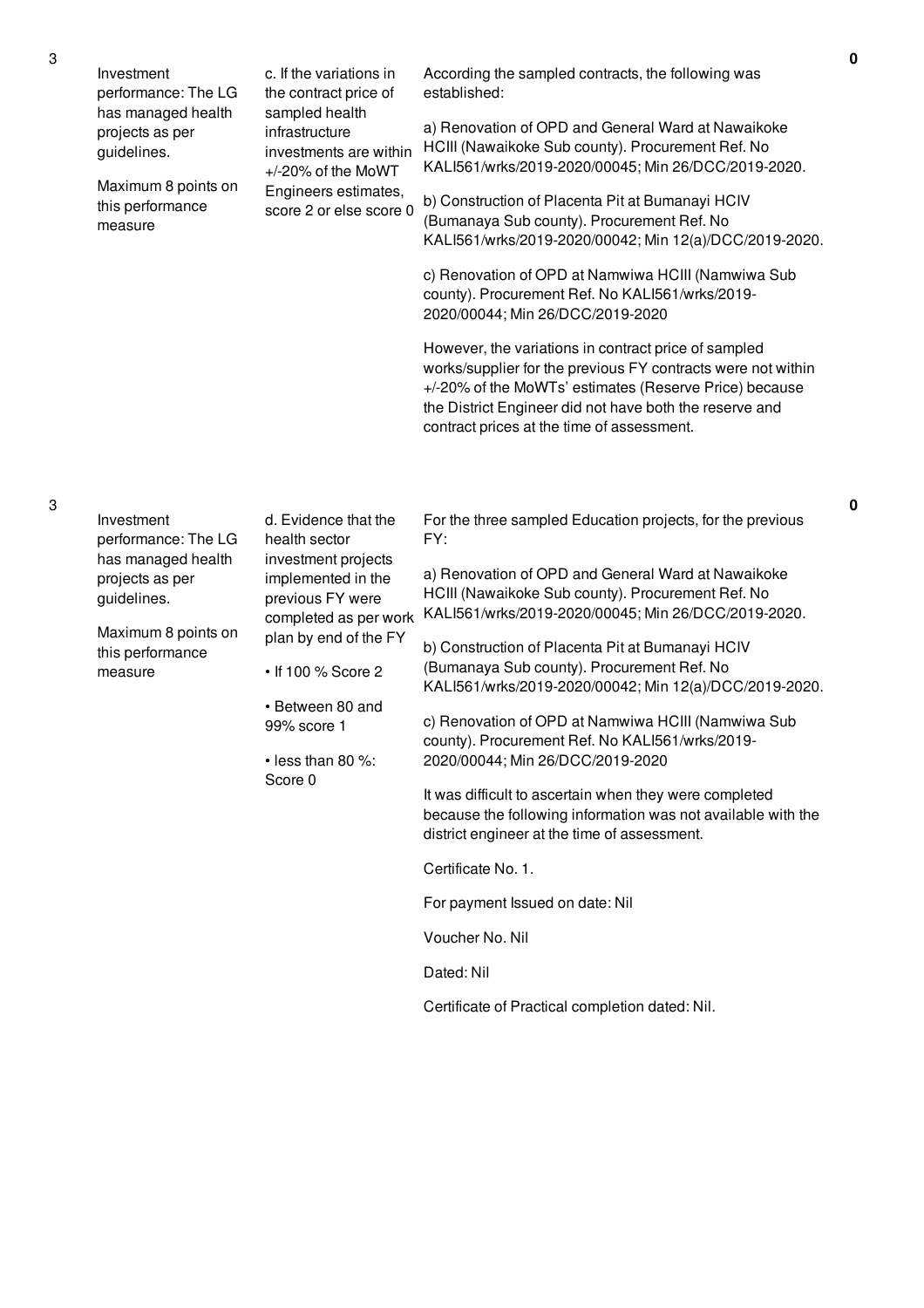| | | | | |
|---|---|---|---|---|
| 3 | Investment performance: The LG has managed health projects as per guidelines.<br><br>Maximum 8 points on this performance measure | c. If the variations in the contract price of sampled health infrastructure investments are within +/-20% of the MoWT Engineers estimates, score 2 or else score 0 | According the sampled contracts, the following was established:<br><br>a) Renovation of OPD and General Ward at Nawaikoke HCIII (Nawaikoke Sub county). Procurement Ref. No KALI561/wrks/2019-2020/00045; Min 26/DCC/2019-2020.<br><br>b) Construction of Placenta Pit at Bumanayi HCIV (Bumanaya Sub county). Procurement Ref. No KALI561/wrks/2019-2020/00042; Min 12(a)/DCC/2019-2020.<br><br>c) Renovation of OPD at Namwiwa HCIII (Namwiwa Sub county). Procurement Ref. No KALI561/wrks/2019-2020/00044; Min 26/DCC/2019-2020<br><br>However, the variations in contract price of sampled works/supplier for the previous FY contracts were not within +/-20% of the MoWTs' estimates (Reserve Price) because the District Engineer did not have both the reserve and contract prices at the time of assessment. | **0** |
| 3 | Investment performance: The LG has managed health projects as per guidelines.<br><br>Maximum 8 points on this performance measure | d. Evidence that the health sector investment projects implemented in the previous FY were completed as per work plan by end of the FY<br><br>• If 100 % Score 2<br><br>• Between 80 and 99% score 1<br><br>• less than 80 %: Score 0 | For the three sampled Education projects, for the previous FY:<br><br>a) Renovation of OPD and General Ward at Nawaikoke HCIII (Nawaikoke Sub county). Procurement Ref. No KALI561/wrks/2019-2020/00045; Min 26/DCC/2019-2020.<br><br>b) Construction of Placenta Pit at Bumanayi HCIV (Bumanaya Sub county). Procurement Ref. No KALI561/wrks/2019-2020/00042; Min 12(a)/DCC/2019-2020.<br><br>c) Renovation of OPD at Namwiwa HCIII (Namwiwa Sub county). Procurement Ref. No KALI561/wrks/2019-2020/00044; Min 26/DCC/2019-2020<br><br>It was difficult to ascertain when they were completed because the following information was not available with the district engineer at the time of assessment.<br><br>Certificate No. 1.<br><br>For payment Issued on date: Nil<br><br>Voucher No. Nil<br><br>Dated: Nil<br><br>Certificate of Practical completion dated: Nil. | **0** |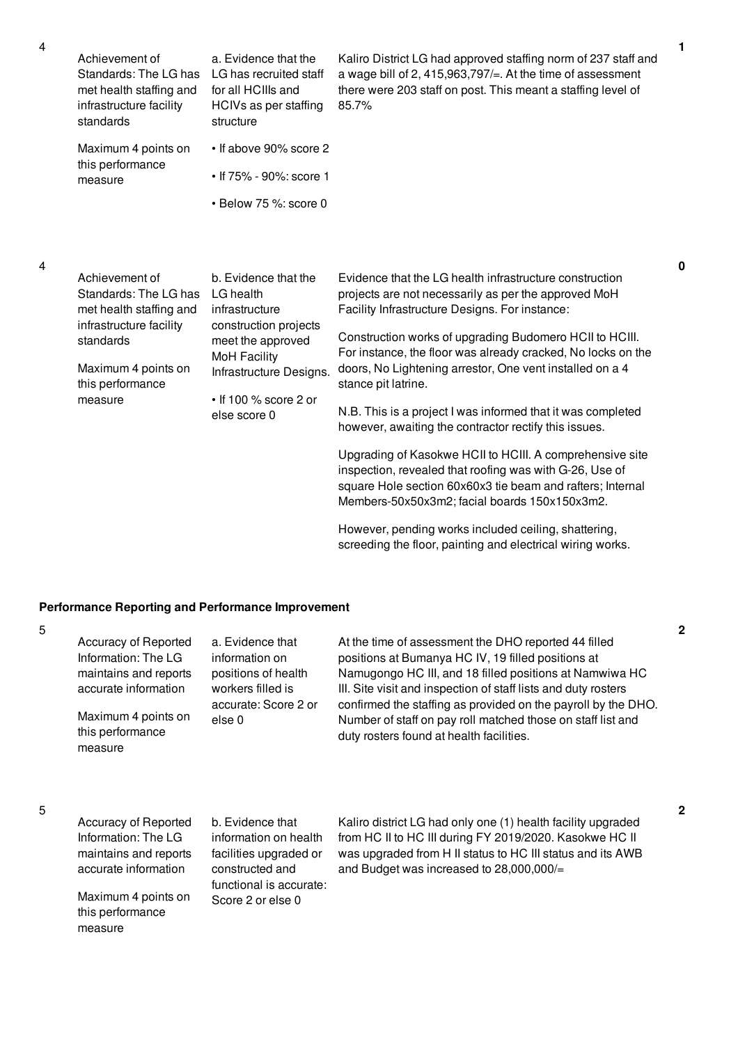| No. | Performance Measure | Assessment Area | Justification | Score |
|---|---|---|---|---|
| 4 | Achievement of Standards: The LG has met health staffing and infrastructure facility standards<br><br>Maximum 4 points on this performance measure | a. Evidence that the LG has recruited staff for all HCIIIs and HCIVs as per staffing structure<br><br>• If above 90% score 2<br><br>• If 75% - 90%: score 1<br><br>• Below 75 %: score 0 | Kaliro District LG had approved staffing norm of 237 staff and a wage bill of 2, 415,963,797/=. At the time of assessment there were 203 staff on post. This meant a staffing level of 85.7% | 1 |
| 4 | Achievement of Standards: The LG has met health staffing and infrastructure facility standards<br><br>Maximum 4 points on this performance measure | b. Evidence that the LG health infrastructure construction projects meet the approved MoH Facility Infrastructure Designs.<br><br>• If 100 % score 2 or else score 0 | Evidence that the LG health infrastructure construction projects are not necessarily as per the approved MoH Facility Infrastructure Designs. For instance:<br><br>Construction works of upgrading Budomero HCII to HCIII. For instance, the floor was already cracked, No locks on the doors, No Lightening arrestor, One vent installed on a 4 stance pit latrine.<br><br>N.B. This is a project I was informed that it was completed however, awaiting the contractor rectify this issues.<br><br>Upgrading of Kasokwe HCII to HCIII. A comprehensive site inspection, revealed that roofing was with G-26, Use of square Hole section 60x60x3 tie beam and rafters; Internal Members-50x50x3m2; facial boards 150x150x3m2.<br><br>However, pending works included ceiling, shattering, screeding the floor, painting and electrical wiring works. | 0 |

**Performance Reporting and Performance Improvement**

| No. | Performance Measure | Assessment Area | Justification | Score |
|---|---|---|---|---|
| 5 | Accuracy of Reported Information: The LG maintains and reports accurate information<br><br>Maximum 4 points on this performance measure | a. Evidence that information on positions of health workers filled is accurate: Score 2 or else 0 | At the time of assessment the DHO reported 44 filled positions at Bumanya HC IV, 19 filled positions at Namugongo HC III, and 18 filled positions at Namwiwa HC III. Site visit and inspection of staff lists and duty rosters confirmed the staffing as provided on the payroll by the DHO. Number of staff on pay roll matched those on staff list and duty rosters found at health facilities. | 2 |
| 5 | Accuracy of Reported Information: The LG maintains and reports accurate information<br><br>Maximum 4 points on this performance measure | b. Evidence that information on health facilities upgraded or constructed and functional is accurate: Score 2 or else 0 | Kaliro district LG had only one (1) health facility upgraded from HC II to HC III during FY 2019/2020. Kasokwe HC II was upgraded from H II status to HC III status and its AWB and Budget was increased to 28,000,000/= | 2 |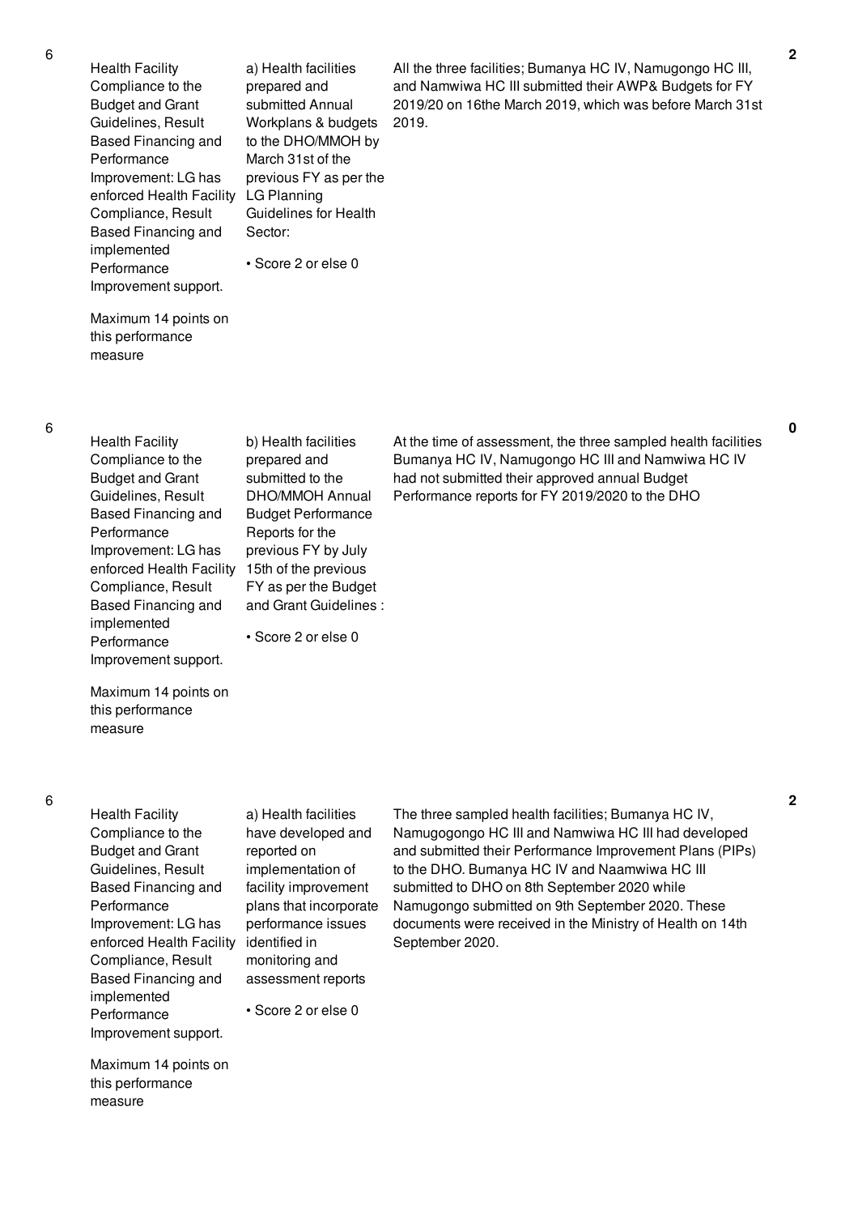| | | | | |
|---|---|---|---|---|
| 6 | Health Facility Compliance to the Budget and Grant Guidelines, Result Based Financing and Performance Improvement: LG has enforced Health Facility Compliance, Result Based Financing and implemented Performance Improvement support.<br><br>Maximum 14 points on this performance measure | a) Health facilities prepared and submitted Annual Workplans & budgets to the DHO/MMOH by March 31st of the previous FY as per the LG Planning Guidelines for Health Sector:<br><br>• Score 2 or else 0 | All the three facilities; Bumanya HC IV, Namugongo HC III, and Namwiwa HC III submitted their AWP& Budgets for FY 2019/20 on 16the March 2019, which was before March 31st 2019. | 2 |
| 6 | Health Facility Compliance to the Budget and Grant Guidelines, Result Based Financing and Performance Improvement: LG has enforced Health Facility Compliance, Result Based Financing and implemented Performance Improvement support.<br><br>Maximum 14 points on this performance measure | b) Health facilities prepared and submitted to the DHO/MMOH Annual Budget Performance Reports for the previous FY by July 15th of the previous FY as per the Budget and Grant Guidelines :<br><br>• Score 2 or else 0 | At the time of assessment, the three sampled health facilities Bumanya HC IV, Namugongo HC III and Namwiwa HC IV had not submitted their approved annual Budget Performance reports for FY 2019/2020 to the DHO | 0 |
| 6 | Health Facility Compliance to the Budget and Grant Guidelines, Result Based Financing and Performance Improvement: LG has enforced Health Facility Compliance, Result Based Financing and implemented Performance Improvement support.<br><br>Maximum 14 points on this performance measure | a) Health facilities have developed and reported on implementation of facility improvement plans that incorporate performance issues identified in monitoring and assessment reports<br><br>• Score 2 or else 0 | The three sampled health facilities; Bumanya HC IV, Namugogongo HC III and Namwiwa HC III had developed and submitted their Performance Improvement Plans (PIPs) to the DHO. Bumanya HC IV and Naamwiwa HC III submitted to DHO on 8th September 2020 while Namugongo submitted on 9th September 2020. These documents were received in the Ministry of Health on 14th September 2020. | 2 |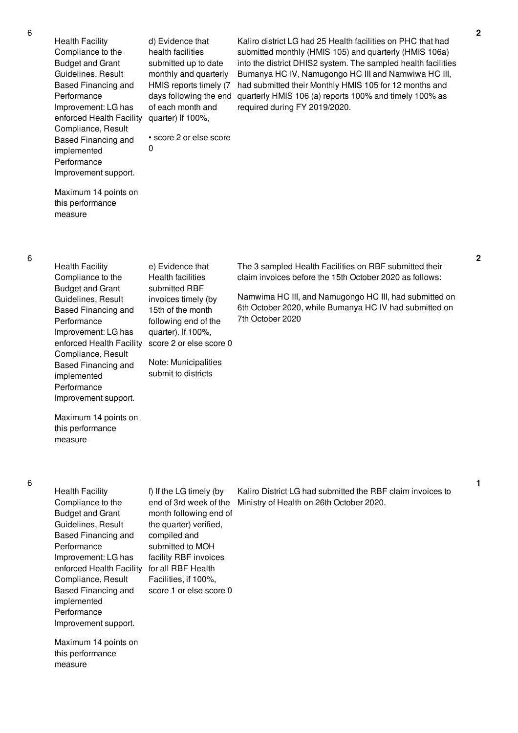| No. | Performance Measure | Criteria | Assessment Finding | Score |
|---|---|---|---|---|
| 6 | Health Facility Compliance to the Budget and Grant Guidelines, Result Based Financing and Performance Improvement: LG has enforced Health Facility Compliance, Result Based Financing and implemented Performance Improvement support.<br><br>Maximum 14 points on this performance measure | d) Evidence that health facilities submitted up to date monthly and quarterly HMIS reports timely (7 days following the end of each month and quarter) If 100%,<br><br>• score 2 or else score 0 | Kaliro district LG had 25 Health facilities on PHC that had submitted monthly (HMIS 105) and quarterly (HMIS 106a) into the district DHIS2 system. The sampled health facilities Bumanya HC IV, Namugongo HC III and Namwiwa HC III, had submitted their Monthly HMIS 105 for 12 months and quarterly HMIS 106 (a) reports 100% and timely 100% as required during FY 2019/2020. | 2 |
| 6 | Health Facility Compliance to the Budget and Grant Guidelines, Result Based Financing and Performance Improvement: LG has enforced Health Facility Compliance, Result Based Financing and implemented Performance Improvement support.<br><br>Maximum 14 points on this performance measure | e) Evidence that Health facilities submitted RBF invoices timely (by 15th of the month following end of the quarter). If 100%, score 2 or else score 0<br><br>Note: Municipalities submit to districts | The 3 sampled Health Facilities on RBF submitted their claim invoices before the 15th October 2020 as follows:<br><br>Namwima HC III, and Namugongo HC III, had submitted on 6th October 2020, while Bumanya HC IV had submitted on 7th October 2020 | 2 |
| 6 | Health Facility Compliance to the Budget and Grant Guidelines, Result Based Financing and Performance Improvement: LG has enforced Health Facility Compliance, Result Based Financing and implemented Performance Improvement support.<br><br>Maximum 14 points on this performance measure | f) If the LG timely (by end of 3rd week of the month following end of the quarter) verified, compiled and submitted to MOH facility RBF invoices for all RBF Health Facilities, if 100%, score 1 or else score 0 | Kaliro District LG had submitted the RBF claim invoices to Ministry of Health on 26th October 2020. | 1 |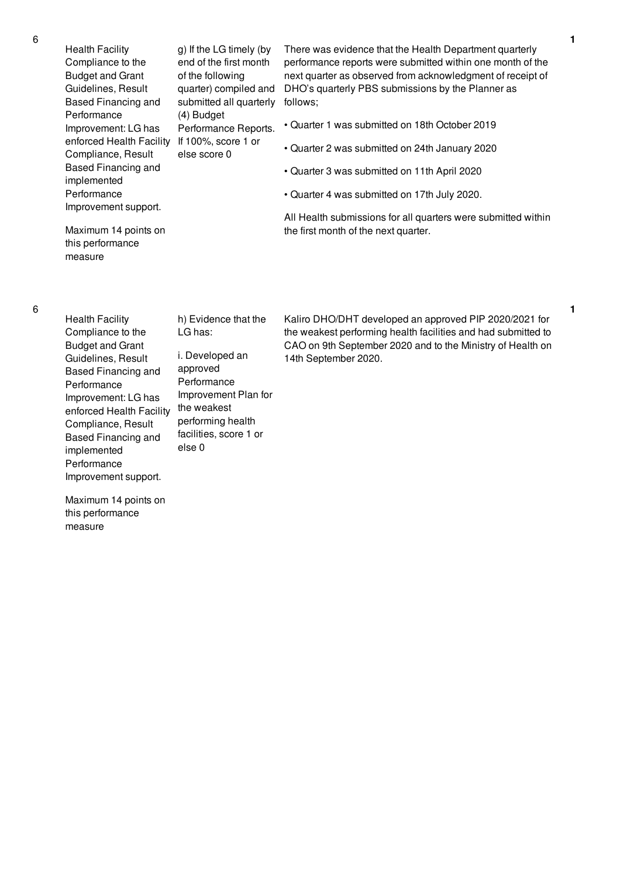| No. | Performance Measure | Scoring Guide | Justification | Score |
|---|---|---|---|---|
| 6 | Health Facility Compliance to the Budget and Grant Guidelines, Result Based Financing and Performance Improvement: LG has enforced Health Facility Compliance, Result Based Financing and implemented Performance Improvement support.<br><br>Maximum 14 points on this performance measure | g) If the LG timely (by end of the first month of the following quarter) compiled and submitted all quarterly (4) Budget Performance Reports. If 100%, score 1 or else score 0 | There was evidence that the Health Department quarterly performance reports were submitted within one month of the next quarter as observed from acknowledgment of receipt of DHO's quarterly PBS submissions by the Planner as follows;<br><br>• Quarter 1 was submitted on 18th October 2019<br><br>• Quarter 2 was submitted on 24th January 2020<br><br>• Quarter 3 was submitted on 11th April 2020<br><br>• Quarter 4 was submitted on 17th July 2020.<br><br>All Health submissions for all quarters were submitted within the first month of the next quarter. | 1 |
| 6 | Health Facility Compliance to the Budget and Grant Guidelines, Result Based Financing and Performance Improvement: LG has enforced Health Facility Compliance, Result Based Financing and implemented Performance Improvement support.<br><br>Maximum 14 points on this performance measure | h) Evidence that the LG has:<br><br>i. Developed an approved Performance Improvement Plan for the weakest performing health facilities, score 1 or else 0 | Kaliro DHO/DHT developed an approved PIP 2020/2021 for the weakest performing health facilities and had submitted to CAO on 9th September 2020 and to the Ministry of Health on 14th September 2020. | 1 |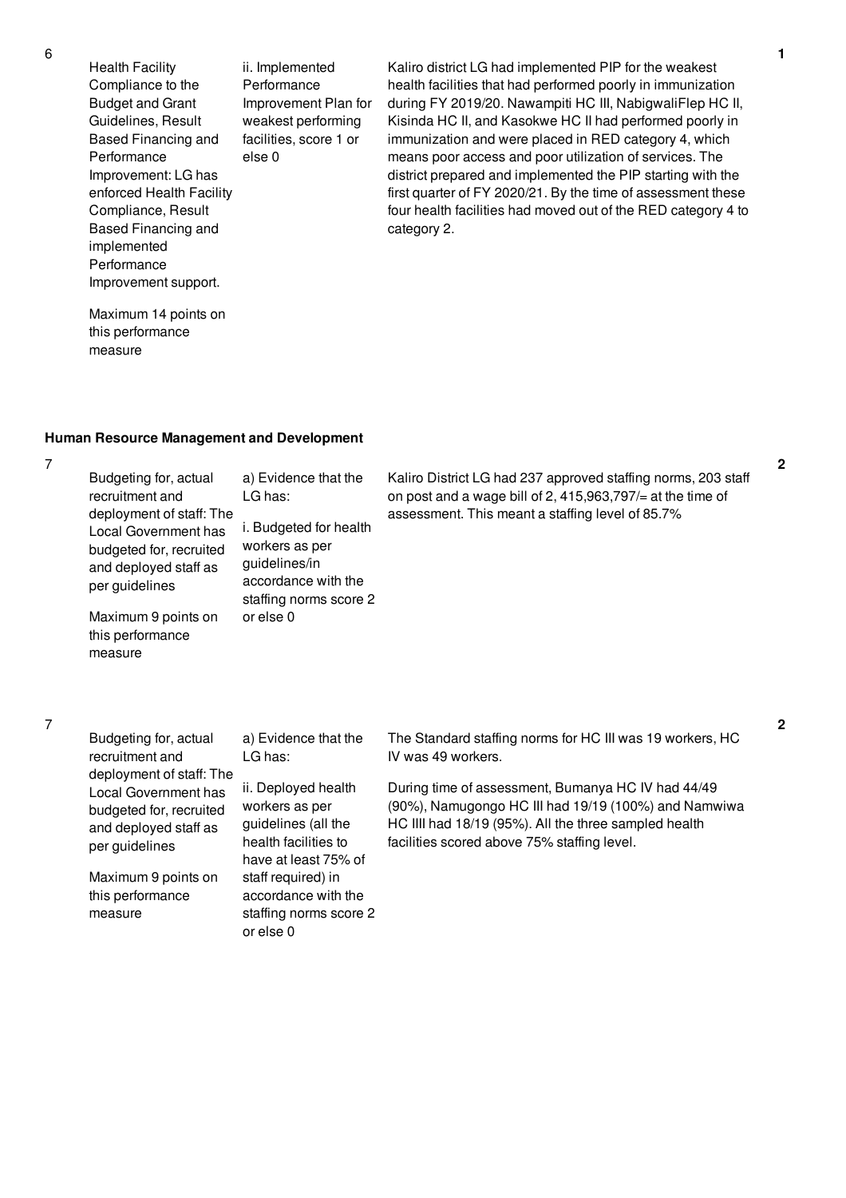| No. | Performance Measure | Scoring Guide | Assessment Findings | Score |
|---|---|---|---|---|
| 6 | Health Facility Compliance to the Budget and Grant Guidelines, Result Based Financing and Performance Improvement: LG has enforced Health Facility Compliance, Result Based Financing and implemented Performance Improvement support.<br><br>Maximum 14 points on this performance measure | ii. Implemented Performance Improvement Plan for weakest performing facilities, score 1 or else 0 | Kaliro district LG had implemented PIP for the weakest health facilities that had performed poorly in immunization during FY 2019/20. Nawampiti HC III, NabigwaliFlep HC II, Kisinda HC II, and Kasokwe HC II had performed poorly in immunization and were placed in RED category 4, which means poor access and poor utilization of services. The district prepared and implemented the PIP starting with the first quarter of FY 2020/21. By the time of assessment these four health facilities had moved out of the RED category 4 to category 2. | 1 |

**Human Resource Management and Development**

| No. | Performance Measure | Scoring Guide | Assessment Findings | Score |
|---|---|---|---|---|
| 7 | Budgeting for, actual recruitment and deployment of staff: The Local Government has budgeted for, recruited and deployed staff as per guidelines<br><br>Maximum 9 points on this performance measure | a) Evidence that the LG has:<br><br>i. Budgeted for health workers as per guidelines/in accordance with the staffing norms score 2 or else 0 | Kaliro District LG had 237 approved staffing norms, 203 staff on post and a wage bill of 2, 415,963,797/= at the time of assessment. This meant a staffing level of 85.7% | 2 |
| 7 | Budgeting for, actual recruitment and deployment of staff: The Local Government has budgeted for, recruited and deployed staff as per guidelines<br><br>Maximum 9 points on this performance measure | a) Evidence that the LG has:<br><br>ii. Deployed health workers as per guidelines (all the health facilities to have at least 75% of staff required) in accordance with the staffing norms score 2 or else 0 | The Standard staffing norms for HC III was 19 workers, HC IV was 49 workers.<br><br>During time of assessment, Bumanya HC IV had 44/49 (90%), Namugongo HC III had 19/19 (100%) and Namwiwa HC IIII had 18/19 (95%). All the three sampled health facilities scored above 75% staffing level. | 2 |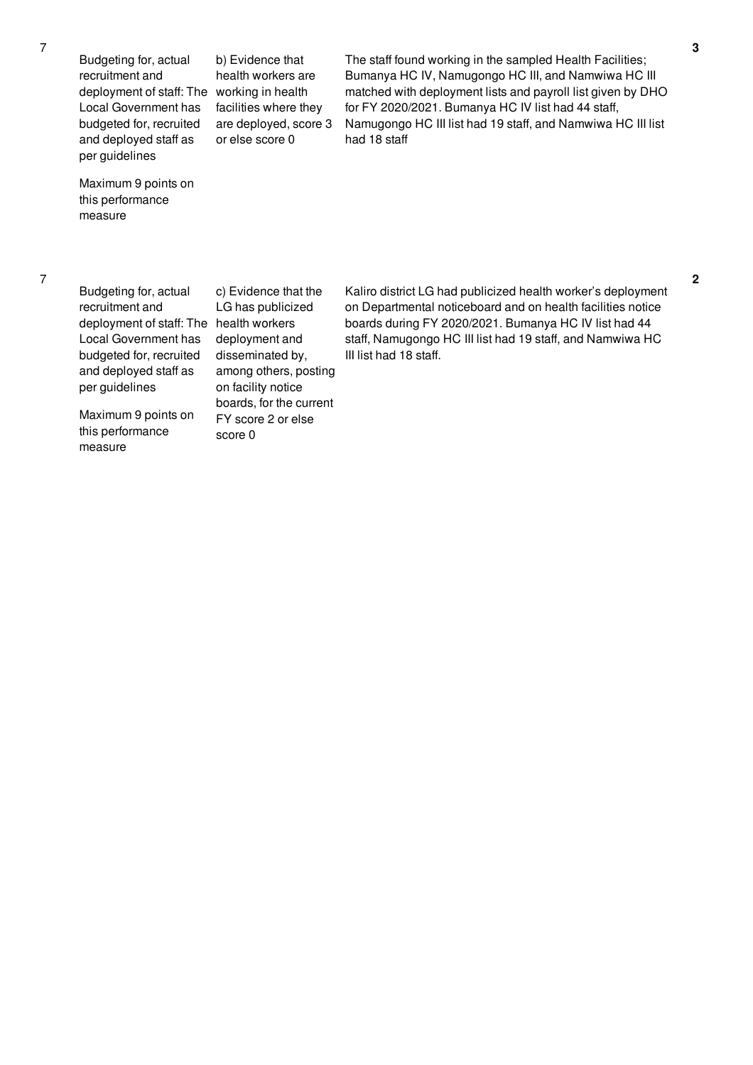| No. | Performance Area | Performance Measure | Assessment Findings | Score |
|---|---|---|---|---|
| 7 | Budgeting for, actual recruitment and deployment of staff: The Local Government has budgeted for, recruited and deployed staff as per guidelines<br><br>Maximum 9 points on this performance measure | b) Evidence that health workers are working in health facilities where they are deployed, score 3 or else score 0 | The staff found working in the sampled Health Facilities; Bumanya HC IV, Namugongo HC III, and Namwiwa HC III matched with deployment lists and payroll list given by DHO for FY 2020/2021. Bumanya HC IV list had 44 staff, Namugongo HC III list had 19 staff, and Namwiwa HC III list had 18 staff | 3 |
| 7 | Budgeting for, actual recruitment and deployment of staff: The Local Government has budgeted for, recruited and deployed staff as per guidelines<br><br>Maximum 9 points on this performance measure | c) Evidence that the LG has publicized health workers deployment and disseminated by, among others, posting on facility notice boards, for the current FY score 2 or else score 0 | Kaliro district LG had publicized health worker's deployment on Departmental noticeboard and on health facilities notice boards during FY 2020/2021. Bumanya HC IV list had 44 staff, Namugongo HC III list had 19 staff, and Namwiwa HC III list had 18 staff. | 2 |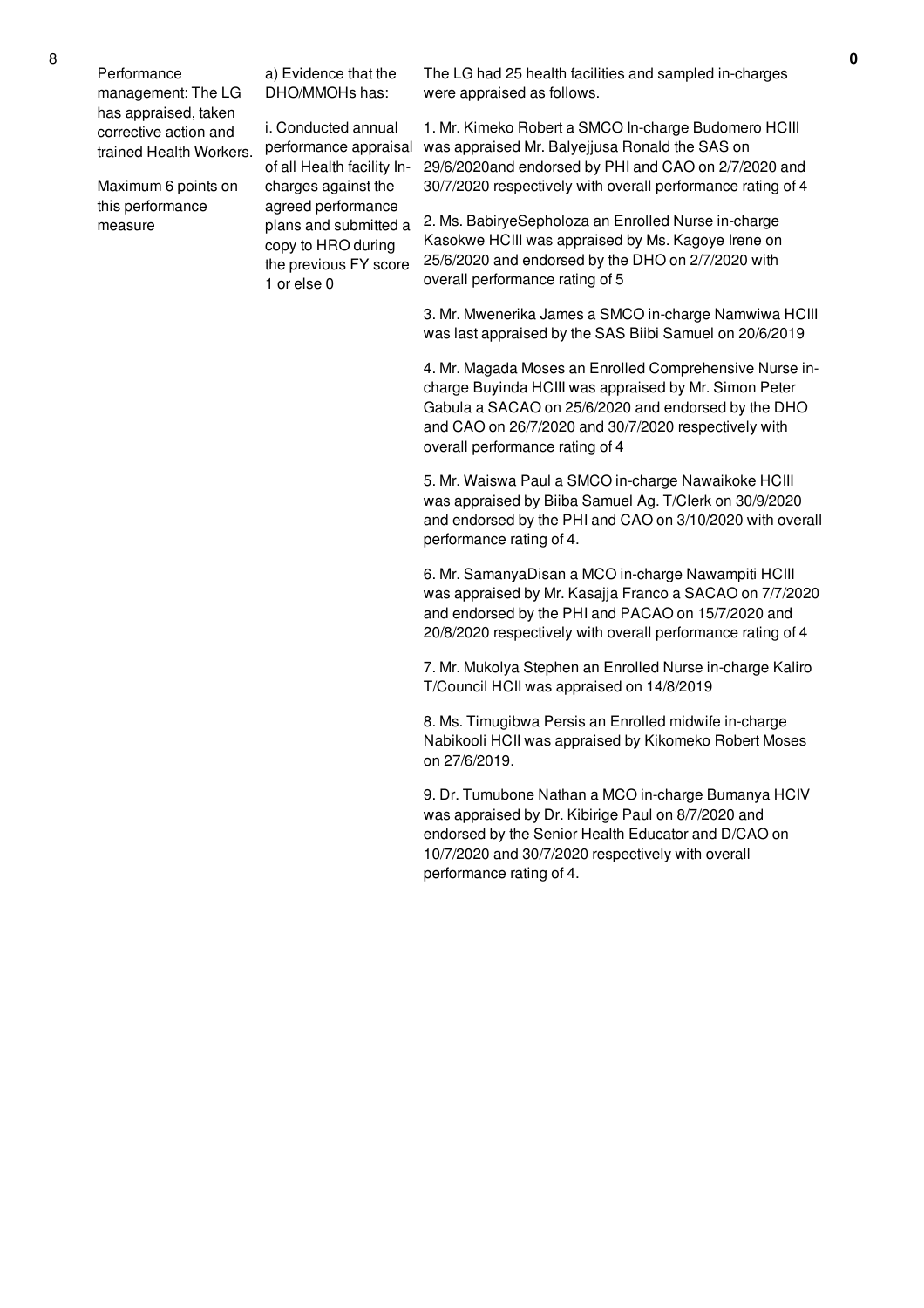| | | | | |
|---|---|---|---|---|
| 8 | Performance management: The LG has appraised, taken corrective action and trained Health Workers.<br><br>Maximum 6 points on this performance measure | a) Evidence that the DHO/MMOHs has:<br><br>i. Conducted annual performance appraisal of all Health facility In-charges against the agreed performance plans and submitted a copy to HRO during the previous FY score 1 or else 0 | The LG had 25 health facilities and sampled in-charges were appraised as follows.<br><br>1. Mr. Kimeko Robert a SMCO In-charge Budomero HCIII was appraised Mr. Balyejjusa Ronald the SAS on 29/6/2020and endorsed by PHI and CAO on 2/7/2020 and 30/7/2020 respectively with overall performance rating of 4<br><br>2. Ms. BabiryeSepholoza an Enrolled Nurse in-charge Kasokwe HCIII was appraised by Ms. Kagoye Irene on 25/6/2020 and endorsed by the DHO on 2/7/2020 with overall performance rating of 5<br><br>3. Mr. Mwenerika James a SMCO in-charge Namwiwa HCIII was last appraised by the SAS Biibi Samuel on 20/6/2019<br><br>4. Mr. Magada Moses an Enrolled Comprehensive Nurse in-charge Buyinda HCIII was appraised by Mr. Simon Peter Gabula a SACAO on 25/6/2020 and endorsed by the DHO and CAO on 26/7/2020 and 30/7/2020 respectively with overall performance rating of 4<br><br>5. Mr. Waiswa Paul a SMCO in-charge Nawaikoke HCIII was appraised by Biiba Samuel Ag. T/Clerk on 30/9/2020 and endorsed by the PHI and CAO on 3/10/2020 with overall performance rating of 4.<br><br>6. Mr. SamanyaDisan a MCO in-charge Nawampiti HCIII was appraised by Mr. Kasajja Franco a SACAO on 7/7/2020 and endorsed by the PHI and PACAO on 15/7/2020 and 20/8/2020 respectively with overall performance rating of 4<br><br>7. Mr. Mukolya Stephen an Enrolled Nurse in-charge Kaliro T/Council HCII was appraised on 14/8/2019<br><br>8. Ms. Timugibwa Persis an Enrolled midwife in-charge Nabikooli HCII was appraised by Kikomeko Robert Moses on 27/6/2019.<br><br>9. Dr. Tumubone Nathan a MCO in-charge Bumanya HCIV was appraised by Dr. Kibirige Paul on 8/7/2020 and endorsed by the Senior Health Educator and D/CAO on 10/7/2020 and 30/7/2020 respectively with overall performance rating of 4. | 0 |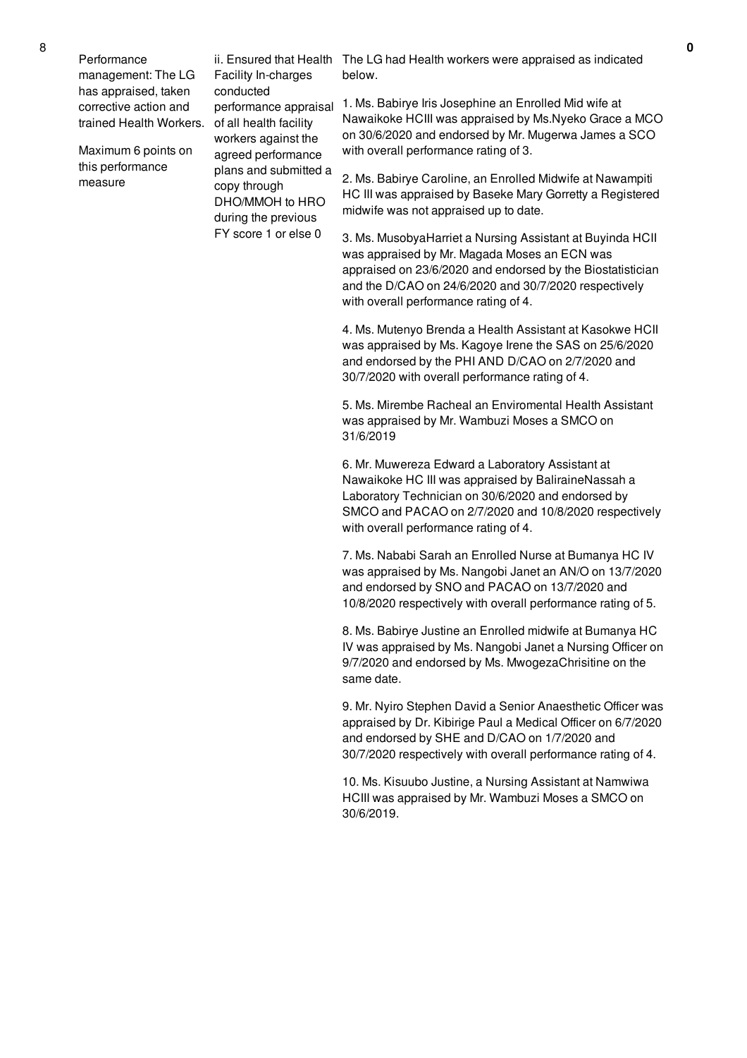| 8 | Performance management: The LG has appraised, taken corrective action and trained Health Workers.<br><br>Maximum 6 points on this performance measure | ii. Ensured that Health Facility In-charges conducted performance appraisal of all health facility workers against the agreed performance plans and submitted a copy through DHO/MMOH to HRO during the previous FY score 1 or else 0 | The LG had Health workers were appraised as indicated below.<br><br>1. Ms. Babirye Iris Josephine an Enrolled Mid wife at Nawaikoke HCIII was appraised by Ms.Nyeko Grace a MCO on 30/6/2020 and endorsed by Mr. Mugerwa James a SCO with overall performance rating of 3.<br><br>2. Ms. Babirye Caroline, an Enrolled Midwife at Nawampiti HC III was appraised by Baseke Mary Gorretty a Registered midwife was not appraised up to date.<br><br>3. Ms. MusobyaHarriet a Nursing Assistant at Buyinda HCII was appraised by Mr. Magada Moses an ECN was appraised on 23/6/2020 and endorsed by the Biostatistician and the D/CAO on 24/6/2020 and 30/7/2020 respectively with overall performance rating of 4.<br><br>4. Ms. Mutenyo Brenda a Health Assistant at Kasokwe HCII was appraised by Ms. Kagoye Irene the SAS on 25/6/2020 and endorsed by the PHI AND D/CAO on 2/7/2020 and 30/7/2020 with overall performance rating of 4.<br><br>5. Ms. Mirembe Racheal an Enviromental Health Assistant was appraised by Mr. Wambuzi Moses a SMCO on 31/6/2019<br><br>6. Mr. Muwereza Edward a Laboratory Assistant at Nawaikoke HC III was appraised by BaliraineNassah a Laboratory Technician on 30/6/2020 and endorsed by SMCO and PACAO on 2/7/2020 and 10/8/2020 respectively with overall performance rating of 4.<br><br>7. Ms. Nababi Sarah an Enrolled Nurse at Bumanya HC IV was appraised by Ms. Nangobi Janet an AN/O on 13/7/2020 and endorsed by SNO and PACAO on 13/7/2020 and 10/8/2020 respectively with overall performance rating of 5.<br><br>8. Ms. Babirye Justine an Enrolled midwife at Bumanya HC IV was appraised by Ms. Nangobi Janet a Nursing Officer on 9/7/2020 and endorsed by Ms. MwogezaChrisitine on the same date.<br><br>9. Mr. Nyiro Stephen David a Senior Anaesthetic Officer was appraised by Dr. Kibirige Paul a Medical Officer on 6/7/2020 and endorsed by SHE and D/CAO on 1/7/2020 and 30/7/2020 respectively with overall performance rating of 4.<br><br>10. Ms. Kisuubo Justine, a Nursing Assistant at Namwiwa HCIII was appraised by Mr. Wambuzi Moses a SMCO on 30/6/2019. | 0 |
|---|---|---|---|---|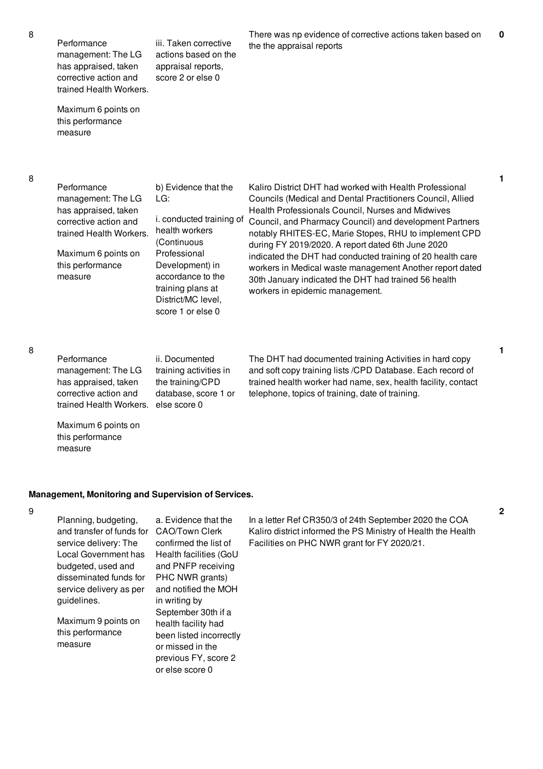| No. | Performance Measure | Scoring Guide | Justification | Score |
|---|---|---|---|---|
| 8 | Performance management: The LG has appraised, taken corrective action and trained Health Workers.<br><br>Maximum 6 points on this performance measure | iii. Taken corrective actions based on the appraisal reports, score 2 or else 0 | There was np evidence of corrective actions taken based on the the appraisal reports | 0 |
| 8 | Performance management: The LG has appraised, taken corrective action and trained Health Workers.<br><br>Maximum 6 points on this performance measure | b) Evidence that the LG:<br><br>i. conducted training of health workers (Continuous Professional Development) in accordance to the training plans at District/MC level, score 1 or else 0 | Kaliro District DHT had worked with Health Professional Councils (Medical and Dental Practitioners Council, Allied Health Professionals Council, Nurses and Midwives Council, and Pharmacy Council) and development Partners notably RHITES-EC, Marie Stopes, RHU to implement CPD during FY 2019/2020. A report dated 6th June 2020 indicated the DHT had conducted training of 20 health care workers in Medical waste management Another report dated 30th January indicated the DHT had trained 56 health workers in epidemic management. | 1 |
| 8 | Performance management: The LG has appraised, taken corrective action and trained Health Workers.<br><br>Maximum 6 points on this performance measure | ii. Documented training activities in the training/CPD database, score 1 or else score 0 | The DHT had documented training Activities in hard copy and soft copy training lists /CPD Database. Each record of trained health worker had name, sex, health facility, contact telephone, topics of training, date of training. | 1 |

**Management, Monitoring and Supervision of Services.**

| No. | Performance Measure | Scoring Guide | Justification | Score |
|---|---|---|---|---|
| 9 | Planning, budgeting, and transfer of funds for service delivery: The Local Government has budgeted, used and disseminated funds for service delivery as per guidelines.<br><br>Maximum 9 points on this performance measure | a. Evidence that the CAO/Town Clerk confirmed the list of Health facilities (GoU and PNFP receiving PHC NWR grants) and notified the MOH in writing by September 30th if a health facility had been listed incorrectly or missed in the previous FY, score 2 or else score 0 | In a letter Ref CR350/3 of 24th September 2020 the COA Kaliro district informed the PS Ministry of Health the Health Facilities on PHC NWR grant for FY 2020/21. | 2 |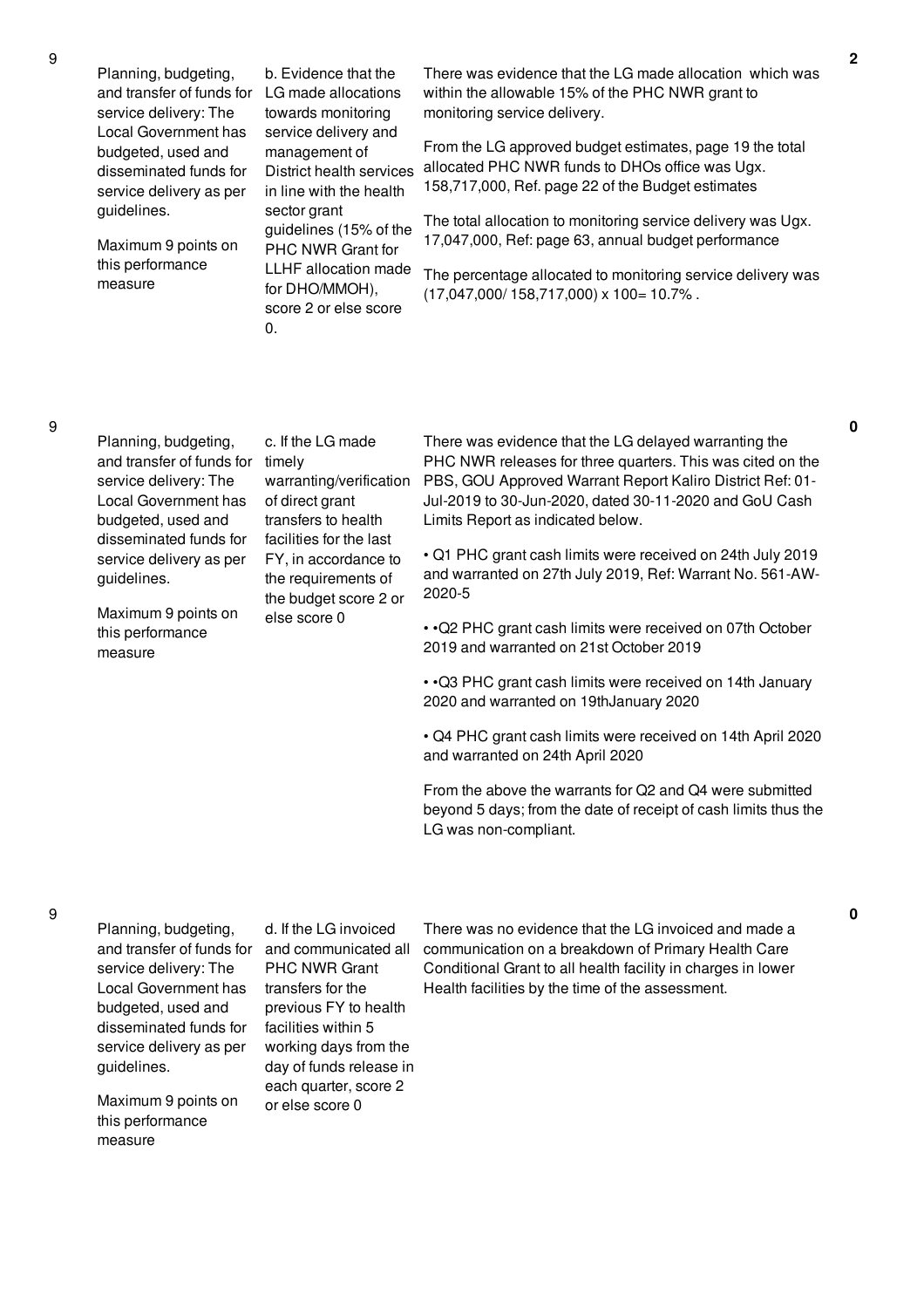| No. | Performance Area | Performance Measure | Assessment Findings | Score |
|---|---|---|---|---|
| 9 | Planning, budgeting, and transfer of funds for service delivery: The Local Government has budgeted, used and disseminated funds for service delivery as per guidelines.<br><br>Maximum 9 points on this performance measure | b. Evidence that the LG made allocations towards monitoring service delivery and management of District health services in line with the health sector grant guidelines (15% of the PHC NWR Grant for LLHF allocation made for DHO/MMOH), score 2 or else score 0. | There was evidence that the LG made allocation which was within the allowable 15% of the PHC NWR grant to monitoring service delivery.<br><br>From the LG approved budget estimates, page 19 the total allocated PHC NWR funds to DHOs office was Ugx. 158,717,000, Ref. page 22 of the Budget estimates<br><br>The total allocation to monitoring service delivery was Ugx. 17,047,000, Ref: page 63, annual budget performance<br><br>The percentage allocated to monitoring service delivery was (17,047,000/ 158,717,000) x 100= 10.7% . | 2 |
| 9 | Planning, budgeting, and transfer of funds for service delivery: The Local Government has budgeted, used and disseminated funds for service delivery as per guidelines.<br><br>Maximum 9 points on this performance measure | c. If the LG made timely warranting/verification of direct grant transfers to health facilities for the last FY, in accordance to the requirements of the budget score 2 or else score 0 | There was evidence that the LG delayed warranting the PHC NWR releases for three quarters. This was cited on the PBS, GOU Approved Warrant Report Kaliro District Ref: 01-Jul-2019 to 30-Jun-2020, dated 30-11-2020 and GoU Cash Limits Report as indicated below.<br><br>• Q1 PHC grant cash limits were received on 24th July 2019 and warranted on 27th July 2019, Ref: Warrant No. 561-AW-2020-5<br><br>• •Q2 PHC grant cash limits were received on 07th October 2019 and warranted on 21st October 2019<br><br>• •Q3 PHC grant cash limits were received on 14th January 2020 and warranted on 19thJanuary 2020<br><br>• Q4 PHC grant cash limits were received on 14th April 2020 and warranted on 24th April 2020<br><br>From the above the warrants for Q2 and Q4 were submitted beyond 5 days; from the date of receipt of cash limits thus the LG was non-compliant. | 0 |
| 9 | Planning, budgeting, and transfer of funds for service delivery: The Local Government has budgeted, used and disseminated funds for service delivery as per guidelines.<br><br>Maximum 9 points on this performance measure | d. If the LG invoiced and communicated all PHC NWR Grant transfers for the previous FY to health facilities within 5 working days from the day of funds release in each quarter, score 2 or else score 0 | There was no evidence that the LG invoiced and made a communication on a breakdown of Primary Health Care Conditional Grant to all health facility in charges in lower Health facilities by the time of the assessment. | 0 |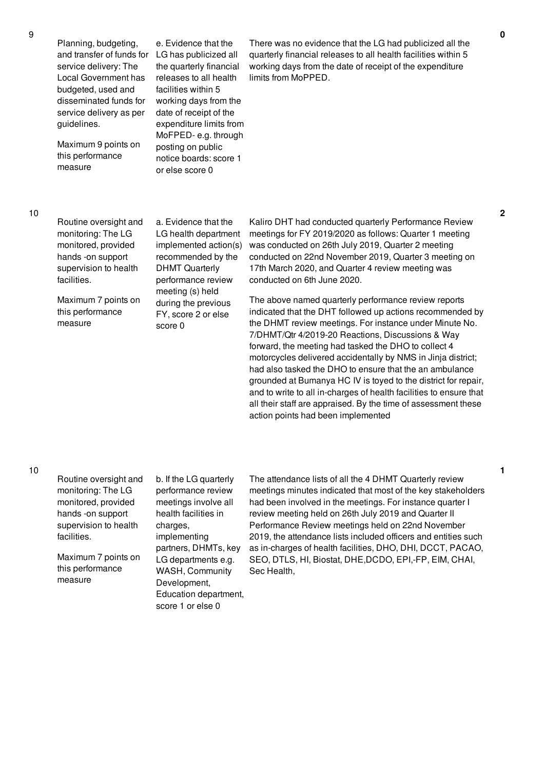| 9 | Planning, budgeting, and transfer of funds for service delivery: The Local Government has budgeted, used and disseminated funds for service delivery as per guidelines.<br><br>Maximum 9 points on this performance measure | e. Evidence that the LG has publicized all the quarterly financial releases to all health facilities within 5 working days from the date of receipt of the expenditure limits from MoFPED- e.g. through posting on public notice boards: score 1 or else score 0 | There was no evidence that the LG had publicized all the quarterly financial releases to all health facilities within 5 working days from the date of receipt of the expenditure limits from MoPPED. | 0 |
|---|---|---|---|---|
| 10 | Routine oversight and monitoring: The LG monitored, provided hands -on support supervision to health facilities.<br><br>Maximum 7 points on this performance measure | a. Evidence that the LG health department implemented action(s) recommended by the DHMT Quarterly performance review meeting (s) held during the previous FY, score 2 or else score 0 | Kaliro DHT had conducted quarterly Performance Review meetings for FY 2019/2020 as follows: Quarter 1 meeting was conducted on 26th July 2019, Quarter 2 meeting conducted on 22nd November 2019, Quarter 3 meeting on 17th March 2020, and Quarter 4 review meeting was conducted on 6th June 2020.<br><br>The above named quarterly performance review reports indicated that the DHT followed up actions recommended by the DHMT review meetings. For instance under Minute No. 7/DHMT/Qtr 4/2019-20 Reactions, Discussions & Way forward, the meeting had tasked the DHO to collect 4 motorcycles delivered accidentally by NMS in Jinja district; had also tasked the DHO to ensure that the an ambulance grounded at Bumanya HC IV is toyed to the district for repair, and to write to all in-charges of health facilities to ensure that all their staff are appraised. By the time of assessment these action points had been implemented | 2 |
| 10 | Routine oversight and monitoring: The LG monitored, provided hands -on support supervision to health facilities.<br><br>Maximum 7 points on this performance measure | b. If the LG quarterly performance review meetings involve all health facilities in charges, implementing partners, DHMTs, key LG departments e.g. WASH, Community Development, Education department, score 1 or else 0 | The attendance lists of all the 4 DHMT Quarterly review meetings minutes indicated that most of the key stakeholders had been involved in the meetings. For instance quarter I review meeting held on 26th July 2019 and Quarter II Performance Review meetings held on 22nd November 2019, the attendance lists included officers and entities such as in-charges of health facilities, DHO, DHI, DCCT, PACAO, SEO, DTLS, HI, Biostat, DHE,DCDO, EPI,-FP, EIM, CHAI, Sec Health, | 1 |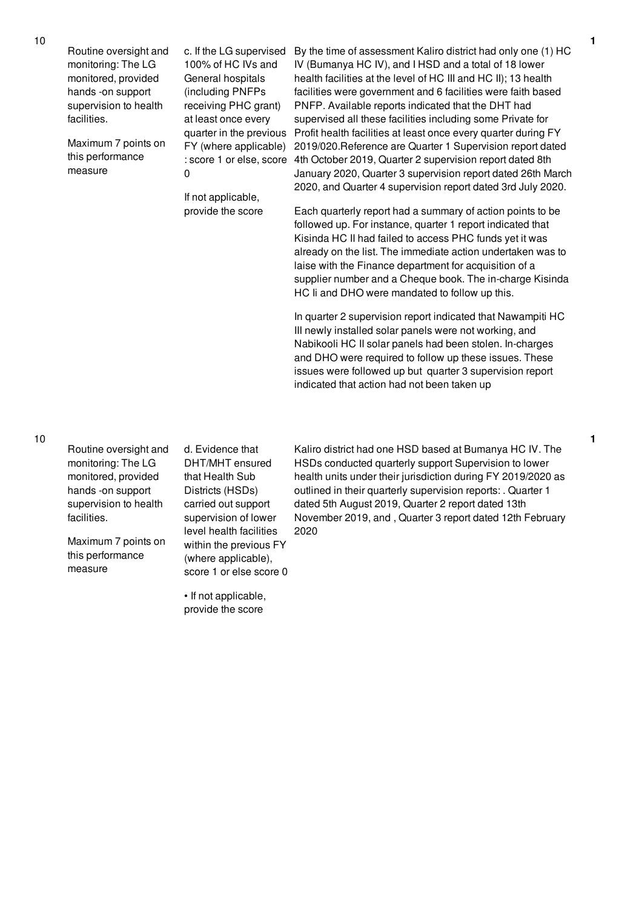| No. | Performance Area | Performance Measure | Assessment | Score |
|---|---|---|---|---|
| 10 | Routine oversight and monitoring: The LG monitored, provided hands -on support supervision to health facilities.<br><br>Maximum 7 points on this performance measure | c. If the LG supervised 100% of HC IVs and General hospitals (including PNFPs receiving PHC grant) at least once every quarter in the previous FY (where applicable) : score 1 or else, score 0<br><br>If not applicable, provide the score | By the time of assessment Kaliro district had only one (1) HC IV (Bumanya HC IV), and I HSD and a total of 18 lower health facilities at the level of HC III and HC II); 13 health facilities were government and 6 facilities were faith based PNFP. Available reports indicated that the DHT had supervised all these facilities including some Private for Profit health facilities at least once every quarter during FY 2019/020.Reference are Quarter 1 Supervision report dated 4th October 2019, Quarter 2 supervision report dated 8th January 2020, Quarter 3 supervision report dated 26th March 2020, and Quarter 4 supervision report dated 3rd July 2020.<br><br>Each quarterly report had a summary of action points to be followed up. For instance, quarter 1 report indicated that Kisinda HC II had failed to access PHC funds yet it was already on the list. The immediate action undertaken was to laise with the Finance department for acquisition of a supplier number and a Cheque book. The in-charge Kisinda HC Ii and DHO were mandated to follow up this.<br><br>In quarter 2 supervision report indicated that Nawampiti HC III newly installed solar panels were not working, and Nabikooli HC II solar panels had been stolen. In-charges and DHO were required to follow up these issues. These issues were followed up but quarter 3 supervision report indicated that action had not been taken up | 1 |
| 10 | Routine oversight and monitoring: The LG monitored, provided hands -on support supervision to health facilities.<br><br>Maximum 7 points on this performance measure | d. Evidence that DHT/MHT ensured that Health Sub Districts (HSDs) carried out support supervision of lower level health facilities within the previous FY (where applicable), score 1 or else score 0<br><br>• If not applicable, provide the score | Kaliro district had one HSD based at Bumanya HC IV. The HSDs conducted quarterly support Supervision to lower health units under their jurisdiction during FY 2019/2020 as outlined in their quarterly supervision reports: . Quarter 1 dated 5th August 2019, Quarter 2 report dated 13th November 2019, and , Quarter 3 report dated 12th February 2020 | 1 |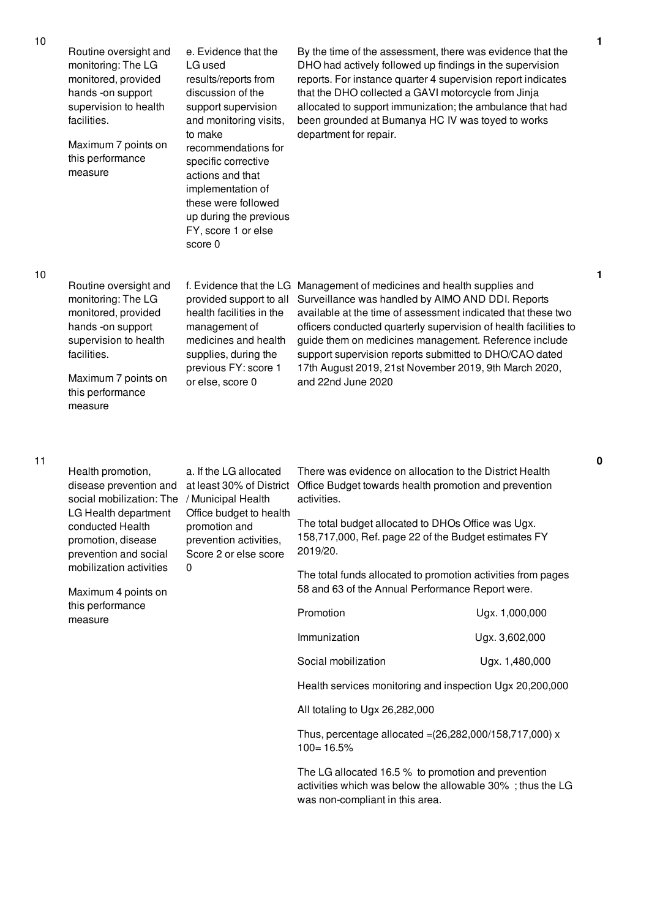| No. | Performance Area | Measure | Justification | Score |
|---|---|---|---|---|
| 10 | Routine oversight and monitoring: The LG monitored, provided hands -on support supervision to health facilities.<br><br>Maximum 7 points on this performance measure | e. Evidence that the LG used results/reports from discussion of the support supervision and monitoring visits, to make recommendations for specific corrective actions and that implementation of these were followed up during the previous FY, score 1 or else score 0 | By the time of the assessment, there was evidence that the DHO had actively followed up findings in the supervision reports. For instance quarter 4 supervision report indicates that the DHO collected a GAVI motorcycle from Jinja allocated to support immunization; the ambulance that had been grounded at Bumanya HC IV was toyed to works department for repair. | 1 |
| 10 | Routine oversight and monitoring: The LG monitored, provided hands -on support supervision to health facilities.<br><br>Maximum 7 points on this performance measure | f. Evidence that the LG provided support to all health facilities in the management of medicines and health supplies, during the previous FY: score 1 or else, score 0 | Management of medicines and health supplies and Surveillance was handled by AIMO AND DDI. Reports available at the time of assessment indicated that these two officers conducted quarterly supervision of health facilities to guide them on medicines management. Reference include support supervision reports submitted to DHO/CAO dated 17th August 2019, 21st November 2019, 9th March 2020, and 22nd June 2020 | 1 |
| 11 | Health promotion, disease prevention and social mobilization: The LG Health department conducted Health promotion, disease prevention and social mobilization activities<br><br>Maximum 4 points on this performance measure | a. If the LG allocated at least 30% of District / Municipal Health Office budget to health promotion and prevention activities, Score 2 or else score 0 | There was evidence on allocation to the District Health Office Budget towards health promotion and prevention activities.<br><br>The total budget allocated to DHOs Office was Ugx. 158,717,000, Ref. page 22 of the Budget estimates FY 2019/20.<br><br>The total funds allocated to promotion activities from pages 58 and 63 of the Annual Performance Report were.<br><br>Promotion Ugx. 1,000,000<br><br>Immunization Ugx. 3,602,000<br><br>Social mobilization Ugx. 1,480,000<br><br>Health services monitoring and inspection Ugx 20,200,000<br><br>All totaling to Ugx 26,282,000<br><br>Thus, percentage allocated =(26,282,000/158,717,000) x 100= 16.5%<br><br>The LG allocated 16.5 % to promotion and prevention activities which was below the allowable 30% ; thus the LG was non-compliant in this area. | 0 |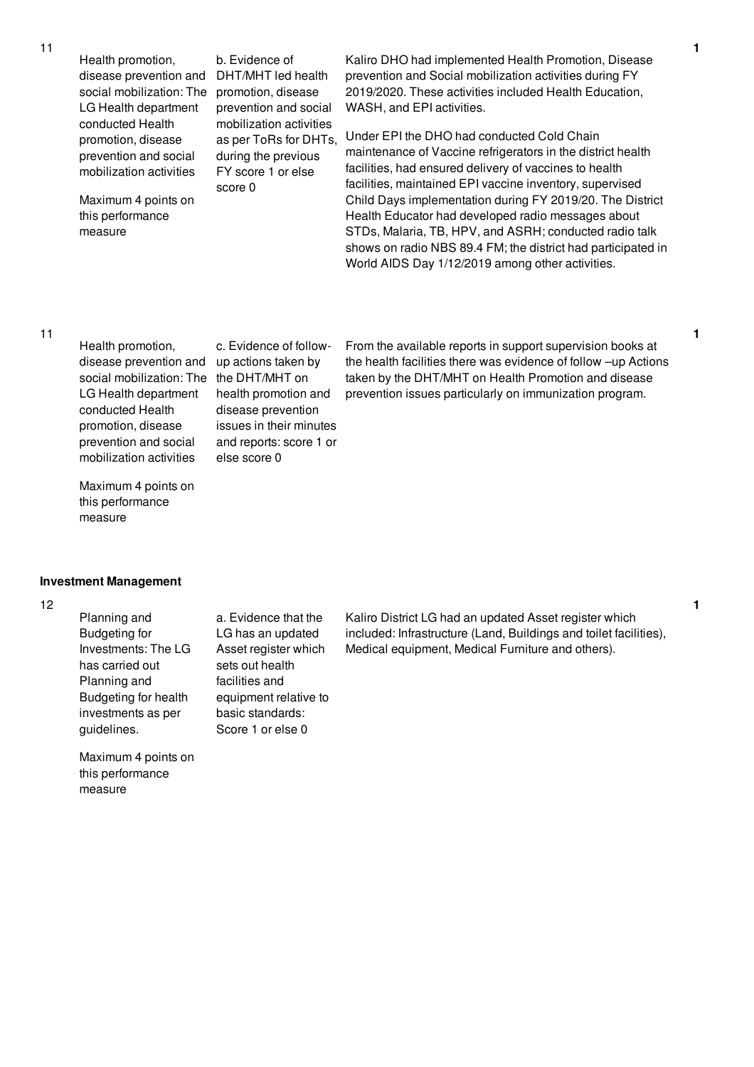| No. | Performance Area | Performance Measure | Assessment Finding | Score |
|---|---|---|---|---|
| 11 | Health promotion, disease prevention and social mobilization: The LG Health department conducted Health promotion, disease prevention and social mobilization activities<br><br>Maximum 4 points on this performance measure | b. Evidence of DHT/MHT led health promotion, disease prevention and social mobilization activities as per ToRs for DHTs, during the previous FY score 1 or else score 0 | Kaliro DHO had implemented Health Promotion, Disease prevention and Social mobilization activities during FY 2019/2020. These activities included Health Education, WASH, and EPI activities.<br><br>Under EPI the DHO had conducted Cold Chain maintenance of Vaccine refrigerators in the district health facilities, had ensured delivery of vaccines to health facilities, maintained EPI vaccine inventory, supervised Child Days implementation during FY 2019/20. The District Health Educator had developed radio messages about STDs, Malaria, TB, HPV, and ASRH; conducted radio talk shows on radio NBS 89.4 FM; the district had participated in World AIDS Day 1/12/2019 among other activities. | 1 |
| 11 | Health promotion, disease prevention and social mobilization: The LG Health department conducted Health promotion, disease prevention and social mobilization activities<br><br>Maximum 4 points on this performance measure | c. Evidence of follow-up actions taken by the DHT/MHT on health promotion and disease prevention issues in their minutes and reports: score 1 or else score 0 | From the available reports in support supervision books at the health facilities there was evidence of follow –up Actions taken by the DHT/MHT on Health Promotion and disease prevention issues particularly on immunization program. | 1 |

**Investment Management**

| No. | Performance Area | Performance Measure | Assessment Finding | Score |
|---|---|---|---|---|
| 12 | Planning and Budgeting for Investments: The LG has carried out Planning and Budgeting for health investments as per guidelines.<br><br>Maximum 4 points on this performance measure | a. Evidence that the LG has an updated Asset register which sets out health facilities and equipment relative to basic standards: Score 1 or else 0 | Kaliro District LG had an updated Asset register which included: Infrastructure (Land, Buildings and toilet facilities), Medical equipment, Medical Furniture and others). | 1 |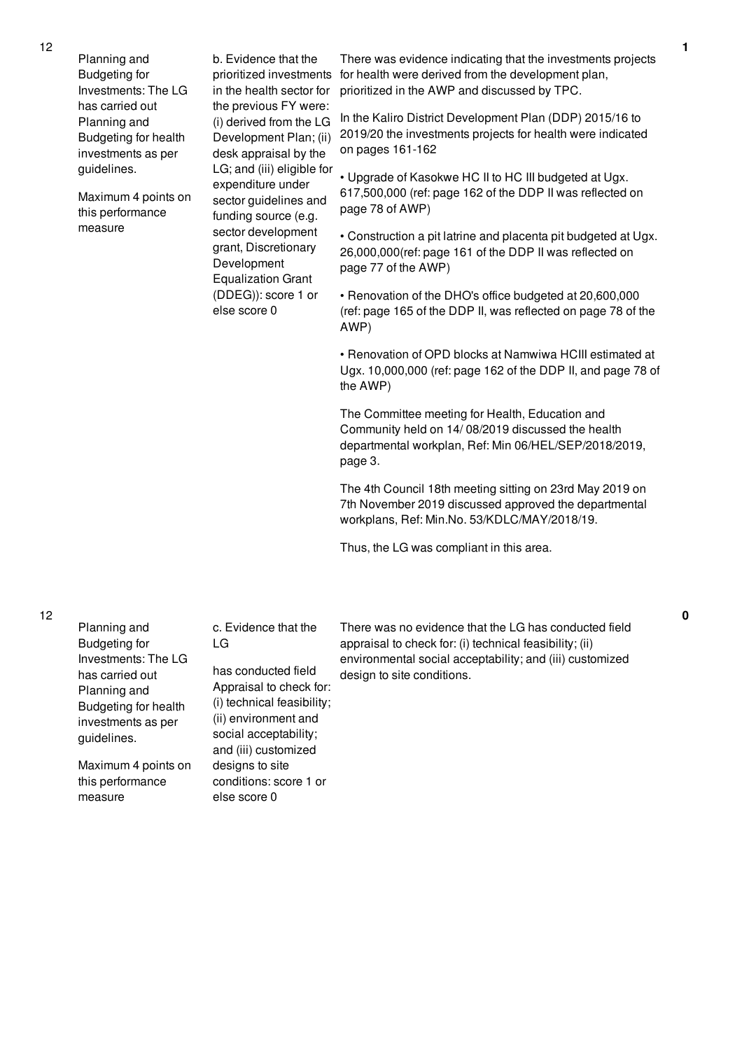| No. | Performance Area | Performance Measure | Assessment | Score |
|---|---|---|---|---|
| 12 | Planning and Budgeting for Investments: The LG has carried out Planning and Budgeting for health investments as per guidelines.<br><br>Maximum 4 points on this performance measure | b. Evidence that the prioritized investments in the health sector for the previous FY were: (i) derived from the LG Development Plan; (ii) desk appraisal by the LG; and (iii) eligible for expenditure under sector guidelines and funding source (e.g. sector development grant, Discretionary Development Equalization Grant (DDEG)): score 1 or else score 0 | There was evidence indicating that the investments projects for health were derived from the development plan, prioritized in the AWP and discussed by TPC.<br><br>In the Kaliro District Development Plan (DDP) 2015/16 to 2019/20 the investments projects for health were indicated on pages 161-162<br><br>• Upgrade of Kasokwe HC II to HC III budgeted at Ugx. 617,500,000 (ref: page 162 of the DDP II was reflected on page 78 of AWP)<br><br>• Construction a pit latrine and placenta pit budgeted at Ugx. 26,000,000(ref: page 161 of the DDP II was reflected on page 77 of the AWP)<br><br>• Renovation of the DHO's office budgeted at 20,600,000 (ref: page 165 of the DDP II, was reflected on page 78 of the AWP)<br><br>• Renovation of OPD blocks at Namwiwa HCIII estimated at Ugx. 10,000,000 (ref: page 162 of the DDP II, and page 78 of the AWP)<br><br>The Committee meeting for Health, Education and Community held on 14/ 08/2019 discussed the health departmental workplan, Ref: Min 06/HEL/SEP/2018/2019, page 3.<br><br>The 4th Council 18th meeting sitting on 23rd May 2019 on 7th November 2019 discussed approved the departmental workplans, Ref: Min.No. 53/KDLC/MAY/2018/19.<br><br>Thus, the LG was compliant in this area. | 1 |
| 12 | Planning and Budgeting for Investments: The LG has carried out Planning and Budgeting for health investments as per guidelines.<br><br>Maximum 4 points on this performance measure | c. Evidence that the LG has conducted field Appraisal to check for: (i) technical feasibility; (ii) environment and social acceptability; and (iii) customized designs to site conditions: score 1 or else score 0 | There was no evidence that the LG has conducted field appraisal to check for: (i) technical feasibility; (ii) environmental social acceptability; and (iii) customized design to site conditions. | 0 |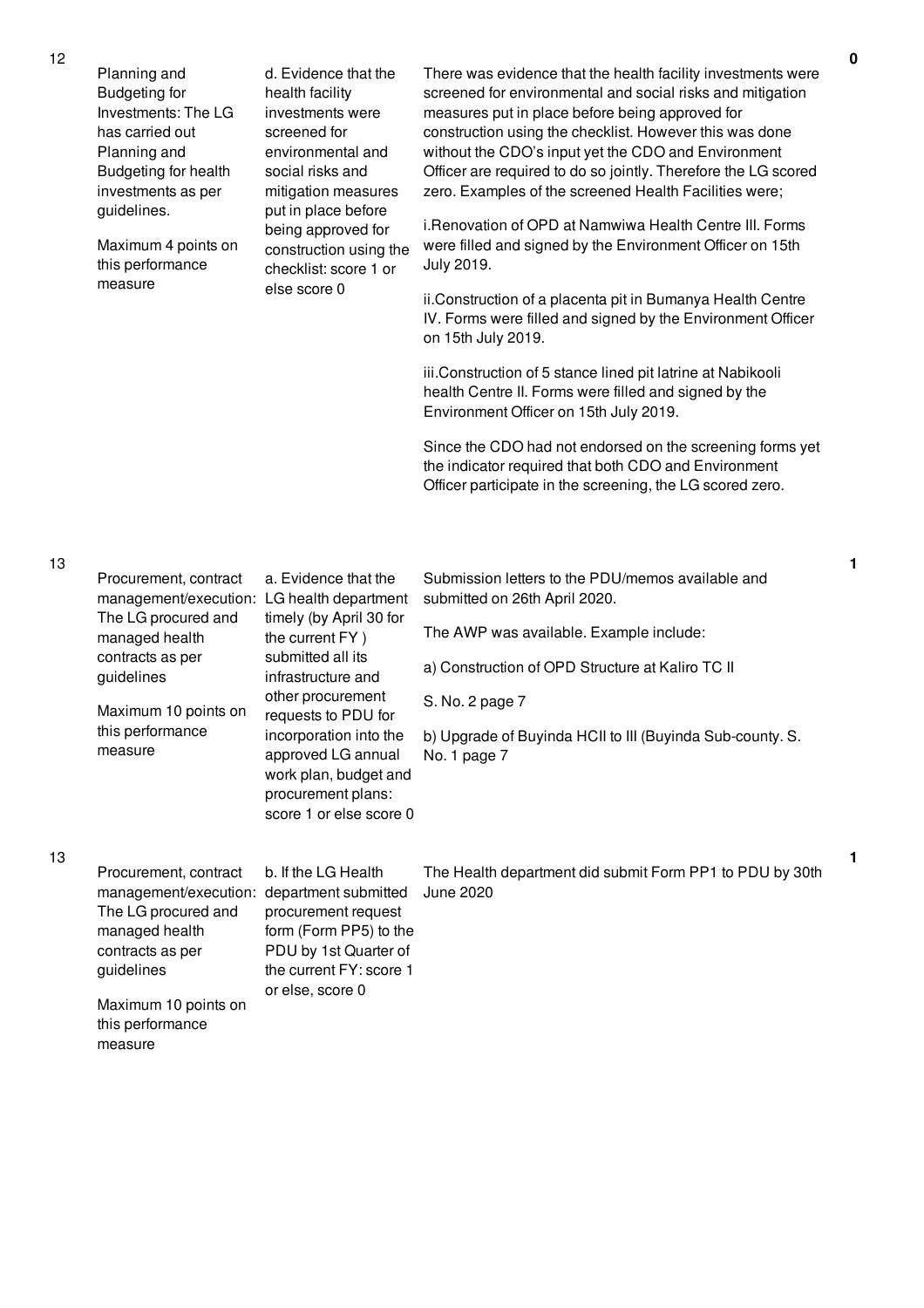| No. | Area | Indicator | Assessment | Score |
|---|---|---|---|---|
| 12 | Planning and Budgeting for Investments: The LG has carried out Planning and Budgeting for health investments as per guidelines.<br><br>Maximum 4 points on this performance measure | d. Evidence that the health facility investments were screened for environmental and social risks and mitigation measures put in place before being approved for construction using the checklist: score 1 or else score 0 | There was evidence that the health facility investments were screened for environmental and social risks and mitigation measures put in place before being approved for construction using the checklist. However this was done without the CDO's input yet the CDO and Environment Officer are required to do so jointly. Therefore the LG scored zero. Examples of the screened Health Facilities were;<br><br>i.Renovation of OPD at Namwiwa Health Centre III. Forms were filled and signed by the Environment Officer on 15th July 2019.<br><br>ii.Construction of a placenta pit in Bumanya Health Centre IV. Forms were filled and signed by the Environment Officer on 15th July 2019.<br><br>iii.Construction of 5 stance lined pit latrine at Nabikooli health Centre II. Forms were filled and signed by the Environment Officer on 15th July 2019.<br><br>Since the CDO had not endorsed on the screening forms yet the indicator required that both CDO and Environment Officer participate in the screening, the LG scored zero. | 0 |
| 13 | Procurement, contract management/execution: The LG procured and managed health contracts as per guidelines<br><br>Maximum 10 points on this performance measure | a. Evidence that the LG health department timely (by April 30 for the current FY ) submitted all its infrastructure and other procurement requests to PDU for incorporation into the approved LG annual work plan, budget and procurement plans: score 1 or else score 0 | Submission letters to the PDU/memos available and submitted on 26th April 2020.<br><br>The AWP was available. Example include:<br><br>a) Construction of OPD Structure at Kaliro TC II<br><br>S. No. 2 page 7<br><br>b) Upgrade of Buyinda HCII to III (Buyinda Sub-county. S. No. 1 page 7 | 1 |
| 13 | Procurement, contract management/execution: The LG procured and managed health contracts as per guidelines<br><br>Maximum 10 points on this performance measure | b. If the LG Health department submitted procurement request form (Form PP5) to the PDU by 1st Quarter of the current FY: score 1 or else, score 0 | The Health department did submit Form PP1 to PDU by 30th June 2020 | 1 |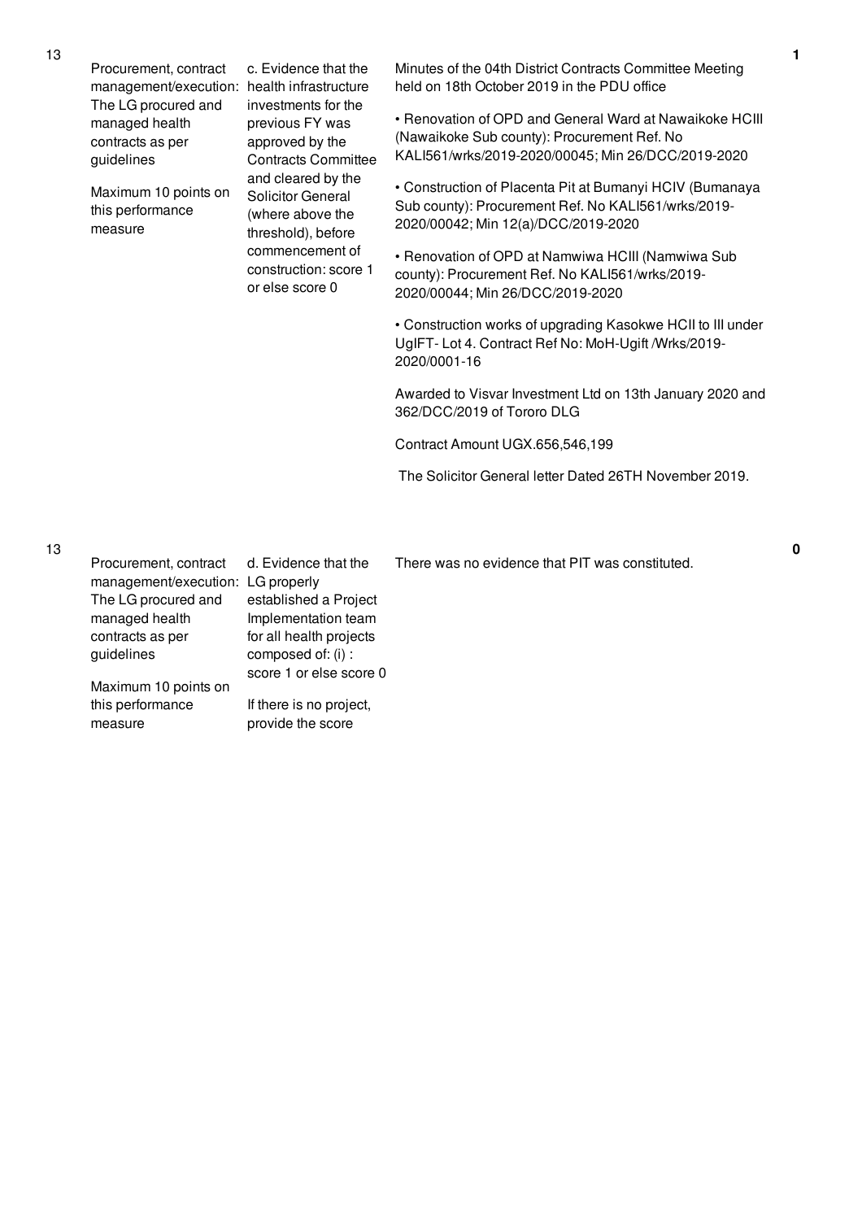| No. | Performance Area | Performance Measure | Justification | Score |
|---|---|---|---|---|
| 13 | Procurement, contract management/execution: The LG procured and managed health contracts as per guidelines<br><br>Maximum 10 points on this performance measure | c. Evidence that the health infrastructure investments for the previous FY was approved by the Contracts Committee and cleared by the Solicitor General (where above the threshold), before commencement of construction: score 1 or else score 0 | Minutes of the 04th District Contracts Committee Meeting held on 18th October 2019 in the PDU office<br><br>• Renovation of OPD and General Ward at Nawaikoke HCIII (Nawaikoke Sub county): Procurement Ref. No KALI561/wrks/2019-2020/00045; Min 26/DCC/2019-2020<br><br>• Construction of Placenta Pit at Bumanyi HCIV (Bumanaya Sub county): Procurement Ref. No KALI561/wrks/2019-2020/00042; Min 12(a)/DCC/2019-2020<br><br>• Renovation of OPD at Namwiwa HCIII (Namwiwa Sub county): Procurement Ref. No KALI561/wrks/2019-2020/00044; Min 26/DCC/2019-2020<br><br>• Construction works of upgrading Kasokwe HCII to III under UgIFT- Lot 4. Contract Ref No: MoH-Ugift /Wrks/2019-2020/0001-16<br><br>Awarded to Visvar Investment Ltd on 13th January 2020 and 362/DCC/2019 of Tororo DLG<br><br>Contract Amount UGX.656,546,199<br><br>The Solicitor General letter Dated 26TH November 2019. | 1 |
| 13 | Procurement, contract management/execution: The LG procured and managed health contracts as per guidelines<br><br>Maximum 10 points on this performance measure | d. Evidence that the LG properly established a Project Implementation team for all health projects composed of: (i) : score 1 or else score 0<br><br>If there is no project, provide the score | There was no evidence that PIT was constituted. | 0 |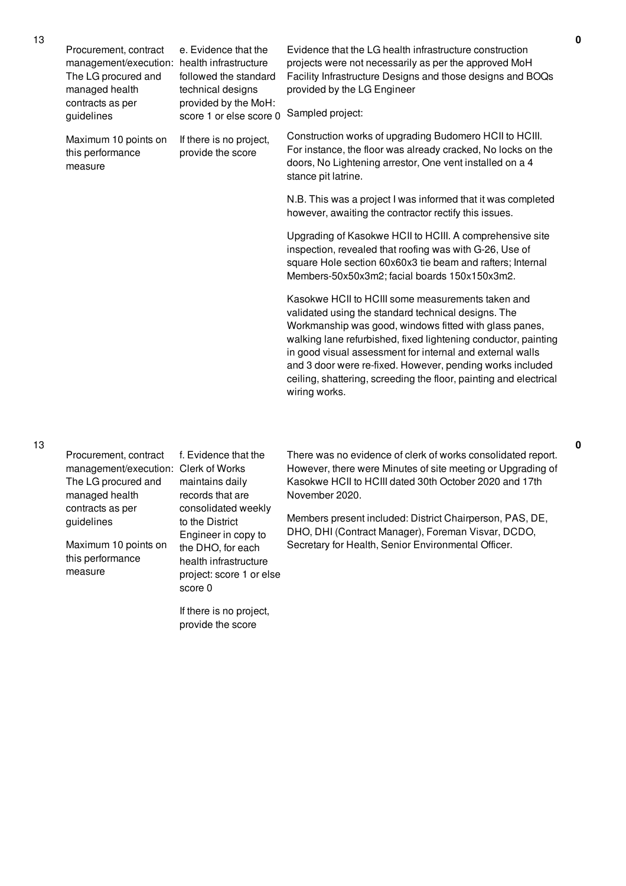| No. | Performance Measure | Indicator | Assessment | Score |
|---|---|---|---|---|
| 13 | Procurement, contract management/execution: The LG procured and managed health contracts as per guidelines<br><br>Maximum 10 points on this performance measure | e. Evidence that the health infrastructure followed the standard technical designs provided by the MoH: score 1 or else score 0<br><br>If there is no project, provide the score | Evidence that the LG health infrastructure construction projects were not necessarily as per the approved MoH Facility Infrastructure Designs and those designs and BOQs provided by the LG Engineer<br><br>Sampled project:<br><br>Construction works of upgrading Budomero HCII to HCIII. For instance, the floor was already cracked, No locks on the doors, No Lightening arrestor, One vent installed on a 4 stance pit latrine.<br><br>N.B. This was a project I was informed that it was completed however, awaiting the contractor rectify this issues.<br><br>Upgrading of Kasokwe HCII to HCIII. A comprehensive site inspection, revealed that roofing was with G-26, Use of square Hole section 60x60x3 tie beam and rafters; Internal Members-50x50x3m2; facial boards 150x150x3m2.<br><br>Kasokwe HCII to HCIII some measurements taken and validated using the standard technical designs. The Workmanship was good, windows fitted with glass panes, walking lane refurbished, fixed lightening conductor, painting in good visual assessment for internal and external walls and 3 door were re-fixed. However, pending works included ceiling, shattering, screeding the floor, painting and electrical wiring works. | **0** |
| 13 | Procurement, contract management/execution: The LG procured and managed health contracts as per guidelines<br><br>Maximum 10 points on this performance measure | f. Evidence that the Clerk of Works maintains daily records that are consolidated weekly to the District Engineer in copy to the DHO, for each health infrastructure project: score 1 or else score 0<br><br>If there is no project, provide the score | There was no evidence of clerk of works consolidated report. However, there were Minutes of site meeting or Upgrading of Kasokwe HCII to HCIII dated 30th October 2020 and 17th November 2020.<br><br>Members present included: District Chairperson, PAS, DE, DHO, DHI (Contract Manager), Foreman Visvar, DCDO, Secretary for Health, Senior Environmental Officer. | **0** |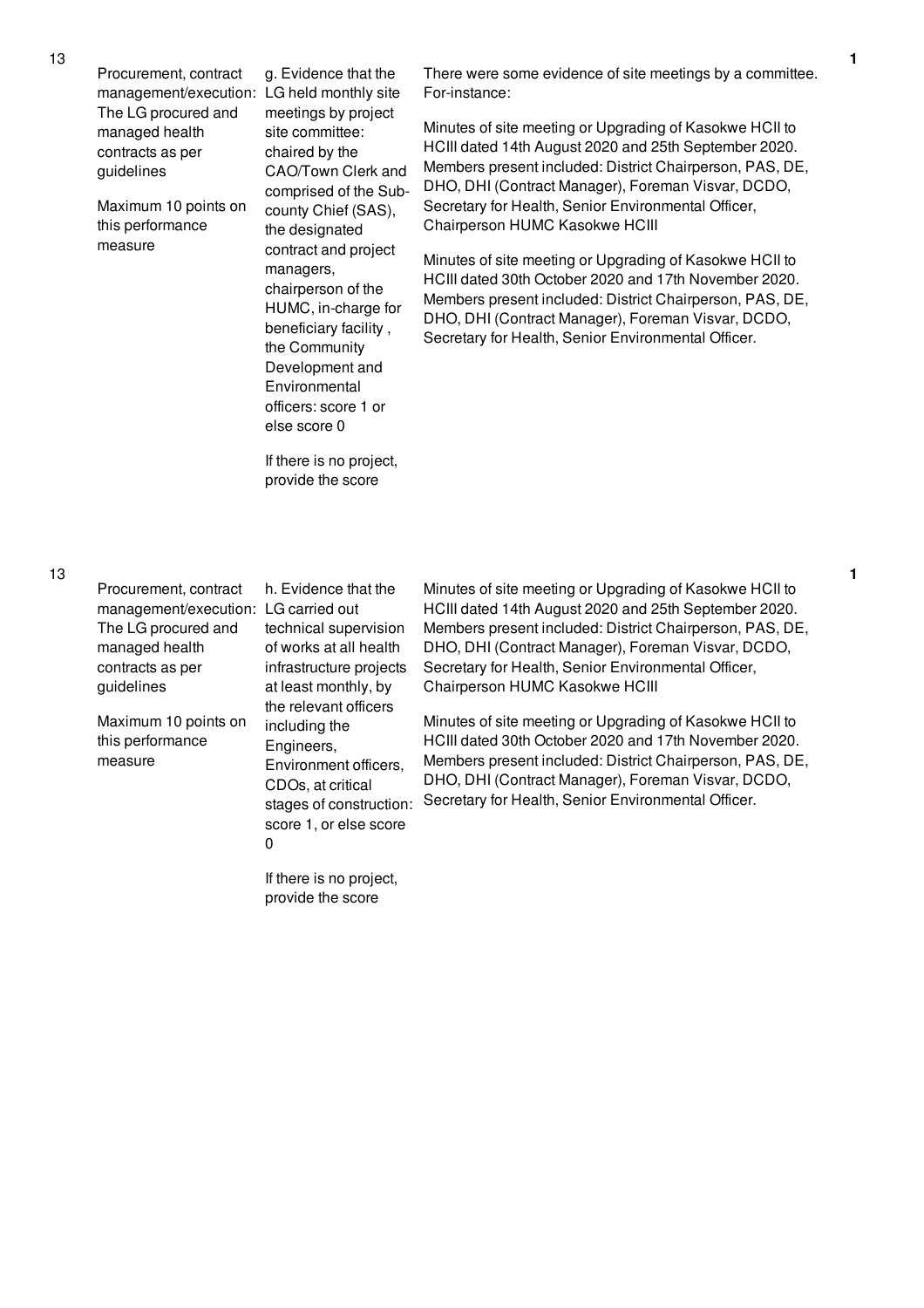| No. | Performance Area | Performance Measure | Assessment / Justification | Score |
|---|---|---|---|---|
| 13 | Procurement, contract management/execution: The LG procured and managed health contracts as per guidelines<br><br>Maximum 10 points on this performance measure | g. Evidence that the LG held monthly site meetings by project site committee: chaired by the CAO/Town Clerk and comprised of the Sub-county Chief (SAS), the designated contract and project managers, chairperson of the HUMC, in-charge for beneficiary facility , the Community Development and Environmental officers: score 1 or else score 0<br><br>If there is no project, provide the score | There were some evidence of site meetings by a committee. For-instance:<br><br>Minutes of site meeting or Upgrading of Kasokwe HCII to HCIII dated 14th August 2020 and 25th September 2020. Members present included: District Chairperson, PAS, DE, DHO, DHI (Contract Manager), Foreman Visvar, DCDO, Secretary for Health, Senior Environmental Officer, Chairperson HUMC Kasokwe HCIII<br><br>Minutes of site meeting or Upgrading of Kasokwe HCII to HCIII dated 30th October 2020 and 17th November 2020. Members present included: District Chairperson, PAS, DE, DHO, DHI (Contract Manager), Foreman Visvar, DCDO, Secretary for Health, Senior Environmental Officer. | 1 |
| 13 | Procurement, contract management/execution: The LG procured and managed health contracts as per guidelines<br><br>Maximum 10 points on this performance measure | h. Evidence that the LG carried out technical supervision of works at all health infrastructure projects at least monthly, by the relevant officers including the Engineers, Environment officers, CDOs, at critical stages of construction: score 1, or else score 0<br><br>If there is no project, provide the score | Minutes of site meeting or Upgrading of Kasokwe HCII to HCIII dated 14th August 2020 and 25th September 2020. Members present included: District Chairperson, PAS, DE, DHO, DHI (Contract Manager), Foreman Visvar, DCDO, Secretary for Health, Senior Environmental Officer, Chairperson HUMC Kasokwe HCIII<br><br>Minutes of site meeting or Upgrading of Kasokwe HCII to HCIII dated 30th October 2020 and 17th November 2020. Members present included: District Chairperson, PAS, DE, DHO, DHI (Contract Manager), Foreman Visvar, DCDO, Secretary for Health, Senior Environmental Officer. | 1 |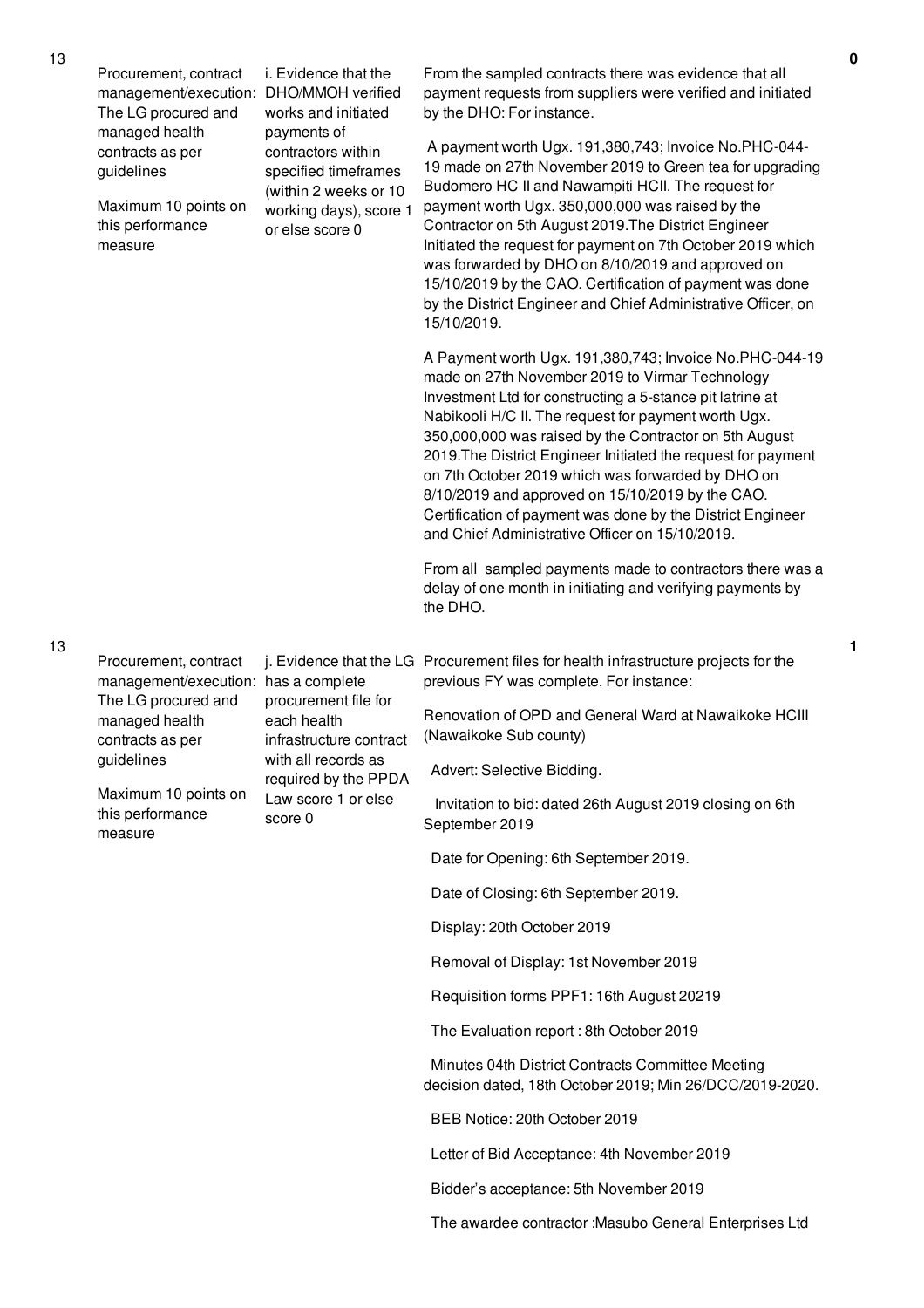| No. | Performance Measure | Criteria | Justification | Score |
|---|---|---|---|---|
| 13 | Procurement, contract management/execution: The LG procured and managed health contracts as per guidelines<br><br>Maximum 10 points on this performance measure | i. Evidence that the DHO/MMOH verified works and initiated payments of contractors within specified timeframes (within 2 weeks or 10 working days), score 1 or else score 0 | From the sampled contracts there was evidence that all payment requests from suppliers were verified and initiated by the DHO: For instance.<br><br>A payment worth Ugx. 191,380,743; Invoice No.PHC-044-19 made on 27th November 2019 to Green tea for upgrading Budomero HC II and Nawampiti HCII. The request for payment worth Ugx. 350,000,000 was raised by the Contractor on 5th August 2019.The District Engineer Initiated the request for payment on 7th October 2019 which was forwarded by DHO on 8/10/2019 and approved on 15/10/2019 by the CAO. Certification of payment was done by the District Engineer and Chief Administrative Officer, on 15/10/2019.<br><br>A Payment worth Ugx. 191,380,743; Invoice No.PHC-044-19 made on 27th November 2019 to Virmar Technology Investment Ltd for constructing a 5-stance pit latrine at Nabikooli H/C II. The request for payment worth Ugx. 350,000,000 was raised by the Contractor on 5th August 2019.The District Engineer Initiated the request for payment on 7th October 2019 which was forwarded by DHO on 8/10/2019 and approved on 15/10/2019 by the CAO. Certification of payment was done by the District Engineer and Chief Administrative Officer on 15/10/2019.<br><br>From all sampled payments made to contractors there was a delay of one month in initiating and verifying payments by the DHO. | 0 |
| 13 | Procurement, contract management/execution: The LG procured and managed health contracts as per guidelines<br><br>Maximum 10 points on this performance measure | j. Evidence that the LG has a complete procurement file for each health infrastructure contract with all records as required by the PPDA Law score 1 or else score 0 | Procurement files for health infrastructure projects for the previous FY was complete. For instance:<br><br>Renovation of OPD and General Ward at Nawaikoke HCIII (Nawaikoke Sub county)<br><br>Advert: Selective Bidding.<br><br>Invitation to bid: dated 26th August 2019 closing on 6th September 2019<br><br>Date for Opening: 6th September 2019.<br><br>Date of Closing: 6th September 2019.<br><br>Display: 20th October 2019<br><br>Removal of Display: 1st November 2019<br><br>Requisition forms PPF1: 16th August 20219<br><br>The Evaluation report : 8th October 2019<br><br>Minutes 04th District Contracts Committee Meeting decision dated, 18th October 2019; Min 26/DCC/2019-2020.<br><br>BEB Notice: 20th October 2019<br><br>Letter of Bid Acceptance: 4th November 2019<br><br>Bidder's acceptance: 5th November 2019<br><br>The awardee contractor :Masubo General Enterprises Ltd | 1 |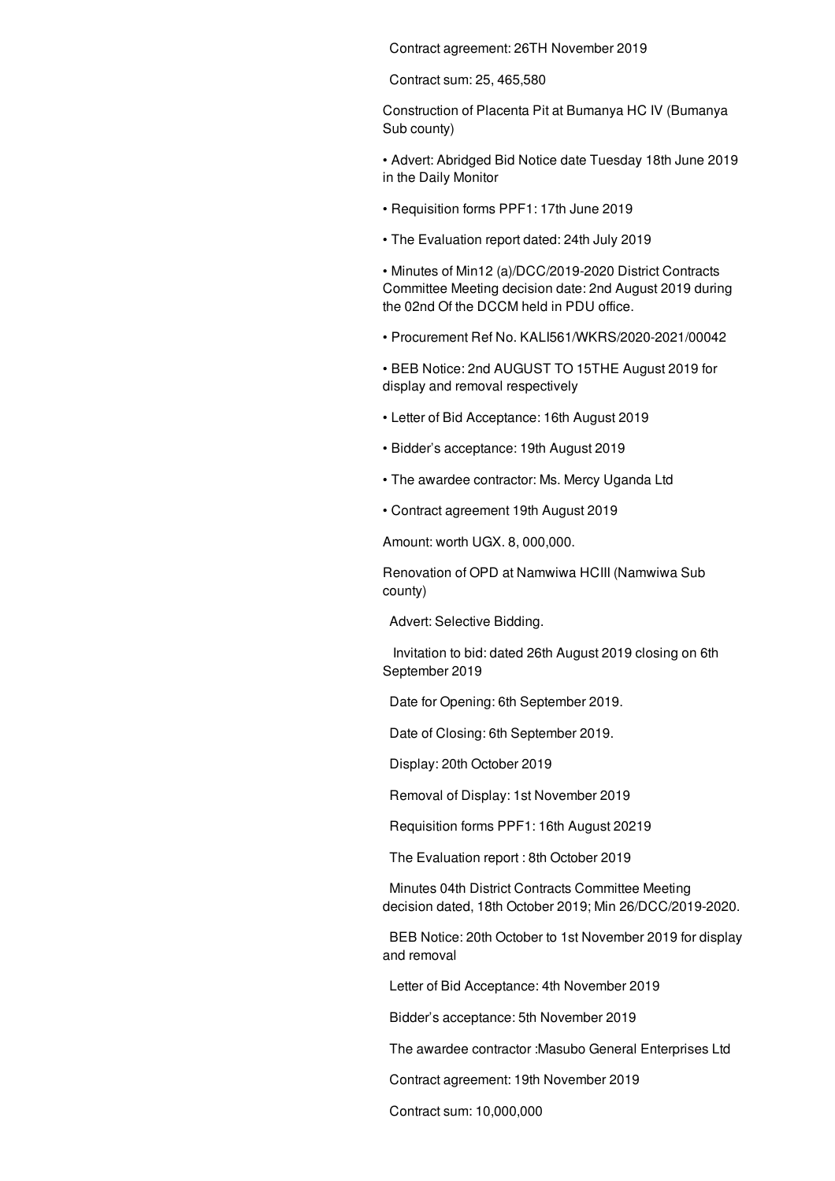Contract agreement: 26TH November 2019

Contract sum: 25, 465,580

Construction of Placenta Pit at Bumanya HC IV (Bumanya Sub county)

- Advert: Abridged Bid Notice date Tuesday 18th June 2019 in the Daily Monitor
- Requisition forms PPF1: 17th June 2019
- The Evaluation report dated: 24th July 2019
- Minutes of Min12 (a)/DCC/2019-2020 District Contracts Committee Meeting decision date: 2nd August 2019 during the 02nd Of the DCCM held in PDU office.
- Procurement Ref No. KALI561/WKRS/2020-2021/00042
- BEB Notice: 2nd AUGUST TO 15THE August 2019 for display and removal respectively
- Letter of Bid Acceptance: 16th August 2019
- Bidder's acceptance: 19th August 2019
- The awardee contractor: Ms. Mercy Uganda Ltd
- Contract agreement 19th August 2019

Amount: worth UGX. 8, 000,000.

Renovation of OPD at Namwiwa HCIII (Namwiwa Sub county)

Advert: Selective Bidding.

Invitation to bid: dated 26th August 2019 closing on 6th September 2019

Date for Opening: 6th September 2019.

Date of Closing: 6th September 2019.

Display: 20th October 2019

Removal of Display: 1st November 2019

Requisition forms PPF1: 16th August 20219

The Evaluation report : 8th October 2019

Minutes 04th District Contracts Committee Meeting decision dated, 18th October 2019; Min 26/DCC/2019-2020.

BEB Notice: 20th October to 1st November 2019 for display and removal

Letter of Bid Acceptance: 4th November 2019

Bidder's acceptance: 5th November 2019

The awardee contractor :Masubo General Enterprises Ltd

Contract agreement: 19th November 2019

Contract sum: 10,000,000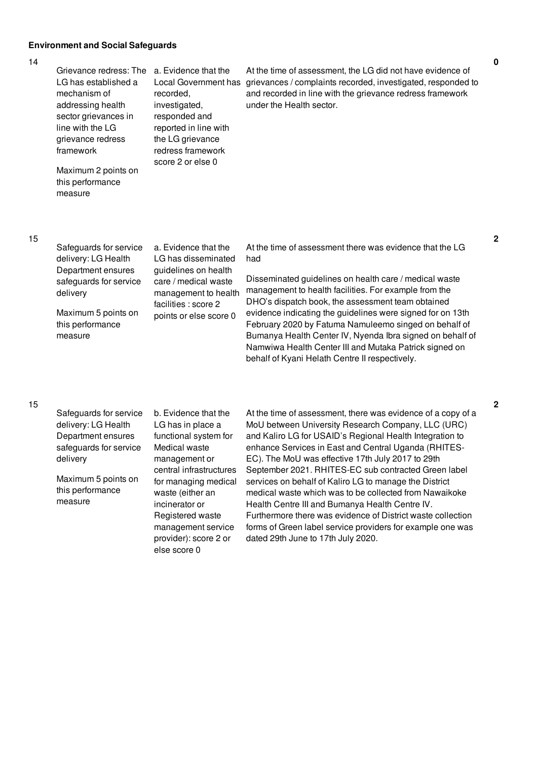**Environment and Social Safeguards**

| No. | Performance Measure | Indicator | Assessment | Score |
|---|---|---|---|---|
| 14 | Grievance redress: The LG has established a mechanism of addressing health sector grievances in line with the LG grievance redress framework<br><br>Maximum 2 points on this performance measure | a. Evidence that the Local Government has recorded, investigated, responded and reported in line with the LG grievance redress framework score 2 or else 0 | At the time of assessment, the LG did not have evidence of grievances / complaints recorded, investigated, responded to and recorded in line with the grievance redress framework under the Health sector. | 0 |
| 15 | Safeguards for service delivery: LG Health Department ensures safeguards for service delivery<br><br>Maximum 5 points on this performance measure | a. Evidence that the LG has disseminated guidelines on health care / medical waste management to health facilities : score 2 points or else score 0 | At the time of assessment there was evidence that the LG had<br><br>Disseminated guidelines on health care / medical waste management to health facilities. For example from the DHO's dispatch book, the assessment team obtained evidence indicating the guidelines were signed for on 13th February 2020 by Fatuma Namuleemo singed on behalf of Bumanya Health Center IV, Nyenda Ibra signed on behalf of Namwiwa Health Center III and Mutaka Patrick signed on behalf of Kyani Helath Centre II respectively. | 2 |
| 15 | Safeguards for service delivery: LG Health Department ensures safeguards for service delivery<br><br>Maximum 5 points on this performance measure | b. Evidence that the LG has in place a functional system for Medical waste management or central infrastructures for managing medical waste (either an incinerator or Registered waste management service provider): score 2 or else score 0 | At the time of assessment, there was evidence of a copy of a MoU between University Research Company, LLC (URC) and Kaliro LG for USAID's Regional Health Integration to enhance Services in East and Central Uganda (RHITES-EC). The MoU was effective 17th July 2017 to 29th September 2021. RHITES-EC sub contracted Green label services on behalf of Kaliro LG to manage the District medical waste which was to be collected from Nawaikoke Health Centre III and Bumanya Health Centre IV. Furthermore there was evidence of District waste collection forms of Green label service providers for example one was dated 29th June to 17th July 2020. | 2 |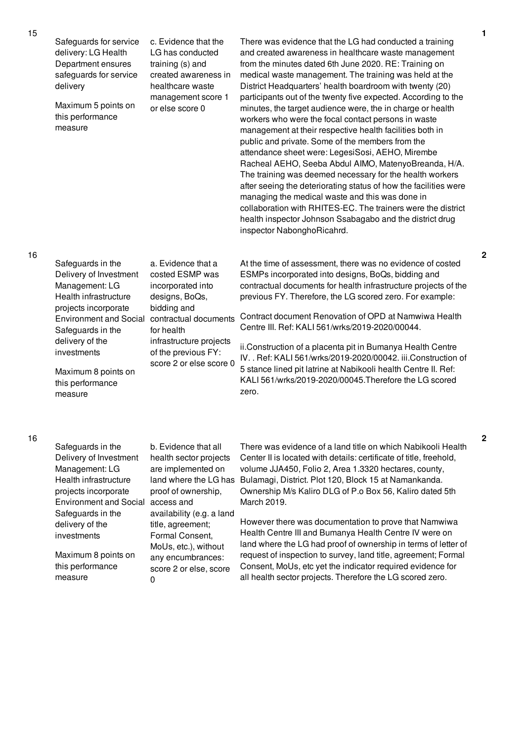| | | | | |
|---|---|---|---|---|
| 15 | Safeguards for service delivery: LG Health Department ensures safeguards for service delivery<br><br>Maximum 5 points on this performance measure | c. Evidence that the LG has conducted training (s) and created awareness in healthcare waste management score 1 or else score 0 | There was evidence that the LG had conducted a training and created awareness in healthcare waste management from the minutes dated 6th June 2020. RE: Training on medical waste management. The training was held at the District Headquarters' health boardroom with twenty (20) participants out of the twenty five expected. According to the minutes, the target audience were, the in charge or health workers who were the focal contact persons in waste management at their respective health facilities both in public and private. Some of the members from the attendance sheet were: LegesiSosi, AEHO, Mirembe Racheal AEHO, Seeba Abdul AIMO, MatenyoBreanda, H/A. The training was deemed necessary for the health workers after seeing the deteriorating status of how the facilities were managing the medical waste and this was done in collaboration with RHITES-EC. The trainers were the district health inspector Johnson Ssabagabo and the district drug inspector NabonghoRicahrd. | 1 |
| 16 | Safeguards in the Delivery of Investment Management: LG Health infrastructure projects incorporate Environment and Social Safeguards in the delivery of the investments<br><br>Maximum 8 points on this performance measure | a. Evidence that a costed ESMP was incorporated into designs, BoQs, bidding and contractual documents for health infrastructure projects of the previous FY: score 2 or else score 0 | At the time of assessment, there was no evidence of costed ESMPs incorporated into designs, BoQs, bidding and contractual documents for health infrastructure projects of the previous FY. Therefore, the LG scored zero. For example:<br><br>Contract document Renovation of OPD at Namwiwa Health Centre III. Ref: KALI 561/wrks/2019-2020/00044.<br><br>ii.Construction of a placenta pit in Bumanya Health Centre IV. . Ref: KALI 561/wrks/2019-2020/00042. iii.Construction of 5 stance lined pit latrine at Nabikooli health Centre II. Ref: KALI 561/wrks/2019-2020/00045.Therefore the LG scored zero. | 2 |
| 16 | Safeguards in the Delivery of Investment Management: LG Health infrastructure projects incorporate Environment and Social Safeguards in the delivery of the investments<br><br>Maximum 8 points on this performance measure | b. Evidence that all health sector projects are implemented on land where the LG has proof of ownership, access and availability (e.g. a land title, agreement; Formal Consent, MoUs, etc.), without any encumbrances: score 2 or else, score 0 | There was evidence of a land title on which Nabikooli Health Center II is located with details: certificate of title, freehold, volume JJA450, Folio 2, Area 1.3320 hectares, county, Bulamagi, District. Plot 120, Block 15 at Namankanda. Ownership M/s Kaliro DLG of P.o Box 56, Kaliro dated 5th March 2019.<br><br>However there was documentation to prove that Namwiwa Health Centre III and Bumanya Health Centre IV were on land where the LG had proof of ownership in terms of letter of request of inspection to survey, land title, agreement; Formal Consent, MoUs, etc yet the indicator required evidence for all health sector projects. Therefore the LG scored zero. | 2 |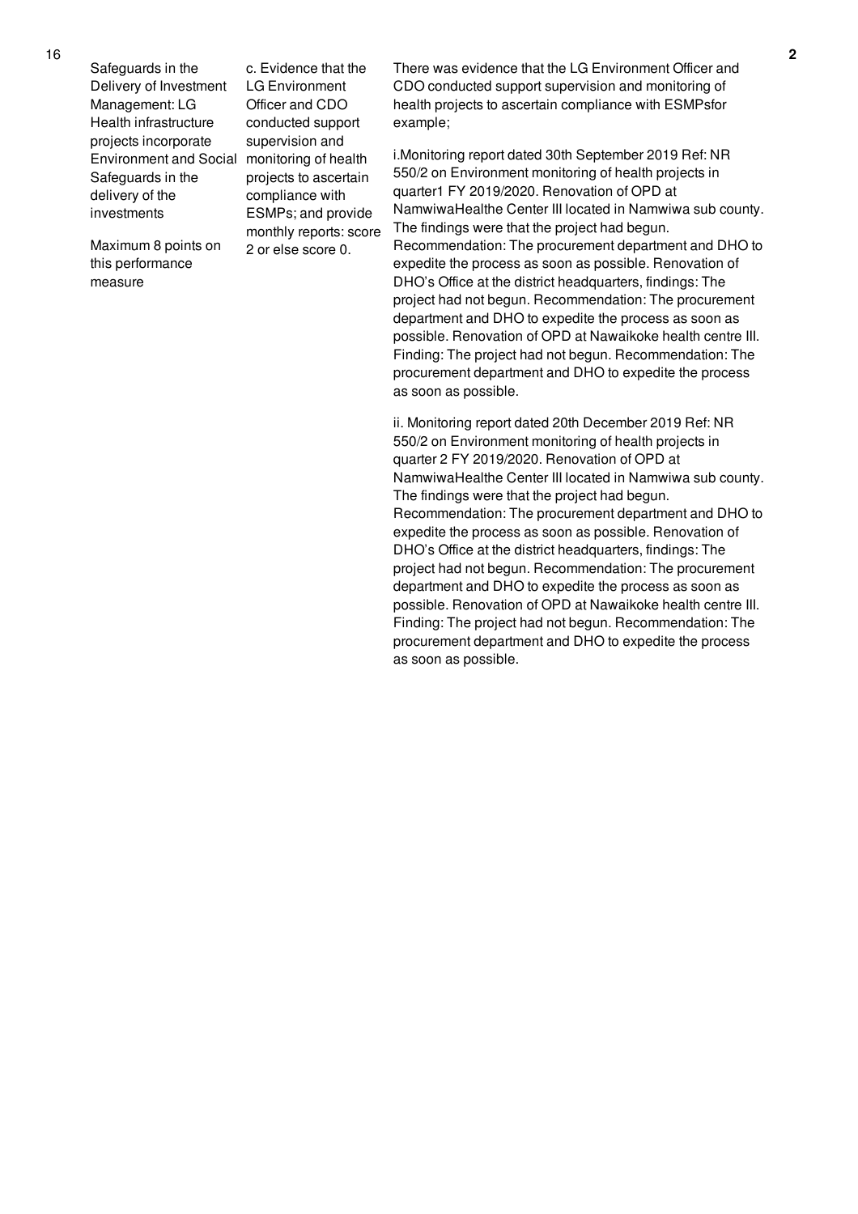| 16 | Safeguards in the Delivery of Investment Management: LG Health infrastructure projects incorporate Environment and Social Safeguards in the delivery of the investments<br><br>Maximum 8 points on this performance measure | c. Evidence that the LG Environment Officer and CDO conducted support supervision and monitoring of health projects to ascertain compliance with ESMPs; and provide monthly reports: score 2 or else score 0. | There was evidence that the LG Environment Officer and CDO conducted support supervision and monitoring of health projects to ascertain compliance with ESMPsfor example;<br><br>i.Monitoring report dated 30th September 2019 Ref: NR 550/2 on Environment monitoring of health projects in quarter1 FY 2019/2020. Renovation of OPD at NamwiwaHealthe Center III located in Namwiwa sub county. The findings were that the project had begun. Recommendation: The procurement department and DHO to expedite the process as soon as possible. Renovation of DHO's Office at the district headquarters, findings: The project had not begun. Recommendation: The procurement department and DHO to expedite the process as soon as possible. Renovation of OPD at Nawaikoke health centre III. Finding: The project had not begun. Recommendation: The procurement department and DHO to expedite the process as soon as possible.<br><br>ii. Monitoring report dated 20th December 2019 Ref: NR 550/2 on Environment monitoring of health projects in quarter 2 FY 2019/2020. Renovation of OPD at NamwiwaHealthe Center III located in Namwiwa sub county. The findings were that the project had begun. Recommendation: The procurement department and DHO to expedite the process as soon as possible. Renovation of DHO's Office at the district headquarters, findings: The project had not begun. Recommendation: The procurement department and DHO to expedite the process as soon as possible. Renovation of OPD at Nawaikoke health centre III. Finding: The project had not begun. Recommendation: The procurement department and DHO to expedite the process as soon as possible. | 2 |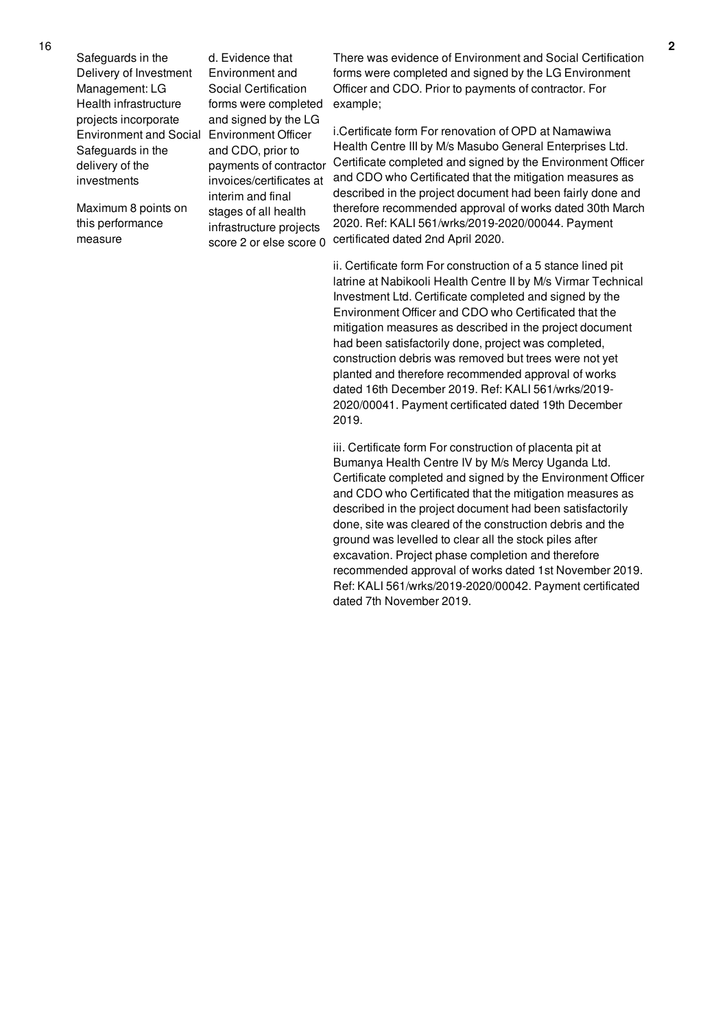| 16 | Safeguards in the Delivery of Investment Management: LG Health infrastructure projects incorporate Environment and Social Safeguards in the delivery of the investments<br><br>Maximum 8 points on this performance measure | d. Evidence that Environment and Social Certification forms were completed and signed by the LG Environment Officer and CDO, prior to payments of contractor invoices/certificates at interim and final stages of all health infrastructure projects score 2 or else score 0 | There was evidence of Environment and Social Certification forms were completed and signed by the LG Environment Officer and CDO. Prior to payments of contractor. For example;<br><br>i.Certificate form For renovation of OPD at Namawiwa Health Centre III by M/s Masubo General Enterprises Ltd. Certificate completed and signed by the Environment Officer and CDO who Certificated that the mitigation measures as described in the project document had been fairly done and therefore recommended approval of works dated 30th March 2020. Ref: KALI 561/wrks/2019-2020/00044. Payment certificated dated 2nd April 2020.<br><br>ii. Certificate form For construction of a 5 stance lined pit latrine at Nabikooli Health Centre II by M/s Virmar Technical Investment Ltd. Certificate completed and signed by the Environment Officer and CDO who Certificated that the mitigation measures as described in the project document had been satisfactorily done, project was completed, construction debris was removed but trees were not yet planted and therefore recommended approval of works dated 16th December 2019. Ref: KALI 561/wrks/2019-2020/00041. Payment certificated dated 19th December 2019.<br><br>iii. Certificate form For construction of placenta pit at Bumanya Health Centre IV by M/s Mercy Uganda Ltd. Certificate completed and signed by the Environment Officer and CDO who Certificated that the mitigation measures as described in the project document had been satisfactorily done, site was cleared of the construction debris and the ground was levelled to clear all the stock piles after excavation. Project phase completion and therefore recommended approval of works dated 1st November 2019. Ref: KALI 561/wrks/2019-2020/00042. Payment certificated dated 7th November 2019. | 2 |
|---|---|---|---|---|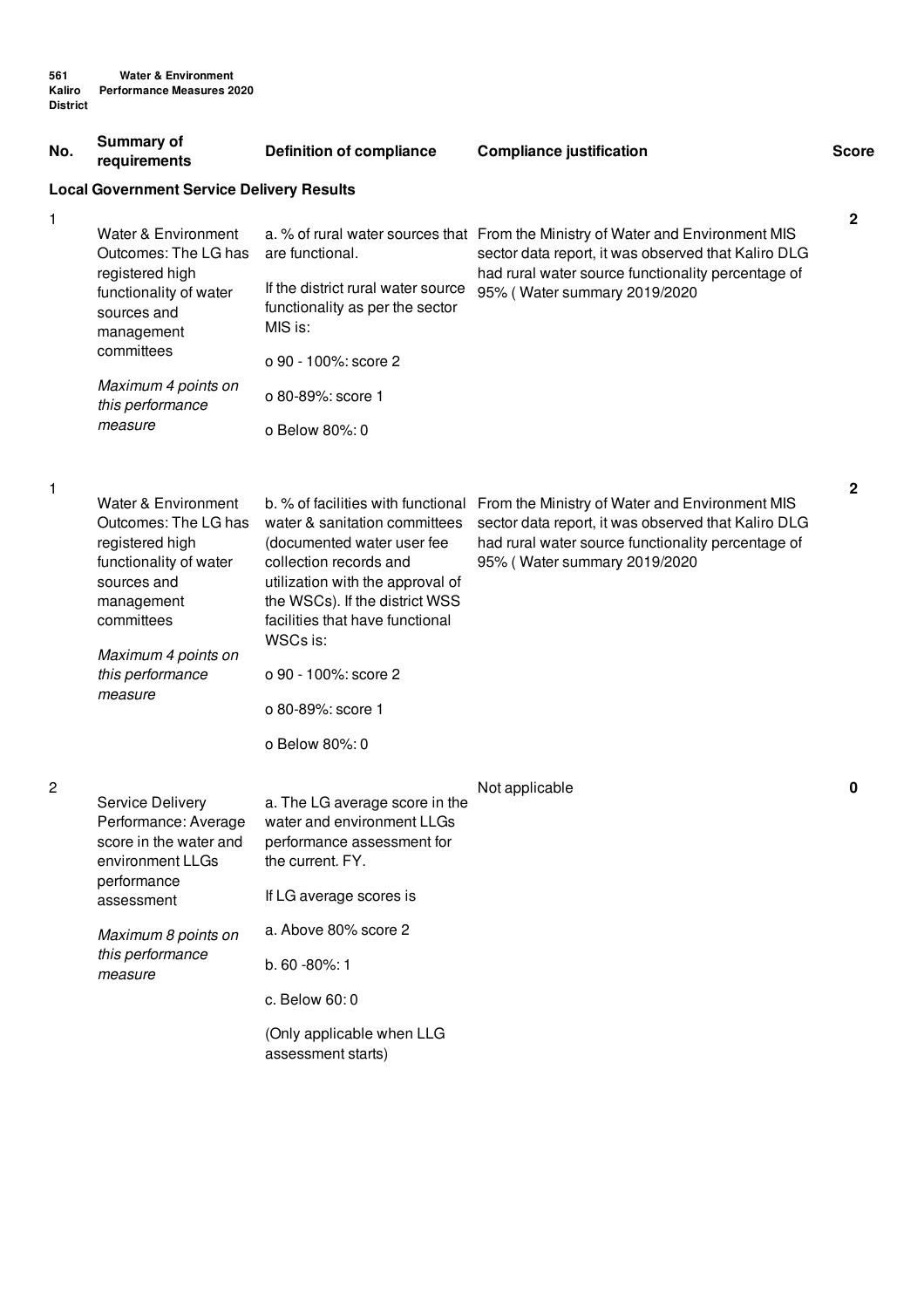561 Kaliro District — Water & Environment Performance Measures 2020

| No. | Summary of requirements | Definition of compliance | Compliance justification | Score |
|---|---|---|---|---|
| **Local Government Service Delivery Results** | | | | |
| 1 | Water & Environment Outcomes: The LG has registered high functionality of water sources and management committees<br><br>*Maximum 4 points on this performance measure* | a. % of rural water sources that are functional.<br><br>If the district rural water source functionality as per the sector MIS is:<br><br>o 90 - 100%: score 2<br><br>o 80-89%: score 1<br><br>o Below 80%: 0 | From the Ministry of Water and Environment MIS sector data report, it was observed that Kaliro DLG had rural water source functionality percentage of 95% ( Water summary 2019/2020 | 2 |
| 1 | Water & Environment Outcomes: The LG has registered high functionality of water sources and management committees<br><br>*Maximum 4 points on this performance measure* | b. % of facilities with functional water & sanitation committees (documented water user fee collection records and utilization with the approval of the WSCs). If the district WSS facilities that have functional WSCs is:<br><br>o 90 - 100%: score 2<br><br>o 80-89%: score 1<br><br>o Below 80%: 0 | From the Ministry of Water and Environment MIS sector data report, it was observed that Kaliro DLG had rural water source functionality percentage of 95% ( Water summary 2019/2020 | 2 |
| 2 | Service Delivery Performance: Average score in the water and environment LLGs performance assessment<br><br>*Maximum 8 points on this performance measure* | a. The LG average score in the water and environment LLGs performance assessment for the current. FY.<br><br>If LG average scores is<br><br>a. Above 80% score 2<br><br>b. 60 -80%: 1<br><br>c. Below 60: 0<br><br>(Only applicable when LLG assessment starts) | Not applicable | 0 |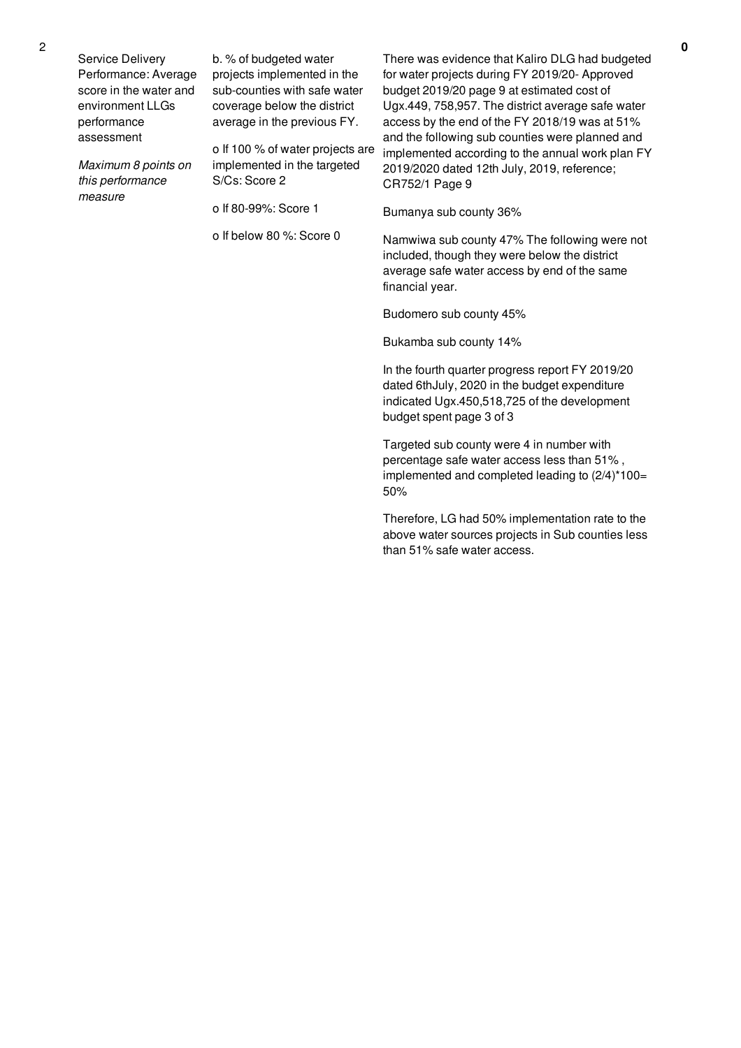| 2 | Service Delivery Performance: Average score in the water and environment LLGs performance assessment<br><br>*Maximum 8 points on this performance measure* | b. % of budgeted water projects implemented in the sub-counties with safe water coverage below the district average in the previous FY.<br><br>o If 100 % of water projects are implemented in the targeted S/Cs: Score 2<br><br>o If 80-99%: Score 1<br><br>o If below 80 %: Score 0 | There was evidence that Kaliro DLG had budgeted for water projects during FY 2019/20- Approved budget 2019/20 page 9 at estimated cost of Ugx.449, 758,957. The district average safe water access by the end of the FY 2018/19 was at 51% and the following sub counties were planned and implemented according to the annual work plan FY 2019/2020 dated 12th July, 2019, reference; CR752/1 Page 9<br><br>Bumanya sub county 36%<br><br>Namwiwa sub county 47% The following were not included, though they were below the district average safe water access by end of the same financial year.<br><br>Budomero sub county 45%<br><br>Bukamba sub county 14%<br><br>In the fourth quarter progress report FY 2019/20 dated 6thJuly, 2020 in the budget expenditure indicated Ugx.450,518,725 of the development budget spent page 3 of 3<br><br>Targeted sub county were 4 in number with percentage safe water access less than 51% , implemented and completed leading to (2/4)*100= 50%<br><br>Therefore, LG had 50% implementation rate to the above water sources projects in Sub counties less than 51% safe water access. | **0** |
|---|---|---|---|---|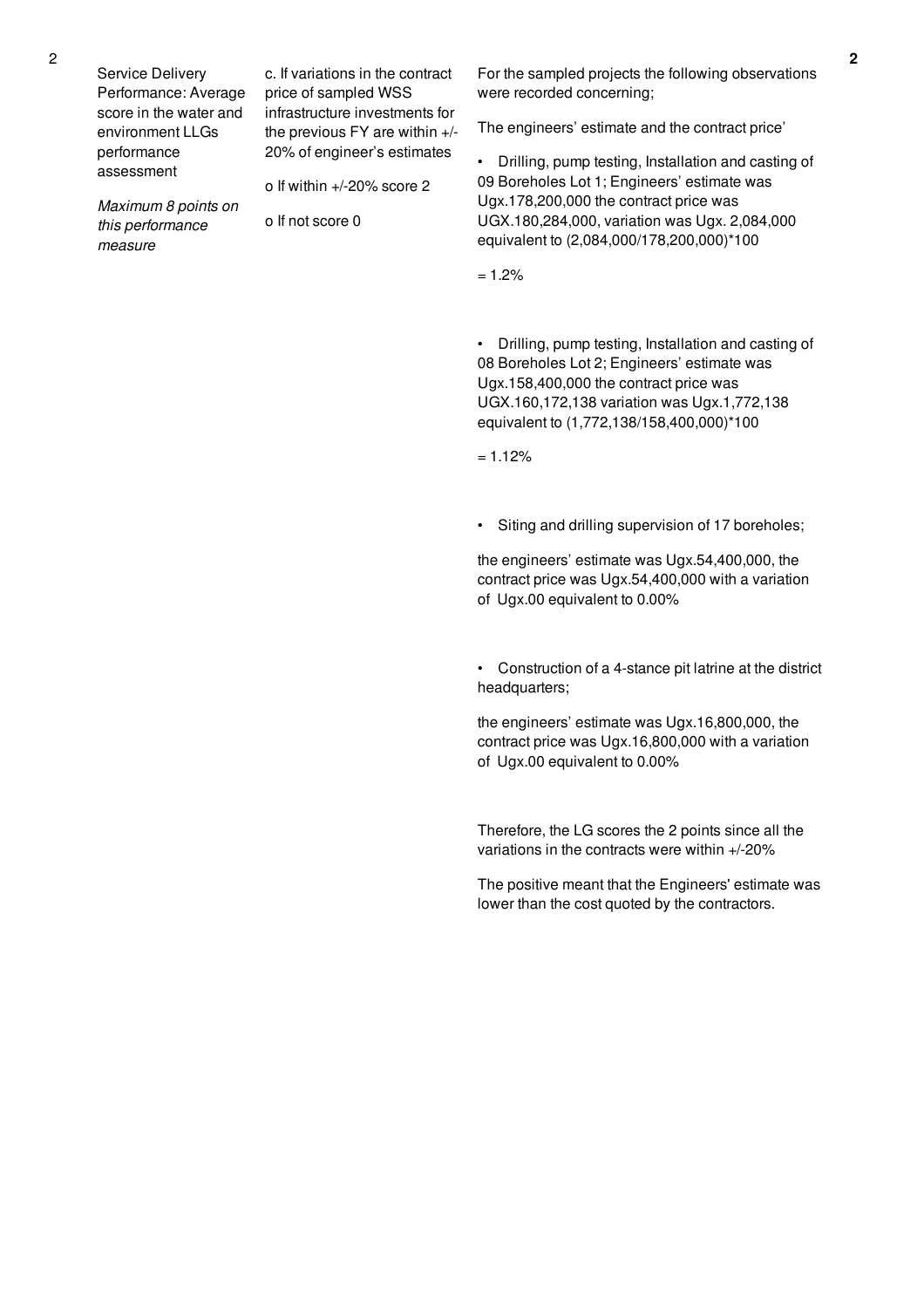| | | | |
|---|---|---|---|
| 2 | Service Delivery Performance: Average score in the water and environment LLGs performance assessment<br><br>*Maximum 8 points on this performance measure* | c. If variations in the contract price of sampled WSS infrastructure investments for the previous FY are within +/-20% of engineer's estimates<br><br>o If within +/-20% score 2<br><br>o If not score 0 | For the sampled projects the following observations were recorded concerning;<br><br>The engineers' estimate and the contract price'<br><br>• Drilling, pump testing, Installation and casting of 09 Boreholes Lot 1; Engineers' estimate was Ugx.178,200,000 the contract price was UGX.180,284,000, variation was Ugx. 2,084,000 equivalent to (2,084,000/178,200,000)*100<br><br>= 1.2%<br><br>• Drilling, pump testing, Installation and casting of 08 Boreholes Lot 2; Engineers' estimate was Ugx.158,400,000 the contract price was UGX.160,172,138 variation was Ugx.1,772,138 equivalent to (1,772,138/158,400,000)*100<br><br>= 1.12%<br><br>• Siting and drilling supervision of 17 boreholes;<br><br>the engineers' estimate was Ugx.54,400,000, the contract price was Ugx.54,400,000 with a variation of Ugx.00 equivalent to 0.00%<br><br>• Construction of a 4-stance pit latrine at the district headquarters;<br><br>the engineers' estimate was Ugx.16,800,000, the contract price was Ugx.16,800,000 with a variation of Ugx.00 equivalent to 0.00%<br><br>Therefore, the LG scores the 2 points since all the variations in the contracts were within +/-20%<br><br>The positive meant that the Engineers' estimate was lower than the cost quoted by the contractors. | 2 |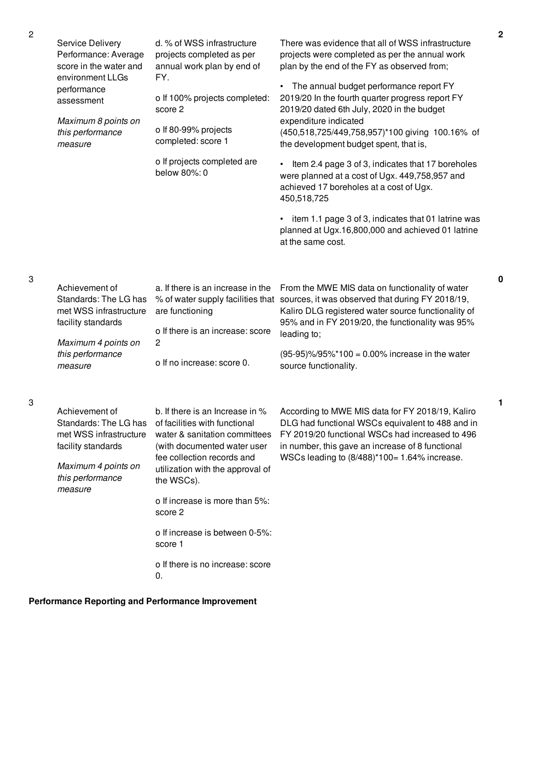| No. | Summary of requirements | Definition of compliance | Compliance justification | Score |
|---|---|---|---|---|
| 2 | Service Delivery Performance: Average score in the water and environment LLGs performance assessment<br><br>*Maximum 8 points on this performance measure* | d. % of WSS infrastructure projects completed as per annual work plan by end of FY.<br><br>o If 100% projects completed: score 2<br><br>o If 80-99% projects completed: score 1<br><br>o If projects completed are below 80%: 0 | There was evidence that all of WSS infrastructure projects were completed as per the annual work plan by the end of the FY as observed from;<br><br>• The annual budget performance report FY 2019/20 In the fourth quarter progress report FY 2019/20 dated 6th July, 2020 in the budget expenditure indicated (450,518,725/449,758,957)*100 giving 100.16% of the development budget spent, that is,<br><br>• Item 2.4 page 3 of 3, indicates that 17 boreholes were planned at a cost of Ugx. 449,758,957 and achieved 17 boreholes at a cost of Ugx. 450,518,725<br><br>• item 1.1 page 3 of 3, indicates that 01 latrine was planned at Ugx.16,800,000 and achieved 01 latrine at the same cost. | 2 |
| 3 | Achievement of Standards: The LG has met WSS infrastructure facility standards<br><br>*Maximum 4 points on this performance measure* | a. If there is an increase in the % of water supply facilities that are functioning<br><br>o If there is an increase: score 2<br><br>o If no increase: score 0. | From the MWE MIS data on functionality of water sources, it was observed that during FY 2018/19, Kaliro DLG registered water source functionality of 95% and in FY 2019/20, the functionality was 95% leading to;<br><br>(95-95)%/95%*100 = 0.00% increase in the water source functionality. | 0 |
| 3 | Achievement of Standards: The LG has met WSS infrastructure facility standards<br><br>*Maximum 4 points on this performance measure* | b. If there is an Increase in % of facilities with functional water & sanitation committees (with documented water user fee collection records and utilization with the approval of the WSCs).<br><br>o If increase is more than 5%: score 2<br><br>o If increase is between 0-5%: score 1<br><br>o If there is no increase: score 0. | According to MWE MIS data for FY 2018/19, Kaliro DLG had functional WSCs equivalent to 488 and in FY 2019/20 functional WSCs had increased to 496 in number, this gave an increase of 8 functional WSCs leading to (8/488)*100= 1.64% increase. | 1 |

**Performance Reporting and Performance Improvement**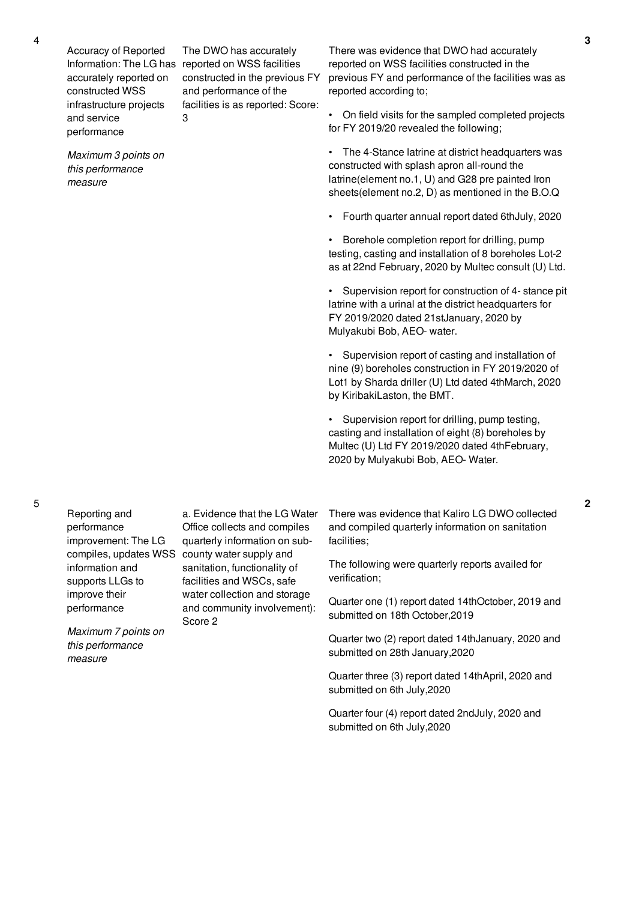| No. | Performance Area | Performance Measure | Justification | Score |
|---|---|---|---|---|
| 4 | Accuracy of Reported Information: The LG has accurately reported on constructed WSS infrastructure projects and service performance<br><br>*Maximum 3 points on this performance measure* | The DWO has accurately reported on WSS facilities constructed in the previous FY and performance of the facilities is as reported: Score: 3 | There was evidence that DWO had accurately reported on WSS facilities constructed in the previous FY and performance of the facilities was as reported according to;<br><br>• On field visits for the sampled completed projects for FY 2019/20 revealed the following;<br><br>• The 4-Stance latrine at district headquarters was constructed with splash apron all-round the latrine(element no.1, U) and G28 pre painted Iron sheets(element no.2, D) as mentioned in the B.O.Q<br><br>• Fourth quarter annual report dated 6thJuly, 2020<br><br>• Borehole completion report for drilling, pump testing, casting and installation of 8 boreholes Lot-2 as at 22nd February, 2020 by Multec consult (U) Ltd.<br><br>• Supervision report for construction of 4- stance pit latrine with a urinal at the district headquarters for FY 2019/2020 dated 21stJanuary, 2020 by Mulyakubi Bob, AEO- water.<br><br>• Supervision report of casting and installation of nine (9) boreholes construction in FY 2019/2020 of Lot1 by Sharda driller (U) Ltd dated 4thMarch, 2020 by KiribakiLaston, the BMT.<br><br>• Supervision report for drilling, pump testing, casting and installation of eight (8) boreholes by Multec (U) Ltd FY 2019/2020 dated 4thFebruary, 2020 by Mulyakubi Bob, AEO- Water. | 3 |
| 5 | Reporting and performance improvement: The LG compiles, updates WSS information and supports LLGs to improve their performance<br><br>*Maximum 7 points on this performance measure* | a. Evidence that the LG Water Office collects and compiles quarterly information on sub-county water supply and sanitation, functionality of facilities and WSCs, safe water collection and storage and community involvement): Score 2 | There was evidence that Kaliro LG DWO collected and compiled quarterly information on sanitation facilities;<br><br>The following were quarterly reports availed for verification;<br><br>Quarter one (1) report dated 14thOctober, 2019 and submitted on 18th October,2019<br><br>Quarter two (2) report dated 14thJanuary, 2020 and submitted on 28th January,2020<br><br>Quarter three (3) report dated 14thApril, 2020 and submitted on 6th July,2020<br><br>Quarter four (4) report dated 2ndJuly, 2020 and submitted on 6th July,2020 | 2 |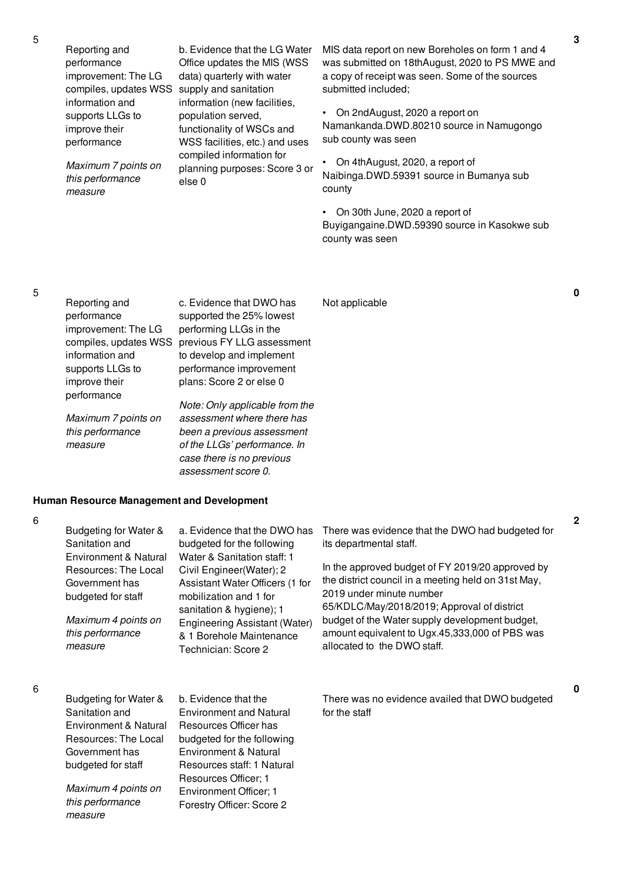| | | | | |
|---|---|---|---|---|
| 5 | Reporting and performance improvement: The LG compiles, updates WSS information and supports LLGs to improve their performance<br><br>*Maximum 7 points on this performance measure* | b. Evidence that the LG Water Office updates the MIS (WSS data) quarterly with water supply and sanitation information (new facilities, population served, functionality of WSCs and WSS facilities, etc.) and uses compiled information for planning purposes: Score 3 or else 0 | MIS data report on new Boreholes on form 1 and 4 was submitted on 18thAugust, 2020 to PS MWE and a copy of receipt was seen. Some of the sources submitted included;<br><br>• On 2ndAugust, 2020 a report on Namankanda.DWD.80210 source in Namugongo sub county was seen<br><br>• On 4thAugust, 2020, a report of Naibinga.DWD.59391 source in Bumanya sub county<br><br>• On 30th June, 2020 a report of Buyigangaine.DWD.59390 source in Kasokwe sub county was seen | 3 |
| 5 | Reporting and performance improvement: The LG compiles, updates WSS information and supports LLGs to improve their performance<br><br>*Maximum 7 points on this performance measure* | c. Evidence that DWO has supported the 25% lowest performing LLGs in the previous FY LLG assessment to develop and implement performance improvement plans: Score 2 or else 0<br><br>*Note: Only applicable from the assessment where there has been a previous assessment of the LLGs' performance. In case there is no previous assessment score 0.* | Not applicable | 0 |

**Human Resource Management and Development**

| | | | | |
|---|---|---|---|---|
| 6 | Budgeting for Water & Sanitation and Environment & Natural Resources: The Local Government has budgeted for staff<br><br>*Maximum 4 points on this performance measure* | a. Evidence that the DWO has budgeted for the following Water & Sanitation staff: 1 Civil Engineer(Water); 2 Assistant Water Officers (1 for mobilization and 1 for sanitation & hygiene); 1 Engineering Assistant (Water) & 1 Borehole Maintenance Technician: Score 2 | There was evidence that the DWO had budgeted for its departmental staff.<br><br>In the approved budget of FY 2019/20 approved by the district council in a meeting held on 31st May, 2019 under minute number 65/KDLC/May/2018/2019; Approval of district budget of the Water supply development budget, amount equivalent to Ugx.45,333,000 of PBS was allocated to the DWO staff. | 2 |
| 6 | Budgeting for Water & Sanitation and Environment & Natural Resources: The Local Government has budgeted for staff<br><br>*Maximum 4 points on this performance measure* | b. Evidence that the Environment and Natural Resources Officer has budgeted for the following Environment & Natural Resources staff: 1 Natural Resources Officer; 1 Environment Officer; 1 Forestry Officer: Score 2 | There was no evidence availed that DWO budgeted for the staff | 0 |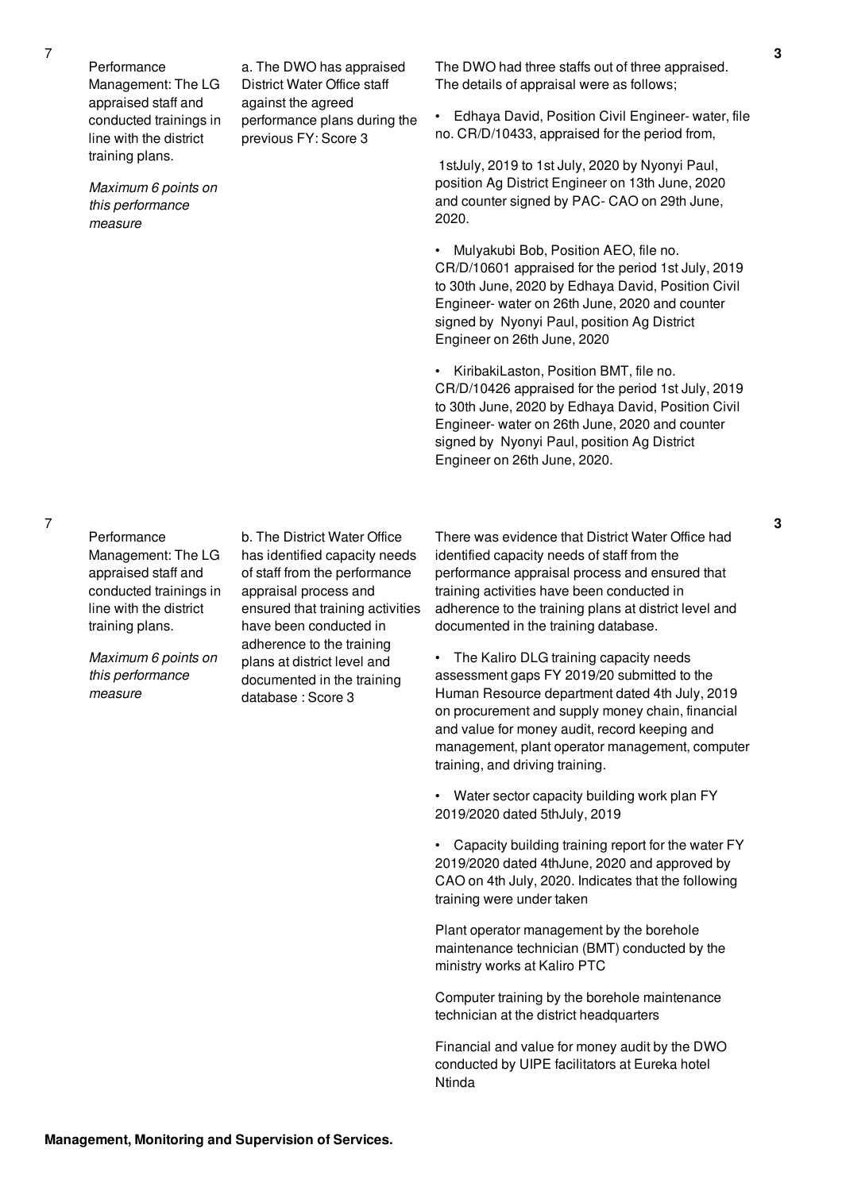| No. | Performance Measure | Scoring Guide | Justification | Score |
|---|---|---|---|---|
| 7 | Performance Management: The LG appraised staff and conducted trainings in line with the district training plans. *Maximum 6 points on this performance measure* | a. The DWO has appraised District Water Office staff against the agreed performance plans during the previous FY: Score 3 | The DWO had three staffs out of three appraised. The details of appraisal were as follows; • Edhaya David, Position Civil Engineer- water, file no. CR/D/10433, appraised for the period from, 1stJuly, 2019 to 1st July, 2020 by Nyonyi Paul, position Ag District Engineer on 13th June, 2020 and counter signed by PAC- CAO on 29th June, 2020. • Mulyakubi Bob, Position AEO, file no. CR/D/10601 appraised for the period 1st July, 2019 to 30th June, 2020 by Edhaya David, Position Civil Engineer- water on 26th June, 2020 and counter signed by Nyonyi Paul, position Ag District Engineer on 26th June, 2020 • KiribakiLaston, Position BMT, file no. CR/D/10426 appraised for the period 1st July, 2019 to 30th June, 2020 by Edhaya David, Position Civil Engineer- water on 26th June, 2020 and counter signed by Nyonyi Paul, position Ag District Engineer on 26th June, 2020. | 3 |
| 7 | Performance Management: The LG appraised staff and conducted trainings in line with the district training plans. *Maximum 6 points on this performance measure* | b. The District Water Office has identified capacity needs of staff from the performance appraisal process and ensured that training activities have been conducted in adherence to the training plans at district level and documented in the training database : Score 3 | There was evidence that District Water Office had identified capacity needs of staff from the performance appraisal process and ensured that training activities have been conducted in adherence to the training plans at district level and documented in the training database. • The Kaliro DLG training capacity needs assessment gaps FY 2019/20 submitted to the Human Resource department dated 4th July, 2019 on procurement and supply money chain, financial and value for money audit, record keeping and management, plant operator management, computer training, and driving training. • Water sector capacity building work plan FY 2019/2020 dated 5thJuly, 2019 • Capacity building training report for the water FY 2019/2020 dated 4thJune, 2020 and approved by CAO on 4th July, 2020. Indicates that the following training were under taken Plant operator management by the borehole maintenance technician (BMT) conducted by the ministry works at Kaliro PTC Computer training by the borehole maintenance technician at the district headquarters Financial and value for money audit by the DWO conducted by UIPE facilitators at Eureka hotel Ntinda | 3 |

**Management, Monitoring and Supervision of Services.**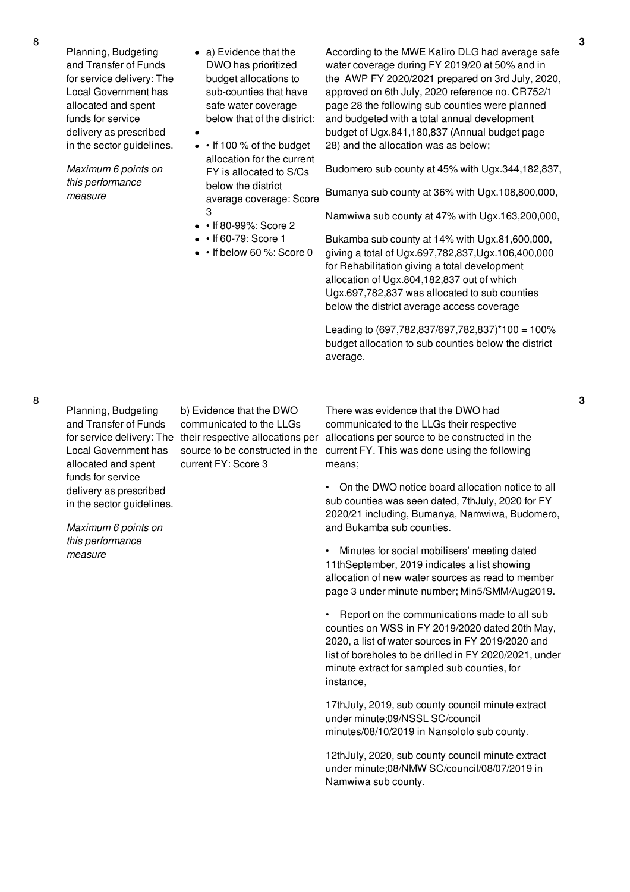| No. | Performance measure | Scoring criteria | Justification | Score |
|---|---|---|---|---|
| 8 | Planning, Budgeting and Transfer of Funds for service delivery: The Local Government has allocated and spent funds for service delivery as prescribed in the sector guidelines. *Maximum 6 points on this performance measure* | a) Evidence that the DWO has prioritized budget allocations to sub-counties that have safe water coverage below that of the district: <br>• If 100 % of the budget allocation for the current FY is allocated to S/Cs below the district average coverage: Score 3 <br>• If 80-99%: Score 2 <br>• If 60-79: Score 1 <br>• If below 60 %: Score 0 | According to the MWE Kaliro DLG had average safe water coverage during FY 2019/20 at 50% and in the AWP FY 2020/2021 prepared on 3rd July, 2020, approved on 6th July, 2020 reference no. CR752/1 page 28 the following sub counties were planned and budgeted with a total annual development budget of Ugx.841,180,837 (Annual budget page 28) and the allocation was as below; <br><br>Budomero sub county at 45% with Ugx.344,182,837, <br><br>Bumanya sub county at 36% with Ugx.108,800,000, <br><br>Namwiwa sub county at 47% with Ugx.163,200,000, <br><br>Bukamba sub county at 14% with Ugx.81,600,000, giving a total of Ugx.697,782,837,Ugx.106,400,000 for Rehabilitation giving a total development allocation of Ugx.804,182,837 out of which Ugx.697,782,837 was allocated to sub counties below the district average access coverage <br><br>Leading to (697,782,837/697,782,837)*100 = 100% budget allocation to sub counties below the district average. | 3 |
| 8 | Planning, Budgeting and Transfer of Funds for service delivery: The Local Government has allocated and spent funds for service delivery as prescribed in the sector guidelines. *Maximum 6 points on this performance measure* | b) Evidence that the DWO communicated to the LLGs their respective allocations per source to be constructed in the current FY: Score 3 | There was evidence that the DWO had communicated to the LLGs their respective allocations per source to be constructed in the current FY. This was done using the following means; <br><br>• On the DWO notice board allocation notice to all sub counties was seen dated, 7thJuly, 2020 for FY 2020/21 including, Bumanya, Namwiwa, Budomero, and Bukamba sub counties. <br><br>• Minutes for social mobilisers' meeting dated 11thSeptember, 2019 indicates a list showing allocation of new water sources as read to member page 3 under minute number; Min5/SMM/Aug2019. <br><br>• Report on the communications made to all sub counties on WSS in FY 2019/2020 dated 20th May, 2020, a list of water sources in FY 2019/2020 and list of boreholes to be drilled in FY 2020/2021, under minute extract for sampled sub counties, for instance, <br><br>17thJuly, 2019, sub county council minute extract under minute;09/NSSL SC/council minutes/08/10/2019 in Nansololo sub county. <br><br>12thJuly, 2020, sub county council minute extract under minute;08/NMW SC/council/08/07/2019 in Namwiwa sub county. | 3 |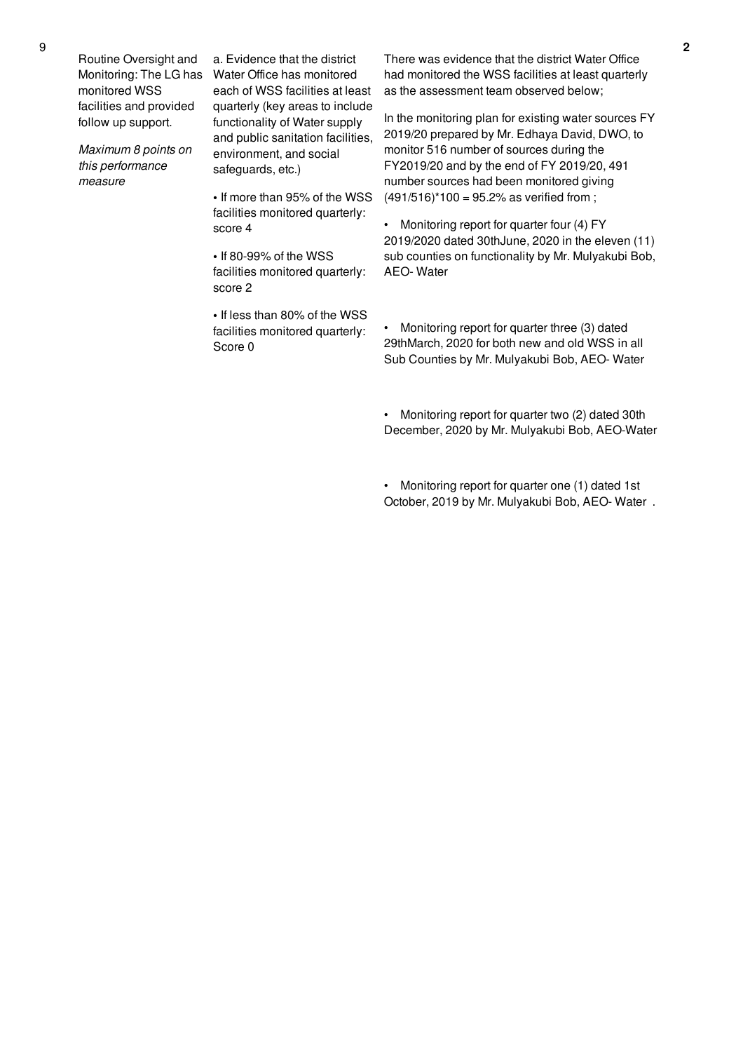| 9 | Routine Oversight and Monitoring: The LG has monitored WSS facilities and provided follow up support.<br><br>*Maximum 8 points on this performance measure* | a. Evidence that the district Water Office has monitored each of WSS facilities at least quarterly (key areas to include functionality of Water supply and public sanitation facilities, environment, and social safeguards, etc.)<br><br>• If more than 95% of the WSS facilities monitored quarterly: score 4<br><br>• If 80-99% of the WSS facilities monitored quarterly: score 2<br><br>• If less than 80% of the WSS facilities monitored quarterly: Score 0 | There was evidence that the district Water Office had monitored the WSS facilities at least quarterly as the assessment team observed below;<br><br>In the monitoring plan for existing water sources FY 2019/20 prepared by Mr. Edhaya David, DWO, to monitor 516 number of sources during the FY2019/20 and by the end of FY 2019/20, 491 number sources had been monitored giving (491/516)*100 = 95.2% as verified from ;<br><br>• Monitoring report for quarter four (4) FY 2019/2020 dated 30thJune, 2020 in the eleven (11) sub counties on functionality by Mr. Mulyakubi Bob, AEO- Water<br><br>• Monitoring report for quarter three (3) dated 29thMarch, 2020 for both new and old WSS in all Sub Counties by Mr. Mulyakubi Bob, AEO- Water<br><br>• Monitoring report for quarter two (2) dated 30th December, 2020 by Mr. Mulyakubi Bob, AEO-Water<br><br>• Monitoring report for quarter one (1) dated 1st October, 2019 by Mr. Mulyakubi Bob, AEO- Water . | 2 |
|---|---|---|---|---|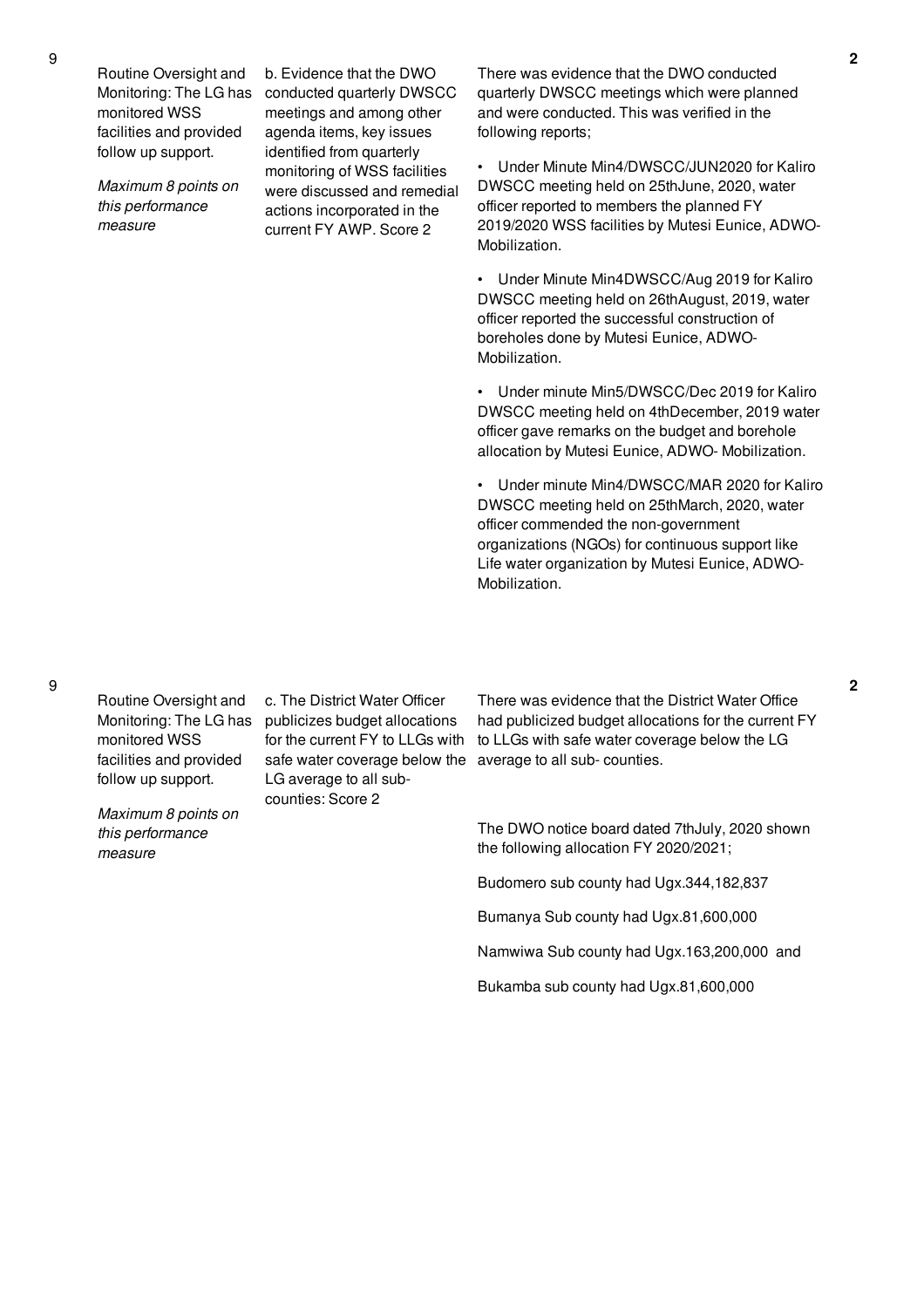| No. | Performance Area | Performance Measure | Assessment | Score |
|---|---|---|---|---|
| 9 | Routine Oversight and Monitoring: The LG has monitored WSS facilities and provided follow up support.<br><br>*Maximum 8 points on this performance measure* | b. Evidence that the DWO conducted quarterly DWSCC meetings and among other agenda items, key issues identified from quarterly monitoring of WSS facilities were discussed and remedial actions incorporated in the current FY AWP. Score 2 | There was evidence that the DWO conducted quarterly DWSCC meetings which were planned and were conducted. This was verified in the following reports;<br><br>• Under Minute Min4/DWSCC/JUN2020 for Kaliro DWSCC meeting held on 25thJune, 2020, water officer reported to members the planned FY 2019/2020 WSS facilities by Mutesi Eunice, ADWO-Mobilization.<br><br>• Under Minute Min4DWSCC/Aug 2019 for Kaliro DWSCC meeting held on 26thAugust, 2019, water officer reported the successful construction of boreholes done by Mutesi Eunice, ADWO-Mobilization.<br><br>• Under minute Min5/DWSCC/Dec 2019 for Kaliro DWSCC meeting held on 4thDecember, 2019 water officer gave remarks on the budget and borehole allocation by Mutesi Eunice, ADWO- Mobilization.<br><br>• Under minute Min4/DWSCC/MAR 2020 for Kaliro DWSCC meeting held on 25thMarch, 2020, water officer commended the non-government organizations (NGOs) for continuous support like Life water organization by Mutesi Eunice, ADWO-Mobilization. | 2 |
| 9 | Routine Oversight and Monitoring: The LG has monitored WSS facilities and provided follow up support.<br><br>*Maximum 8 points on this performance measure* | c. The District Water Officer publicizes budget allocations for the current FY to LLGs with safe water coverage below the LG average to all sub-counties: Score 2 | There was evidence that the District Water Office had publicized budget allocations for the current FY to LLGs with safe water coverage below the LG average to all sub- counties.<br><br>The DWO notice board dated 7thJuly, 2020 shown the following allocation FY 2020/2021;<br><br>Budomero sub county had Ugx.344,182,837<br><br>Bumanya Sub county had Ugx.81,600,000<br><br>Namwiwa Sub county had Ugx.163,200,000 and<br><br>Bukamba sub county had Ugx.81,600,000 | 2 |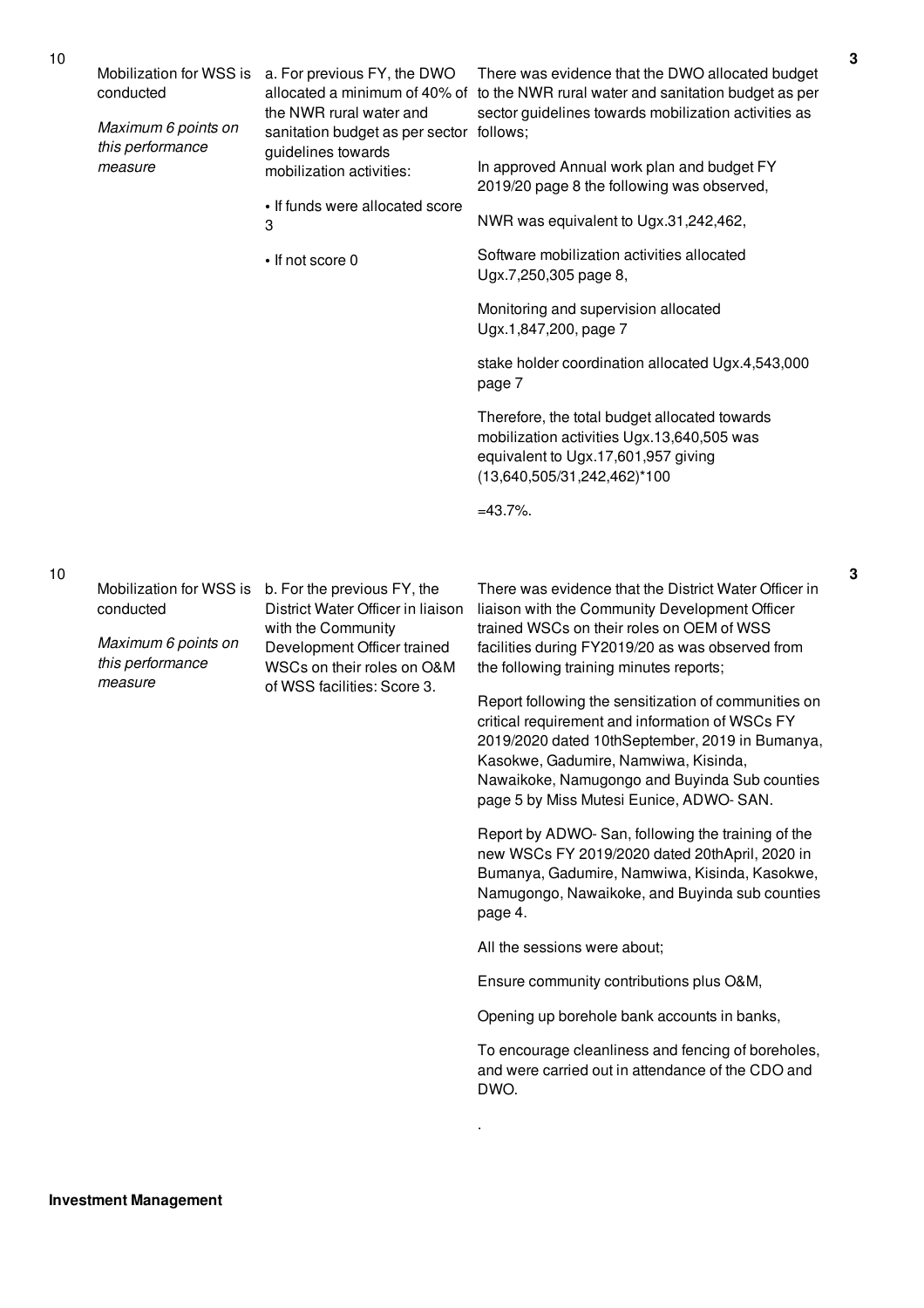| No. | Performance Measure | Criteria | Justification | Score |
|---|---|---|---|---|
| 10 | Mobilization for WSS is conducted<br><br>*Maximum 6 points on this performance measure* | a. For previous FY, the DWO allocated a minimum of 40% of the NWR rural water and sanitation budget as per sector guidelines towards mobilization activities:<br><br>• If funds were allocated score 3<br><br>• If not score 0 | There was evidence that the DWO allocated budget to the NWR rural water and sanitation budget as per sector guidelines towards mobilization activities as follows;<br><br>In approved Annual work plan and budget FY 2019/20 page 8 the following was observed,<br><br>NWR was equivalent to Ugx.31,242,462,<br><br>Software mobilization activities allocated Ugx.7,250,305 page 8,<br><br>Monitoring and supervision allocated Ugx.1,847,200, page 7<br><br>stake holder coordination allocated Ugx.4,543,000 page 7<br><br>Therefore, the total budget allocated towards mobilization activities Ugx.13,640,505 was equivalent to Ugx.17,601,957 giving (13,640,505/31,242,462)*100<br><br>=43.7%. | 3 |
| 10 | Mobilization for WSS is conducted<br><br>*Maximum 6 points on this performance measure* | b. For the previous FY, the District Water Officer in liaison with the Community Development Officer trained WSCs on their roles on O&M of WSS facilities: Score 3. | There was evidence that the District Water Officer in liaison with the Community Development Officer trained WSCs on their roles on OEM of WSS facilities during FY2019/20 as was observed from the following training minutes reports;<br><br>Report following the sensitization of communities on critical requirement and information of WSCs FY 2019/2020 dated 10thSeptember, 2019 in Bumanya, Kasokwe, Gadumire, Namwiwa, Kisinda, Nawaikoke, Namugongo and Buyinda Sub counties page 5 by Miss Mutesi Eunice, ADWO- SAN.<br><br>Report by ADWO- San, following the training of the new WSCs FY 2019/2020 dated 20thApril, 2020 in Bumanya, Gadumire, Namwiwa, Kisinda, Kasokwe, Namugongo, Nawaikoke, and Buyinda sub counties page 4.<br><br>All the sessions were about;<br><br>Ensure community contributions plus O&M,<br><br>Opening up borehole bank accounts in banks,<br><br>To encourage cleanliness and fencing of boreholes, and were carried out in attendance of the CDO and DWO.<br><br>. | 3 |

**Investment Management**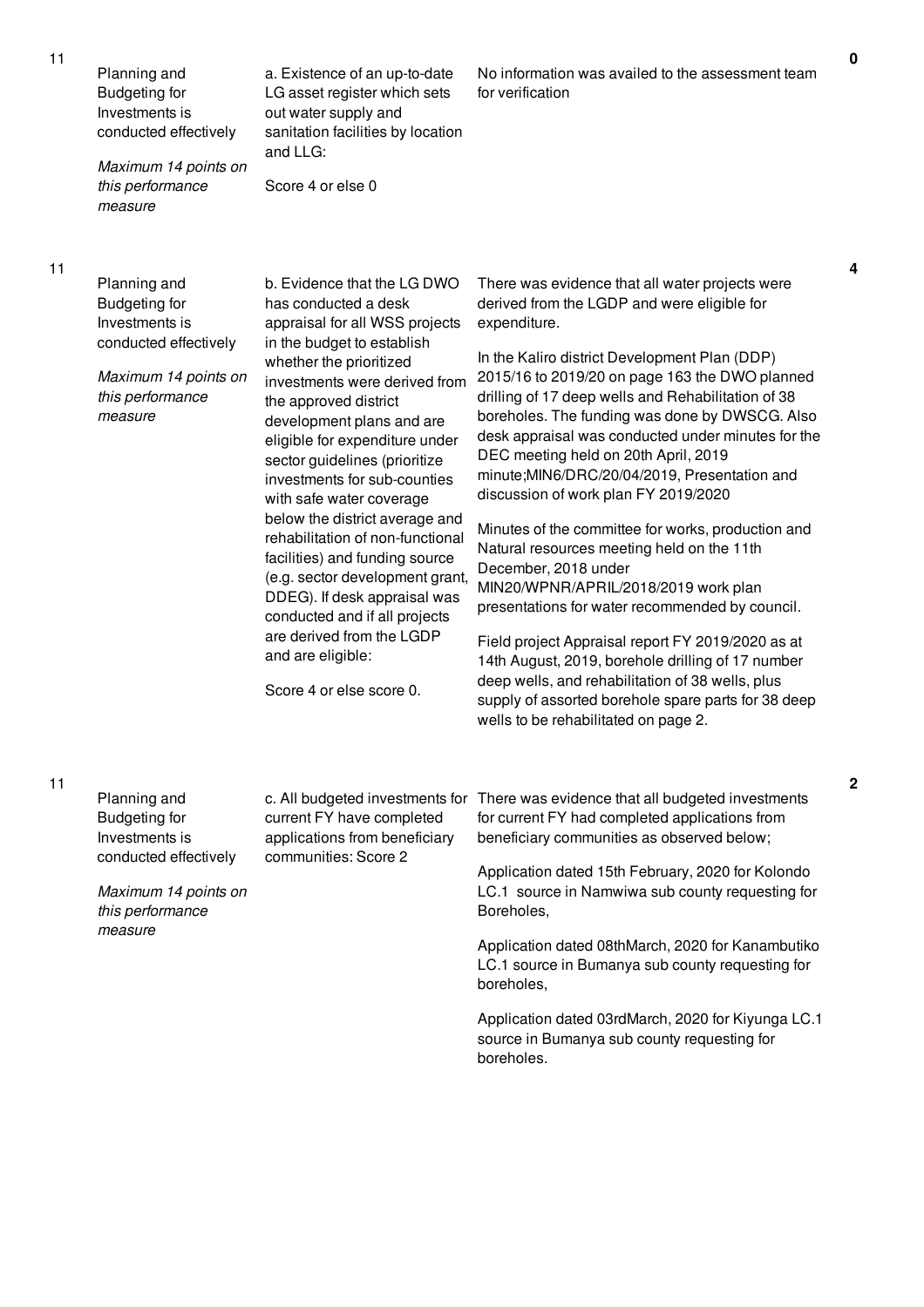| No. | Performance Area | Performance Measure | Assessment Findings | Score |
|---|---|---|---|---|
| 11 | Planning and Budgeting for Investments is conducted effectively<br><br>*Maximum 14 points on this performance measure* | a. Existence of an up-to-date LG asset register which sets out water supply and sanitation facilities by location and LLG:<br><br>Score 4 or else 0 | No information was availed to the assessment team for verification | 0 |
| 11 | Planning and Budgeting for Investments is conducted effectively<br><br>*Maximum 14 points on this performance measure* | b. Evidence that the LG DWO has conducted a desk appraisal for all WSS projects in the budget to establish whether the prioritized investments were derived from the approved district development plans and are eligible for expenditure under sector guidelines (prioritize investments for sub-counties with safe water coverage below the district average and rehabilitation of non-functional facilities) and funding source (e.g. sector development grant, DDEG). If desk appraisal was conducted and if all projects are derived from the LGDP and are eligible:<br><br>Score 4 or else score 0. | There was evidence that all water projects were derived from the LGDP and were eligible for expenditure.<br><br>In the Kaliro district Development Plan (DDP) 2015/16 to 2019/20 on page 163 the DWO planned drilling of 17 deep wells and Rehabilitation of 38 boreholes. The funding was done by DWSCG. Also desk appraisal was conducted under minutes for the DEC meeting held on 20th April, 2019 minute;MIN6/DRC/20/04/2019, Presentation and discussion of work plan FY 2019/2020<br><br>Minutes of the committee for works, production and Natural resources meeting held on the 11th December, 2018 under MIN20/WPNR/APRIL/2018/2019 work plan presentations for water recommended by council.<br><br>Field project Appraisal report FY 2019/2020 as at 14th August, 2019, borehole drilling of 17 number deep wells, and rehabilitation of 38 wells, plus supply of assorted borehole spare parts for 38 deep wells to be rehabilitated on page 2. | 4 |
| 11 | Planning and Budgeting for Investments is conducted effectively<br><br>*Maximum 14 points on this performance measure* | c. All budgeted investments for current FY have completed applications from beneficiary communities: Score 2 | There was evidence that all budgeted investments for current FY had completed applications from beneficiary communities as observed below;<br><br>Application dated 15th February, 2020 for Kolondo LC.1 source in Namwiwa sub county requesting for Boreholes,<br><br>Application dated 08thMarch, 2020 for Kanambutiko LC.1 source in Bumanya sub county requesting for boreholes,<br><br>Application dated 03rdMarch, 2020 for Kiyunga LC.1 source in Bumanya sub county requesting for boreholes. | 2 |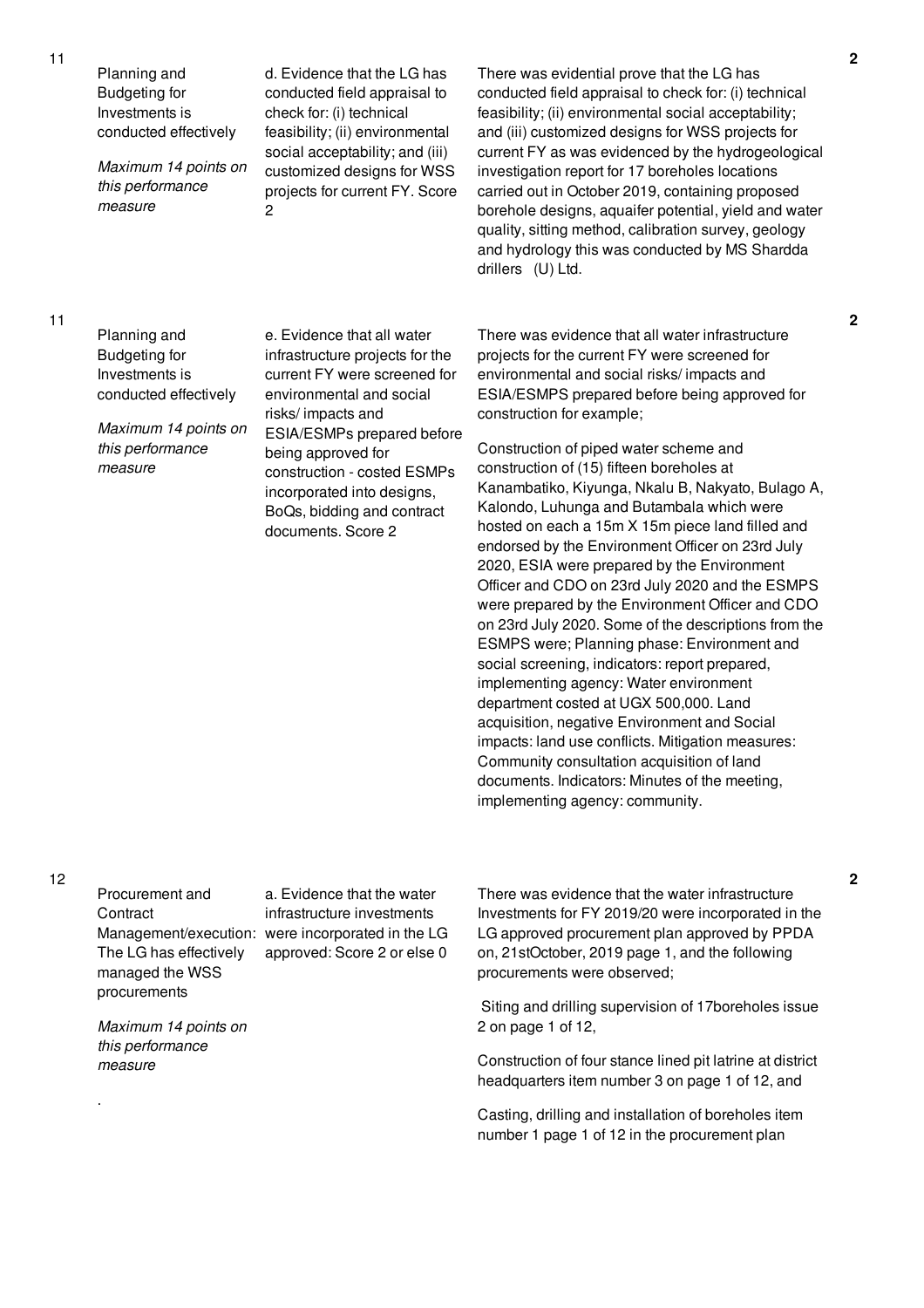| No. | Performance Area | Performance Measure | Assessment Findings | Score |
|---|---|---|---|---|
| 11 | Planning and Budgeting for Investments is conducted effectively<br><br>*Maximum 14 points on this performance measure* | d. Evidence that the LG has conducted field appraisal to check for: (i) technical feasibility; (ii) environmental social acceptability; and (iii) customized designs for WSS projects for current FY. Score 2 | There was evidential prove that the LG has conducted field appraisal to check for: (i) technical feasibility; (ii) environmental social acceptability; and (iii) customized designs for WSS projects for current FY as was evidenced by the hydrogeological investigation report for 17 boreholes locations carried out in October 2019, containing proposed borehole designs, aquaifer potential, yield and water quality, sitting method, calibration survey, geology and hydrology this was conducted by MS Shardda drillers (U) Ltd. | 2 |
| 11 | Planning and Budgeting for Investments is conducted effectively<br><br>*Maximum 14 points on this performance measure* | e. Evidence that all water infrastructure projects for the current FY were screened for environmental and social risks/ impacts and ESIA/ESMPs prepared before being approved for construction - costed ESMPs incorporated into designs, BoQs, bidding and contract documents. Score 2 | There was evidence that all water infrastructure projects for the current FY were screened for environmental and social risks/ impacts and ESIA/ESMPS prepared before being approved for construction for example;<br><br>Construction of piped water scheme and construction of (15) fifteen boreholes at Kanambatiko, Kiyunga, Nkalu B, Nakyato, Bulago A, Kalondo, Luhunga and Butambala which were hosted on each a 15m X 15m piece land filled and endorsed by the Environment Officer on 23rd July 2020, ESIA were prepared by the Environment Officer and CDO on 23rd July 2020 and the ESMPS were prepared by the Environment Officer and CDO on 23rd July 2020. Some of the descriptions from the ESMPS were; Planning phase: Environment and social screening, indicators: report prepared, implementing agency: Water environment department costed at UGX 500,000. Land acquisition, negative Environment and Social impacts: land use conflicts. Mitigation measures: Community consultation acquisition of land documents. Indicators: Minutes of the meeting, implementing agency: community. | 2 |
| 12 | Procurement and Contract Management/execution: The LG has effectively managed the WSS procurements<br><br>*Maximum 14 points on this performance measure*<br><br>. | a. Evidence that the water infrastructure investments were incorporated in the LG approved: Score 2 or else 0 | There was evidence that the water infrastructure Investments for FY 2019/20 were incorporated in the LG approved procurement plan approved by PPDA on, 21stOctober, 2019 page 1, and the following procurements were observed;<br><br>Siting and drilling supervision of 17boreholes issue 2 on page 1 of 12,<br><br>Construction of four stance lined pit latrine at district headquarters item number 3 on page 1 of 12, and<br><br>Casting, drilling and installation of boreholes item number 1 page 1 of 12 in the procurement plan | 2 |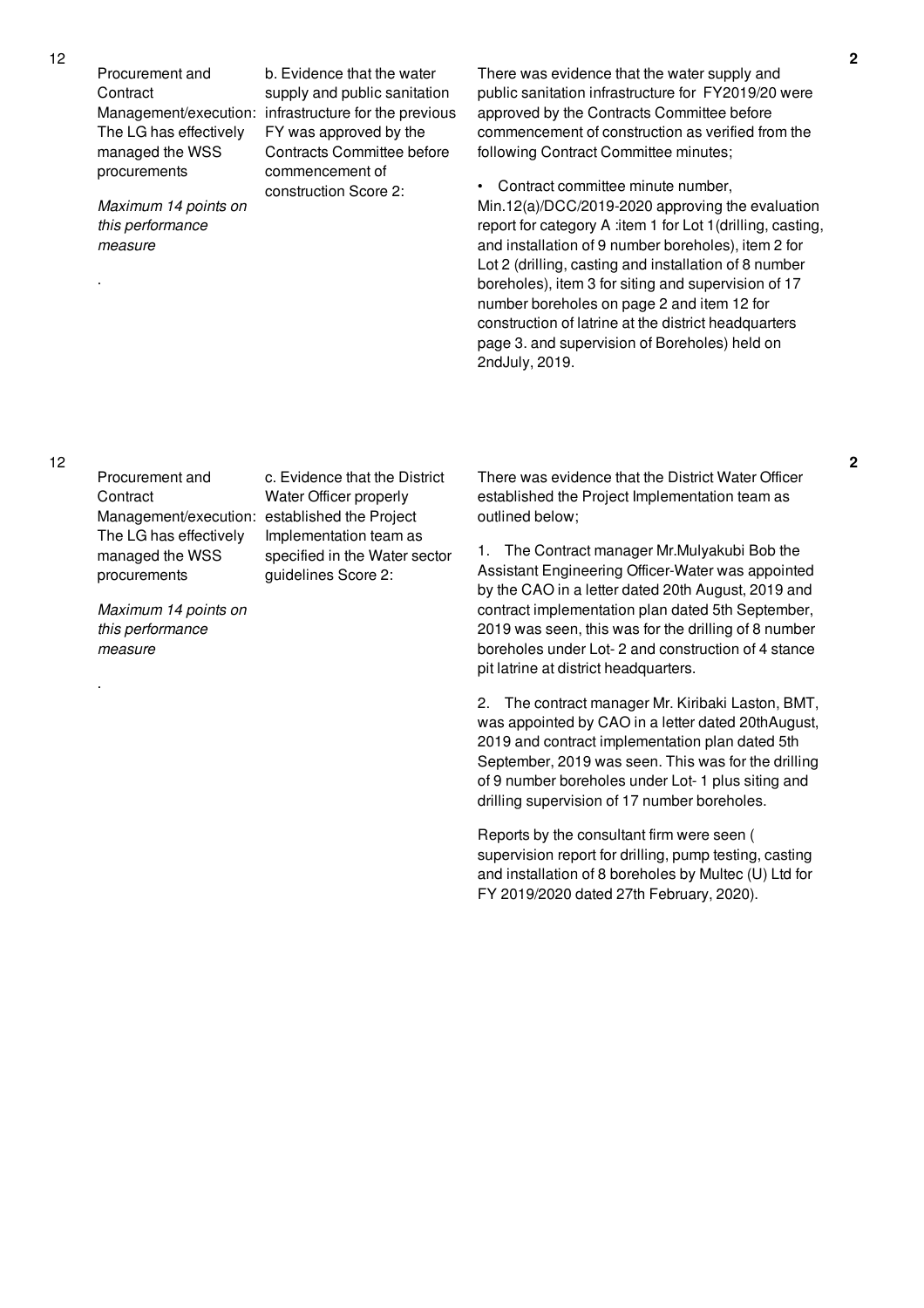| | | | | |
|---|---|---|---|---|
| 12 | Procurement and Contract Management/execution: The LG has effectively managed the WSS procurements<br><br>*Maximum 14 points on this performance measure*<br><br>. | b. Evidence that the water supply and public sanitation infrastructure for the previous FY was approved by the Contracts Committee before commencement of construction Score 2: | There was evidence that the water supply and public sanitation infrastructure for FY2019/20 were approved by the Contracts Committee before commencement of construction as verified from the following Contract Committee minutes;<br><br>• Contract committee minute number, Min.12(a)/DCC/2019-2020 approving the evaluation report for category A :item 1 for Lot 1(drilling, casting, and installation of 9 number boreholes), item 2 for Lot 2 (drilling, casting and installation of 8 number boreholes), item 3 for siting and supervision of 17 number boreholes on page 2 and item 12 for construction of latrine at the district headquarters page 3. and supervision of Boreholes) held on 2ndJuly, 2019. | **2** |
| 12 | Procurement and Contract Management/execution: The LG has effectively managed the WSS procurements<br><br>*Maximum 14 points on this performance measure*<br><br>. | c. Evidence that the District Water Officer properly established the Project Implementation team as specified in the Water sector guidelines Score 2: | There was evidence that the District Water Officer established the Project Implementation team as outlined below;<br><br>1. The Contract manager Mr.Mulyakubi Bob the Assistant Engineering Officer-Water was appointed by the CAO in a letter dated 20th August, 2019 and contract implementation plan dated 5th September, 2019 was seen, this was for the drilling of 8 number boreholes under Lot- 2 and construction of 4 stance pit latrine at district headquarters.<br><br>2. The contract manager Mr. Kiribaki Laston, BMT, was appointed by CAO in a letter dated 20thAugust, 2019 and contract implementation plan dated 5th September, 2019 was seen. This was for the drilling of 9 number boreholes under Lot- 1 plus siting and drilling supervision of 17 number boreholes.<br><br>Reports by the consultant firm were seen ( supervision report for drilling, pump testing, casting and installation of 8 boreholes by Multec (U) Ltd for FY 2019/2020 dated 27th February, 2020). | **2** |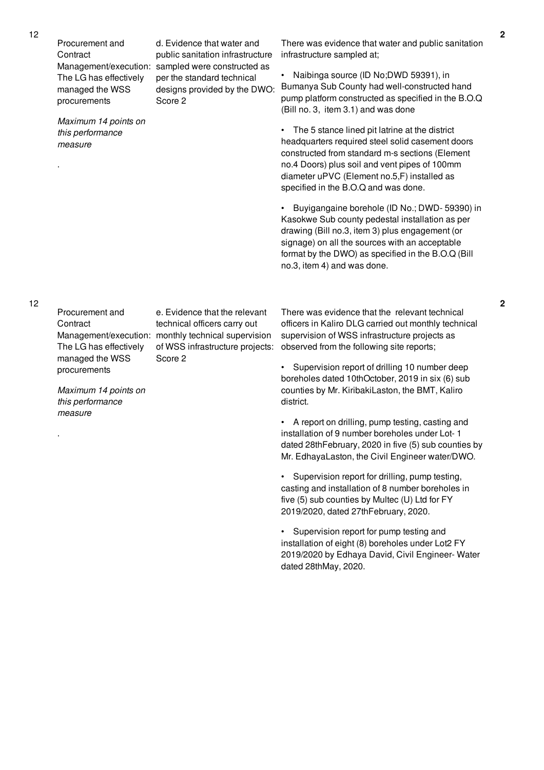| No. | Summary of requirements | Definition of compliance | Compliance justification | Score |
|---|---|---|---|---|
| 12 | Procurement and Contract Management/execution: The LG has effectively managed the WSS procurements<br><br>*Maximum 14 points on this performance measure*<br><br>. | d. Evidence that water and public sanitation infrastructure sampled were constructed as per the standard technical designs provided by the DWO: Score 2 | There was evidence that water and public sanitation infrastructure sampled at;<br><br>• Naibinga source (ID No;DWD 59391), in Bumanya Sub County had well-constructed hand pump platform constructed as specified in the B.O.Q (Bill no. 3, item 3.1) and was done<br><br>• The 5 stance lined pit latrine at the district headquarters required steel solid casement doors constructed from standard m-s sections (Element no.4 Doors) plus soil and vent pipes of 100mm diameter uPVC (Element no.5,F) installed as specified in the B.O.Q and was done.<br><br>• Buyigangaine borehole (ID No.; DWD- 59390) in Kasokwe Sub county pedestal installation as per drawing (Bill no.3, item 3) plus engagement (or signage) on all the sources with an acceptable format by the DWO) as specified in the B.O.Q (Bill no.3, item 4) and was done. | 2 |
| 12 | Procurement and Contract Management/execution: The LG has effectively managed the WSS procurements<br><br>*Maximum 14 points on this performance measure*<br><br>. | e. Evidence that the relevant technical officers carry out monthly technical supervision of WSS infrastructure projects: Score 2 | There was evidence that the relevant technical officers in Kaliro DLG carried out monthly technical supervision of WSS infrastructure projects as observed from the following site reports;<br><br>• Supervision report of drilling 10 number deep boreholes dated 10thOctober, 2019 in six (6) sub counties by Mr. KiribakiLaston, the BMT, Kaliro district.<br><br>• A report on drilling, pump testing, casting and installation of 9 number boreholes under Lot- 1 dated 28thFebruary, 2020 in five (5) sub counties by Mr. EdhayaLaston, the Civil Engineer water/DWO.<br><br>• Supervision report for drilling, pump testing, casting and installation of 8 number boreholes in five (5) sub counties by Multec (U) Ltd for FY 2019/2020, dated 27thFebruary, 2020.<br><br>• Supervision report for pump testing and installation of eight (8) boreholes under Lot2 FY 2019/2020 by Edhaya David, Civil Engineer- Water dated 28thMay, 2020. | 2 |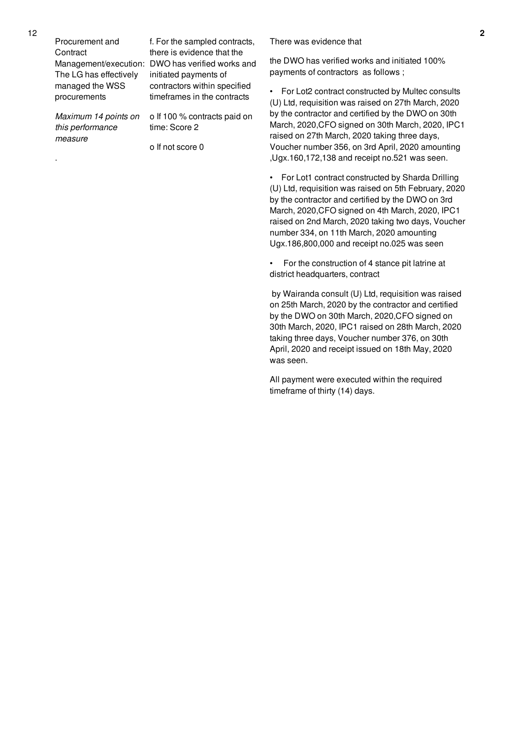| | | | | |
|---|---|---|---|---|
| 12 | Procurement and Contract Management/execution: The LG has effectively managed the WSS procurements<br><br>*Maximum 14 points on this performance measure*<br><br>. | f. For the sampled contracts, there is evidence that the DWO has verified works and initiated payments of contractors within specified timeframes in the contracts<br><br>o If 100 % contracts paid on time: Score 2<br><br>o If not score 0 | There was evidence that<br><br>the DWO has verified works and initiated 100% payments of contractors as follows ;<br><br>• For Lot2 contract constructed by Multec consults (U) Ltd, requisition was raised on 27th March, 2020 by the contractor and certified by the DWO on 30th March, 2020,CFO signed on 30th March, 2020, IPC1 raised on 27th March, 2020 taking three days, Voucher number 356, on 3rd April, 2020 amounting ,Ugx.160,172,138 and receipt no.521 was seen.<br><br>• For Lot1 contract constructed by Sharda Drilling (U) Ltd, requisition was raised on 5th February, 2020 by the contractor and certified by the DWO on 3rd March, 2020,CFO signed on 4th March, 2020, IPC1 raised on 2nd March, 2020 taking two days, Voucher number 334, on 11th March, 2020 amounting Ugx.186,800,000 and receipt no.025 was seen<br><br>• For the construction of 4 stance pit latrine at district headquarters, contract<br><br>by Wairanda consult (U) Ltd, requisition was raised on 25th March, 2020 by the contractor and certified by the DWO on 30th March, 2020,CFO signed on 30th March, 2020, IPC1 raised on 28th March, 2020 taking three days, Voucher number 376, on 30th April, 2020 and receipt issued on 18th May, 2020 was seen.<br><br>All payment were executed within the required timeframe of thirty (14) days. | 2 |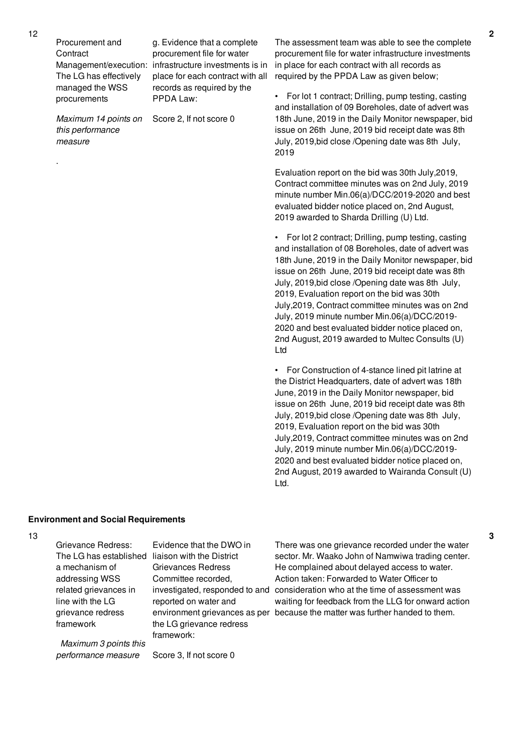| No. | Performance Measure | Scoring Guide | Justification | Score |
|---|---|---|---|---|
| 12 | Procurement and Contract Management/execution: The LG has effectively managed the WSS procurements<br><br>*Maximum 14 points on this performance measure*<br><br>. | g. Evidence that a complete procurement file for water infrastructure investments is in place for each contract with all records as required by the PPDA Law:<br><br>Score 2, If not score 0 | The assessment team was able to see the complete procurement file for water infrastructure investments in place for each contract with all records as required by the PPDA Law as given below;<br><br>• For lot 1 contract; Drilling, pump testing, casting and installation of 09 Boreholes, date of advert was 18th June, 2019 in the Daily Monitor newspaper, bid issue on 26th June, 2019 bid receipt date was 8th July, 2019,bid close /Opening date was 8th July, 2019<br><br>Evaluation report on the bid was 30th July,2019, Contract committee minutes was on 2nd July, 2019 minute number Min.06(a)/DCC/2019-2020 and best evaluated bidder notice placed on, 2nd August, 2019 awarded to Sharda Drilling (U) Ltd.<br><br>• For lot 2 contract; Drilling, pump testing, casting and installation of 08 Boreholes, date of advert was 18th June, 2019 in the Daily Monitor newspaper, bid issue on 26th June, 2019 bid receipt date was 8th July, 2019,bid close /Opening date was 8th July, 2019, Evaluation report on the bid was 30th July,2019, Contract committee minutes was on 2nd July, 2019 minute number Min.06(a)/DCC/2019-2020 and best evaluated bidder notice placed on, 2nd August, 2019 awarded to Multec Consults (U) Ltd<br><br>• For Construction of 4-stance lined pit latrine at the District Headquarters, date of advert was 18th June, 2019 in the Daily Monitor newspaper, bid issue on 26th June, 2019 bid receipt date was 8th July, 2019,bid close /Opening date was 8th July, 2019, Evaluation report on the bid was 30th July,2019, Contract committee minutes was on 2nd July, 2019 minute number Min.06(a)/DCC/2019-2020 and best evaluated bidder notice placed on, 2nd August, 2019 awarded to Wairanda Consult (U) Ltd. | 2 |

**Environment and Social Requirements**

| No. | Performance Measure | Scoring Guide | Justification | Score |
|---|---|---|---|---|
| 13 | Grievance Redress: The LG has established a mechanism of addressing WSS related grievances in line with the LG grievance redress framework<br><br>*Maximum 3 points this performance measure* | Evidence that the DWO in liaison with the District Grievances Redress Committee recorded, investigated, responded to and reported on water and environment grievances as per the LG grievance redress framework:<br><br>Score 3, If not score 0 | There was one grievance recorded under the water sector. Mr. Waako John of Namwiwa trading center. He complained about delayed access to water. Action taken: Forwarded to Water Officer to consideration who at the time of assessment was waiting for feedback from the LLG for onward action because the matter was further handed to them. | 3 |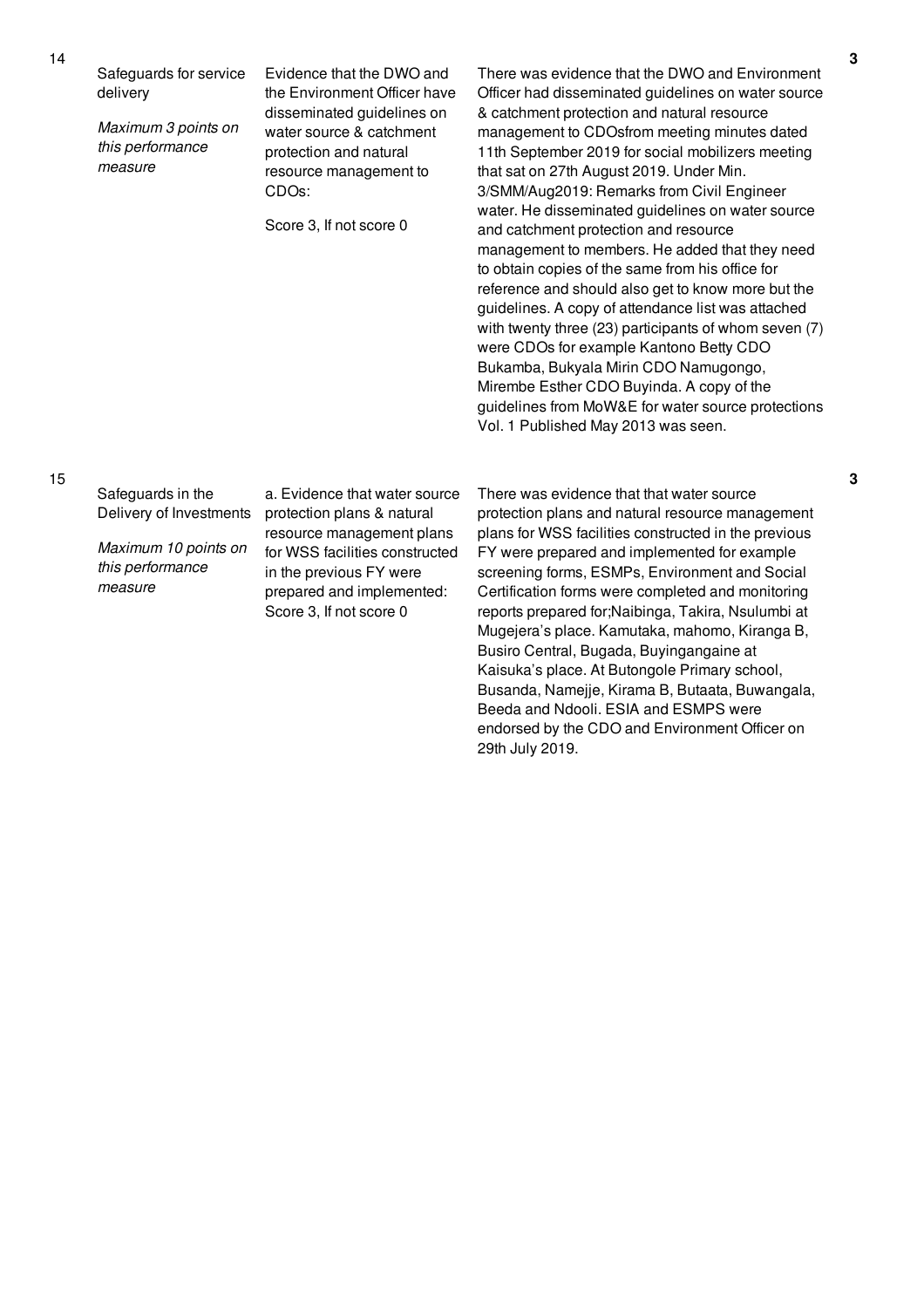| No. | Performance area | Performance measure | Assessment findings | Score |
|---|---|---|---|---|
| 14 | Safeguards for service delivery<br><br>*Maximum 3 points on this performance measure* | Evidence that the DWO and the Environment Officer have disseminated guidelines on water source & catchment protection and natural resource management to CDOs:<br><br>Score 3, If not score 0 | There was evidence that the DWO and Environment Officer had disseminated guidelines on water source & catchment protection and natural resource management to CDOsfrom meeting minutes dated 11th September 2019 for social mobilizers meeting that sat on 27th August 2019. Under Min. 3/SMM/Aug2019: Remarks from Civil Engineer water. He disseminated guidelines on water source and catchment protection and resource management to members. He added that they need to obtain copies of the same from his office for reference and should also get to know more but the guidelines. A copy of attendance list was attached with twenty three (23) participants of whom seven (7) were CDOs for example Kantono Betty CDO Bukamba, Bukyala Mirin CDO Namugongo, Mirembe Esther CDO Buyinda. A copy of the guidelines from MoW&E for water source protections Vol. 1 Published May 2013 was seen. | 3 |
| 15 | Safeguards in the Delivery of Investments<br><br>*Maximum 10 points on this performance measure* | a. Evidence that water source protection plans & natural resource management plans for WSS facilities constructed in the previous FY were prepared and implemented: Score 3, If not score 0 | There was evidence that that water source protection plans and natural resource management plans for WSS facilities constructed in the previous FY were prepared and implemented for example screening forms, ESMPs, Environment and Social Certification forms were completed and monitoring reports prepared for;Naibinga, Takira, Nsulumbi at Mugejera's place. Kamutaka, mahomo, Kiranga B, Busiro Central, Bugada, Buyingangaine at Kaisuka's place. At Butongole Primary school, Busanda, Namejje, Kirama B, Butaata, Buwangala, Beeda and Ndooli. ESIA and ESMPS were endorsed by the CDO and Environment Officer on 29th July 2019. | 3 |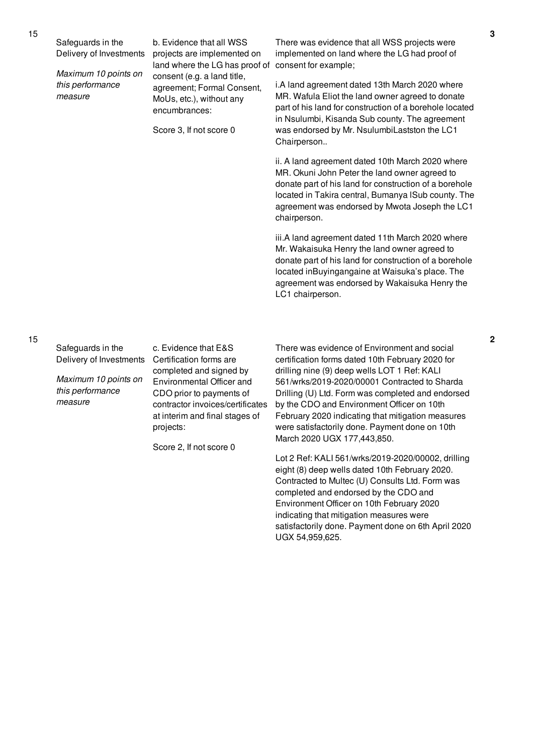| No. | Performance Measure | Assessment Criteria | Justification | Score |
|---|---|---|---|---|
| 15 | Safeguards in the Delivery of Investments<br><br>*Maximum 10 points on this performance measure* | b. Evidence that all WSS projects are implemented on land where the LG has proof of consent (e.g. a land title, agreement; Formal Consent, MoUs, etc.), without any encumbrances:<br><br>Score 3, If not score 0 | There was evidence that all WSS projects were implemented on land where the LG had proof of consent for example;<br><br>i.A land agreement dated 13th March 2020 where MR. Wafula Eliot the land owner agreed to donate part of his land for construction of a borehole located in Nsulumbi, Kisanda Sub county. The agreement was endorsed by Mr. NsulumbiLaststo n the LC1 Chairperson..<br><br>ii. A land agreement dated 10th March 2020 where MR. Okuni John Peter the land owner agreed to donate part of his land for construction of a borehole located in Takira central, Bumanya lSub county. The agreement was endorsed by Mwota Joseph the LC1 chairperson.<br><br>iii.A land agreement dated 11th March 2020 where Mr. Wakaisuka Henry the land owner agreed to donate part of his land for construction of a borehole located inBuyingangaine at Waisuka's place. The agreement was endorsed by Wakaisuka Henry the LC1 chairperson. | 3 |
| 15 | Safeguards in the Delivery of Investments<br><br>*Maximum 10 points on this performance measure* | c. Evidence that E&S Certification forms are completed and signed by Environmental Officer and CDO prior to payments of contractor invoices/certificates at interim and final stages of projects:<br><br>Score 2, If not score 0 | There was evidence of Environment and social certification forms dated 10th February 2020 for drilling nine (9) deep wells LOT 1 Ref: KALI 561/wrks/2019-2020/00001 Contracted to Sharda Drilling (U) Ltd. Form was completed and endorsed by the CDO and Environment Officer on 10th February 2020 indicating that mitigation measures were satisfactorily done. Payment done on 10th March 2020 UGX 177,443,850.<br><br>Lot 2 Ref: KALI 561/wrks/2019-2020/00002, drilling eight (8) deep wells dated 10th February 2020. Contracted to Multec (U) Consults Ltd. Form was completed and endorsed by the CDO and Environment Officer on 10th February 2020 indicating that mitigation measures were satisfactorily done. Payment done on 6th April 2020 UGX 54,959,625. | 2 |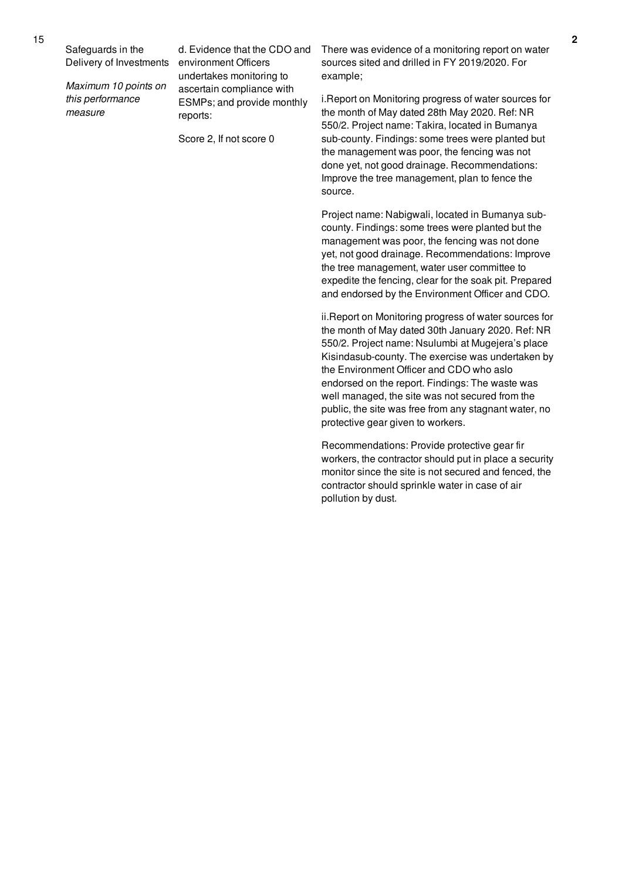| No. | Performance Measure | Scoring Guide | Justification | Score |
|---|---|---|---|---|
| 15 | Safeguards in the Delivery of Investments<br><br>*Maximum 10 points on this performance measure* | d. Evidence that the CDO and environment Officers undertakes monitoring to ascertain compliance with ESMPs; and provide monthly reports:<br><br>Score 2, If not score 0 | There was evidence of a monitoring report on water sources sited and drilled in FY 2019/2020. For example;<br><br>i.Report on Monitoring progress of water sources for the month of May dated 28th May 2020. Ref: NR 550/2. Project name: Takira, located in Bumanya sub-county. Findings: some trees were planted but the management was poor, the fencing was not done yet, not good drainage. Recommendations: Improve the tree management, plan to fence the source.<br><br>Project name: Nabigwali, located in Bumanya sub-county. Findings: some trees were planted but the management was poor, the fencing was not done yet, not good drainage. Recommendations: Improve the tree management, water user committee to expedite the fencing, clear for the soak pit. Prepared and endorsed by the Environment Officer and CDO.<br><br>ii.Report on Monitoring progress of water sources for the month of May dated 30th January 2020. Ref: NR 550/2. Project name: Nsulumbi at Mugejera's place Kisindasub-county. The exercise was undertaken by the Environment Officer and CDO who aslo endorsed on the report. Findings: The waste was well managed, the site was not secured from the public, the site was free from any stagnant water, no protective gear given to workers.<br><br>Recommendations: Provide protective gear fir workers, the contractor should put in place a security monitor since the site is not secured and fenced, the contractor should sprinkle water in case of air pollution by dust. | 2 |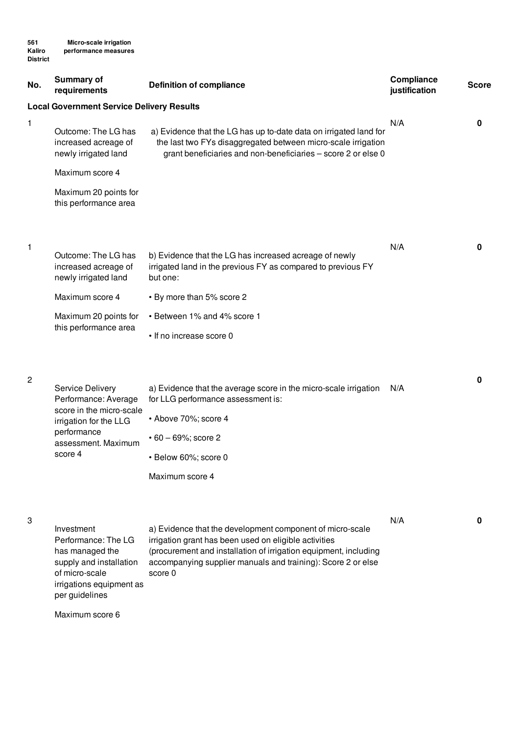561 Kaliro District — Micro-scale irrigation performance measures

| No. | Summary of requirements | Definition of compliance | Compliance justification | Score |
|---|---|---|---|---|
| **Local Government Service Delivery Results** | | | | |
| 1 | Outcome: The LG has increased acreage of newly irrigated land<br><br>Maximum score 4<br><br>Maximum 20 points for this performance area | a) Evidence that the LG has up to-date data on irrigated land for the last two FYs disaggregated between micro-scale irrigation grant beneficiaries and non-beneficiaries – score 2 or else 0 | N/A | 0 |
| 1 | Outcome: The LG has increased acreage of newly irrigated land<br><br>Maximum score 4<br><br>Maximum 20 points for this performance area | b) Evidence that the LG has increased acreage of newly irrigated land in the previous FY as compared to previous FY but one:<br><br>• By more than 5% score 2<br><br>• Between 1% and 4% score 1<br><br>• If no increase score 0 | N/A | 0 |
| 2 | Service Delivery Performance: Average score in the micro-scale irrigation for the LLG performance assessment. Maximum score 4 | a) Evidence that the average score in the micro-scale irrigation for LLG performance assessment is:<br><br>• Above 70%; score 4<br><br>• 60 – 69%; score 2<br><br>• Below 60%; score 0<br><br>Maximum score 4 | N/A | 0 |
| 3 | Investment Performance: The LG has managed the supply and installation of micro-scale irrigations equipment as per guidelines<br><br>Maximum score 6 | a) Evidence that the development component of micro-scale irrigation grant has been used on eligible activities (procurement and installation of irrigation equipment, including accompanying supplier manuals and training): Score 2 or else score 0 | N/A | 0 |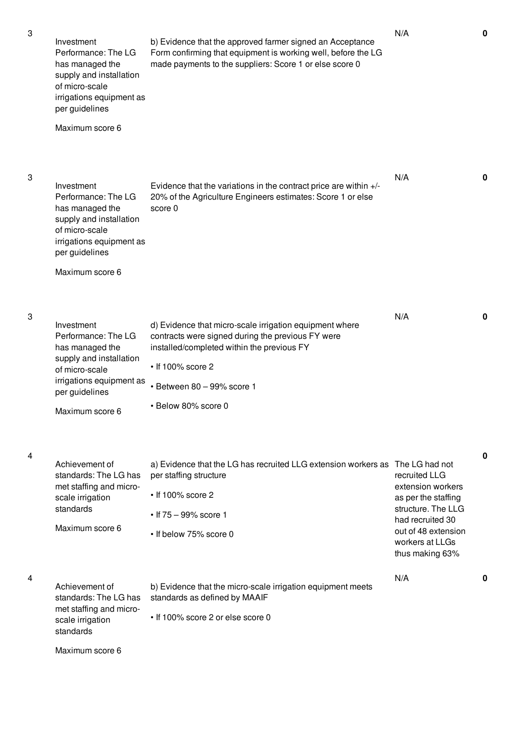| | | | | |
|---|---|---|---|---|
| 3 | Investment Performance: The LG has managed the supply and installation of micro-scale irrigations equipment as per guidelines<br><br>Maximum score 6 | b) Evidence that the approved farmer signed an Acceptance Form confirming that equipment is working well, before the LG made payments to the suppliers: Score 1 or else score 0 | N/A | **0** |
| 3 | Investment Performance: The LG has managed the supply and installation of micro-scale irrigations equipment as per guidelines<br><br>Maximum score 6 | Evidence that the variations in the contract price are within +/- 20% of the Agriculture Engineers estimates: Score 1 or else score 0 | N/A | **0** |
| 3 | Investment Performance: The LG has managed the supply and installation of micro-scale irrigations equipment as per guidelines<br><br>Maximum score 6 | d) Evidence that micro-scale irrigation equipment where contracts were signed during the previous FY were installed/completed within the previous FY<br><br>• If 100% score 2<br><br>• Between 80 – 99% score 1<br><br>• Below 80% score 0 | N/A | **0** |
| 4 | Achievement of standards: The LG has met staffing and micro-scale irrigation standards<br><br>Maximum score 6 | a) Evidence that the LG has recruited LLG extension workers as per staffing structure<br><br>• If 100% score 2<br><br>• If 75 – 99% score 1<br><br>• If below 75% score 0 | The LG had not recruited LLG extension workers as per the staffing structure. The LLG had recruited 30 out of 48 extension workers at LLGs thus making 63% | **0** |
| 4 | Achievement of standards: The LG has met staffing and micro-scale irrigation standards<br><br>Maximum score 6 | b) Evidence that the micro-scale irrigation equipment meets standards as defined by MAAIF<br><br>• If 100% score 2 or else score 0 | N/A | **0** |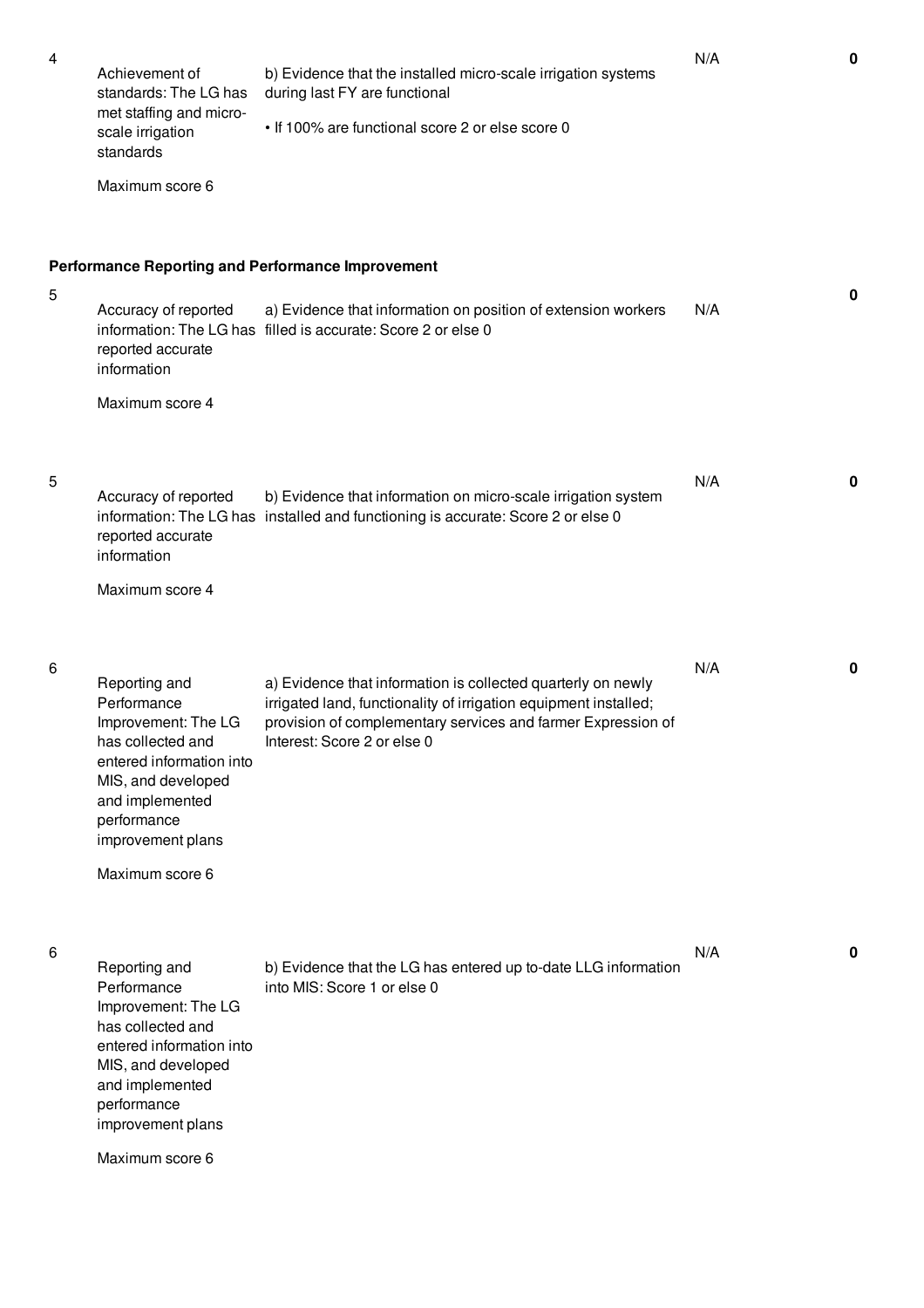| No. | Summary of requirements | Definition of compliance | Compliance justification | Score |
|---|---|---|---|---|
| 4 | Achievement of standards: The LG has met staffing and micro-scale irrigation standards<br><br>Maximum score 6 | b) Evidence that the installed micro-scale irrigation systems during last FY are functional<br><br>• If 100% are functional score 2 or else score 0 | N/A | 0 |

**Performance Reporting and Performance Improvement**

| No. | Summary of requirements | Definition of compliance | Compliance justification | Score |
|---|---|---|---|---|
| 5 | Accuracy of reported information: The LG has reported accurate information<br><br>Maximum score 4 | a) Evidence that information on position of extension workers filled is accurate: Score 2 or else 0 | N/A | 0 |
| 5 | Accuracy of reported information: The LG has reported accurate information<br><br>Maximum score 4 | b) Evidence that information on micro-scale irrigation system installed and functioning is accurate: Score 2 or else 0 | N/A | 0 |
| 6 | Reporting and Performance Improvement: The LG has collected and entered information into MIS, and developed and implemented performance improvement plans<br><br>Maximum score 6 | a) Evidence that information is collected quarterly on newly irrigated land, functionality of irrigation equipment installed; provision of complementary services and farmer Expression of Interest: Score 2 or else 0 | N/A | 0 |
| 6 | Reporting and Performance Improvement: The LG has collected and entered information into MIS, and developed and implemented performance improvement plans<br><br>Maximum score 6 | b) Evidence that the LG has entered up to-date LLG information into MIS: Score 1 or else 0 | N/A | 0 |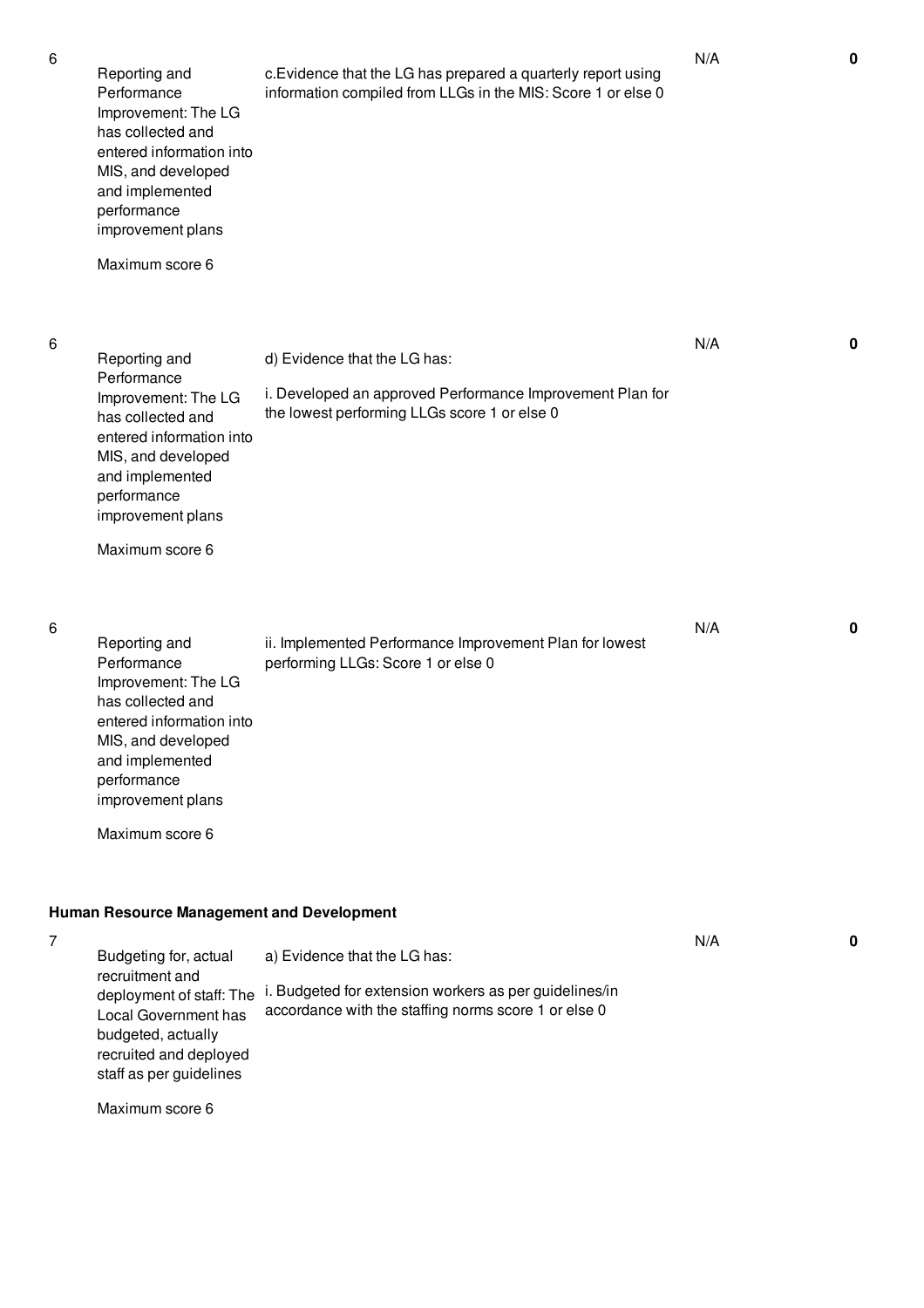| | | | | |
|---|---|---|---|---|
| 6 | Reporting and Performance Improvement: The LG has collected and entered information into MIS, and developed and implemented performance improvement plans<br><br>Maximum score 6 | c.Evidence that the LG has prepared a quarterly report using information compiled from LLGs in the MIS: Score 1 or else 0 | N/A | **0** |
| 6 | Reporting and Performance Improvement: The LG has collected and entered information into MIS, and developed and implemented performance improvement plans<br><br>Maximum score 6 | d) Evidence that the LG has:<br><br>i. Developed an approved Performance Improvement Plan for the lowest performing LLGs score 1 or else 0 | N/A | **0** |
| 6 | Reporting and Performance Improvement: The LG has collected and entered information into MIS, and developed and implemented performance improvement plans<br><br>Maximum score 6 | ii. Implemented Performance Improvement Plan for lowest performing LLGs: Score 1 or else 0 | N/A | **0** |

**Human Resource Management and Development**

| | | | | |
|---|---|---|---|---|
| 7 | Budgeting for, actual recruitment and deployment of staff: The Local Government has budgeted, actually recruited and deployed staff as per guidelines<br><br>Maximum score 6 | a) Evidence that the LG has:<br><br>i. Budgeted for extension workers as per guidelines/in accordance with the staffing norms score 1 or else 0 | N/A | **0** |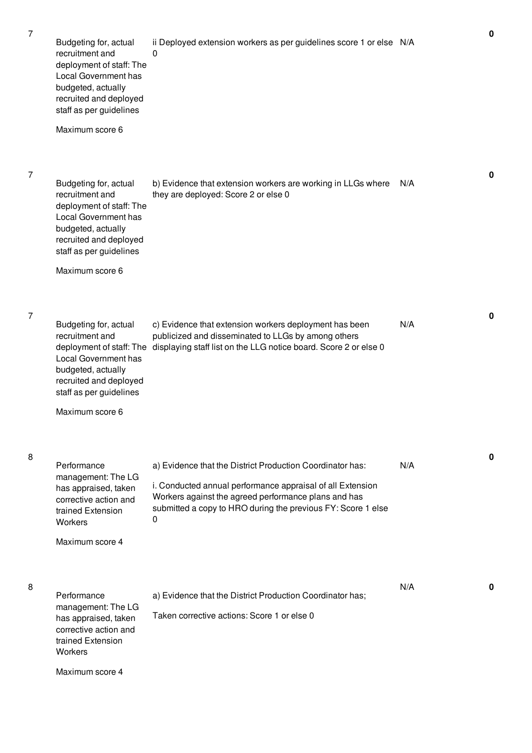| | | | | |
|---|---|---|---|---|
| 7 | Budgeting for, actual recruitment and deployment of staff: The Local Government has budgeted, actually recruited and deployed staff as per guidelines<br><br>Maximum score 6 | ii Deployed extension workers as per guidelines score 1 or else 0 | N/A | 0 |
| 7 | Budgeting for, actual recruitment and deployment of staff: The Local Government has budgeted, actually recruited and deployed staff as per guidelines<br><br>Maximum score 6 | b) Evidence that extension workers are working in LLGs where they are deployed: Score 2 or else 0 | N/A | 0 |
| 7 | Budgeting for, actual recruitment and deployment of staff: The Local Government has budgeted, actually recruited and deployed staff as per guidelines<br><br>Maximum score 6 | c) Evidence that extension workers deployment has been publicized and disseminated to LLGs by among others displaying staff list on the LLG notice board. Score 2 or else 0 | N/A | 0 |
| 8 | Performance management: The LG has appraised, taken corrective action and trained Extension Workers<br><br>Maximum score 4 | a) Evidence that the District Production Coordinator has:<br><br>i. Conducted annual performance appraisal of all Extension Workers against the agreed performance plans and has submitted a copy to HRO during the previous FY: Score 1 else 0 | N/A | 0 |
| 8 | Performance management: The LG has appraised, taken corrective action and trained Extension Workers<br><br>Maximum score 4 | a) Evidence that the District Production Coordinator has;<br><br>Taken corrective actions: Score 1 or else 0 | N/A | 0 |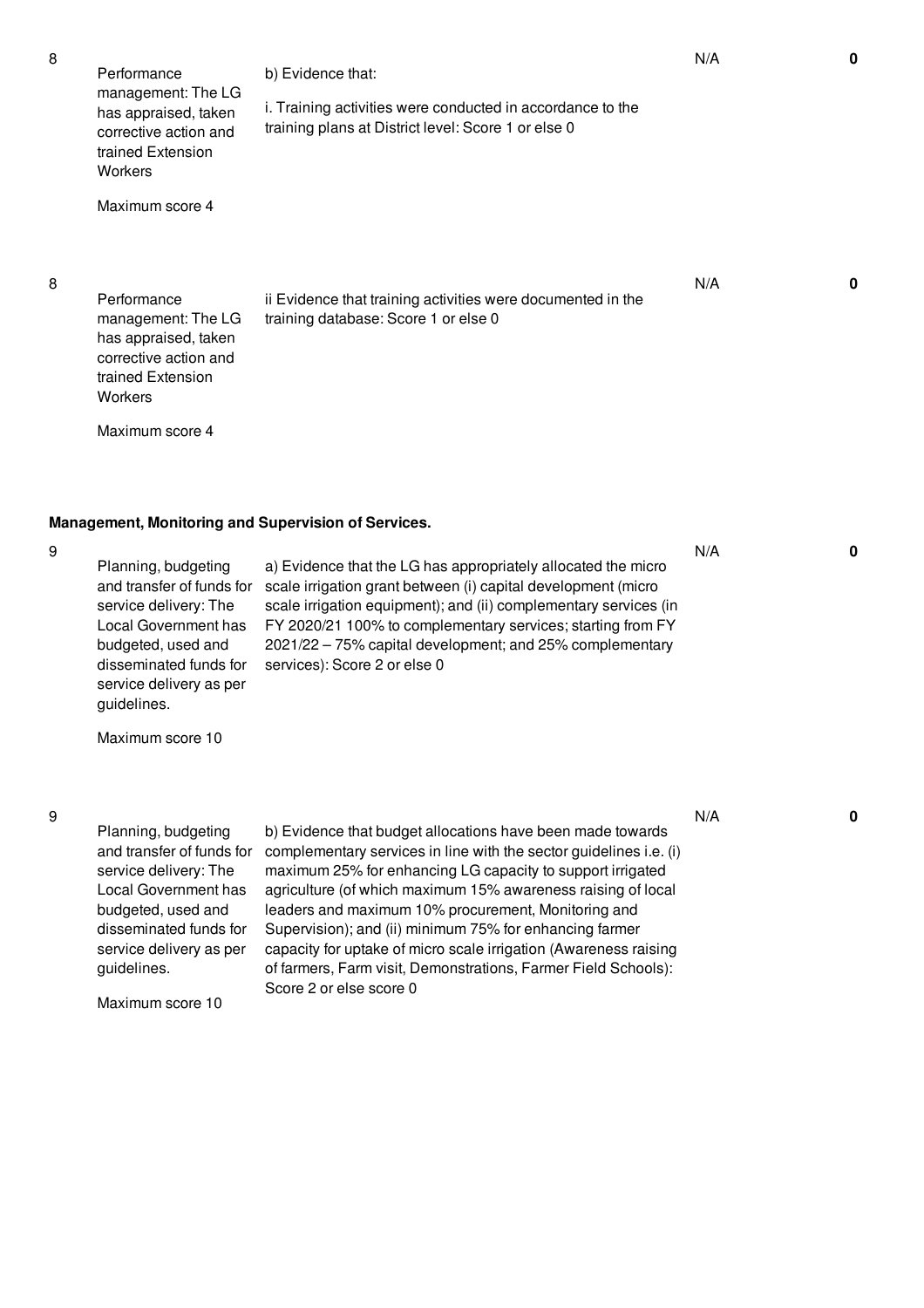| No. | Performance Measure | Scoring Guide | Justification | Score |
|---|---|---|---|---|
| 8 | Performance management: The LG has appraised, taken corrective action and trained Extension Workers<br><br>Maximum score 4 | b) Evidence that:<br><br>i. Training activities were conducted in accordance to the training plans at District level: Score 1 or else 0 | N/A | **0** |
| 8 | Performance management: The LG has appraised, taken corrective action and trained Extension Workers<br><br>Maximum score 4 | ii Evidence that training activities were documented in the training database: Score 1 or else 0 | N/A | **0** |

**Management, Monitoring and Supervision of Services.**

| No. | Performance Measure | Scoring Guide | Justification | Score |
|---|---|---|---|---|
| 9 | Planning, budgeting and transfer of funds for service delivery: The Local Government has budgeted, used and disseminated funds for service delivery as per guidelines.<br><br>Maximum score 10 | a) Evidence that the LG has appropriately allocated the micro scale irrigation grant between (i) capital development (micro scale irrigation equipment); and (ii) complementary services (in FY 2020/21 100% to complementary services; starting from FY 2021/22 – 75% capital development; and 25% complementary services): Score 2 or else 0 | N/A | **0** |
| 9 | Planning, budgeting and transfer of funds for service delivery: The Local Government has budgeted, used and disseminated funds for service delivery as per guidelines.<br><br>Maximum score 10 | b) Evidence that budget allocations have been made towards complementary services in line with the sector guidelines i.e. (i) maximum 25% for enhancing LG capacity to support irrigated agriculture (of which maximum 15% awareness raising of local leaders and maximum 10% procurement, Monitoring and Supervision); and (ii) minimum 75% for enhancing farmer capacity for uptake of micro scale irrigation (Awareness raising of farmers, Farm visit, Demonstrations, Farmer Field Schools): Score 2 or else score 0 | N/A | **0** |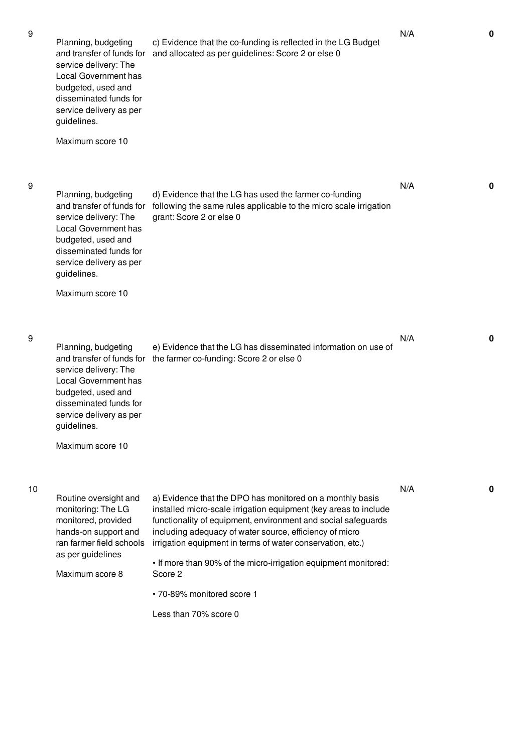| | | | | |
|---|---|---|---|---|
| 9 | Planning, budgeting and transfer of funds for service delivery: The Local Government has budgeted, used and disseminated funds for service delivery as per guidelines.<br><br>Maximum score 10 | c) Evidence that the co-funding is reflected in the LG Budget and allocated as per guidelines: Score 2 or else 0 | N/A | **0** |
| 9 | Planning, budgeting and transfer of funds for service delivery: The Local Government has budgeted, used and disseminated funds for service delivery as per guidelines.<br><br>Maximum score 10 | d) Evidence that the LG has used the farmer co-funding following the same rules applicable to the micro scale irrigation grant: Score 2 or else 0 | N/A | **0** |
| 9 | Planning, budgeting and transfer of funds for service delivery: The Local Government has budgeted, used and disseminated funds for service delivery as per guidelines.<br><br>Maximum score 10 | e) Evidence that the LG has disseminated information on use of the farmer co-funding: Score 2 or else 0 | N/A | **0** |
| 10 | Routine oversight and monitoring: The LG monitored, provided hands-on support and ran farmer field schools as per guidelines<br><br>Maximum score 8 | a) Evidence that the DPO has monitored on a monthly basis installed micro-scale irrigation equipment (key areas to include functionality of equipment, environment and social safeguards including adequacy of water source, efficiency of micro irrigation equipment in terms of water conservation, etc.)<br><br>• If more than 90% of the micro-irrigation equipment monitored: Score 2<br><br>• 70-89% monitored score 1<br><br>Less than 70% score 0 | N/A | **0** |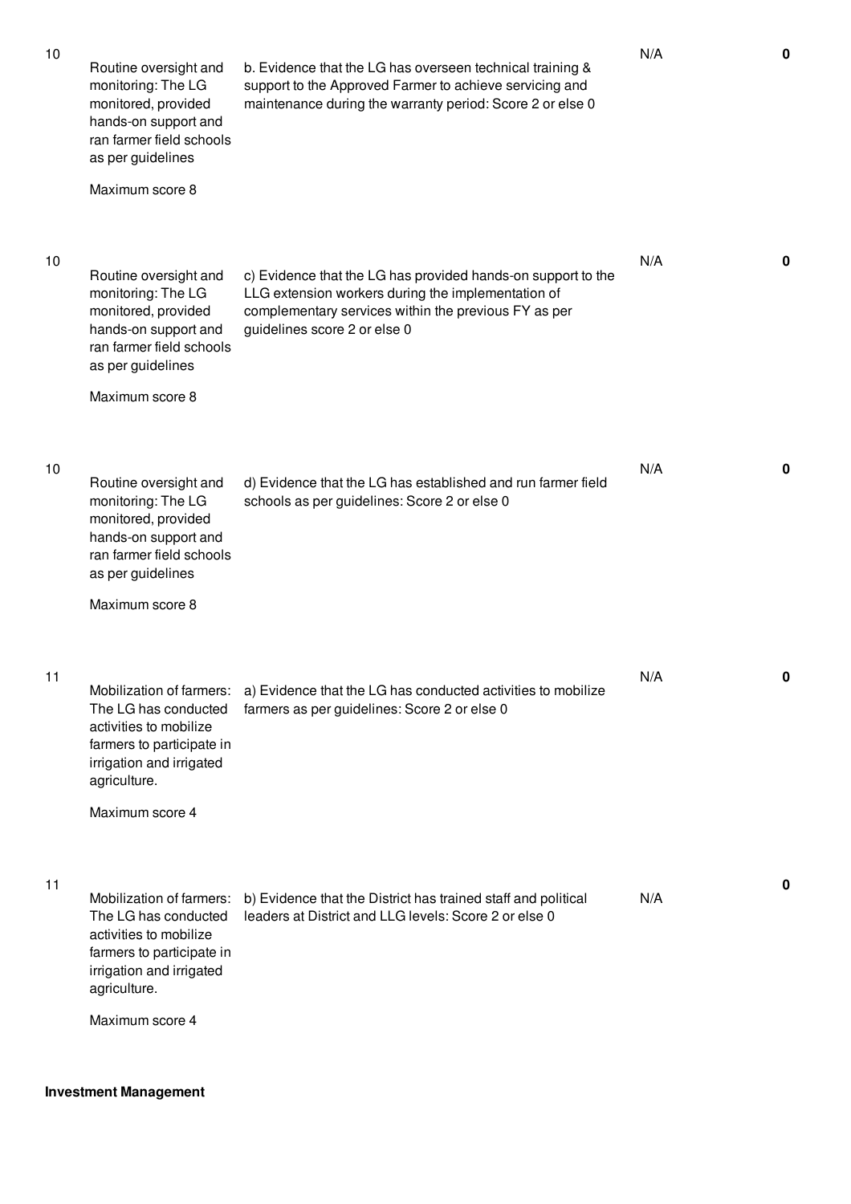| No. | Performance Area | Performance Measure | Justification | Score |
|---|---|---|---|---|
| 10 | Routine oversight and monitoring: The LG monitored, provided hands-on support and ran farmer field schools as per guidelines<br><br>Maximum score 8 | b. Evidence that the LG has overseen technical training & support to the Approved Farmer to achieve servicing and maintenance during the warranty period: Score 2 or else 0 | N/A | **0** |
| 10 | Routine oversight and monitoring: The LG monitored, provided hands-on support and ran farmer field schools as per guidelines<br><br>Maximum score 8 | c) Evidence that the LG has provided hands-on support to the LLG extension workers during the implementation of complementary services within the previous FY as per guidelines score 2 or else 0 | N/A | **0** |
| 10 | Routine oversight and monitoring: The LG monitored, provided hands-on support and ran farmer field schools as per guidelines<br><br>Maximum score 8 | d) Evidence that the LG has established and run farmer field schools as per guidelines: Score 2 or else 0 | N/A | **0** |
| 11 | Mobilization of farmers: The LG has conducted activities to mobilize farmers to participate in irrigation and irrigated agriculture.<br><br>Maximum score 4 | a) Evidence that the LG has conducted activities to mobilize farmers as per guidelines: Score 2 or else 0 | N/A | **0** |
| 11 | Mobilization of farmers: The LG has conducted activities to mobilize farmers to participate in irrigation and irrigated agriculture.<br><br>Maximum score 4 | b) Evidence that the District has trained staff and political leaders at District and LLG levels: Score 2 or else 0 | N/A | **0** |

**Investment Management**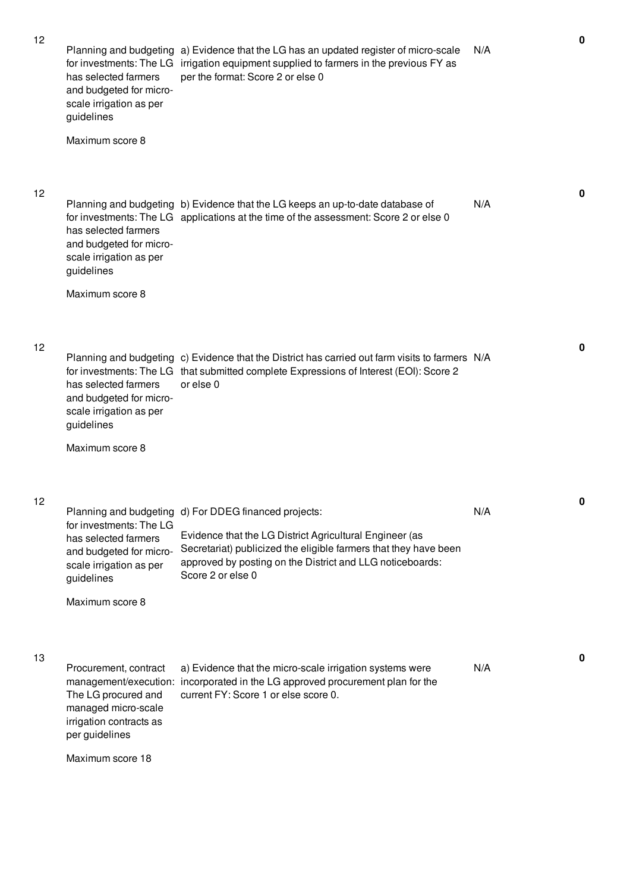| No. | Performance Area | Performance Measure | Assessment | Score |
|---|---|---|---|---|
| 12 | Planning and budgeting for investments: The LG has selected farmers and budgeted for micro-scale irrigation as per guidelines<br><br>Maximum score 8 | a) Evidence that the LG has an updated register of micro-scale irrigation equipment supplied to farmers in the previous FY as per the format: Score 2 or else 0 | N/A | 0 |
| 12 | Planning and budgeting for investments: The LG has selected farmers and budgeted for micro-scale irrigation as per guidelines<br><br>Maximum score 8 | b) Evidence that the LG keeps an up-to-date database of applications at the time of the assessment: Score 2 or else 0 | N/A | 0 |
| 12 | Planning and budgeting for investments: The LG has selected farmers and budgeted for micro-scale irrigation as per guidelines<br><br>Maximum score 8 | c) Evidence that the District has carried out farm visits to farmers that submitted complete Expressions of Interest (EOI): Score 2 or else 0 | N/A | 0 |
| 12 | Planning and budgeting for investments: The LG has selected farmers and budgeted for micro-scale irrigation as per guidelines<br><br>Maximum score 8 | d) For DDEG financed projects:<br><br>Evidence that the LG District Agricultural Engineer (as Secretariat) publicized the eligible farmers that they have been approved by posting on the District and LLG noticeboards: Score 2 or else 0 | N/A | 0 |
| 13 | Procurement, contract management/execution: The LG procured and managed micro-scale irrigation contracts as per guidelines<br><br>Maximum score 18 | a) Evidence that the micro-scale irrigation systems were incorporated in the LG approved procurement plan for the current FY: Score 1 or else score 0. | N/A | 0 |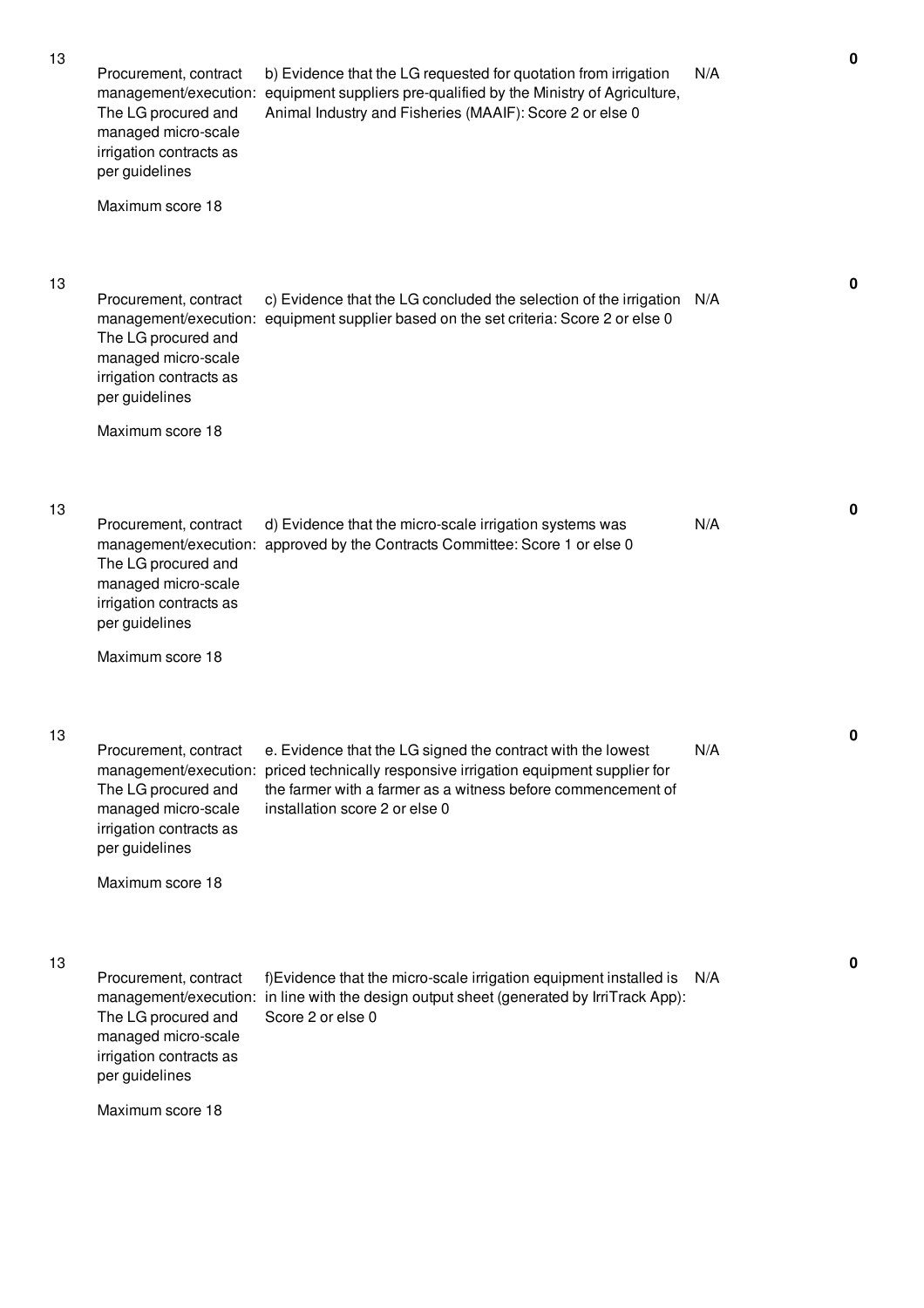| No. | Performance Area | Performance Measure | Assessment | Score |
|---|---|---|---|---|
| 13 | Procurement, contract management/execution: The LG procured and managed micro-scale irrigation contracts as per guidelines<br><br>Maximum score 18 | b) Evidence that the LG requested for quotation from irrigation equipment suppliers pre-qualified by the Ministry of Agriculture, Animal Industry and Fisheries (MAAIF): Score 2 or else 0 | N/A | **0** |
| 13 | Procurement, contract management/execution: The LG procured and managed micro-scale irrigation contracts as per guidelines<br><br>Maximum score 18 | c) Evidence that the LG concluded the selection of the irrigation equipment supplier based on the set criteria: Score 2 or else 0 | N/A | **0** |
| 13 | Procurement, contract management/execution: The LG procured and managed micro-scale irrigation contracts as per guidelines<br><br>Maximum score 18 | d) Evidence that the micro-scale irrigation systems was approved by the Contracts Committee: Score 1 or else 0 | N/A | **0** |
| 13 | Procurement, contract management/execution: The LG procured and managed micro-scale irrigation contracts as per guidelines<br><br>Maximum score 18 | e. Evidence that the LG signed the contract with the lowest priced technically responsive irrigation equipment supplier for the farmer with a farmer as a witness before commencement of installation score 2 or else 0 | N/A | **0** |
| 13 | Procurement, contract management/execution: The LG procured and managed micro-scale irrigation contracts as per guidelines<br><br>Maximum score 18 | f)Evidence that the micro-scale irrigation equipment installed is in line with the design output sheet (generated by IrriTrack App): Score 2 or else 0 | N/A | **0** |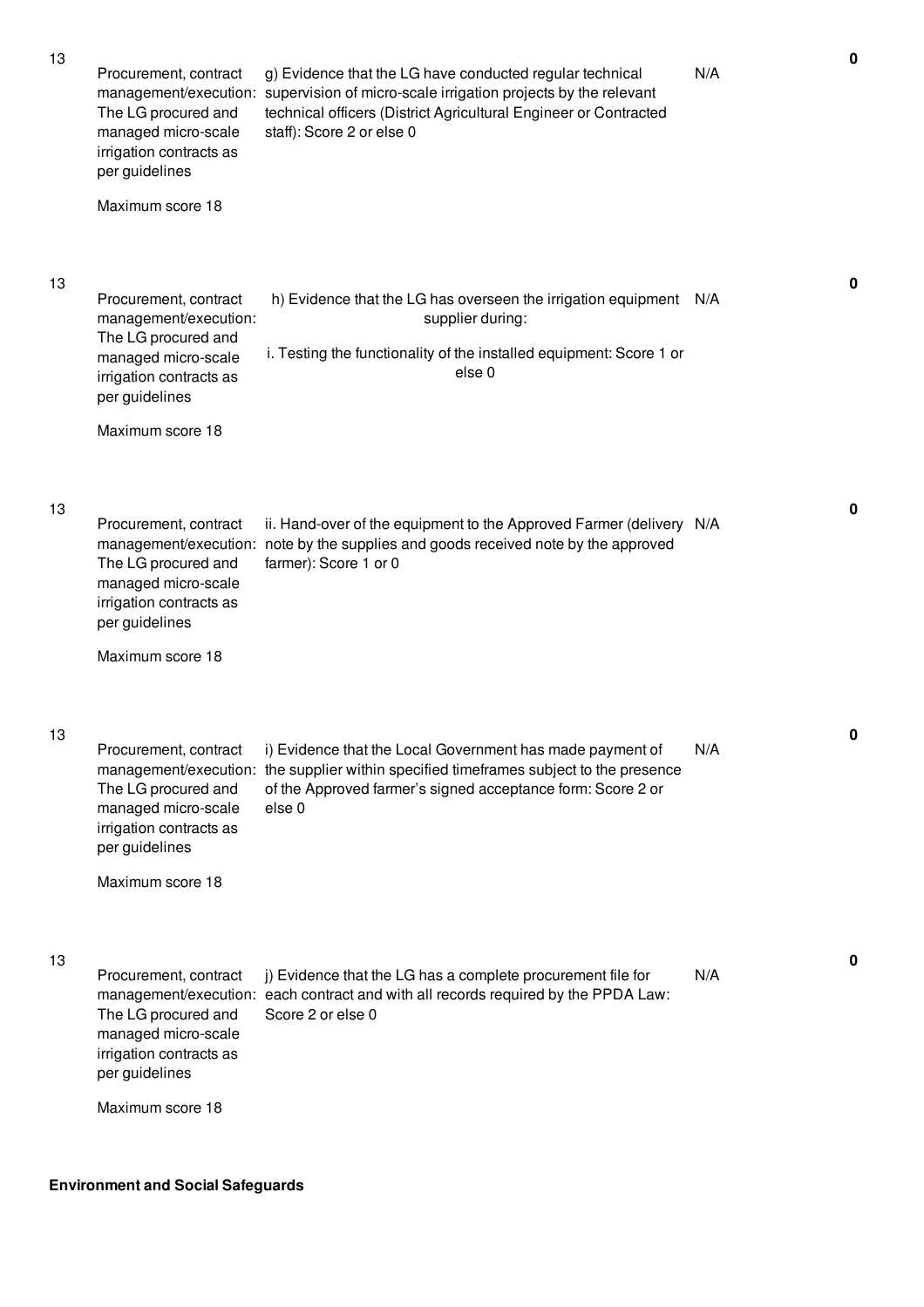| | | | | |
|---|---|---|---|---|
| 13 | Procurement, contract management/execution: The LG procured and managed micro-scale irrigation contracts as per guidelines<br><br>Maximum score 18 | g) Evidence that the LG have conducted regular technical supervision of micro-scale irrigation projects by the relevant technical officers (District Agricultural Engineer or Contracted staff): Score 2 or else 0 | N/A | **0** |
| 13 | Procurement, contract management/execution: The LG procured and managed micro-scale irrigation contracts as per guidelines<br><br>Maximum score 18 | h) Evidence that the LG has overseen the irrigation equipment supplier during:<br><br>i. Testing the functionality of the installed equipment: Score 1 or else 0 | N/A | **0** |
| 13 | Procurement, contract management/execution: The LG procured and managed micro-scale irrigation contracts as per guidelines<br><br>Maximum score 18 | ii. Hand-over of the equipment to the Approved Farmer (delivery note by the supplies and goods received note by the approved farmer): Score 1 or 0 | N/A | **0** |
| 13 | Procurement, contract management/execution: The LG procured and managed micro-scale irrigation contracts as per guidelines<br><br>Maximum score 18 | i) Evidence that the Local Government has made payment of the supplier within specified timeframes subject to the presence of the Approved farmer's signed acceptance form: Score 2 or else 0 | N/A | **0** |
| 13 | Procurement, contract management/execution: The LG procured and managed micro-scale irrigation contracts as per guidelines<br><br>Maximum score 18 | j) Evidence that the LG has a complete procurement file for each contract and with all records required by the PPDA Law: Score 2 or else 0 | N/A | **0** |

**Environment and Social Safeguards**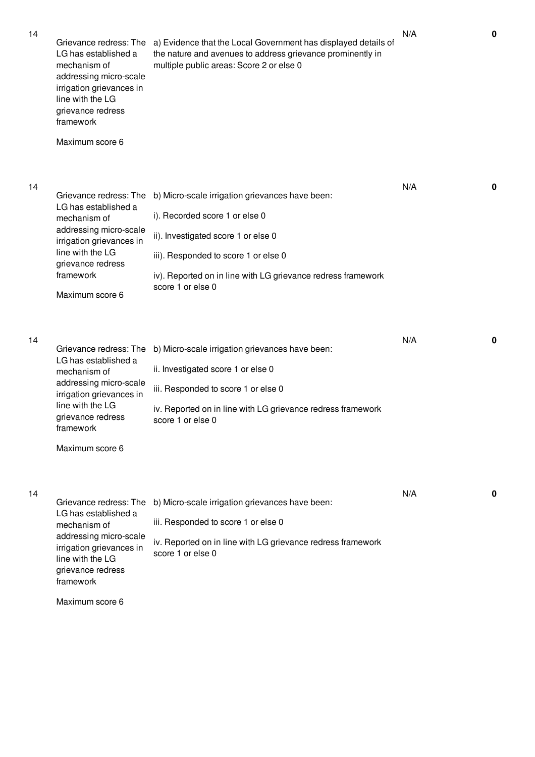| | | | | |
|---|---|---|---|---|
| 14 | Grievance redress: The LG has established a mechanism of addressing micro-scale irrigation grievances in line with the LG grievance redress framework<br><br>Maximum score 6 | a) Evidence that the Local Government has displayed details of the nature and avenues to address grievance prominently in multiple public areas: Score 2 or else 0 | N/A | **0** |
| 14 | Grievance redress: The LG has established a mechanism of addressing micro-scale irrigation grievances in line with the LG grievance redress framework<br><br>Maximum score 6 | b) Micro-scale irrigation grievances have been:<br><br>i). Recorded score 1 or else 0<br><br>ii). Investigated score 1 or else 0<br><br>iii). Responded to score 1 or else 0<br><br>iv). Reported on in line with LG grievance redress framework score 1 or else 0 | N/A | **0** |
| 14 | Grievance redress: The LG has established a mechanism of addressing micro-scale irrigation grievances in line with the LG grievance redress framework<br><br>Maximum score 6 | b) Micro-scale irrigation grievances have been:<br><br>ii. Investigated score 1 or else 0<br><br>iii. Responded to score 1 or else 0<br><br>iv. Reported on in line with LG grievance redress framework score 1 or else 0 | N/A | **0** |
| 14 | Grievance redress: The LG has established a mechanism of addressing micro-scale irrigation grievances in line with the LG grievance redress framework<br><br>Maximum score 6 | b) Micro-scale irrigation grievances have been:<br><br>iii. Responded to score 1 or else 0<br><br>iv. Reported on in line with LG grievance redress framework score 1 or else 0 | N/A | **0** |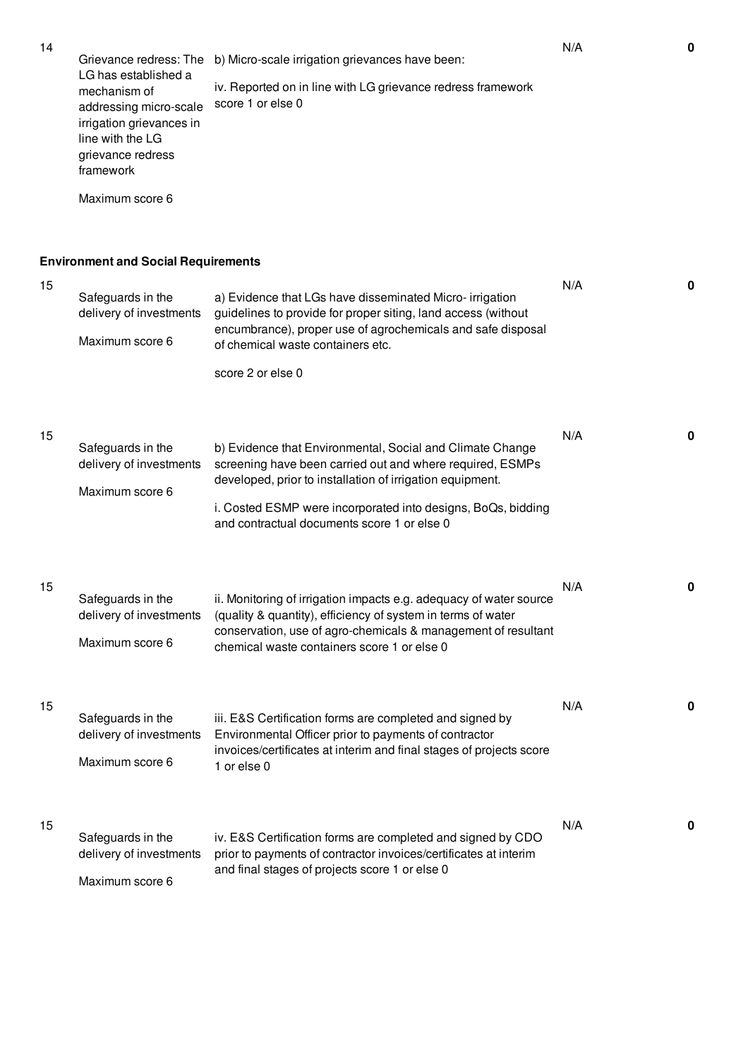| 14 | Grievance redress: The LG has established a mechanism of addressing micro-scale irrigation grievances in line with the LG grievance redress framework<br><br>Maximum score 6 | b) Micro-scale irrigation grievances have been:<br><br>iv. Reported on in line with LG grievance redress framework score 1 or else 0 | N/A | **0** |
|---|---|---|---|---|

**Environment and Social Requirements**

| 15 | Safeguards in the delivery of investments<br><br>Maximum score 6 | a) Evidence that LGs have disseminated Micro- irrigation guidelines to provide for proper siting, land access (without encumbrance), proper use of agrochemicals and safe disposal of chemical waste containers etc.<br><br>score 2 or else 0 | N/A | **0** |
|---|---|---|---|---|
| 15 | Safeguards in the delivery of investments<br><br>Maximum score 6 | b) Evidence that Environmental, Social and Climate Change screening have been carried out and where required, ESMPs developed, prior to installation of irrigation equipment.<br><br>i. Costed ESMP were incorporated into designs, BoQs, bidding and contractual documents score 1 or else 0 | N/A | **0** |
| 15 | Safeguards in the delivery of investments<br><br>Maximum score 6 | ii. Monitoring of irrigation impacts e.g. adequacy of water source (quality & quantity), efficiency of system in terms of water conservation, use of agro-chemicals & management of resultant chemical waste containers score 1 or else 0 | N/A | **0** |
| 15 | Safeguards in the delivery of investments<br><br>Maximum score 6 | iii. E&S Certification forms are completed and signed by Environmental Officer prior to payments of contractor invoices/certificates at interim and final stages of projects score 1 or else 0 | N/A | **0** |
| 15 | Safeguards in the delivery of investments<br><br>Maximum score 6 | iv. E&S Certification forms are completed and signed by CDO prior to payments of contractor invoices/certificates at interim and final stages of projects score 1 or else 0 | N/A | **0** |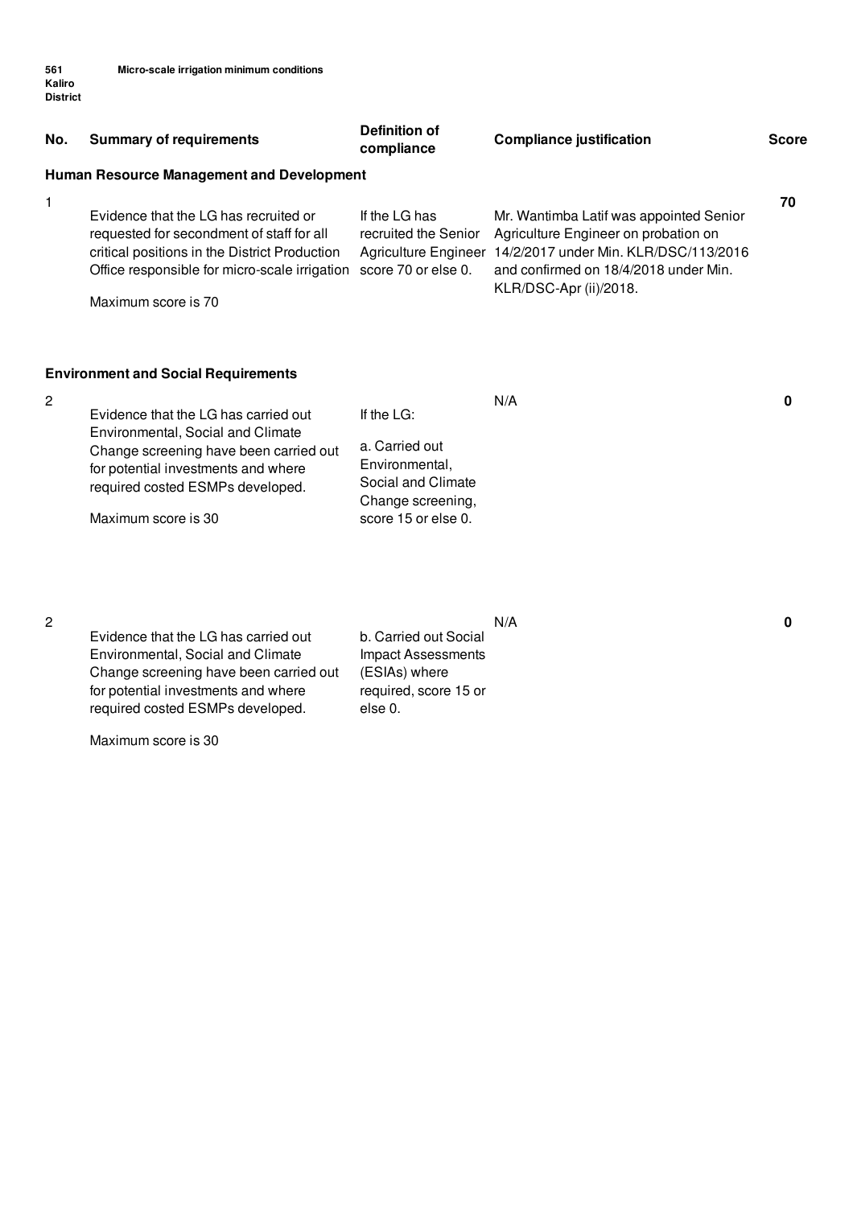**561 Kaliro District** **Micro-scale irrigation minimum conditions**

| No. | Summary of requirements | Definition of compliance | Compliance justification | Score |
|---|---|---|---|---|
| **Human Resource Management and Development** | | | | |
| 1 | Evidence that the LG has recruited or requested for secondment of staff for all critical positions in the District Production Office responsible for micro-scale irrigation<br><br>Maximum score is 70 | If the LG has recruited the Senior Agriculture Engineer score 70 or else 0. | Mr. Wantimba Latif was appointed Senior Agriculture Engineer on probation on 14/2/2017 under Min. KLR/DSC/113/2016 and confirmed on 18/4/2018 under Min. KLR/DSC-Apr (ii)/2018. | 70 |
| **Environment and Social Requirements** | | | | |
| 2 | Evidence that the LG has carried out Environmental, Social and Climate Change screening have been carried out for potential investments and where required costed ESMPs developed.<br><br>Maximum score is 30 | If the LG:<br><br>a. Carried out Environmental, Social and Climate Change screening, score 15 or else 0. | N/A | 0 |
| 2 | Evidence that the LG has carried out Environmental, Social and Climate Change screening have been carried out for potential investments and where required costed ESMPs developed.<br><br>Maximum score is 30 | b. Carried out Social Impact Assessments (ESIAs) where required, score 15 or else 0. | N/A | 0 |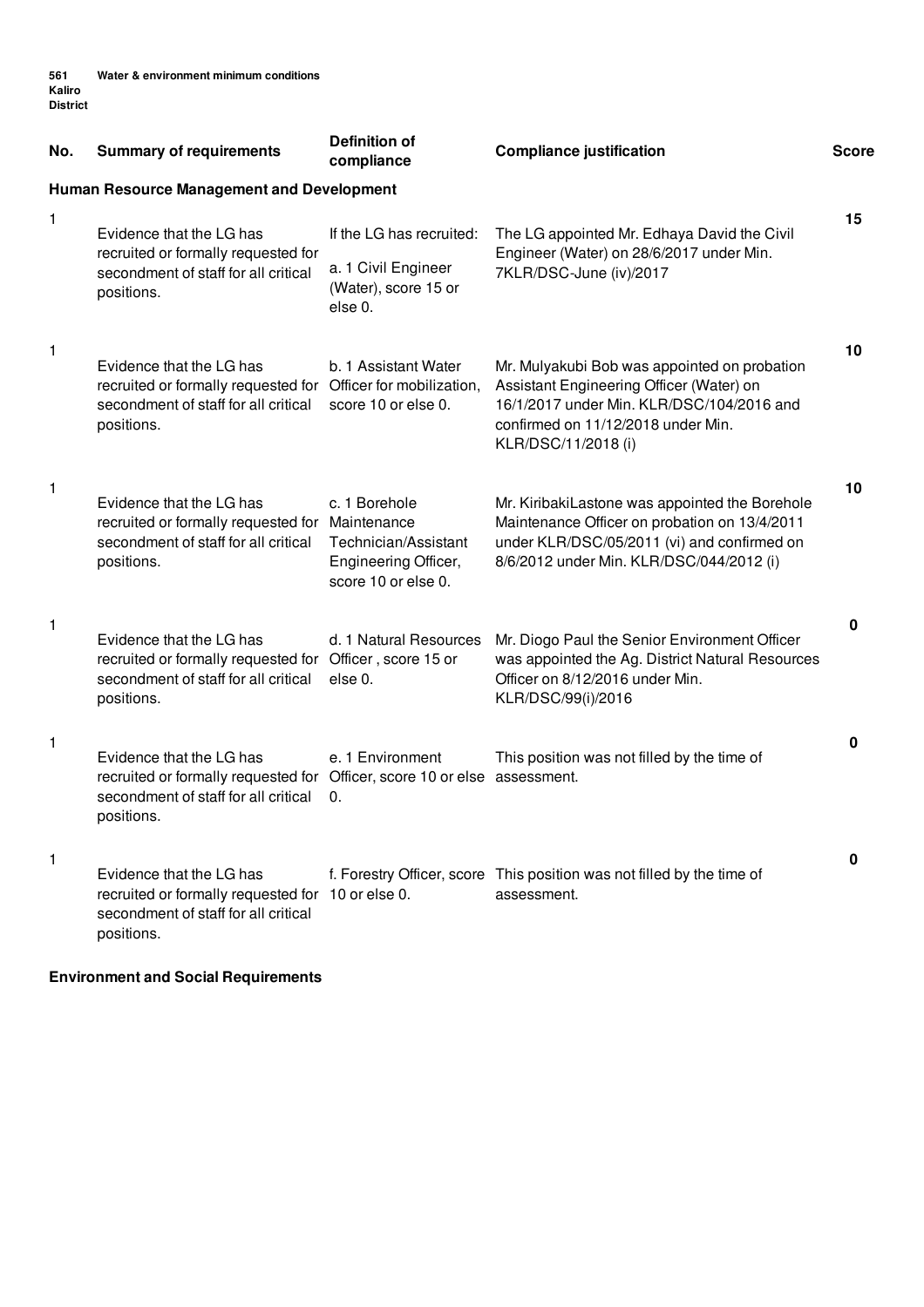**561 Kaliro District** — **Water & environment minimum conditions**

| No. | Summary of requirements | Definition of compliance | Compliance justification | Score |
|---|---|---|---|---|
| **Human Resource Management and Development** | | | | |
| 1 | Evidence that the LG has recruited or formally requested for secondment of staff for all critical positions. | If the LG has recruited: a. 1 Civil Engineer (Water), score 15 or else 0. | The LG appointed Mr. Edhaya David the Civil Engineer (Water) on 28/6/2017 under Min. 7KLR/DSC-June (iv)/2017 | 15 |
| 1 | Evidence that the LG has recruited or formally requested for secondment of staff for all critical positions. | b. 1 Assistant Water Officer for mobilization, score 10 or else 0. | Mr. Mulyakubi Bob was appointed on probation Assistant Engineering Officer (Water) on 16/1/2017 under Min. KLR/DSC/104/2016 and confirmed on 11/12/2018 under Min. KLR/DSC/11/2018 (i) | 10 |
| 1 | Evidence that the LG has recruited or formally requested for secondment of staff for all critical positions. | c. 1 Borehole Maintenance Technician/Assistant Engineering Officer, score 10 or else 0. | Mr. KiribakiLastone was appointed the Borehole Maintenance Officer on probation on 13/4/2011 under KLR/DSC/05/2011 (vi) and confirmed on 8/6/2012 under Min. KLR/DSC/044/2012 (i) | 10 |
| 1 | Evidence that the LG has recruited or formally requested for secondment of staff for all critical positions. | d. 1 Natural Resources Officer , score 15 or else 0. | Mr. Diogo Paul the Senior Environment Officer was appointed the Ag. District Natural Resources Officer on 8/12/2016 under Min. KLR/DSC/99(i)/2016 | 0 |
| 1 | Evidence that the LG has recruited or formally requested for secondment of staff for all critical positions. | e. 1 Environment Officer, score 10 or else 0. | This position was not filled by the time of assessment. | 0 |
| 1 | Evidence that the LG has recruited or formally requested for secondment of staff for all critical positions. | f. Forestry Officer, score 10 or else 0. | This position was not filled by the time of assessment. | 0 |

**Environment and Social Requirements**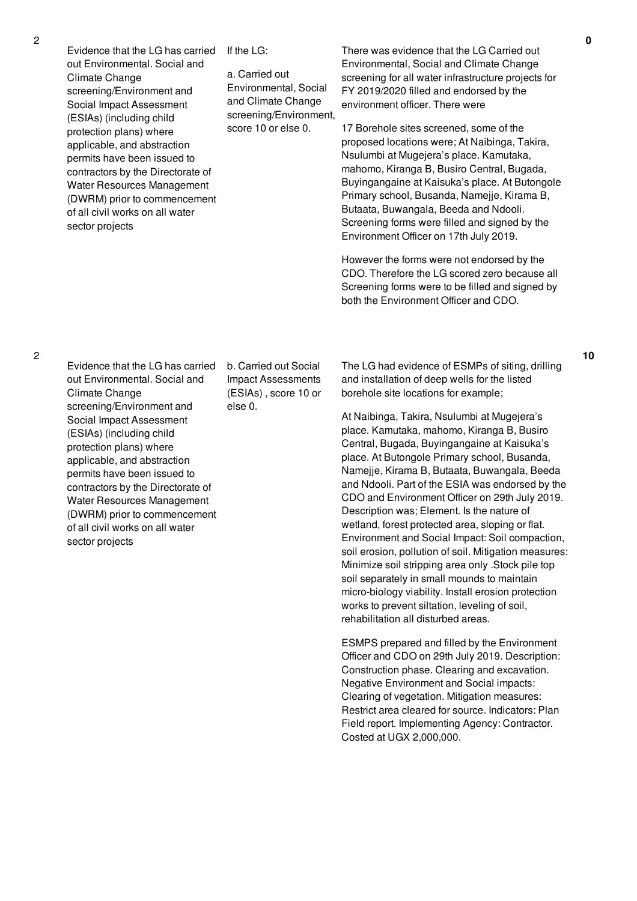| 2 | Evidence that the LG has carried out Environmental. Social and Climate Change screening/Environment and Social Impact Assessment (ESIAs) (including child protection plans) where applicable, and abstraction permits have been issued to contractors by the Directorate of Water Resources Management (DWRM) prior to commencement of all civil works on all water sector projects | If the LG:<br><br>a. Carried out Environmental, Social and Climate Change screening/Environment, score 10 or else 0. | There was evidence that the LG Carried out Environmental, Social and Climate Change screening for all water infrastructure projects for FY 2019/2020 filled and endorsed by the environment officer. There were<br><br>17 Borehole sites screened, some of the proposed locations were; At Naibinga, Takira, Nsulumbi at Mugejera's place. Kamutaka, mahomo, Kiranga B, Busiro Central, Bugada, Buyingangaine at Kaisuka's place. At Butongole Primary school, Busanda, Namejje, Kirama B, Butaata, Buwangala, Beeda and Ndooli. Screening forms were filled and signed by the Environment Officer on 17th July 2019.<br><br>However the forms were not endorsed by the CDO. Therefore the LG scored zero because all Screening forms were to be filled and signed by both the Environment Officer and CDO. | 0 |
|---|---|---|---|---|
| 2 | Evidence that the LG has carried out Environmental. Social and Climate Change screening/Environment and Social Impact Assessment (ESIAs) (including child protection plans) where applicable, and abstraction permits have been issued to contractors by the Directorate of Water Resources Management (DWRM) prior to commencement of all civil works on all water sector projects | b. Carried out Social Impact Assessments (ESIAs) , score 10 or else 0. | The LG had evidence of ESMPs of siting, drilling and installation of deep wells for the listed borehole site locations for example;<br><br>At Naibinga, Takira, Nsulumbi at Mugejera's place. Kamutaka, mahomo, Kiranga B, Busiro Central, Bugada, Buyingangaine at Kaisuka's place. At Butongole Primary school, Busanda, Namejje, Kirama B, Butaata, Buwangala, Beeda and Ndooli. Part of the ESIA was endorsed by the CDO and Environment Officer on 29th July 2019. Description was; Element. Is the nature of wetland, forest protected area, sloping or flat. Environment and Social Impact: Soil compaction, soil erosion, pollution of soil. Mitigation measures: Minimize soil stripping area only .Stock pile top soil separately in small mounds to maintain micro-biology viability. Install erosion protection works to prevent siltation, leveling of soil, rehabilitation all disturbed areas.<br><br>ESMPS prepared and filled by the Environment Officer and CDO on 29th July 2019. Description: Construction phase. Clearing and excavation. Negative Environment and Social impacts: Clearing of vegetation. Mitigation measures: Restrict area cleared for source. Indicators: Plan Field report. Implementing Agency: Contractor. Costed at UGX 2,000,000. | 10 |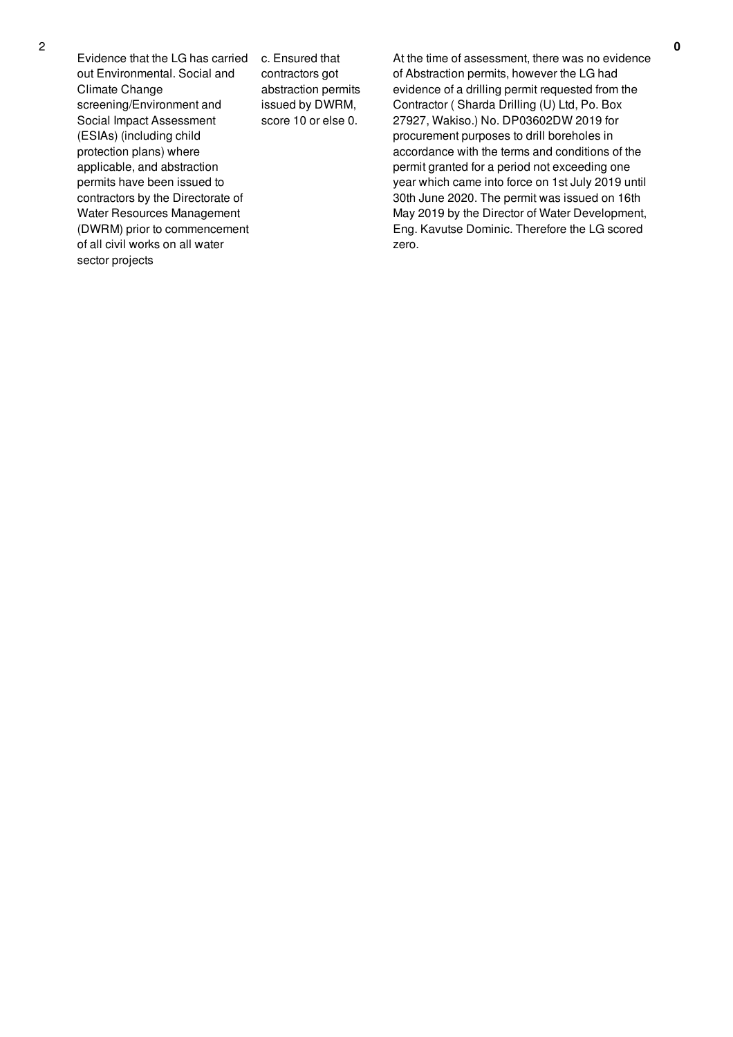| 2 | Evidence that the LG has carried out Environmental. Social and Climate Change screening/Environment and Social Impact Assessment (ESIAs) (including child protection plans) where applicable, and abstraction permits have been issued to contractors by the Directorate of Water Resources Management (DWRM) prior to commencement of all civil works on all water sector projects | c. Ensured that contractors got abstraction permits issued by DWRM, score 10 or else 0. | At the time of assessment, there was no evidence of Abstraction permits, however the LG had evidence of a drilling permit requested from the Contractor ( Sharda Drilling (U) Ltd, Po. Box 27927, Wakiso.) No. DP03602DW 2019 for procurement purposes to drill boreholes in accordance with the terms and conditions of the permit granted for a period not exceeding one year which came into force on 1st July 2019 until 30th June 2020. The permit was issued on 16th May 2019 by the Director of Water Development, Eng. Kavutse Dominic. Therefore the LG scored zero. | **0** |
|---|---|---|---|---|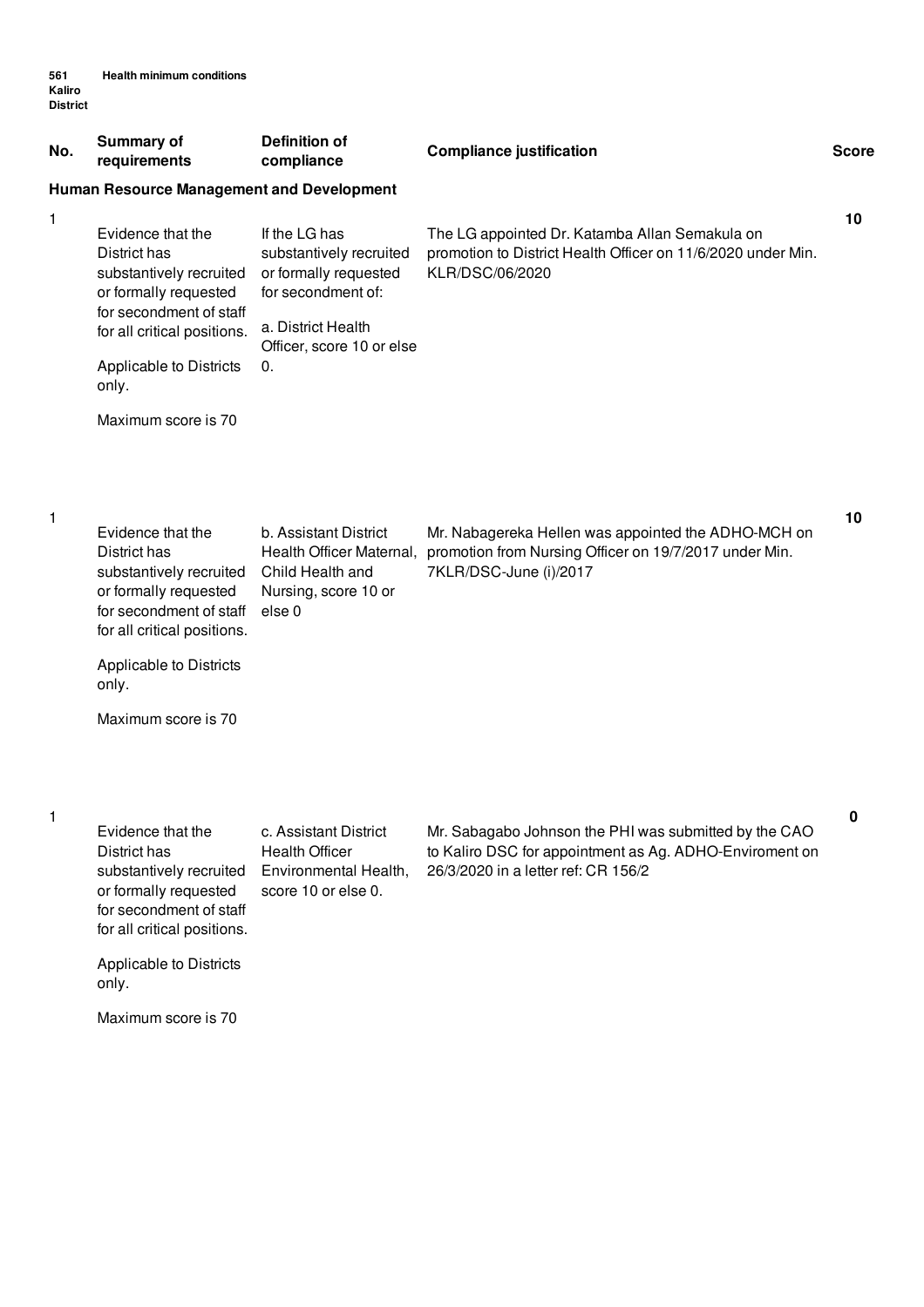561 Kaliro District — Health minimum conditions

| No. | Summary of requirements | Definition of compliance | Compliance justification | Score |
|---|---|---|---|---|
| **Human Resource Management and Development** | | | | |
| 1 | Evidence that the District has substantively recruited or formally requested for secondment of staff for all critical positions. Applicable to Districts only. Maximum score is 70 | If the LG has substantively recruited or formally requested for secondment of: a. District Health Officer, score 10 or else 0. | The LG appointed Dr. Katamba Allan Semakula on promotion to District Health Officer on 11/6/2020 under Min. KLR/DSC/06/2020 | 10 |
| 1 | Evidence that the District has substantively recruited or formally requested for secondment of staff for all critical positions. Applicable to Districts only. Maximum score is 70 | b. Assistant District Health Officer Maternal, Child Health and Nursing, score 10 or else 0 | Mr. Nabagereka Hellen was appointed the ADHO-MCH on promotion from Nursing Officer on 19/7/2017 under Min. 7KLR/DSC-June (i)/2017 | 10 |
| 1 | Evidence that the District has substantively recruited or formally requested for secondment of staff for all critical positions. Applicable to Districts only. Maximum score is 70 | c. Assistant District Health Officer Environmental Health, score 10 or else 0. | Mr. Sabagabo Johnson the PHI was submitted by the CAO to Kaliro DSC for appointment as Ag. ADHO-Enviroment on 26/3/2020 in a letter ref: CR 156/2 | 0 |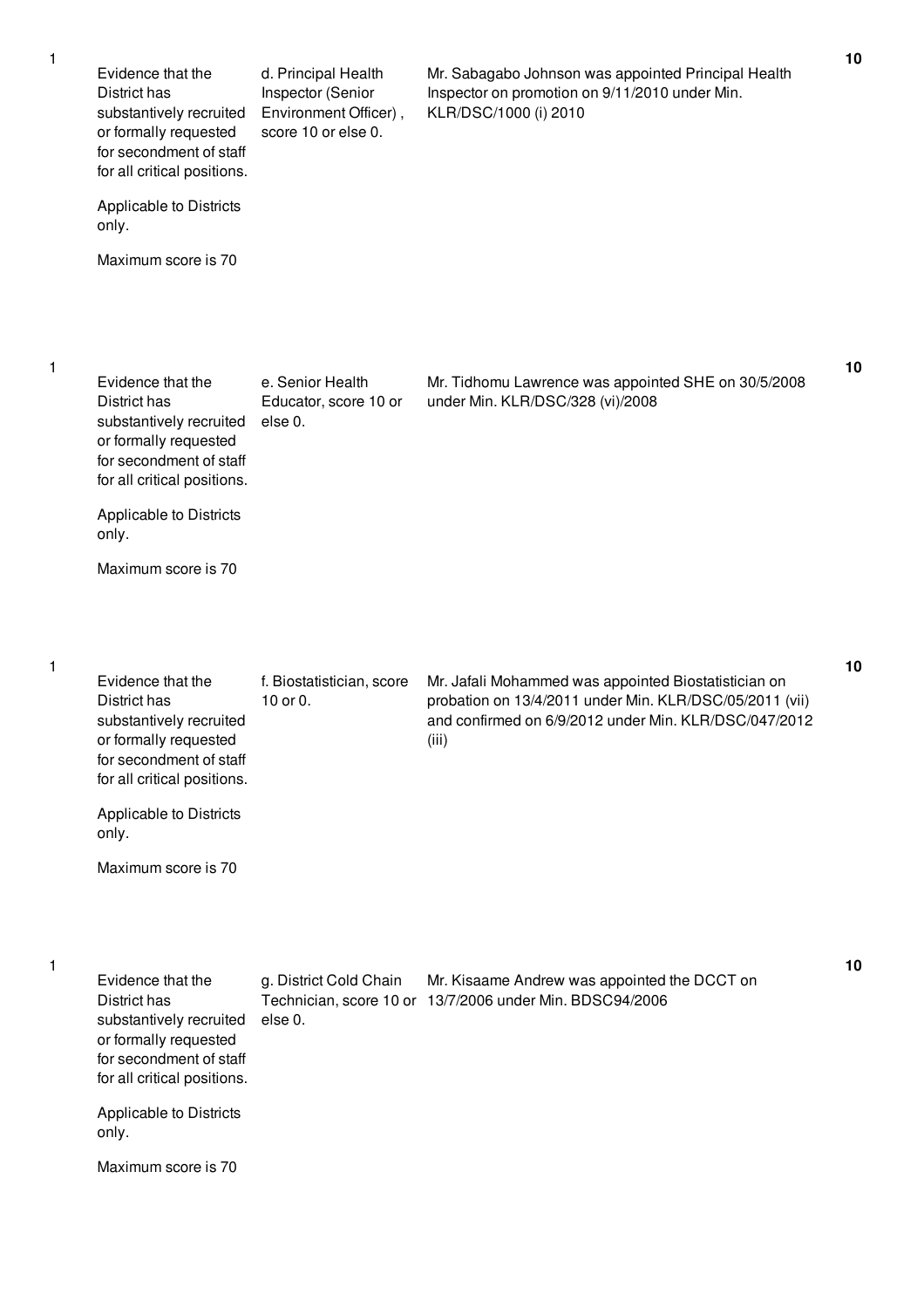| | | | | |
|---|---|---|---|---|
| 1 | Evidence that the District has substantively recruited or formally requested for secondment of staff for all critical positions.<br><br>Applicable to Districts only.<br><br>Maximum score is 70 | d. Principal Health Inspector (Senior Environment Officer) , score 10 or else 0. | Mr. Sabagabo Johnson was appointed Principal Health Inspector on promotion on 9/11/2010 under Min. KLR/DSC/1000 (i) 2010 | **10** |
| 1 | Evidence that the District has substantively recruited or formally requested for secondment of staff for all critical positions.<br><br>Applicable to Districts only.<br><br>Maximum score is 70 | e. Senior Health Educator, score 10 or else 0. | Mr. Tidhomu Lawrence was appointed SHE on 30/5/2008 under Min. KLR/DSC/328 (vi)/2008 | **10** |
| 1 | Evidence that the District has substantively recruited or formally requested for secondment of staff for all critical positions.<br><br>Applicable to Districts only.<br><br>Maximum score is 70 | f. Biostatistician, score 10 or 0. | Mr. Jafali Mohammed was appointed Biostatistician on probation on 13/4/2011 under Min. KLR/DSC/05/2011 (vii) and confirmed on 6/9/2012 under Min. KLR/DSC/047/2012 (iii) | **10** |
| 1 | Evidence that the District has substantively recruited or formally requested for secondment of staff for all critical positions.<br><br>Applicable to Districts only.<br><br>Maximum score is 70 | g. District Cold Chain Technician, score 10 or else 0. | Mr. Kisaame Andrew was appointed the DCCT on 13/7/2006 under Min. BDSC94/2006 | **10** |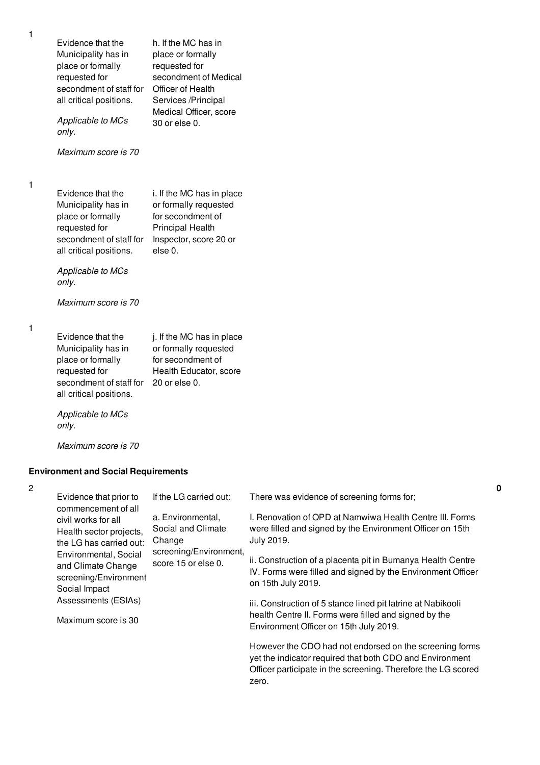| | | | | |
|---|---|---|---|---|
| 1 | Evidence that the Municipality has in place or formally requested for secondment of staff for all critical positions.<br><br>*Applicable to MCs only.*<br><br>*Maximum score is 70* | h. If the MC has in place or formally requested for secondment of Medical Officer of Health Services /Principal Medical Officer, score 30 or else 0. | | |
| 1 | Evidence that the Municipality has in place or formally requested for secondment of staff for all critical positions.<br><br>*Applicable to MCs only.*<br><br>*Maximum score is 70* | i. If the MC has in place or formally requested for secondment of Principal Health Inspector, score 20 or else 0. | | |
| 1 | Evidence that the Municipality has in place or formally requested for secondment of staff for all critical positions.<br><br>*Applicable to MCs only.*<br><br>*Maximum score is 70* | j. If the MC has in place or formally requested for secondment of Health Educator, score 20 or else 0. | | |

**Environment and Social Requirements**

| | | | | |
|---|---|---|---|---|
| 2 | Evidence that prior to commencement of all civil works for all Health sector projects, the LG has carried out: Environmental, Social and Climate Change screening/Environment Social Impact Assessments (ESIAs)<br><br>Maximum score is 30 | If the LG carried out:<br><br>a. Environmental, Social and Climate Change screening/Environment, score 15 or else 0. | There was evidence of screening forms for;<br><br>I. Renovation of OPD at Namwiwa Health Centre III. Forms were filled and signed by the Environment Officer on 15th July 2019.<br><br>ii. Construction of a placenta pit in Bumanya Health Centre IV. Forms were filled and signed by the Environment Officer on 15th July 2019.<br><br>iii. Construction of 5 stance lined pit latrine at Nabikooli health Centre II. Forms were filled and signed by the Environment Officer on 15th July 2019.<br><br>However the CDO had not endorsed on the screening forms yet the indicator required that both CDO and Environment Officer participate in the screening. Therefore the LG scored zero. | **0** |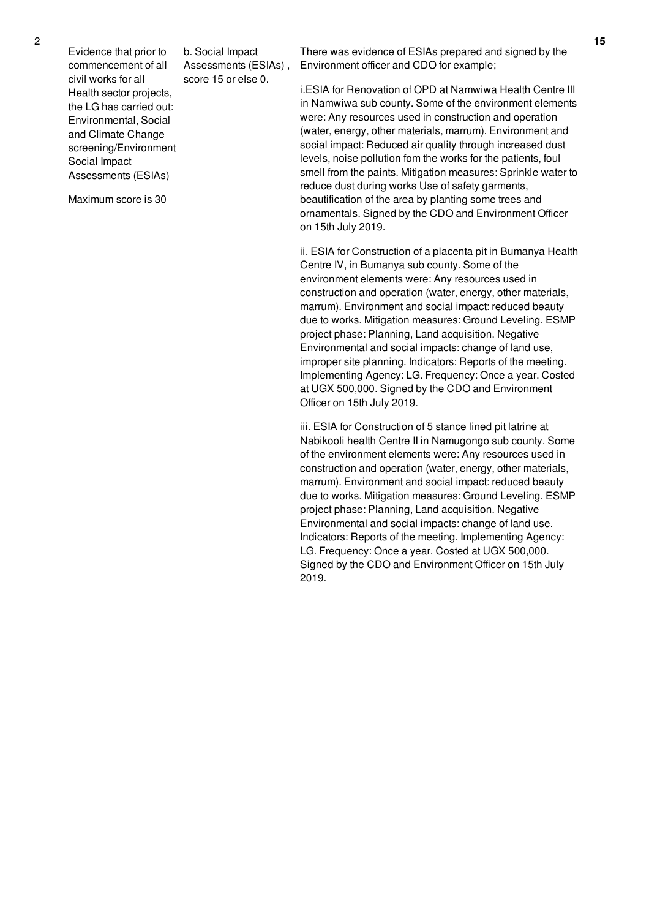| 2 | Evidence that prior to commencement of all civil works for all Health sector projects, the LG has carried out: Environmental, Social and Climate Change screening/Environment Social Impact Assessments (ESIAs)<br><br>Maximum score is 30 | b. Social Impact Assessments (ESIAs) , score 15 or else 0. | There was evidence of ESIAs prepared and signed by the Environment officer and CDO for example;<br><br>i.ESIA for Renovation of OPD at Namwiwa Health Centre III in Namwiwa sub county. Some of the environment elements were: Any resources used in construction and operation (water, energy, other materials, marrum). Environment and social impact: Reduced air quality through increased dust levels, noise pollution fom the works for the patients, foul smell from the paints. Mitigation measures: Sprinkle water to reduce dust during works Use of safety garments, beautification of the area by planting some trees and ornamentals. Signed by the CDO and Environment Officer on 15th July 2019.<br><br>ii. ESIA for Construction of a placenta pit in Bumanya Health Centre IV, in Bumanya sub county. Some of the environment elements were: Any resources used in construction and operation (water, energy, other materials, marrum). Environment and social impact: reduced beauty due to works. Mitigation measures: Ground Leveling. ESMP project phase: Planning, Land acquisition. Negative Environmental and social impacts: change of land use, improper site planning. Indicators: Reports of the meeting. Implementing Agency: LG. Frequency: Once a year. Costed at UGX 500,000. Signed by the CDO and Environment Officer on 15th July 2019.<br><br>iii. ESIA for Construction of 5 stance lined pit latrine at Nabikooli health Centre II in Namugongo sub county. Some of the environment elements were: Any resources used in construction and operation (water, energy, other materials, marrum). Environment and social impact: reduced beauty due to works. Mitigation measures: Ground Leveling. ESMP project phase: Planning, Land acquisition. Negative Environmental and social impacts: change of land use. Indicators: Reports of the meeting. Implementing Agency: LG. Frequency: Once a year. Costed at UGX 500,000. Signed by the CDO and Environment Officer on 15th July 2019. | 15 |
|---|---|---|---|---|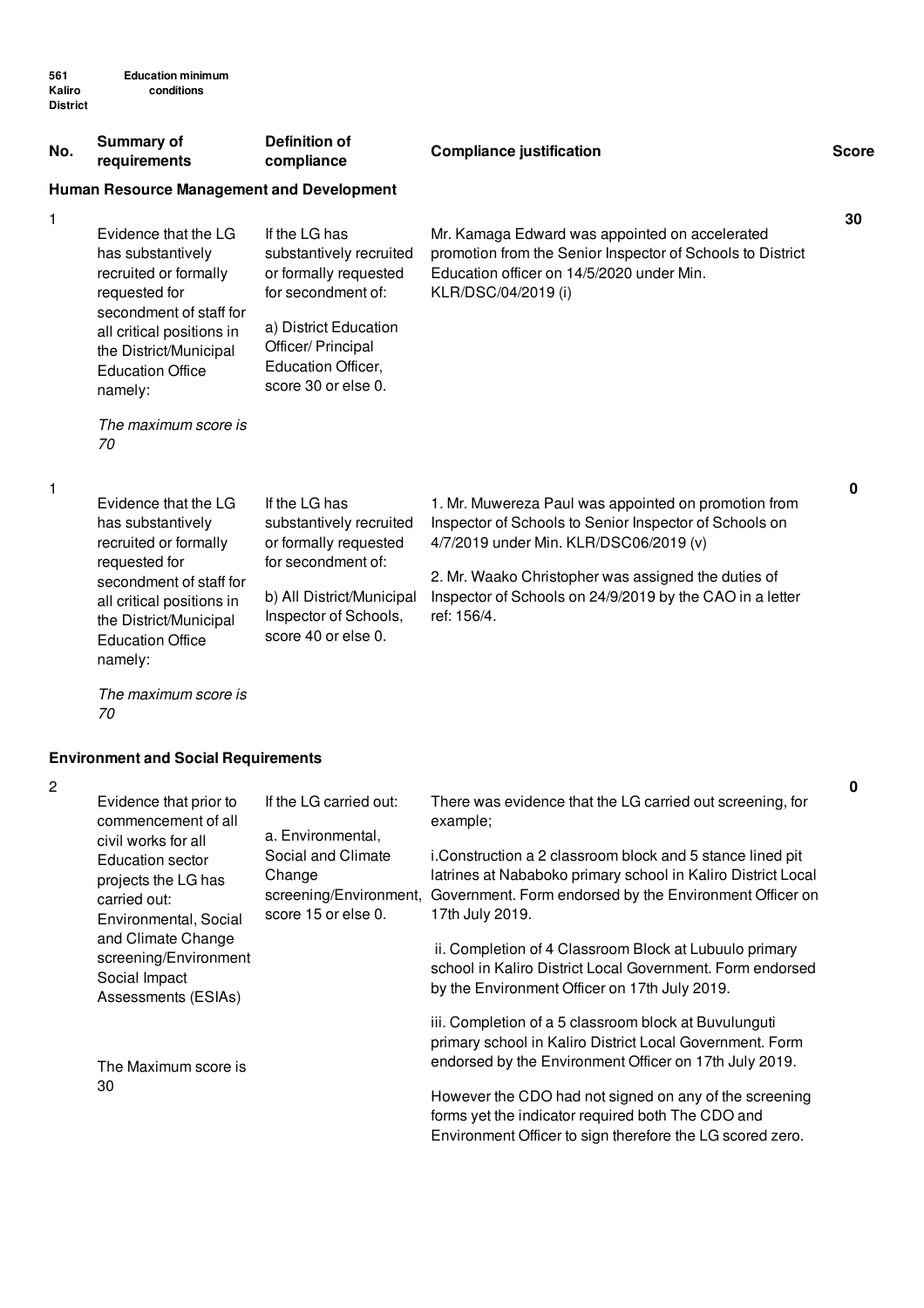**561 Kaliro District** **Education minimum conditions**

| No. | Summary of requirements | Definition of compliance | Compliance justification | Score |
|---|---|---|---|---|
| **Human Resource Management and Development** | | | | |
| 1 | Evidence that the LG has substantively recruited or formally requested for secondment of staff for all critical positions in the District/Municipal Education Office namely: *The maximum score is 70* | If the LG has substantively recruited or formally requested for secondment of: a) District Education Officer/ Principal Education Officer, score 30 or else 0. | Mr. Kamaga Edward was appointed on accelerated promotion from the Senior Inspector of Schools to District Education officer on 14/5/2020 under Min. KLR/DSC/04/2019 (i) | **30** |
| 1 | Evidence that the LG has substantively recruited or formally requested for secondment of staff for all critical positions in the District/Municipal Education Office namely: *The maximum score is 70* | If the LG has substantively recruited or formally requested for secondment of: b) All District/Municipal Inspector of Schools, score 40 or else 0. | 1. Mr. Muwereza Paul was appointed on promotion from Inspector of Schools to Senior Inspector of Schools on 4/7/2019 under Min. KLR/DSC06/2019 (v) 2. Mr. Waako Christopher was assigned the duties of Inspector of Schools on 24/9/2019 by the CAO in a letter ref: 156/4. | **0** |
| **Environment and Social Requirements** | | | | |
| 2 | Evidence that prior to commencement of all civil works for all Education sector projects the LG has carried out: Environmental, Social and Climate Change screening/Environment Social Impact Assessments (ESIAs) The Maximum score is 30 | If the LG carried out: a. Environmental, Social and Climate Change screening/Environment, score 15 or else 0. | There was evidence that the LG carried out screening, for example; i.Construction a 2 classroom block and 5 stance lined pit latrines at Nababoko primary school in Kaliro District Local Government. Form endorsed by the Environment Officer on 17th July 2019. ii. Completion of 4 Classroom Block at Lubuulo primary school in Kaliro District Local Government. Form endorsed by the Environment Officer on 17th July 2019. iii. Completion of a 5 classroom block at Buvulunguti primary school in Kaliro District Local Government. Form endorsed by the Environment Officer on 17th July 2019. However the CDO had not signed on any of the screening forms yet the indicator required both The CDO and Environment Officer to sign therefore the LG scored zero. | **0** |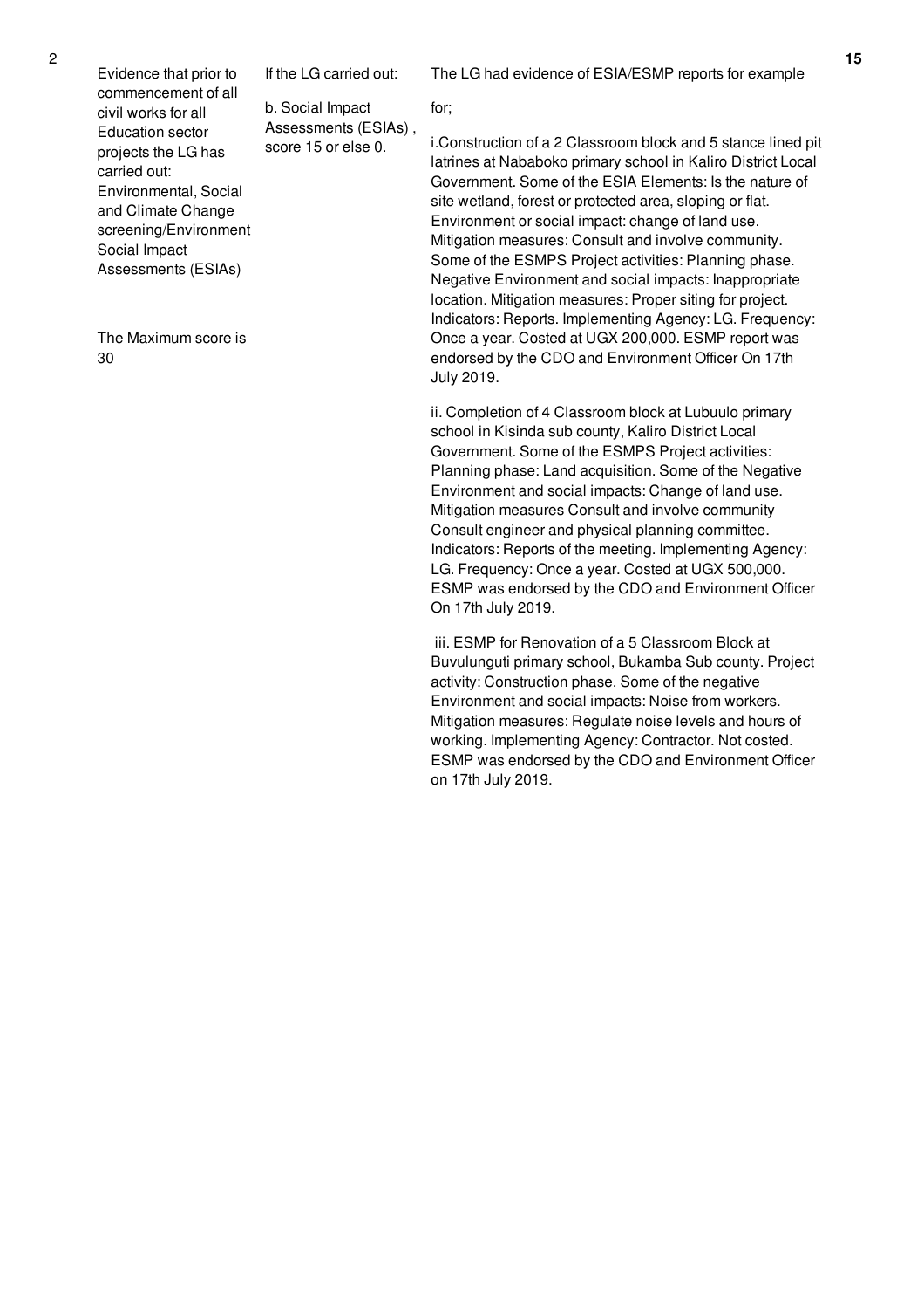| 2 | Evidence that prior to commencement of all civil works for all Education sector projects the LG has carried out: Environmental, Social and Climate Change screening/Environment Social Impact Assessments (ESIAs)<br><br>The Maximum score is 30 | If the LG carried out:<br><br>b. Social Impact Assessments (ESIAs) , score 15 or else 0. | The LG had evidence of ESIA/ESMP reports for example for;<br><br>i.Construction of a 2 Classroom block and 5 stance lined pit latrines at Nababoko primary school in Kaliro District Local Government. Some of the ESIA Elements: Is the nature of site wetland, forest or protected area, sloping or flat. Environment or social impact: change of land use. Mitigation measures: Consult and involve community. Some of the ESMPS Project activities: Planning phase. Negative Environment and social impacts: Inappropriate location. Mitigation measures: Proper siting for project. Indicators: Reports. Implementing Agency: LG. Frequency: Once a year. Costed at UGX 200,000. ESMP report was endorsed by the CDO and Environment Officer On 17th July 2019.<br><br>ii. Completion of 4 Classroom block at Lubuulo primary school in Kisinda sub county, Kaliro District Local Government. Some of the ESMPS Project activities: Planning phase: Land acquisition. Some of the Negative Environment and social impacts: Change of land use. Mitigation measures Consult and involve community Consult engineer and physical planning committee. Indicators: Reports of the meeting. Implementing Agency: LG. Frequency: Once a year. Costed at UGX 500,000. ESMP was endorsed by the CDO and Environment Officer On 17th July 2019.<br><br>iii. ESMP for Renovation of a 5 Classroom Block at Buvulunguti primary school, Bukamba Sub county. Project activity: Construction phase. Some of the negative Environment and social impacts: Noise from workers. Mitigation measures: Regulate noise levels and hours of working. Implementing Agency: Contractor. Not costed. ESMP was endorsed by the CDO and Environment Officer on 17th July 2019. | 15 |
|---|---|---|---|---|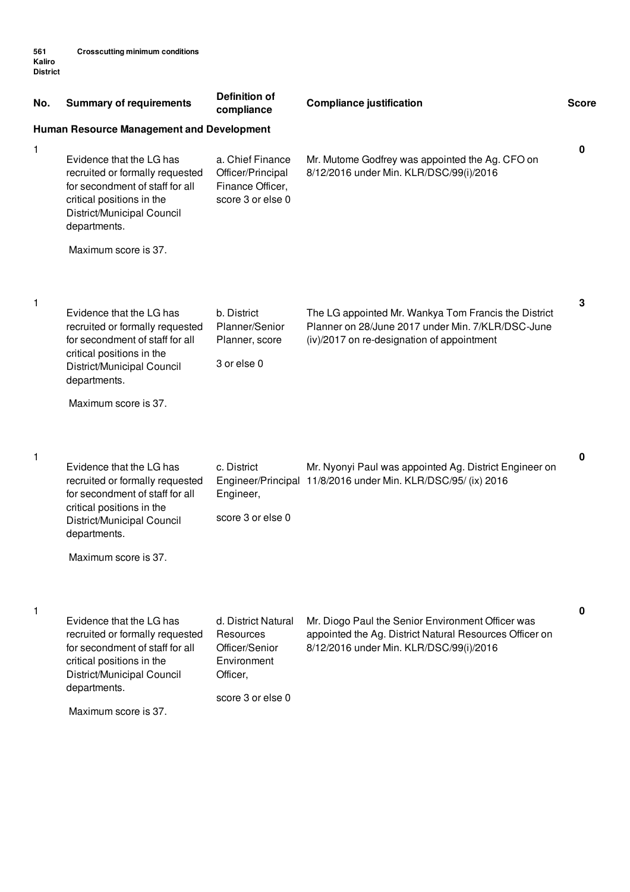**561 Kaliro District** **Crosscutting minimum conditions**

| No. | Summary of requirements | Definition of compliance | Compliance justification | Score |
|---|---|---|---|---|
| **Human Resource Management and Development** | | | | |
| 1 | Evidence that the LG has recruited or formally requested for secondment of staff for all critical positions in the District/Municipal Council departments. Maximum score is 37. | a. Chief Finance Officer/Principal Finance Officer, score 3 or else 0 | Mr. Mutome Godfrey was appointed the Ag. CFO on 8/12/2016 under Min. KLR/DSC/99(i)/2016 | 0 |
| 1 | Evidence that the LG has recruited or formally requested for secondment of staff for all critical positions in the District/Municipal Council departments. Maximum score is 37. | b. District Planner/Senior Planner, score 3 or else 0 | The LG appointed Mr. Wankya Tom Francis the District Planner on 28/June 2017 under Min. 7/KLR/DSC-June (iv)/2017 on re-designation of appointment | 3 |
| 1 | Evidence that the LG has recruited or formally requested for secondment of staff for all critical positions in the District/Municipal Council departments. Maximum score is 37. | c. District Engineer/Principal Engineer, score 3 or else 0 | Mr. Nyonyi Paul was appointed Ag. District Engineer on 11/8/2016 under Min. KLR/DSC/95/ (ix) 2016 | 0 |
| 1 | Evidence that the LG has recruited or formally requested for secondment of staff for all critical positions in the District/Municipal Council departments. Maximum score is 37. | d. District Natural Resources Officer/Senior Environment Officer, score 3 or else 0 | Mr. Diogo Paul the Senior Environment Officer was appointed the Ag. District Natural Resources Officer on 8/12/2016 under Min. KLR/DSC/99(i)/2016 | 0 |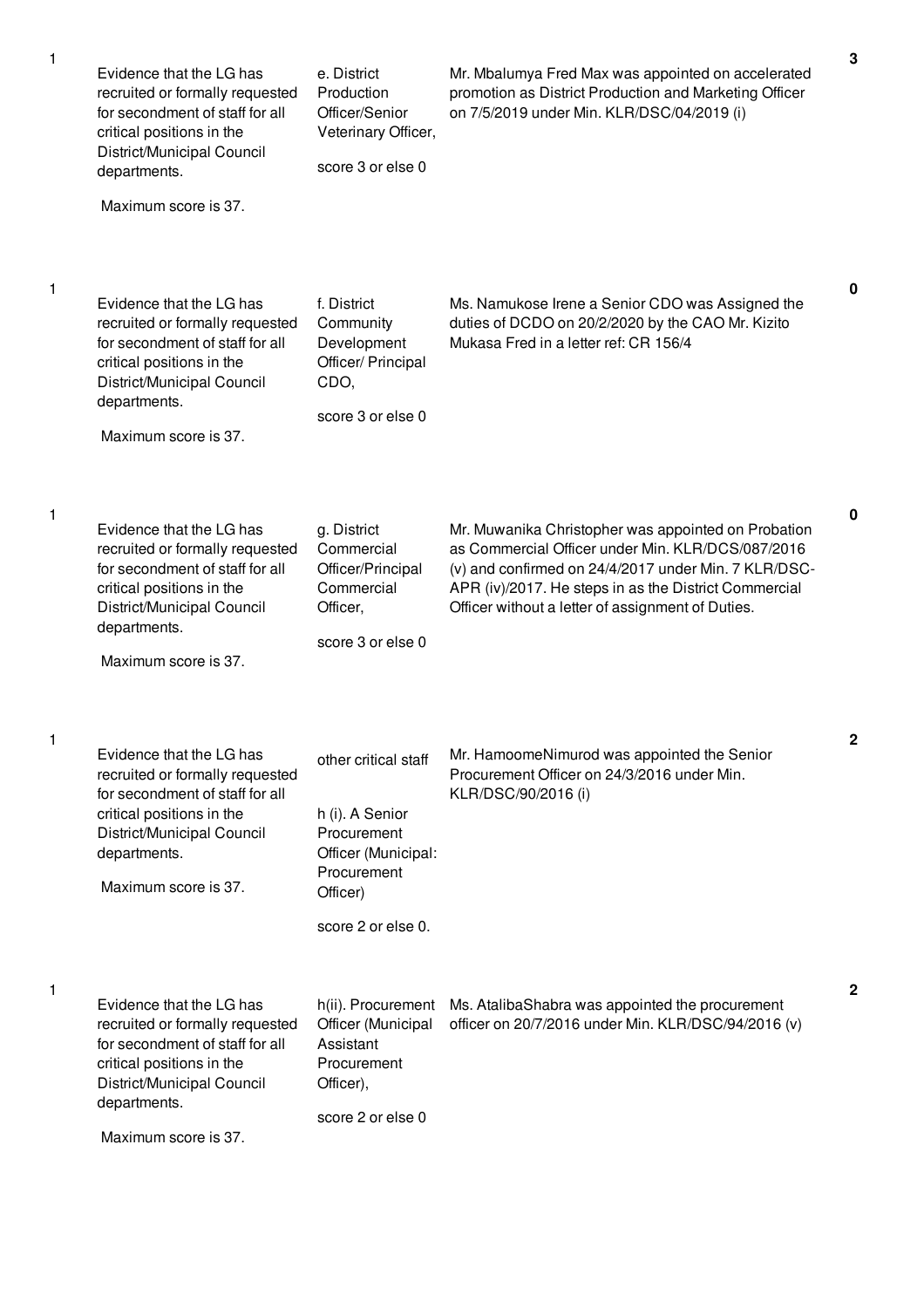| | | | | |
|---|---|---|---|---|
| 1 | Evidence that the LG has recruited or formally requested for secondment of staff for all critical positions in the District/Municipal Council departments.<br><br>Maximum score is 37. | e. District Production Officer/Senior Veterinary Officer,<br><br>score 3 or else 0 | Mr. Mbalumya Fred Max was appointed on accelerated promotion as District Production and Marketing Officer on 7/5/2019 under Min. KLR/DSC/04/2019 (i) | 3 |
| 1 | Evidence that the LG has recruited or formally requested for secondment of staff for all critical positions in the District/Municipal Council departments.<br><br>Maximum score is 37. | f. District Community Development Officer/ Principal CDO,<br><br>score 3 or else 0 | Ms. Namukose Irene a Senior CDO was Assigned the duties of DCDO on 20/2/2020 by the CAO Mr. Kizito Mukasa Fred in a letter ref: CR 156/4 | 0 |
| 1 | Evidence that the LG has recruited or formally requested for secondment of staff for all critical positions in the District/Municipal Council departments.<br><br>Maximum score is 37. | g. District Commercial Officer/Principal Commercial Officer,<br><br>score 3 or else 0 | Mr. Muwanika Christopher was appointed on Probation as Commercial Officer under Min. KLR/DCS/087/2016 (v) and confirmed on 24/4/2017 under Min. 7 KLR/DSC-APR (iv)/2017. He steps in as the District Commercial Officer without a letter of assignment of Duties. | 0 |
| 1 | Evidence that the LG has recruited or formally requested for secondment of staff for all critical positions in the District/Municipal Council departments.<br><br>Maximum score is 37. | other critical staff<br><br>h (i). A Senior Procurement Officer (Municipal: Procurement Officer)<br><br>score 2 or else 0. | Mr. HamoomeNimurod was appointed the Senior Procurement Officer on 24/3/2016 under Min. KLR/DSC/90/2016 (i) | 2 |
| 1 | Evidence that the LG has recruited or formally requested for secondment of staff for all critical positions in the District/Municipal Council departments.<br><br>Maximum score is 37. | h(ii). Procurement Officer (Municipal Assistant Procurement Officer),<br><br>score 2 or else 0 | Ms. AtalibaShabra was appointed the procurement officer on 20/7/2016 under Min. KLR/DSC/94/2016 (v) | 2 |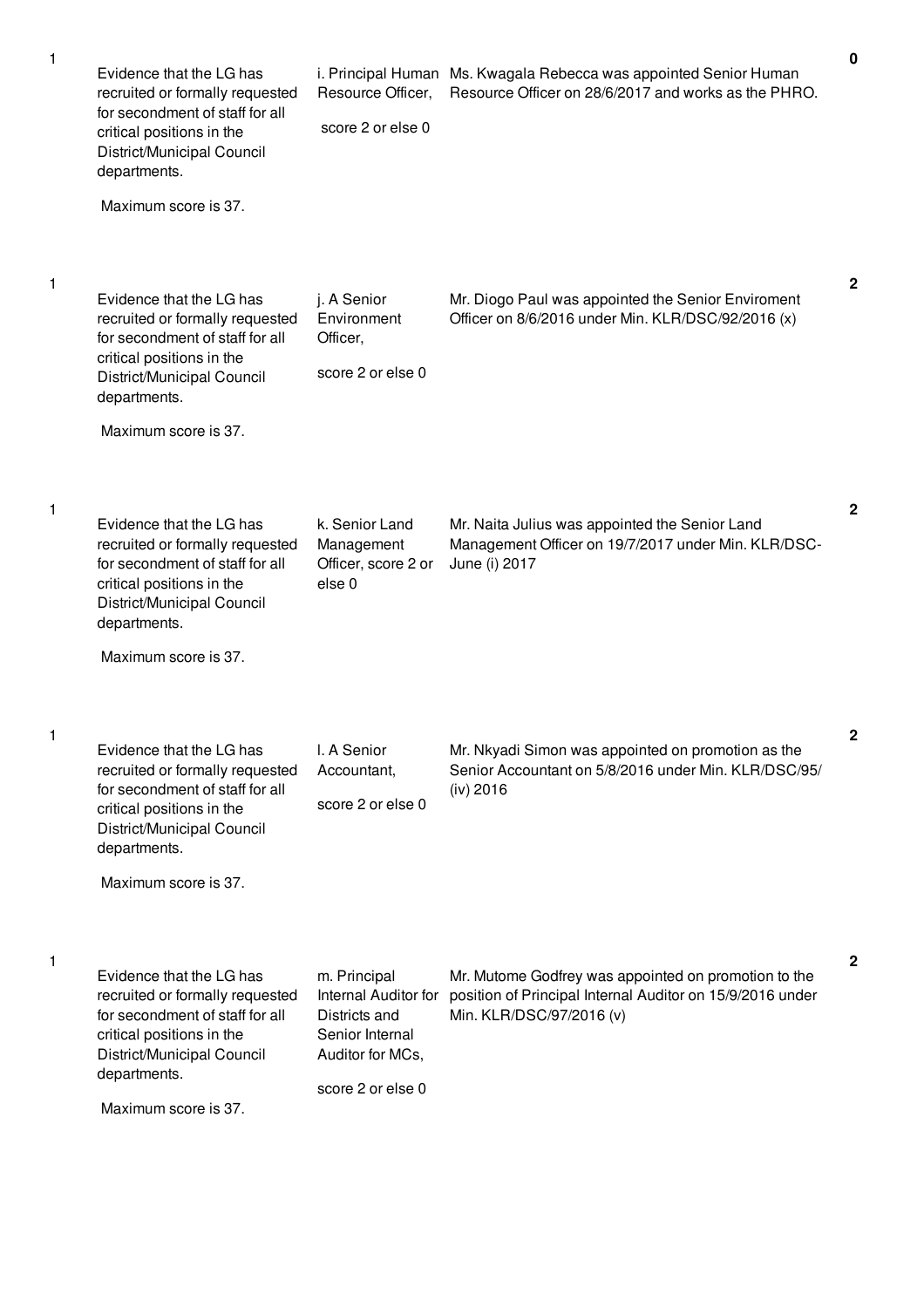| | | | | |
|---|---|---|---|---|
| 1 | Evidence that the LG has recruited or formally requested for secondment of staff for all critical positions in the District/Municipal Council departments.<br><br>Maximum score is 37. | i. Principal Human Resource Officer,<br><br>score 2 or else 0 | Ms. Kwagala Rebecca was appointed Senior Human Resource Officer on 28/6/2017 and works as the PHRO. | 0 |
| 1 | Evidence that the LG has recruited or formally requested for secondment of staff for all critical positions in the District/Municipal Council departments.<br><br>Maximum score is 37. | j. A Senior Environment Officer,<br><br>score 2 or else 0 | Mr. Diogo Paul was appointed the Senior Enviroment Officer on 8/6/2016 under Min. KLR/DSC/92/2016 (x) | 2 |
| 1 | Evidence that the LG has recruited or formally requested for secondment of staff for all critical positions in the District/Municipal Council departments.<br><br>Maximum score is 37. | k. Senior Land Management Officer, score 2 or else 0 | Mr. Naita Julius was appointed the Senior Land Management Officer on 19/7/2017 under Min. KLR/DSC-June (i) 2017 | 2 |
| 1 | Evidence that the LG has recruited or formally requested for secondment of staff for all critical positions in the District/Municipal Council departments.<br><br>Maximum score is 37. | l. A Senior Accountant,<br><br>score 2 or else 0 | Mr. Nkyadi Simon was appointed on promotion as the Senior Accountant on 5/8/2016 under Min. KLR/DSC/95/(iv) 2016 | 2 |
| 1 | Evidence that the LG has recruited or formally requested for secondment of staff for all critical positions in the District/Municipal Council departments.<br><br>Maximum score is 37. | m. Principal Internal Auditor for Districts and Senior Internal Auditor for MCs,<br><br>score 2 or else 0 | Mr. Mutome Godfrey was appointed on promotion to the position of Principal Internal Auditor on 15/9/2016 under Min. KLR/DSC/97/2016 (v) | 2 |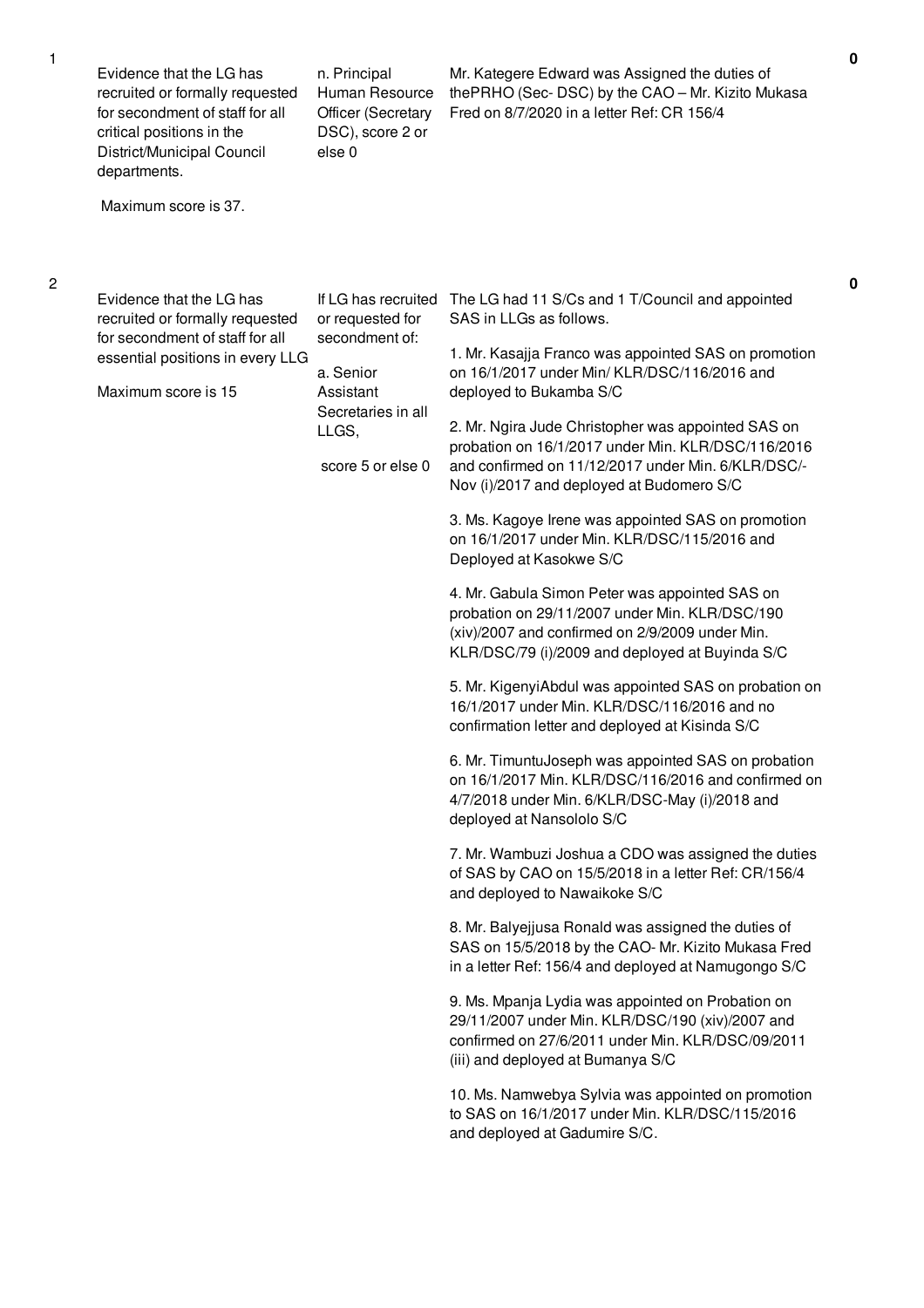| No. | Performance Measure | Scoring Guide | Justification | Score |
|---|---|---|---|---|
| 1 | Evidence that the LG has recruited or formally requested for secondment of staff for all critical positions in the District/Municipal Council departments.<br><br>Maximum score is 37. | n. Principal Human Resource Officer (Secretary DSC), score 2 or else 0 | Mr. Kategere Edward was Assigned the duties of thePRHO (Sec- DSC) by the CAO – Mr. Kizito Mukasa Fred on 8/7/2020 in a letter Ref: CR 156/4 | 0 |
| 2 | Evidence that the LG has recruited or formally requested for secondment of staff for all essential positions in every LLG<br><br>Maximum score is 15 | If LG has recruited or requested for secondment of:<br><br>a. Senior Assistant Secretaries in all LLGS,<br><br>score 5 or else 0 | The LG had 11 S/Cs and 1 T/Council and appointed SAS in LLGs as follows.<br><br>1. Mr. Kasajja Franco was appointed SAS on promotion on 16/1/2017 under Min/ KLR/DSC/116/2016 and deployed to Bukamba S/C<br><br>2. Mr. Ngira Jude Christopher was appointed SAS on probation on 16/1/2017 under Min. KLR/DSC/116/2016 and confirmed on 11/12/2017 under Min. 6/KLR/DSC/-Nov (i)/2017 and deployed at Budomero S/C<br><br>3. Ms. Kagoye Irene was appointed SAS on promotion on 16/1/2017 under Min. KLR/DSC/115/2016 and Deployed at Kasokwe S/C<br><br>4. Mr. Gabula Simon Peter was appointed SAS on probation on 29/11/2007 under Min. KLR/DSC/190 (xiv)/2007 and confirmed on 2/9/2009 under Min. KLR/DSC/79 (i)/2009 and deployed at Buyinda S/C<br><br>5. Mr. KigenyiAbdul was appointed SAS on probation on 16/1/2017 under Min. KLR/DSC/116/2016 and no confirmation letter and deployed at Kisinda S/C<br><br>6. Mr. TimuntuJoseph was appointed SAS on probation on 16/1/2017 Min. KLR/DSC/116/2016 and confirmed on 4/7/2018 under Min. 6/KLR/DSC-May (i)/2018 and deployed at Nansololo S/C<br><br>7. Mr. Wambuzi Joshua a CDO was assigned the duties of SAS by CAO on 15/5/2018 in a letter Ref: CR/156/4 and deployed to Nawaikoke S/C<br><br>8. Mr. Balyejjusa Ronald was assigned the duties of SAS on 15/5/2018 by the CAO- Mr. Kizito Mukasa Fred in a letter Ref: 156/4 and deployed at Namugongo S/C<br><br>9. Ms. Mpanja Lydia was appointed on Probation on 29/11/2007 under Min. KLR/DSC/190 (xiv)/2007 and confirmed on 27/6/2011 under Min. KLR/DSC/09/2011 (iii) and deployed at Bumanya S/C<br><br>10. Ms. Namwebya Sylvia was appointed on promotion to SAS on 16/1/2017 under Min. KLR/DSC/115/2016 and deployed at Gadumire S/C. | 0 |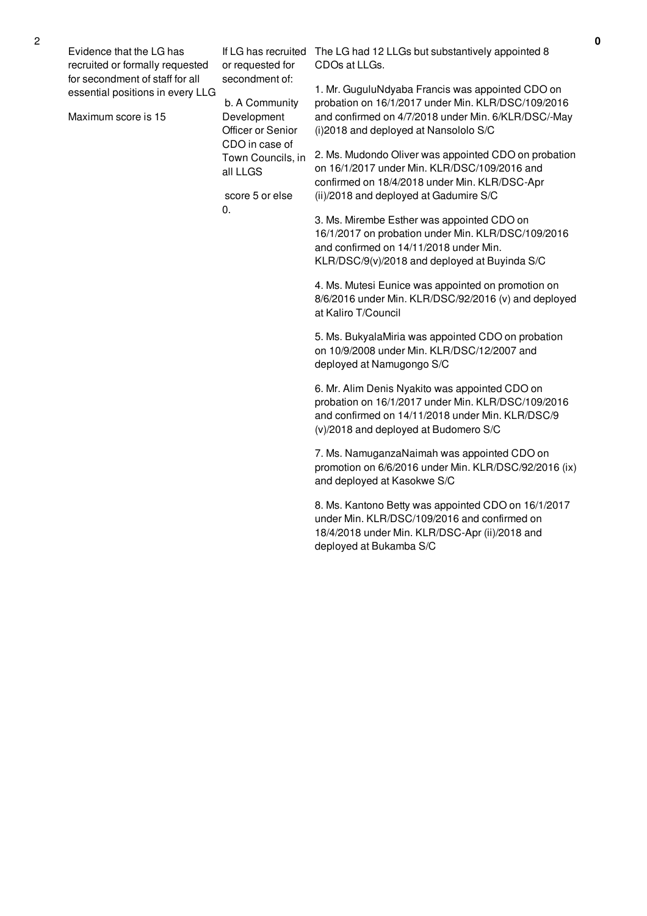| 2 | Evidence that the LG has recruited or formally requested for secondment of staff for all essential positions in every LLG<br><br>Maximum score is 15 | If LG has recruited or requested for secondment of:<br><br>b. A Community Development Officer or Senior CDO in case of Town Councils, in all LLGS<br><br>score 5 or else 0. | The LG had 12 LLGs but substantively appointed 8 CDOs at LLGs.<br><br>1. Mr. GuguluNdyaba Francis was appointed CDO on probation on 16/1/2017 under Min. KLR/DSC/109/2016 and confirmed on 4/7/2018 under Min. 6/KLR/DSC/-May (i)2018 and deployed at Nansololo S/C<br><br>2. Ms. Mudondo Oliver was appointed CDO on probation on 16/1/2017 under Min. KLR/DSC/109/2016 and confirmed on 18/4/2018 under Min. KLR/DSC-Apr (ii)/2018 and deployed at Gadumire S/C<br><br>3. Ms. Mirembe Esther was appointed CDO on 16/1/2017 on probation under Min. KLR/DSC/109/2016 and confirmed on 14/11/2018 under Min. KLR/DSC/9(v)/2018 and deployed at Buyinda S/C<br><br>4. Ms. Mutesi Eunice was appointed on promotion on 8/6/2016 under Min. KLR/DSC/92/2016 (v) and deployed at Kaliro T/Council<br><br>5. Ms. BukyalaMiria was appointed CDO on probation on 10/9/2008 under Min. KLR/DSC/12/2007 and deployed at Namugongo S/C<br><br>6. Mr. Alim Denis Nyakito was appointed CDO on probation on 16/1/2017 under Min. KLR/DSC/109/2016 and confirmed on 14/11/2018 under Min. KLR/DSC/9 (v)/2018 and deployed at Budomero S/C<br><br>7. Ms. NamuganzaNaimah was appointed CDO on promotion on 6/6/2016 under Min. KLR/DSC/92/2016 (ix) and deployed at Kasokwe S/C<br><br>8. Ms. Kantono Betty was appointed CDO on 16/1/2017 under Min. KLR/DSC/109/2016 and confirmed on 18/4/2018 under Min. KLR/DSC-Apr (ii)/2018 and deployed at Bukamba S/C | **0** |
|---|---|---|---|---|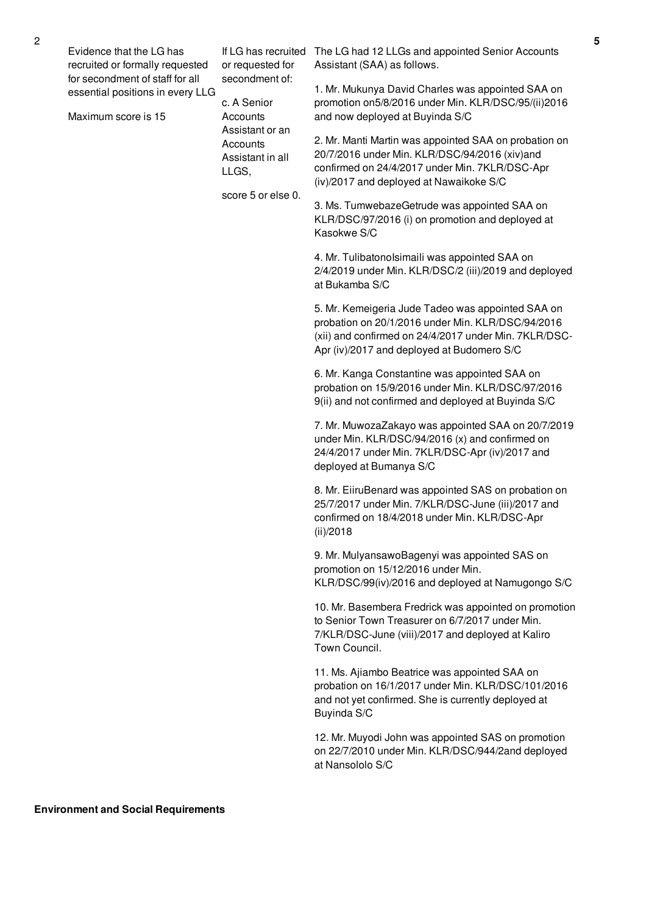| | | | |
|---|---|---|---|
| 2 | Evidence that the LG has recruited or formally requested for secondment of staff for all essential positions in every LLG<br><br>Maximum score is 15 | If LG has recruited or requested for secondment of:<br><br>c. A Senior Accounts Assistant or an Accounts Assistant in all LLGS,<br><br>score 5 or else 0. | The LG had 12 LLGs and appointed Senior Accounts Assistant (SAA) as follows.<br><br>1. Mr. Mukunya David Charles was appointed SAA on promotion on5/8/2016 under Min. KLR/DSC/95/(ii)2016 and now deployed at Buyinda S/C<br><br>2. Mr. Manti Martin was appointed SAA on probation on 20/7/2016 under Min. KLR/DSC/94/2016 (xiv)and confirmed on 24/4/2017 under Min. 7KLR/DSC-Apr (iv)/2017 and deployed at Nawaikoke S/C<br><br>3. Ms. TumwebazeGetrude was appointed SAA on KLR/DSC/97/2016 (i) on promotion and deployed at Kasokwe S/C<br><br>4. Mr. TulibatonoIsimaili was appointed SAA on 2/4/2019 under Min. KLR/DSC/2 (iii)/2019 and deployed at Bukamba S/C<br><br>5. Mr. Kemeigeria Jude Tadeo was appointed SAA on probation on 20/1/2016 under Min. KLR/DSC/94/2016 (xii) and confirmed on 24/4/2017 under Min. 7KLR/DSC-Apr (iv)/2017 and deployed at Budomero S/C<br><br>6. Mr. Kanga Constantine was appointed SAA on probation on 15/9/2016 under Min. KLR/DSC/97/2016 9(ii) and not confirmed and deployed at Buyinda S/C<br><br>7. Mr. MuwozaZakayo was appointed SAA on 20/7/2019 under Min. KLR/DSC/94/2016 (x) and confirmed on 24/4/2017 under Min. 7KLR/DSC-Apr (iv)/2017 and deployed at Bumanya S/C<br><br>8. Mr. EiiruBenard was appointed SAS on probation on 25/7/2017 under Min. 7/KLR/DSC-June (iii)/2017 and confirmed on 18/4/2018 under Min. KLR/DSC-Apr (ii)/2018<br><br>9. Mr. MulyansawoBagenyi was appointed SAS on promotion on 15/12/2016 under Min. KLR/DSC/99(iv)/2016 and deployed at Namugongo S/C<br><br>10. Mr. Basembera Fredrick was appointed on promotion to Senior Town Treasurer on 6/7/2017 under Min. 7/KLR/DSC-June (viii)/2017 and deployed at Kaliro Town Council.<br><br>11. Ms. Ajiambo Beatrice was appointed SAA on probation on 16/1/2017 under Min. KLR/DSC/101/2016 and not yet confirmed. She is currently deployed at Buyinda S/C<br><br>12. Mr. Muyodi John was appointed SAS on promotion on 22/7/2010 under Min. KLR/DSC/944/2and deployed at Nansololo S/C | 5 |

**Environment and Social Requirements**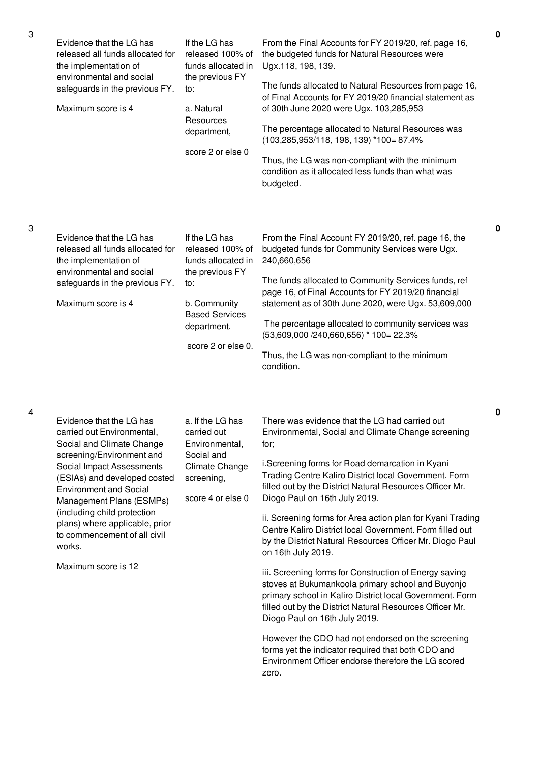| | | | | |
|---|---|---|---|---|
| 3 | Evidence that the LG has released all funds allocated for the implementation of environmental and social safeguards in the previous FY.<br><br>Maximum score is 4 | If the LG has released 100% of funds allocated in the previous FY to:<br><br>a. Natural Resources department,<br><br>score 2 or else 0 | From the Final Accounts for FY 2019/20, ref. page 16, the budgeted funds for Natural Resources were Ugx.118, 198, 139.<br><br>The funds allocated to Natural Resources from page 16, of Final Accounts for FY 2019/20 financial statement as of 30th June 2020 were Ugx. 103,285,953<br><br>The percentage allocated to Natural Resources was (103,285,953/118, 198, 139) *100= 87.4%<br><br>Thus, the LG was non-compliant with the minimum condition as it allocated less funds than what was budgeted. | 0 |
| 3 | Evidence that the LG has released all funds allocated for the implementation of environmental and social safeguards in the previous FY.<br><br>Maximum score is 4 | If the LG has released 100% of funds allocated in the previous FY to:<br><br>b. Community Based Services department.<br><br>score 2 or else 0. | From the Final Account FY 2019/20, ref. page 16, the budgeted funds for Community Services were Ugx. 240,660,656<br><br>The funds allocated to Community Services funds, ref page 16, of Final Accounts for FY 2019/20 financial statement as of 30th June 2020, were Ugx. 53,609,000<br><br>The percentage allocated to community services was (53,609,000 /240,660,656) * 100= 22.3%<br><br>Thus, the LG was non-compliant to the minimum condition. | 0 |
| 4 | Evidence that the LG has carried out Environmental, Social and Climate Change screening/Environment and Social Impact Assessments (ESIAs) and developed costed Environment and Social Management Plans (ESMPs) (including child protection plans) where applicable, prior to commencement of all civil works.<br><br>Maximum score is 12 | a. If the LG has carried out Environmental, Social and Climate Change screening,<br><br>score 4 or else 0 | There was evidence that the LG had carried out Environmental, Social and Climate Change screening for;<br><br>i.Screening forms for Road demarcation in Kyani Trading Centre Kaliro District local Government. Form filled out by the District Natural Resources Officer Mr. Diogo Paul on 16th July 2019.<br><br>ii. Screening forms for Area action plan for Kyani Trading Centre Kaliro District local Government. Form filled out by the District Natural Resources Officer Mr. Diogo Paul on 16th July 2019.<br><br>iii. Screening forms for Construction of Energy saving stoves at Bukumankoola primary school and Buyonjo primary school in Kaliro District local Government. Form filled out by the District Natural Resources Officer Mr. Diogo Paul on 16th July 2019.<br><br>However the CDO had not endorsed on the screening forms yet the indicator required that both CDO and Environment Officer endorse therefore the LG scored zero. | 0 |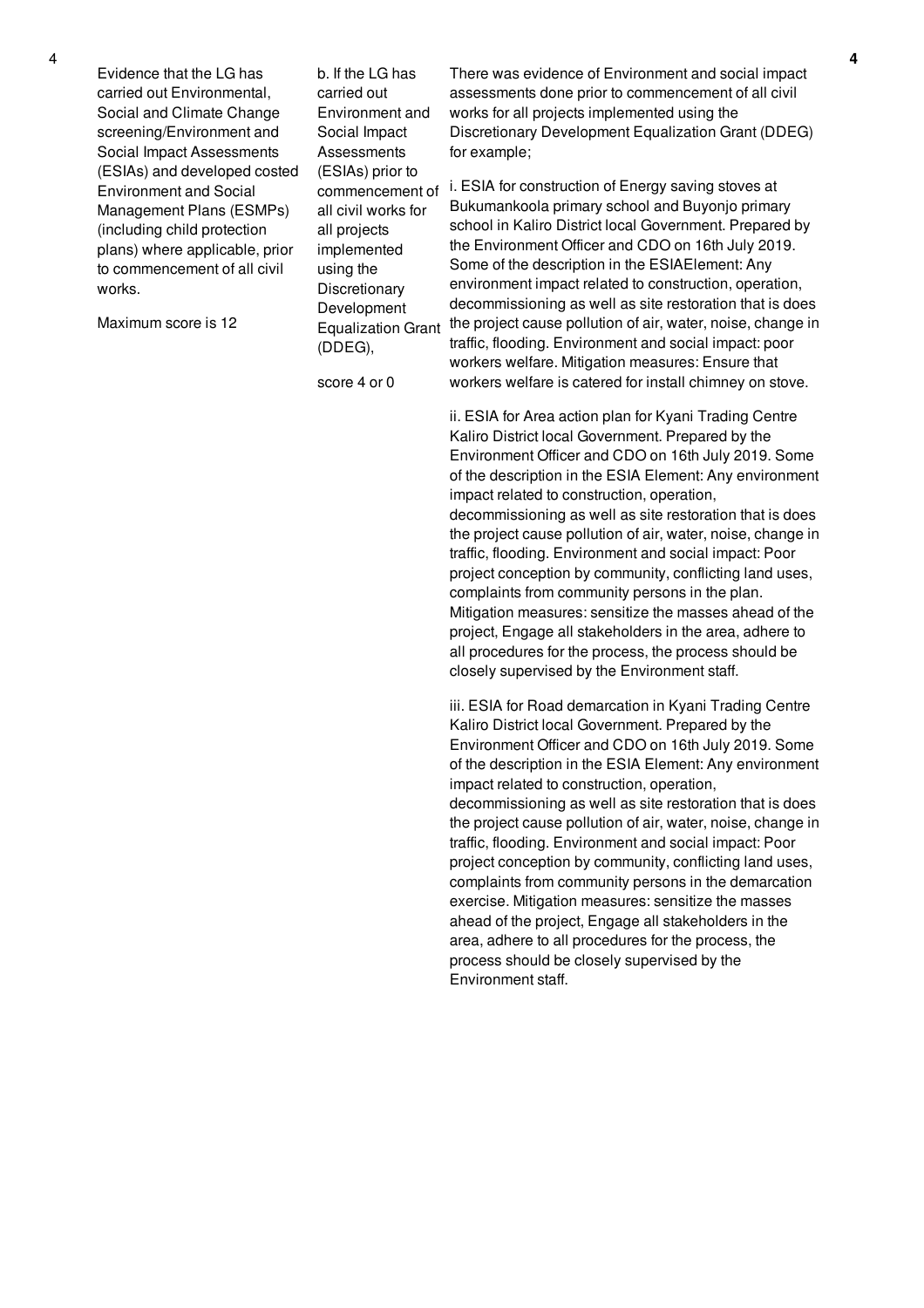| 4 | Evidence that the LG has carried out Environmental, Social and Climate Change screening/Environment and Social Impact Assessments (ESIAs) and developed costed Environment and Social Management Plans (ESMPs) (including child protection plans) where applicable, prior to commencement of all civil works.<br><br>Maximum score is 12 | b. If the LG has carried out Environment and Social Impact Assessments (ESIAs) prior to commencement of all civil works for all projects implemented using the Discretionary Development Equalization Grant (DDEG),<br><br>score 4 or 0 | There was evidence of Environment and social impact assessments done prior to commencement of all civil works for all projects implemented using the Discretionary Development Equalization Grant (DDEG) for example;<br><br>i. ESIA for construction of Energy saving stoves at Bukumankoola primary school and Buyonjo primary school in Kaliro District local Government. Prepared by the Environment Officer and CDO on 16th July 2019. Some of the description in the ESIAElement: Any environment impact related to construction, operation, decommissioning as well as site restoration that is does the project cause pollution of air, water, noise, change in traffic, flooding. Environment and social impact: poor workers welfare. Mitigation measures: Ensure that workers welfare is catered for install chimney on stove.<br><br>ii. ESIA for Area action plan for Kyani Trading Centre Kaliro District local Government. Prepared by the Environment Officer and CDO on 16th July 2019. Some of the description in the ESIA Element: Any environment impact related to construction, operation, decommissioning as well as site restoration that is does the project cause pollution of air, water, noise, change in traffic, flooding. Environment and social impact: Poor project conception by community, conflicting land uses, complaints from community persons in the plan. Mitigation measures: sensitize the masses ahead of the project, Engage all stakeholders in the area, adhere to all procedures for the process, the process should be closely supervised by the Environment staff.<br><br>iii. ESIA for Road demarcation in Kyani Trading Centre Kaliro District local Government. Prepared by the Environment Officer and CDO on 16th July 2019. Some of the description in the ESIA Element: Any environment impact related to construction, operation, decommissioning as well as site restoration that is does the project cause pollution of air, water, noise, change in traffic, flooding. Environment and social impact: Poor project conception by community, conflicting land uses, complaints from community persons in the demarcation exercise. Mitigation measures: sensitize the masses ahead of the project, Engage all stakeholders in the area, adhere to all procedures for the process, the process should be closely supervised by the Environment staff. | 4 |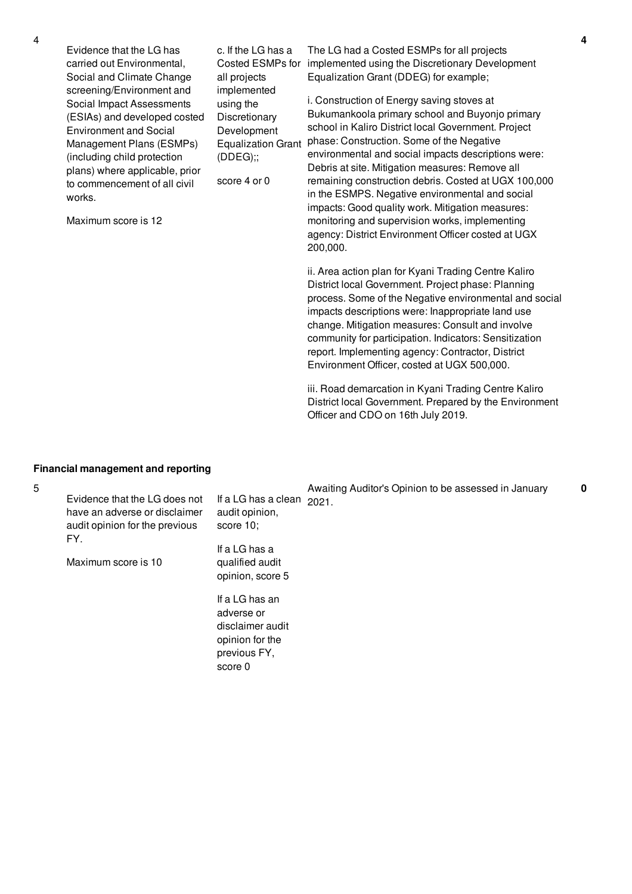| No. | Performance Measure | Scoring Guide | Assessment | Score |
|---|---|---|---|---|
| 4 | Evidence that the LG has carried out Environmental, Social and Climate Change screening/Environment and Social Impact Assessments (ESIAs) and developed costed Environment and Social Management Plans (ESMPs) (including child protection plans) where applicable, prior to commencement of all civil works.<br><br>Maximum score is 12 | c. If the LG has a Costed ESMPs for all projects implemented using the Discretionary Development Equalization Grant (DDEG);;<br><br>score 4 or 0 | The LG had a Costed ESMPs for all projects implemented using the Discretionary Development Equalization Grant (DDEG) for example;<br><br>i. Construction of Energy saving stoves at Bukumankoola primary school and Buyonjo primary school in Kaliro District local Government. Project phase: Construction. Some of the Negative environmental and social impacts descriptions were: Debris at site. Mitigation measures: Remove all remaining construction debris. Costed at UGX 100,000 in the ESMPS. Negative environmental and social impacts: Good quality work. Mitigation measures: monitoring and supervision works, implementing agency: District Environment Officer costed at UGX 200,000.<br><br>ii. Area action plan for Kyani Trading Centre Kaliro District local Government. Project phase: Planning process. Some of the Negative environmental and social impacts descriptions were: Inappropriate land use change. Mitigation measures: Consult and involve community for participation. Indicators: Sensitization report. Implementing agency: Contractor, District Environment Officer, costed at UGX 500,000.<br><br>iii. Road demarcation in Kyani Trading Centre Kaliro District local Government. Prepared by the Environment Officer and CDO on 16th July 2019. | 4 |

**Financial management and reporting**

| No. | Performance Measure | Scoring Guide | Assessment | Score |
|---|---|---|---|---|
| 5 | Evidence that the LG does not have an adverse or disclaimer audit opinion for the previous FY.<br><br>Maximum score is 10 | If a LG has a clean audit opinion, score 10;<br><br>If a LG has a qualified audit opinion, score 5<br><br>If a LG has an adverse or disclaimer audit opinion for the previous FY, score 0 | Awaiting Auditor's Opinion to be assessed in January 2021. | 0 |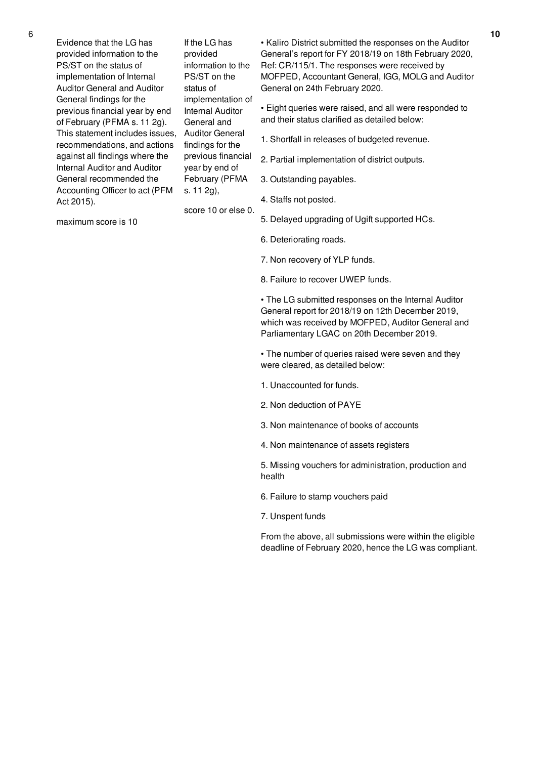| 6 | Evidence that the LG has provided information to the PS/ST on the status of implementation of Internal Auditor General and Auditor General findings for the previous financial year by end of February (PFMA s. 11 2g). This statement includes issues, recommendations, and actions against all findings where the Internal Auditor and Auditor General recommended the Accounting Officer to act (PFM Act 2015).<br><br>maximum score is 10 | If the LG has provided information to the PS/ST on the status of implementation of Internal Auditor General and Auditor General findings for the previous financial year by end of February (PFMA s. 11 2g),<br><br>score 10 or else 0. | • Kaliro District submitted the responses on the Auditor General's report for FY 2018/19 on 18th February 2020, Ref: CR/115/1. The responses were received by MOFPED, Accountant General, IGG, MOLG and Auditor General on 24th February 2020.<br><br>• Eight queries were raised, and all were responded to and their status clarified as detailed below:<br><br>1. Shortfall in releases of budgeted revenue.<br><br>2. Partial implementation of district outputs.<br><br>3. Outstanding payables.<br><br>4. Staffs not posted.<br><br>5. Delayed upgrading of Ugift supported HCs.<br><br>6. Deteriorating roads.<br><br>7. Non recovery of YLP funds.<br><br>8. Failure to recover UWEP funds.<br><br>• The LG submitted responses on the Internal Auditor General report for 2018/19 on 12th December 2019, which was received by MOFPED, Auditor General and Parliamentary LGAC on 20th December 2019.<br><br>• The number of queries raised were seven and they were cleared, as detailed below:<br><br>1. Unaccounted for funds.<br><br>2. Non deduction of PAYE<br><br>3. Non maintenance of books of accounts<br><br>4. Non maintenance of assets registers<br><br>5. Missing vouchers for administration, production and health<br><br>6. Failure to stamp vouchers paid<br><br>7. Unspent funds<br><br>From the above, all submissions were within the eligible deadline of February 2020, hence the LG was compliant. | 10 |
|---|---|---|---|---|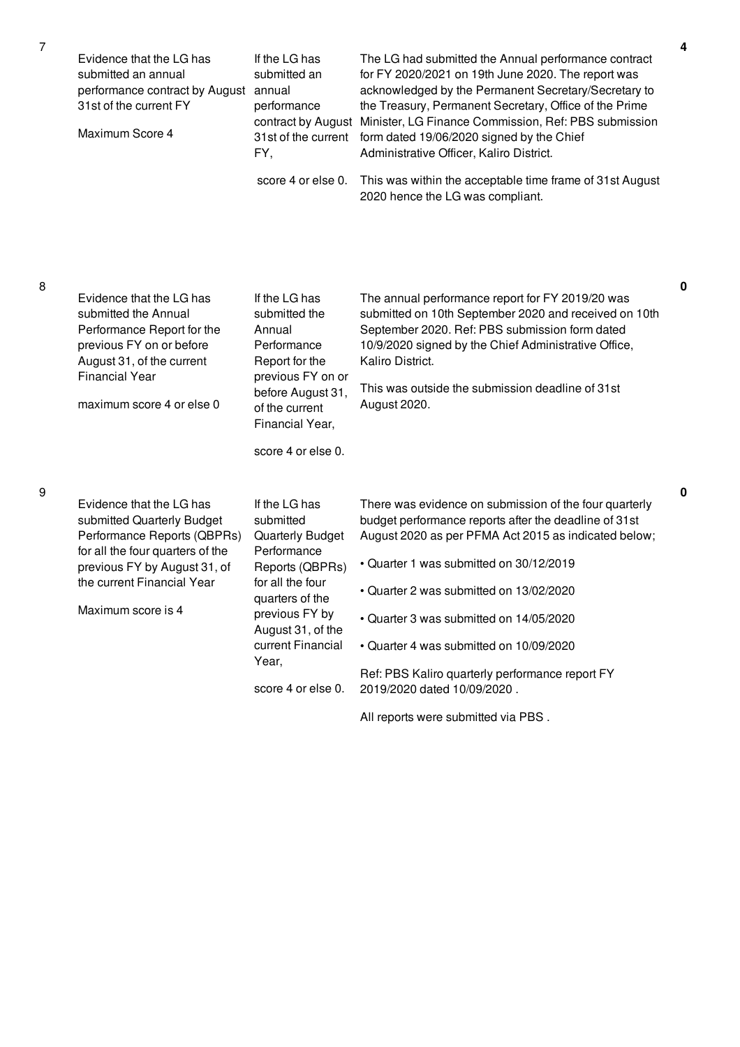| | | | | |
|---|---|---|---|---|
| 7 | Evidence that the LG has submitted an annual performance contract by August 31st of the current FY<br><br>Maximum Score 4 | If the LG has submitted an annual performance contract by August 31st of the current FY,<br><br>score 4 or else 0. | The LG had submitted the Annual performance contract for FY 2020/2021 on 19th June 2020. The report was acknowledged by the Permanent Secretary/Secretary to the Treasury, Permanent Secretary, Office of the Prime Minister, LG Finance Commission, Ref: PBS submission form dated 19/06/2020 signed by the Chief Administrative Officer, Kaliro District.<br><br>This was within the acceptable time frame of 31st August 2020 hence the LG was compliant. | 4 |
| 8 | Evidence that the LG has submitted the Annual Performance Report for the previous FY on or before August 31, of the current Financial Year<br><br>maximum score 4 or else 0 | If the LG has submitted the Annual Performance Report for the previous FY on or before August 31, of the current Financial Year,<br><br>score 4 or else 0. | The annual performance report for FY 2019/20 was submitted on 10th September 2020 and received on 10th September 2020. Ref: PBS submission form dated 10/9/2020 signed by the Chief Administrative Office, Kaliro District.<br><br>This was outside the submission deadline of 31st August 2020. | 0 |
| 9 | Evidence that the LG has submitted Quarterly Budget Performance Reports (QBPRs) for all the four quarters of the previous FY by August 31, of the current Financial Year<br><br>Maximum score is 4 | If the LG has submitted Quarterly Budget Performance Reports (QBPRs) for all the four quarters of the previous FY by August 31, of the current Financial Year,<br><br>score 4 or else 0. | There was evidence on submission of the four quarterly budget performance reports after the deadline of 31st August 2020 as per PFMA Act 2015 as indicated below;<br><br>• Quarter 1 was submitted on 30/12/2019<br><br>• Quarter 2 was submitted on 13/02/2020<br><br>• Quarter 3 was submitted on 14/05/2020<br><br>• Quarter 4 was submitted on 10/09/2020<br><br>Ref: PBS Kaliro quarterly performance report FY 2019/2020 dated 10/09/2020 .<br><br>All reports were submitted via PBS . | 0 |